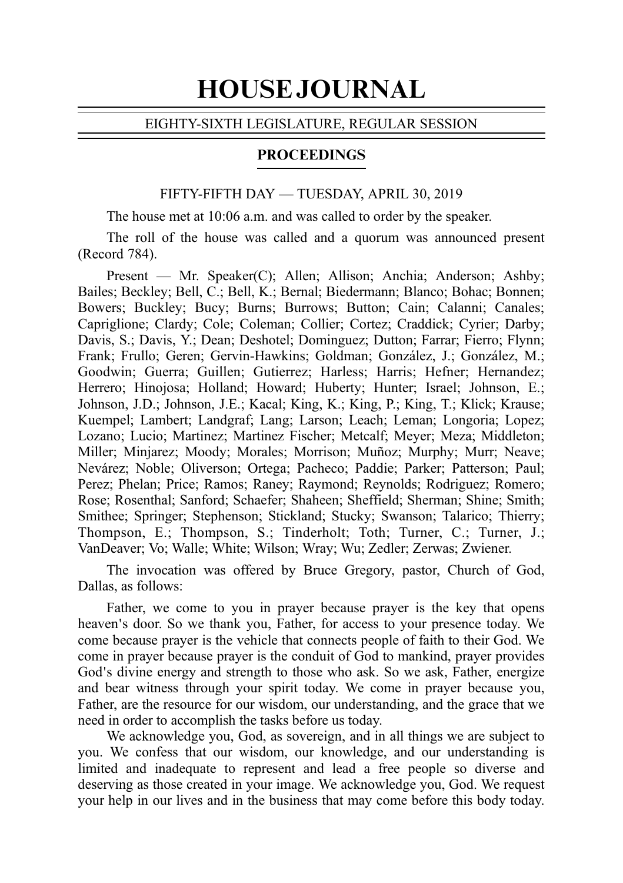# HOUSE JOURNAL

EIGHTY-SIXTH LEGISLATURE, REGULAR SESSION

## PROCEEDINGS

FIFTY-FIFTH DAY — TUESDAY, APRIL 30, 2019

The house met at 10:06 a.m. and was called to order by the speaker.

The roll of the house was called and a quorum was announced present (Record 784).

Present — Mr. Speaker(C); Allen; Allison; Anchia; Anderson; Ashby; Bailes; Beckley; Bell, C.; Bell, K.; Bernal; Biedermann; Blanco; Bohac; Bonnen; Bowers; Buckley; Bucy; Burns; Burrows; Button; Cain; Calanni; Canales; Capriglione; Clardy; Cole; Coleman; Collier; Cortez; Craddick; Cyrier; Darby; Davis, S.; Davis, Y.; Dean; Deshotel; Dominguez; Dutton; Farrar; Fierro; Flynn; Frank; Frullo; Geren; Gervin-Hawkins; Goldman; González, J.; González, M.; Goodwin; Guerra; Guillen; Gutierrez; Harless; Harris; Hefner; Hernandez; Herrero; Hinojosa; Holland; Howard; Huberty; Hunter; Israel; Johnson, E.; Johnson, J.D.; Johnson, J.E.; Kacal; King, K.; King, P.; King, T.; Klick; Krause; Kuempel; Lambert; Landgraf; Lang; Larson; Leach; Leman; Longoria; Lopez; Lozano; Lucio; Martinez; Martinez Fischer; Metcalf; Meyer; Meza; Middleton; Miller; Minjarez; Moody; Morales; Morrison; Muñoz; Murphy; Murr; Neave; Nevárez; Noble; Oliverson; Ortega; Pacheco; Paddie; Parker; Patterson; Paul; Perez; Phelan; Price; Ramos; Raney; Raymond; Reynolds; Rodriguez; Romero; Rose; Rosenthal; Sanford; Schaefer; Shaheen; Sheffield; Sherman; Shine; Smith; Smithee; Springer; Stephenson; Stickland; Stucky; Swanson; Talarico; Thierry; Thompson, E.; Thompson, S.; Tinderholt; Toth; Turner, C.; Turner, J.; VanDeaver; Vo; Walle; White; Wilson; Wray; Wu; Zedler; Zerwas; Zwiener.

The invocation was offered by Bruce Gregory, pastor, Church of God, Dallas, as follows:

Father, we come to you in prayer because prayer is the key that opens heaven's door. So we thank you, Father, for access to your presence today. We come because prayer is the vehicle that connects people of faith to their God. We come in prayer because prayer is the conduit of God to mankind, prayer provides God's divine energy and strength to those who ask. So we ask, Father, energize and bear witness through your spirit today. We come in prayer because you, Father, are the resource for our wisdom, our understanding, and the grace that we need in order to accomplish the tasks before us today.

We acknowledge you, God, as sovereign, and in all things we are subject to you. We confess that our wisdom, our knowledge, and our understanding is limited and inadequate to represent and lead a free people so diverse and deserving as those created in your image. We acknowledge you, God. We request your help in our lives and in the business that may come before this body today.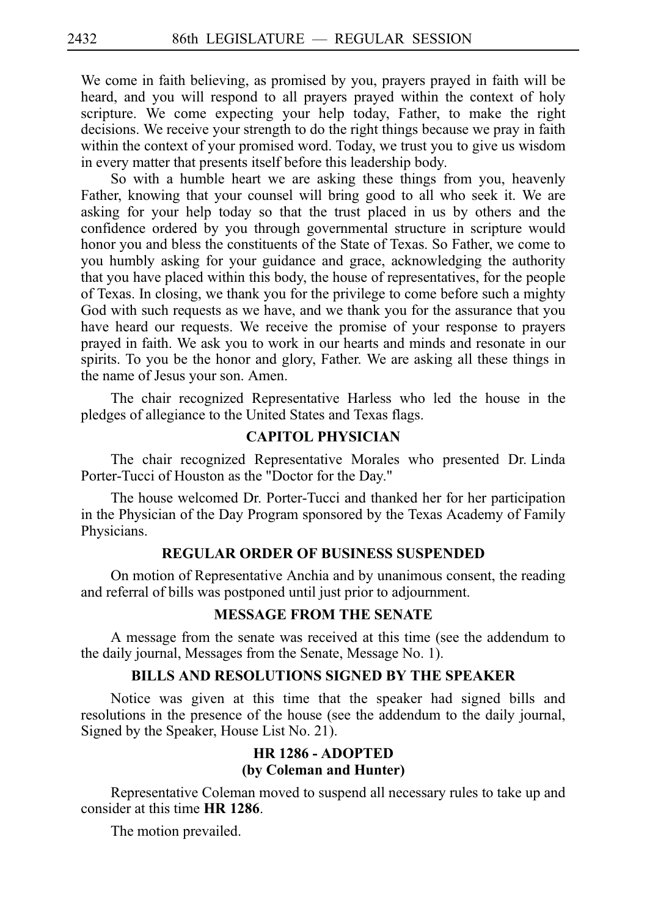We come in faith believing, as promised by you, prayers prayed in faith will be heard, and you will respond to all prayers prayed within the context of holy scripture. We come expecting your help today, Father, to make the right decisions. We receive your strength to do the right things because we pray in faith within the context of your promised word. Today, we trust you to give us wisdom in every matter that presents itself before this leadership body.

So with a humble heart we are asking these things from you, heavenly Father, knowing that your counsel will bring good to all who seek it. We are asking for your help today so that the trust placed in us by others and the confidence ordered by you through governmental structure in scripture would honor you and bless the constituents of the State of Texas. So Father, we come to you humbly asking for your guidance and grace, acknowledging the authority that you have placed within this body, the house of representatives, for the people of Texas. In closing, we thank you for the privilege to come before such a mighty God with such requests as we have, and we thank you for the assurance that you have heard our requests. We receive the promise of your response to prayers prayed in faith. We ask you to work in our hearts and minds and resonate in our spirits. To you be the honor and glory, Father. We are asking all these things in the name of Jesus your son. Amen.

The chair recognized Representative Harless who led the house in the pledges of allegiance to the United States and Texas flags.

## CAPITOL PHYSICIAN

The chair recognized Representative Morales who presented Dr. Linda Porter-Tucci of Houston as the "Doctor for the Day."

The house welcomed Dr. Porter-Tucci and thanked her for her participation in the Physician of the Day Program sponsored by the Texas Academy of Family Physicians.

## REGULAR ORDER OF BUSINESS SUSPENDED

On motion of Representative Anchia and by unanimous consent, the reading and referral of bills was postponed until just prior to adjournment.

## MESSAGE FROM THE SENATE

A message from the senate was received at this time (see the addendum to the daily journal, Messages from the Senate, Message No. 1).

## BILLS AND RESOLUTIONS SIGNED BY THE SPEAKER

Notice was given at this time that the speaker had signed bills and resolutions in the presence of the house (see the addendum to the daily journal, Signed by the Speaker, House List No. 21).

## HR 1286 - ADOPTED
## (by Coleman and Hunter)

Representative Coleman moved to suspend all necessary rules to take up and consider at this time **HR 1286**.

The motion prevailed.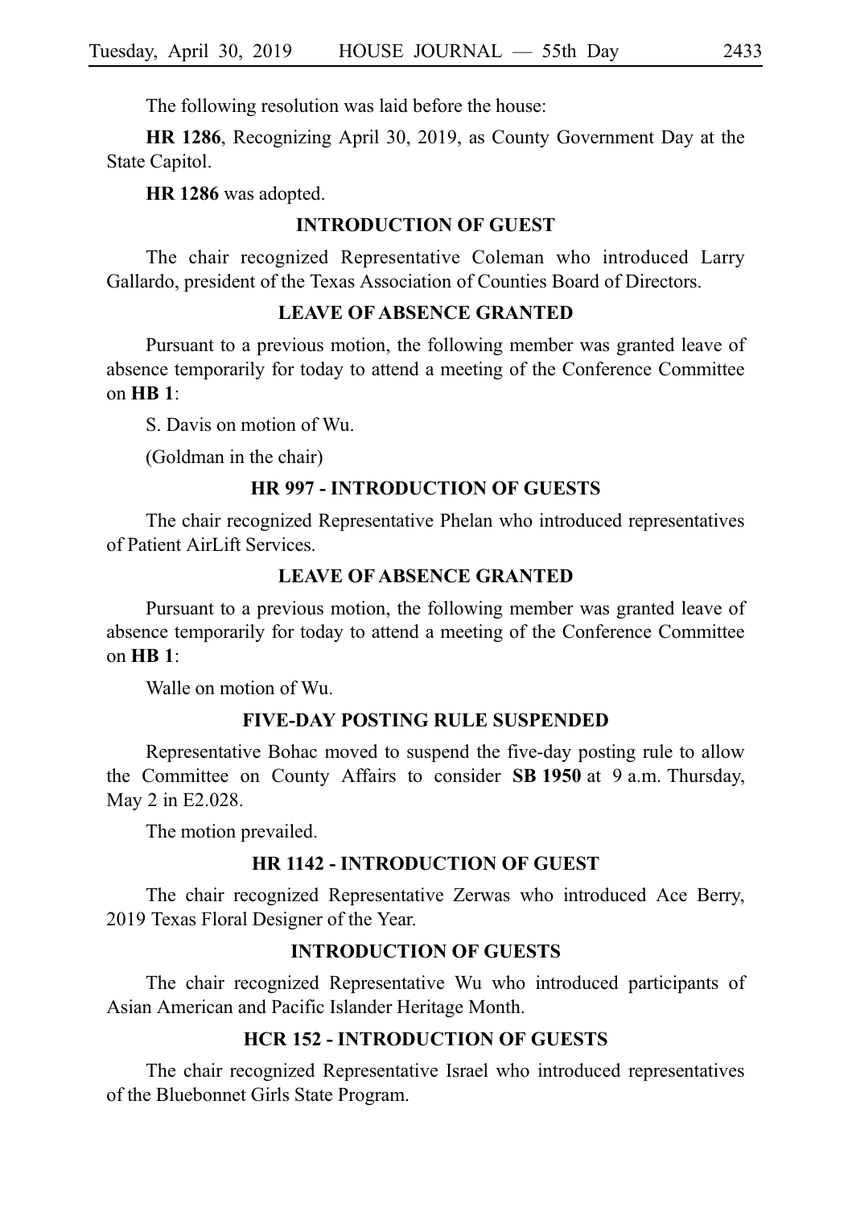The following resolution was laid before the house:

**HR 1286**, Recognizing April 30, 2019, as County Government Day at the State Capitol.

**HR 1286** was adopted.

### INTRODUCTION OF GUEST

The chair recognized Representative Coleman who introduced Larry Gallardo, president of the Texas Association of Counties Board of Directors.

### LEAVE OF ABSENCE GRANTED

Pursuant to a previous motion, the following member was granted leave of absence temporarily for today to attend a meeting of the Conference Committee on **HB 1**:

S. Davis on motion of Wu.

(Goldman in the chair)

### HR 997 - INTRODUCTION OF GUESTS

The chair recognized Representative Phelan who introduced representatives of Patient AirLift Services.

### LEAVE OF ABSENCE GRANTED

Pursuant to a previous motion, the following member was granted leave of absence temporarily for today to attend a meeting of the Conference Committee on **HB 1**:

Walle on motion of Wu.

### FIVE-DAY POSTING RULE SUSPENDED

Representative Bohac moved to suspend the five-day posting rule to allow the Committee on County Affairs to consider **SB 1950** at 9 a.m. Thursday, May 2 in E2.028.

The motion prevailed.

### HR 1142 - INTRODUCTION OF GUEST

The chair recognized Representative Zerwas who introduced Ace Berry, 2019 Texas Floral Designer of the Year.

### INTRODUCTION OF GUESTS

The chair recognized Representative Wu who introduced participants of Asian American and Pacific Islander Heritage Month.

### HCR 152 - INTRODUCTION OF GUESTS

The chair recognized Representative Israel who introduced representatives of the Bluebonnet Girls State Program.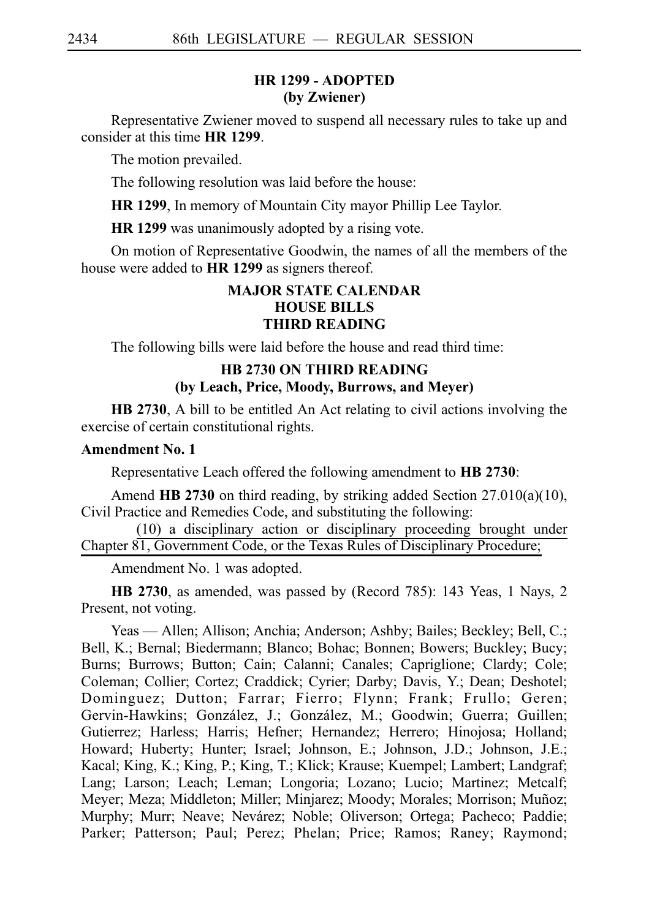### HR 1299 - ADOPTED
### (by Zwiener)

Representative Zwiener moved to suspend all necessary rules to take up and consider at this time **HR 1299**.

The motion prevailed.

The following resolution was laid before the house:

**HR 1299**, In memory of Mountain City mayor Phillip Lee Taylor.

**HR 1299** was unanimously adopted by a rising vote.

On motion of Representative Goodwin, the names of all the members of the house were added to **HR 1299** as signers thereof.

## MAJOR STATE CALENDAR
## HOUSE BILLS
## THIRD READING

The following bills were laid before the house and read third time:

### HB 2730 ON THIRD READING
### (by Leach, Price, Moody, Burrows, and Meyer)

**HB 2730**, A bill to be entitled An Act relating to civil actions involving the exercise of certain constitutional rights.

**Amendment No. 1**

Representative Leach offered the following amendment to **HB 2730**:

Amend **HB 2730** on third reading, by striking added Section 27.010(a)(10), Civil Practice and Remedies Code, and substituting the following:

(10) a disciplinary action or disciplinary proceeding brought under Chapter 81, Government Code, or the Texas Rules of Disciplinary Procedure;

Amendment No. 1 was adopted.

**HB 2730**, as amended, was passed by (Record 785): 143 Yeas, 1 Nays, 2 Present, not voting.

Yeas — Allen; Allison; Anchia; Anderson; Ashby; Bailes; Beckley; Bell, C.; Bell, K.; Bernal; Biedermann; Blanco; Bohac; Bonnen; Bowers; Buckley; Bucy; Burns; Burrows; Button; Cain; Calanni; Canales; Capriglione; Clardy; Cole; Coleman; Collier; Cortez; Craddick; Cyrier; Darby; Davis, Y.; Dean; Deshotel; Dominguez; Dutton; Farrar; Fierro; Flynn; Frank; Frullo; Geren; Gervin-Hawkins; González, J.; González, M.; Goodwin; Guerra; Guillen; Gutierrez; Harless; Harris; Hefner; Hernandez; Herrero; Hinojosa; Holland; Howard; Huberty; Hunter; Israel; Johnson, E.; Johnson, J.D.; Johnson, J.E.; Kacal; King, K.; King, P.; King, T.; Klick; Krause; Kuempel; Lambert; Landgraf; Lang; Larson; Leach; Leman; Longoria; Lozano; Lucio; Martinez; Metcalf; Meyer; Meza; Middleton; Miller; Minjarez; Moody; Morales; Morrison; Muñoz; Murphy; Murr; Neave; Nevárez; Noble; Oliverson; Ortega; Pacheco; Paddie; Parker; Patterson; Paul; Perez; Phelan; Price; Ramos; Raney; Raymond;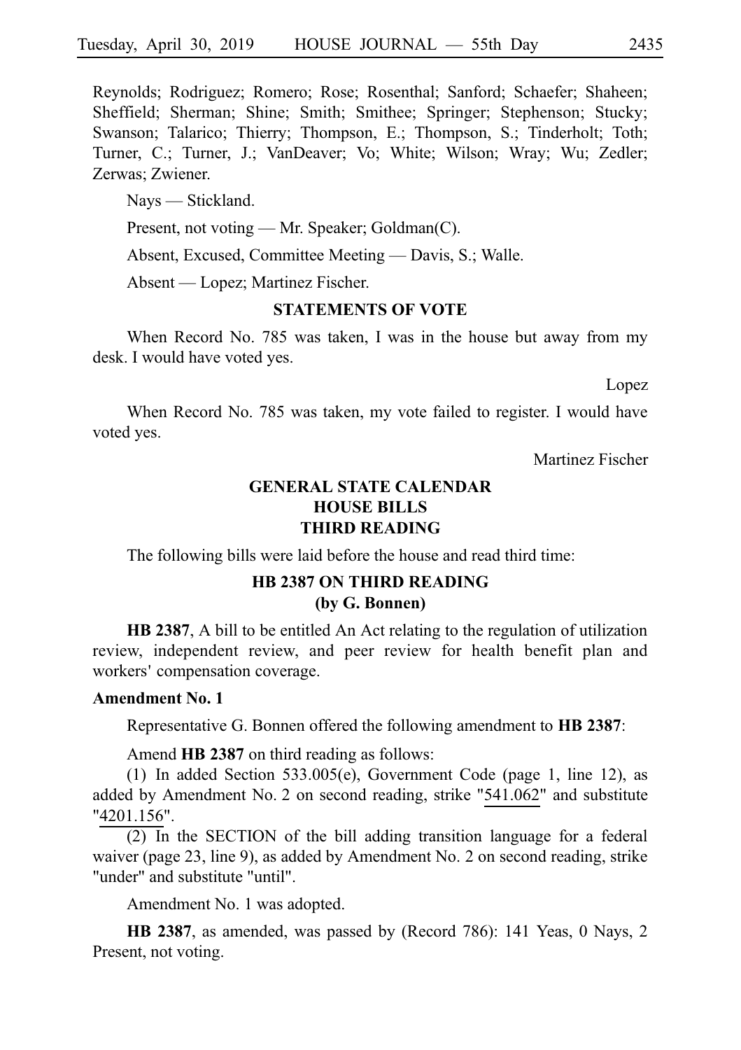Reynolds; Rodriguez; Romero; Rose; Rosenthal; Sanford; Schaefer; Shaheen; Sheffield; Sherman; Shine; Smith; Smithee; Springer; Stephenson; Stucky; Swanson; Talarico; Thierry; Thompson, E.; Thompson, S.; Tinderholt; Toth; Turner, C.; Turner, J.; VanDeaver; Vo; White; Wilson; Wray; Wu; Zedler; Zerwas; Zwiener.

Nays — Stickland.

Present, not voting — Mr. Speaker; Goldman(C).

Absent, Excused, Committee Meeting — Davis, S.; Walle.

Absent — Lopez; Martinez Fischer.

## STATEMENTS OF VOTE

When Record No. 785 was taken, I was in the house but away from my desk. I would have voted yes.

Lopez

When Record No. 785 was taken, my vote failed to register. I would have voted yes.

Martinez Fischer

## GENERAL STATE CALENDAR
## HOUSE BILLS
## THIRD READING

The following bills were laid before the house and read third time:

### HB 2387 ON THIRD READING
### (by G. Bonnen)

**HB 2387**, A bill to be entitled An Act relating to the regulation of utilization review, independent review, and peer review for health benefit plan and workers' compensation coverage.

**Amendment No. 1**

Representative G. Bonnen offered the following amendment to **HB 2387**:

Amend **HB 2387** on third reading as follows:

(1) In added Section 533.005(e), Government Code (page 1, line 12), as added by Amendment No. 2 on second reading, strike "541.062" and substitute "4201.156".

(2) In the SECTION of the bill adding transition language for a federal waiver (page 23, line 9), as added by Amendment No. 2 on second reading, strike "under" and substitute "until".

Amendment No. 1 was adopted.

**HB 2387**, as amended, was passed by (Record 786): 141 Yeas, 0 Nays, 2 Present, not voting.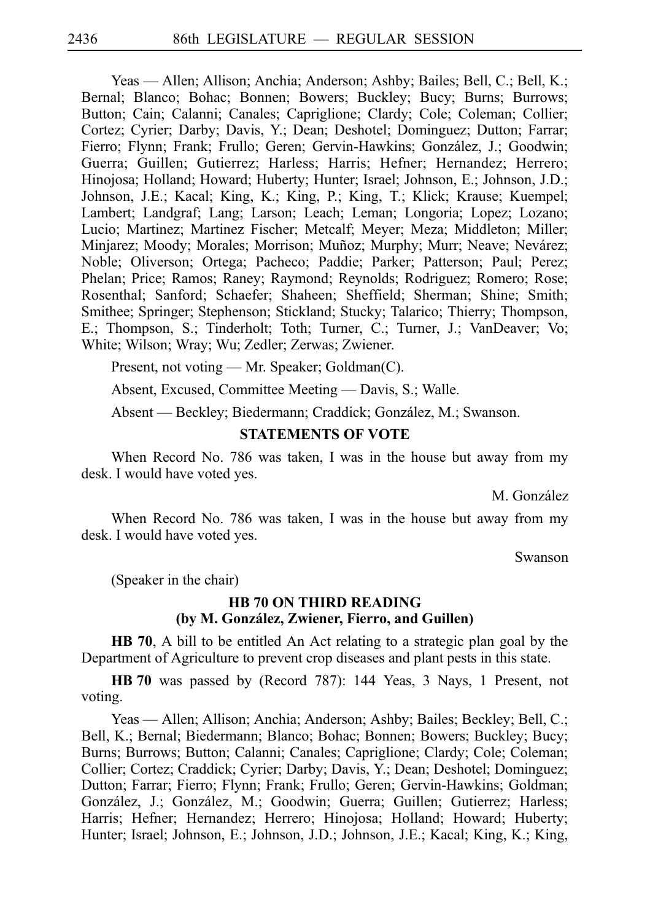Yeas — Allen; Allison; Anchia; Anderson; Ashby; Bailes; Bell, C.; Bell, K.; Bernal; Blanco; Bohac; Bonnen; Bowers; Buckley; Bucy; Burns; Burrows; Button; Cain; Calanni; Canales; Capriglione; Clardy; Cole; Coleman; Collier; Cortez; Cyrier; Darby; Davis, Y.; Dean; Deshotel; Dominguez; Dutton; Farrar; Fierro; Flynn; Frank; Frullo; Geren; Gervin-Hawkins; González, J.; Goodwin; Guerra; Guillen; Gutierrez; Harless; Harris; Hefner; Hernandez; Herrero; Hinojosa; Holland; Howard; Huberty; Hunter; Israel; Johnson, E.; Johnson, J.D.; Johnson, J.E.; Kacal; King, K.; King, P.; King, T.; Klick; Krause; Kuempel; Lambert; Landgraf; Lang; Larson; Leach; Leman; Longoria; Lopez; Lozano; Lucio; Martinez; Martinez Fischer; Metcalf; Meyer; Meza; Middleton; Miller; Minjarez; Moody; Morales; Morrison; Muñoz; Murphy; Murr; Neave; Nevárez; Noble; Oliverson; Ortega; Pacheco; Paddie; Parker; Patterson; Paul; Perez; Phelan; Price; Ramos; Raney; Raymond; Reynolds; Rodriguez; Romero; Rose; Rosenthal; Sanford; Schaefer; Shaheen; Sheffield; Sherman; Shine; Smith; Smithee; Springer; Stephenson; Stickland; Stucky; Talarico; Thierry; Thompson, E.; Thompson, S.; Tinderholt; Toth; Turner, C.; Turner, J.; VanDeaver; Vo; White; Wilson; Wray; Wu; Zedler; Zerwas; Zwiener.

Present, not voting — Mr. Speaker; Goldman(C).

Absent, Excused, Committee Meeting — Davis, S.; Walle.

Absent — Beckley; Biedermann; Craddick; González, M.; Swanson.

## STATEMENTS OF VOTE

When Record No. 786 was taken, I was in the house but away from my desk. I would have voted yes.

M. González

When Record No. 786 was taken, I was in the house but away from my desk. I would have voted yes.

Swanson

(Speaker in the chair)

## HB 70 ON THIRD READING
## (by M. González, Zwiener, Fierro, and Guillen)

**HB 70**, A bill to be entitled An Act relating to a strategic plan goal by the Department of Agriculture to prevent crop diseases and plant pests in this state.

**HB 70** was passed by (Record 787): 144 Yeas, 3 Nays, 1 Present, not voting.

Yeas — Allen; Allison; Anchia; Anderson; Ashby; Bailes; Beckley; Bell, C.; Bell, K.; Bernal; Biedermann; Blanco; Bohac; Bonnen; Bowers; Buckley; Bucy; Burns; Burrows; Button; Calanni; Canales; Capriglione; Clardy; Cole; Coleman; Collier; Cortez; Craddick; Cyrier; Darby; Davis, Y.; Dean; Deshotel; Dominguez; Dutton; Farrar; Fierro; Flynn; Frank; Frullo; Geren; Gervin-Hawkins; Goldman; González, J.; González, M.; Goodwin; Guerra; Guillen; Gutierrez; Harless; Harris; Hefner; Hernandez; Herrero; Hinojosa; Holland; Howard; Huberty; Hunter; Israel; Johnson, E.; Johnson, J.D.; Johnson, J.E.; Kacal; King, K.; King,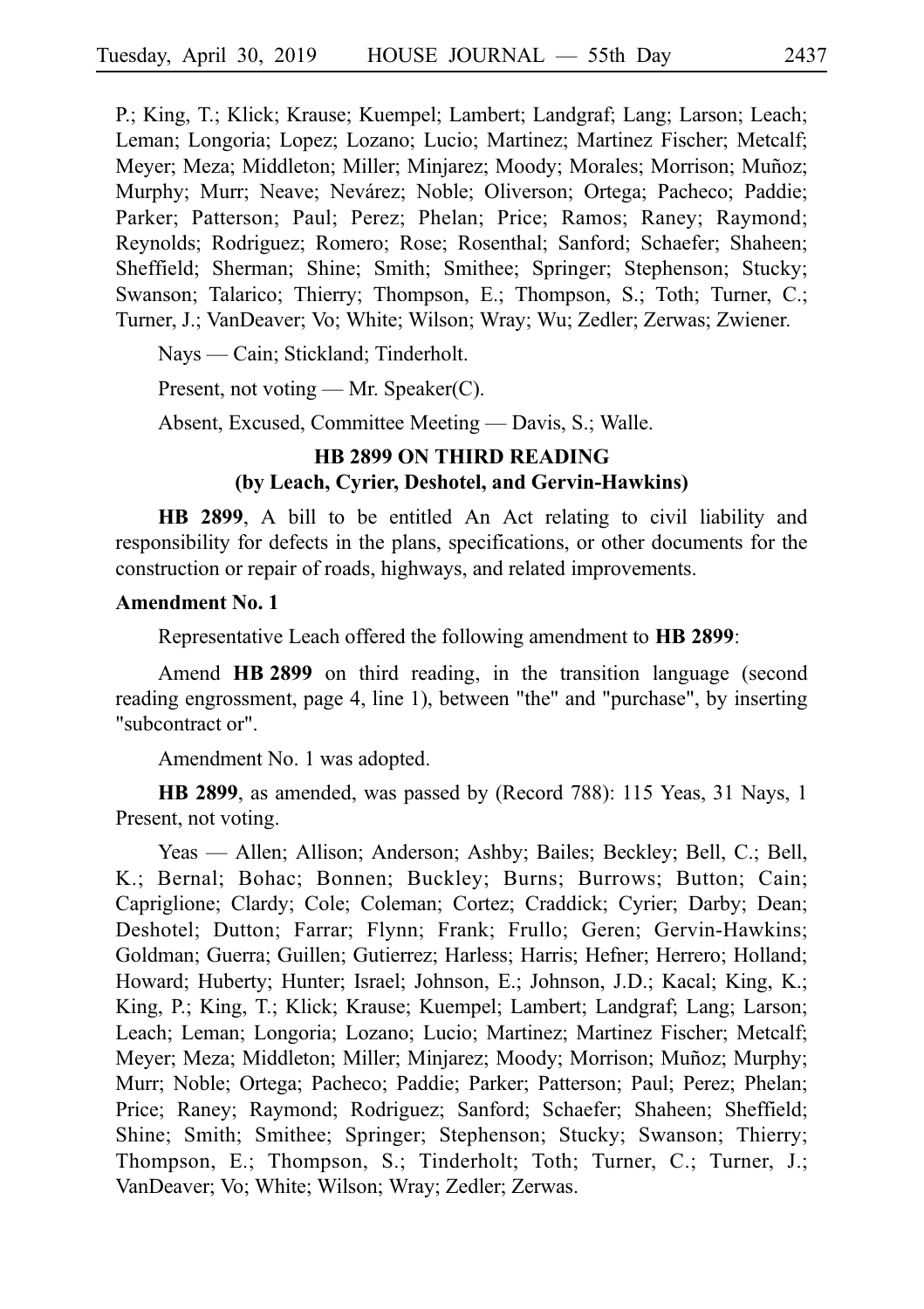P.; King, T.; Klick; Krause; Kuempel; Lambert; Landgraf; Lang; Larson; Leach; Leman; Longoria; Lopez; Lozano; Lucio; Martinez; Martinez Fischer; Metcalf; Meyer; Meza; Middleton; Miller; Minjarez; Moody; Morales; Morrison; Muñoz; Murphy; Murr; Neave; Nevárez; Noble; Oliverson; Ortega; Pacheco; Paddie; Parker; Patterson; Paul; Perez; Phelan; Price; Ramos; Raney; Raymond; Reynolds; Rodriguez; Romero; Rose; Rosenthal; Sanford; Schaefer; Shaheen; Sheffield; Sherman; Shine; Smith; Smithee; Springer; Stephenson; Stucky; Swanson; Talarico; Thierry; Thompson, E.; Thompson, S.; Toth; Turner, C.; Turner, J.; VanDeaver; Vo; White; Wilson; Wray; Wu; Zedler; Zerwas; Zwiener.

Nays — Cain; Stickland; Tinderholt.

Present, not voting — Mr. Speaker(C).

Absent, Excused, Committee Meeting — Davis, S.; Walle.

### HB 2899 ON THIRD READING
### (by Leach, Cyrier, Deshotel, and Gervin-Hawkins)

**HB 2899**, A bill to be entitled An Act relating to civil liability and responsibility for defects in the plans, specifications, or other documents for the construction or repair of roads, highways, and related improvements.

**Amendment No. 1**

Representative Leach offered the following amendment to **HB 2899**:

Amend **HB 2899** on third reading, in the transition language (second reading engrossment, page 4, line 1), between "the" and "purchase", by inserting "subcontract or".

Amendment No. 1 was adopted.

**HB 2899**, as amended, was passed by (Record 788): 115 Yeas, 31 Nays, 1 Present, not voting.

Yeas — Allen; Allison; Anderson; Ashby; Bailes; Beckley; Bell, C.; Bell, K.; Bernal; Bohac; Bonnen; Buckley; Burns; Burrows; Button; Cain; Capriglione; Clardy; Cole; Coleman; Cortez; Craddick; Cyrier; Darby; Dean; Deshotel; Dutton; Farrar; Flynn; Frank; Frullo; Geren; Gervin-Hawkins; Goldman; Guerra; Guillen; Gutierrez; Harless; Harris; Hefner; Herrero; Holland; Howard; Huberty; Hunter; Israel; Johnson, E.; Johnson, J.D.; Kacal; King, K.; King, P.; King, T.; Klick; Krause; Kuempel; Lambert; Landgraf; Lang; Larson; Leach; Leman; Longoria; Lozano; Lucio; Martinez; Martinez Fischer; Metcalf; Meyer; Meza; Middleton; Miller; Minjarez; Moody; Morrison; Muñoz; Murphy; Murr; Noble; Ortega; Pacheco; Paddie; Parker; Patterson; Paul; Perez; Phelan; Price; Raney; Raymond; Rodriguez; Sanford; Schaefer; Shaheen; Sheffield; Shine; Smith; Smithee; Springer; Stephenson; Stucky; Swanson; Thierry; Thompson, E.; Thompson, S.; Tinderholt; Toth; Turner, C.; Turner, J.; VanDeaver; Vo; White; Wilson; Wray; Zedler; Zerwas.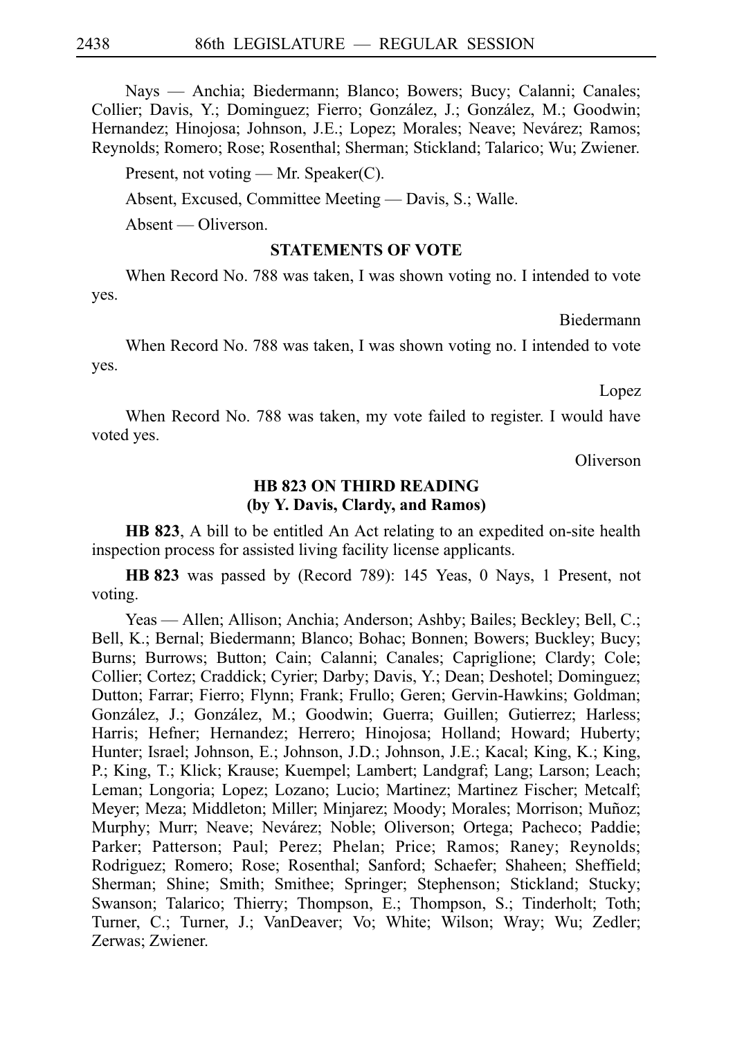Nays — Anchia; Biedermann; Blanco; Bowers; Bucy; Calanni; Canales; Collier; Davis, Y.; Dominguez; Fierro; González, J.; González, M.; Goodwin; Hernandez; Hinojosa; Johnson, J.E.; Lopez; Morales; Neave; Nevárez; Ramos; Reynolds; Romero; Rose; Rosenthal; Sherman; Stickland; Talarico; Wu; Zwiener.

Present, not voting — Mr. Speaker(C).

Absent, Excused, Committee Meeting — Davis, S.; Walle.

Absent — Oliverson.

### STATEMENTS OF VOTE

When Record No. 788 was taken, I was shown voting no. I intended to vote yes.

Biedermann

When Record No. 788 was taken, I was shown voting no. I intended to vote yes.

Lopez

When Record No. 788 was taken, my vote failed to register. I would have voted yes.

Oliverson

### HB 823 ON THIRD READING (by Y. Davis, Clardy, and Ramos)

**HB 823**, A bill to be entitled An Act relating to an expedited on-site health inspection process for assisted living facility license applicants.

**HB 823** was passed by (Record 789): 145 Yeas, 0 Nays, 1 Present, not voting.

Yeas — Allen; Allison; Anchia; Anderson; Ashby; Bailes; Beckley; Bell, C.; Bell, K.; Bernal; Biedermann; Blanco; Bohac; Bonnen; Bowers; Buckley; Bucy; Burns; Burrows; Button; Cain; Calanni; Canales; Capriglione; Clardy; Cole; Collier; Cortez; Craddick; Cyrier; Darby; Davis, Y.; Dean; Deshotel; Dominguez; Dutton; Farrar; Fierro; Flynn; Frank; Frullo; Geren; Gervin-Hawkins; Goldman; González, J.; González, M.; Goodwin; Guerra; Guillen; Gutierrez; Harless; Harris; Hefner; Hernandez; Herrero; Hinojosa; Holland; Howard; Huberty; Hunter; Israel; Johnson, E.; Johnson, J.D.; Johnson, J.E.; Kacal; King, K.; King, P.; King, T.; Klick; Krause; Kuempel; Lambert; Landgraf; Lang; Larson; Leach; Leman; Longoria; Lopez; Lozano; Lucio; Martinez; Martinez Fischer; Metcalf; Meyer; Meza; Middleton; Miller; Minjarez; Moody; Morales; Morrison; Muñoz; Murphy; Murr; Neave; Nevárez; Noble; Oliverson; Ortega; Pacheco; Paddie; Parker; Patterson; Paul; Perez; Phelan; Price; Ramos; Raney; Reynolds; Rodriguez; Romero; Rose; Rosenthal; Sanford; Schaefer; Shaheen; Sheffield; Sherman; Shine; Smith; Smithee; Springer; Stephenson; Stickland; Stucky; Swanson; Talarico; Thierry; Thompson, E.; Thompson, S.; Tinderholt; Toth; Turner, C.; Turner, J.; VanDeaver; Vo; White; Wilson; Wray; Wu; Zedler; Zerwas; Zwiener.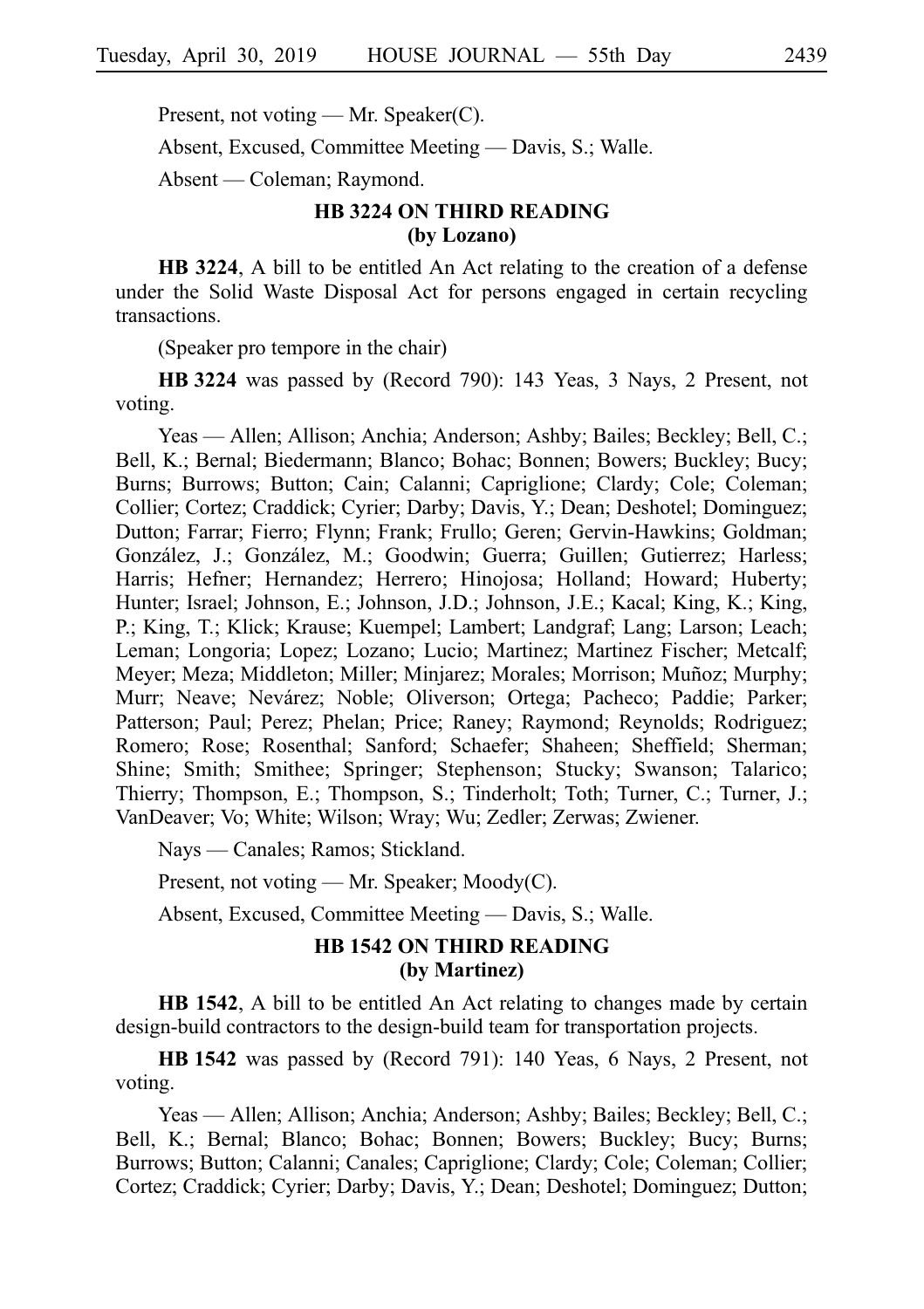Present, not voting — Mr. Speaker(C).

Absent, Excused, Committee Meeting — Davis, S.; Walle.

Absent — Coleman; Raymond.

### HB 3224 ON THIRD READING (by Lozano)

**HB 3224**, A bill to be entitled An Act relating to the creation of a defense under the Solid Waste Disposal Act for persons engaged in certain recycling transactions.

(Speaker pro tempore in the chair)

**HB 3224** was passed by (Record 790): 143 Yeas, 3 Nays, 2 Present, not voting.

Yeas — Allen; Allison; Anchia; Anderson; Ashby; Bailes; Beckley; Bell, C.; Bell, K.; Bernal; Biedermann; Blanco; Bohac; Bonnen; Bowers; Buckley; Bucy; Burns; Burrows; Button; Cain; Calanni; Capriglione; Clardy; Cole; Coleman; Collier; Cortez; Craddick; Cyrier; Darby; Davis, Y.; Dean; Deshotel; Dominguez; Dutton; Farrar; Fierro; Flynn; Frank; Frullo; Geren; Gervin-Hawkins; Goldman; González, J.; González, M.; Goodwin; Guerra; Guillen; Gutierrez; Harless; Harris; Hefner; Hernandez; Herrero; Hinojosa; Holland; Howard; Huberty; Hunter; Israel; Johnson, E.; Johnson, J.D.; Johnson, J.E.; Kacal; King, K.; King, P.; King, T.; Klick; Krause; Kuempel; Lambert; Landgraf; Lang; Larson; Leach; Leman; Longoria; Lopez; Lozano; Lucio; Martinez; Martinez Fischer; Metcalf; Meyer; Meza; Middleton; Miller; Minjarez; Morales; Morrison; Muñoz; Murphy; Murr; Neave; Nevárez; Noble; Oliverson; Ortega; Pacheco; Paddie; Parker; Patterson; Paul; Perez; Phelan; Price; Raney; Raymond; Reynolds; Rodriguez; Romero; Rose; Rosenthal; Sanford; Schaefer; Shaheen; Sheffield; Sherman; Shine; Smith; Smithee; Springer; Stephenson; Stucky; Swanson; Talarico; Thierry; Thompson, E.; Thompson, S.; Tinderholt; Toth; Turner, C.; Turner, J.; VanDeaver; Vo; White; Wilson; Wray; Wu; Zedler; Zerwas; Zwiener.

Nays — Canales; Ramos; Stickland.

Present, not voting — Mr. Speaker; Moody(C).

Absent, Excused, Committee Meeting — Davis, S.; Walle.

### HB 1542 ON THIRD READING (by Martinez)

**HB 1542**, A bill to be entitled An Act relating to changes made by certain design-build contractors to the design-build team for transportation projects.

**HB 1542** was passed by (Record 791): 140 Yeas, 6 Nays, 2 Present, not voting.

Yeas — Allen; Allison; Anchia; Anderson; Ashby; Bailes; Beckley; Bell, C.; Bell, K.; Bernal; Blanco; Bohac; Bonnen; Bowers; Buckley; Bucy; Burns; Burrows; Button; Calanni; Canales; Capriglione; Clardy; Cole; Coleman; Collier; Cortez; Craddick; Cyrier; Darby; Davis, Y.; Dean; Deshotel; Dominguez; Dutton;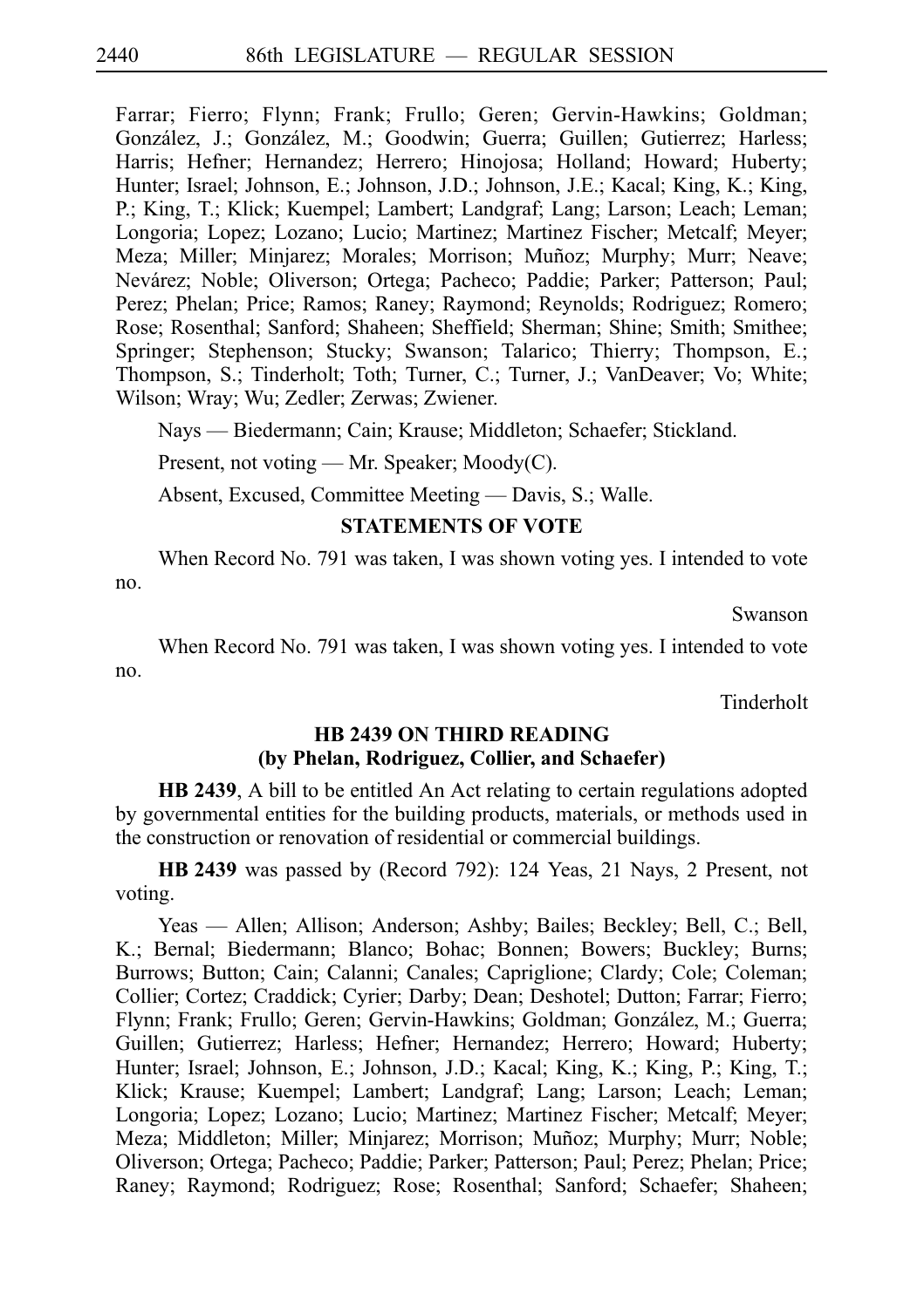Farrar; Fierro; Flynn; Frank; Frullo; Geren; Gervin-Hawkins; Goldman; González, J.; González, M.; Goodwin; Guerra; Guillen; Gutierrez; Harless; Harris; Hefner; Hernandez; Herrero; Hinojosa; Holland; Howard; Huberty; Hunter; Israel; Johnson, E.; Johnson, J.D.; Johnson, J.E.; Kacal; King, K.; King, P.; King, T.; Klick; Kuempel; Lambert; Landgraf; Lang; Larson; Leach; Leman; Longoria; Lopez; Lozano; Lucio; Martinez; Martinez Fischer; Metcalf; Meyer; Meza; Miller; Minjarez; Morales; Morrison; Muñoz; Murphy; Murr; Neave; Nevárez; Noble; Oliverson; Ortega; Pacheco; Paddie; Parker; Patterson; Paul; Perez; Phelan; Price; Ramos; Raney; Raymond; Reynolds; Rodriguez; Romero; Rose; Rosenthal; Sanford; Shaheen; Sheffield; Sherman; Shine; Smith; Smithee; Springer; Stephenson; Stucky; Swanson; Talarico; Thierry; Thompson, E.; Thompson, S.; Tinderholt; Toth; Turner, C.; Turner, J.; VanDeaver; Vo; White; Wilson; Wray; Wu; Zedler; Zerwas; Zwiener.

Nays — Biedermann; Cain; Krause; Middleton; Schaefer; Stickland.

Present, not voting — Mr. Speaker; Moody(C).

Absent, Excused, Committee Meeting — Davis, S.; Walle.

## STATEMENTS OF VOTE

When Record No. 791 was taken, I was shown voting yes. I intended to vote no.

Swanson

When Record No. 791 was taken, I was shown voting yes. I intended to vote no.

Tinderholt

## HB 2439 ON THIRD READING (by Phelan, Rodriguez, Collier, and Schaefer)

**HB 2439**, A bill to be entitled An Act relating to certain regulations adopted by governmental entities for the building products, materials, or methods used in the construction or renovation of residential or commercial buildings.

**HB 2439** was passed by (Record 792): 124 Yeas, 21 Nays, 2 Present, not voting.

Yeas — Allen; Allison; Anderson; Ashby; Bailes; Beckley; Bell, C.; Bell, K.; Bernal; Biedermann; Blanco; Bohac; Bonnen; Bowers; Buckley; Burns; Burrows; Button; Cain; Calanni; Canales; Capriglione; Clardy; Cole; Coleman; Collier; Cortez; Craddick; Cyrier; Darby; Dean; Deshotel; Dutton; Farrar; Fierro; Flynn; Frank; Frullo; Geren; Gervin-Hawkins; Goldman; González, M.; Guerra; Guillen; Gutierrez; Harless; Hefner; Hernandez; Herrero; Howard; Huberty; Hunter; Israel; Johnson, E.; Johnson, J.D.; Kacal; King, K.; King, P.; King, T.; Klick; Krause; Kuempel; Lambert; Landgraf; Lang; Larson; Leach; Leman; Longoria; Lopez; Lozano; Lucio; Martinez; Martinez Fischer; Metcalf; Meyer; Meza; Middleton; Miller; Minjarez; Morrison; Muñoz; Murphy; Murr; Noble; Oliverson; Ortega; Pacheco; Paddie; Parker; Patterson; Paul; Perez; Phelan; Price; Raney; Raymond; Rodriguez; Rose; Rosenthal; Sanford; Schaefer; Shaheen;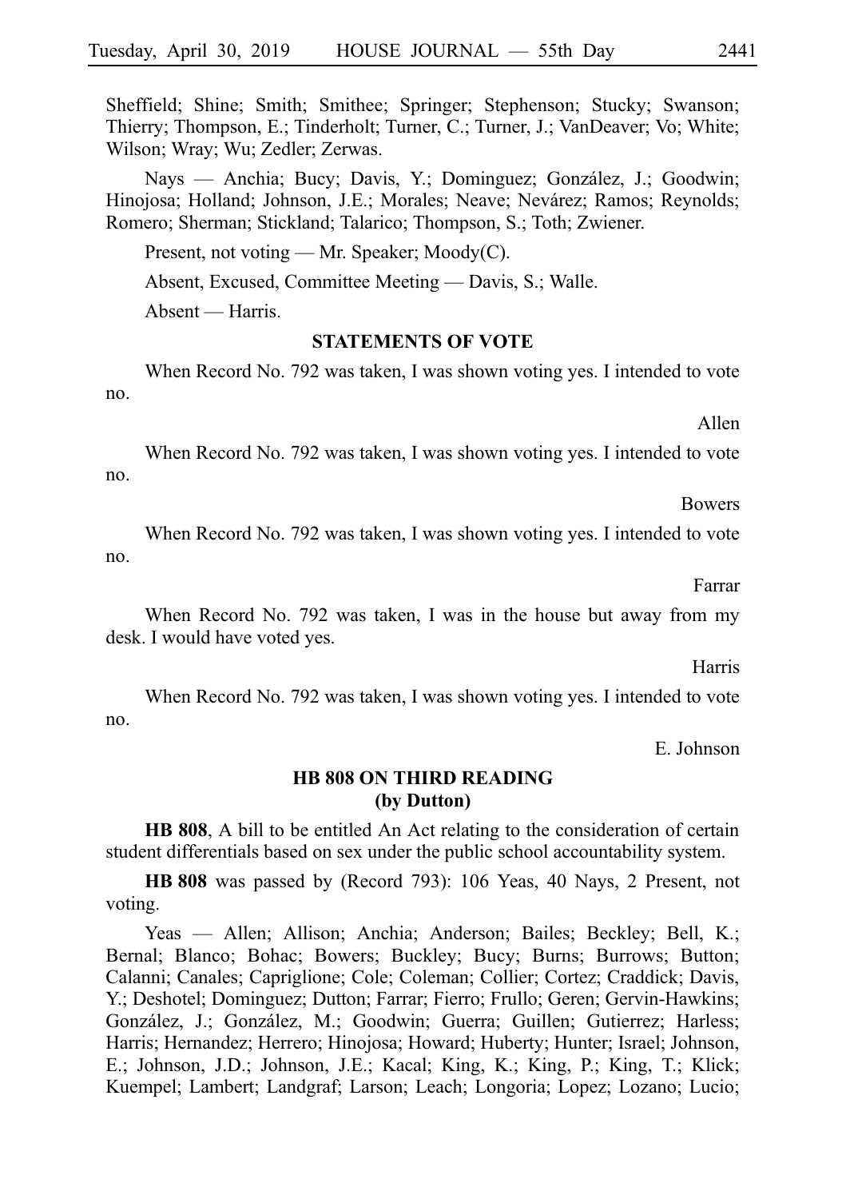Sheffield; Shine; Smith; Smithee; Springer; Stephenson; Stucky; Swanson; Thierry; Thompson, E.; Tinderholt; Turner, C.; Turner, J.; VanDeaver; Vo; White; Wilson; Wray; Wu; Zedler; Zerwas.

Nays — Anchia; Bucy; Davis, Y.; Dominguez; González, J.; Goodwin; Hinojosa; Holland; Johnson, J.E.; Morales; Neave; Nevárez; Ramos; Reynolds; Romero; Sherman; Stickland; Talarico; Thompson, S.; Toth; Zwiener.

Present, not voting — Mr. Speaker; Moody(C).

Absent, Excused, Committee Meeting — Davis, S.; Walle.

Absent — Harris.

**STATEMENTS OF VOTE**

When Record No. 792 was taken, I was shown voting yes. I intended to vote no.

Allen

When Record No. 792 was taken, I was shown voting yes. I intended to vote no.

Bowers

When Record No. 792 was taken, I was shown voting yes. I intended to vote no.

Farrar

When Record No. 792 was taken, I was in the house but away from my desk. I would have voted yes.

Harris

When Record No. 792 was taken, I was shown voting yes. I intended to vote no.

E. Johnson

**HB 808 ON THIRD READING**
**(by Dutton)**

**HB 808**, A bill to be entitled An Act relating to the consideration of certain student differentials based on sex under the public school accountability system.

**HB 808** was passed by (Record 793): 106 Yeas, 40 Nays, 2 Present, not voting.

Yeas — Allen; Allison; Anchia; Anderson; Bailes; Beckley; Bell, K.; Bernal; Blanco; Bohac; Bowers; Buckley; Bucy; Burns; Burrows; Button; Calanni; Canales; Capriglione; Cole; Coleman; Collier; Cortez; Craddick; Davis, Y.; Deshotel; Dominguez; Dutton; Farrar; Fierro; Frullo; Geren; Gervin-Hawkins; González, J.; González, M.; Goodwin; Guerra; Guillen; Gutierrez; Harless; Harris; Hernandez; Herrero; Hinojosa; Howard; Huberty; Hunter; Israel; Johnson, E.; Johnson, J.D.; Johnson, J.E.; Kacal; King, K.; King, P.; King, T.; Klick; Kuempel; Lambert; Landgraf; Larson; Leach; Longoria; Lopez; Lozano; Lucio;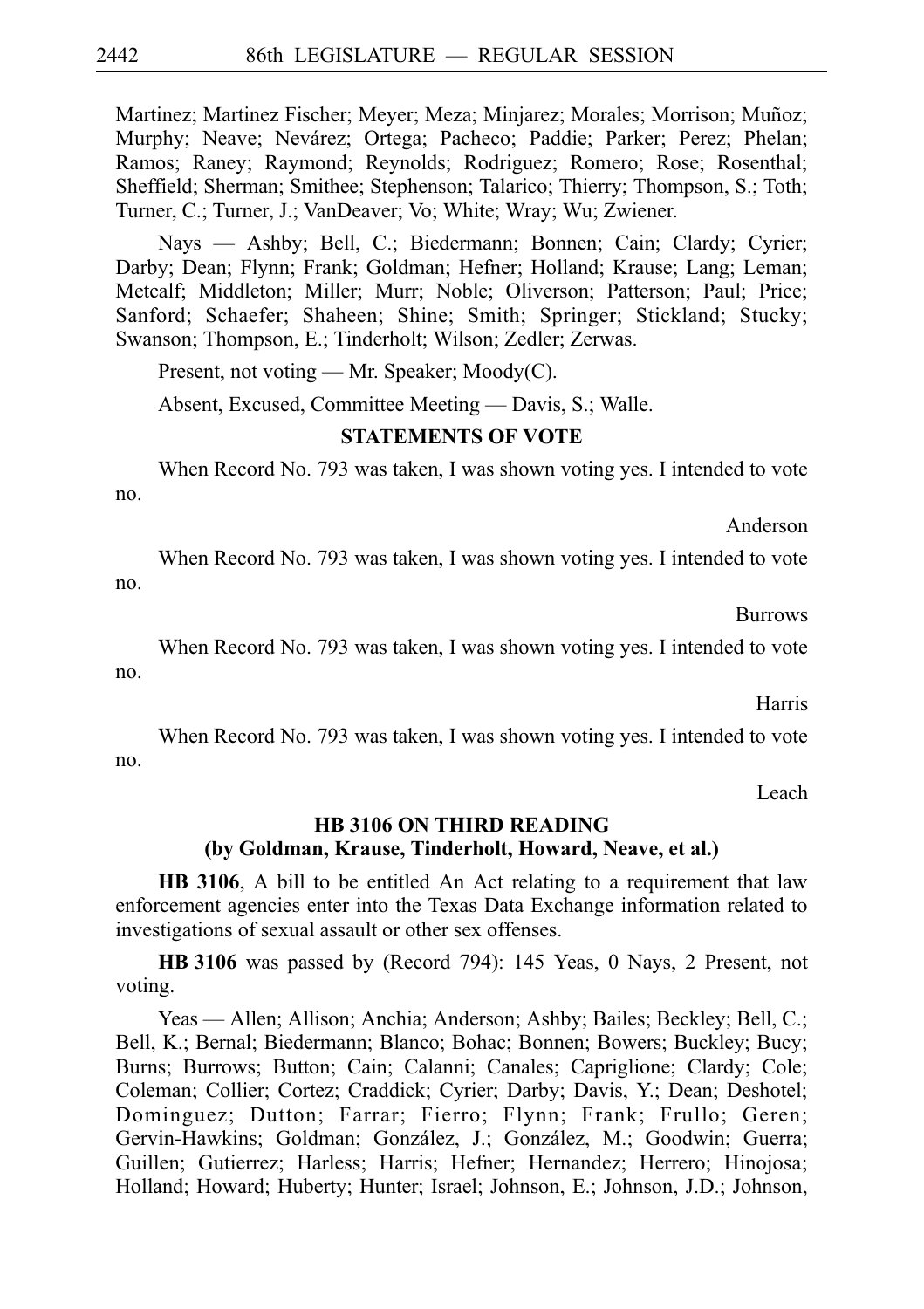Martinez; Martinez Fischer; Meyer; Meza; Minjarez; Morales; Morrison; Muñoz; Murphy; Neave; Nevárez; Ortega; Pacheco; Paddie; Parker; Perez; Phelan; Ramos; Raney; Raymond; Reynolds; Rodriguez; Romero; Rose; Rosenthal; Sheffield; Sherman; Smithee; Stephenson; Talarico; Thierry; Thompson, S.; Toth; Turner, C.; Turner, J.; VanDeaver; Vo; White; Wray; Wu; Zwiener.

Nays — Ashby; Bell, C.; Biedermann; Bonnen; Cain; Clardy; Cyrier; Darby; Dean; Flynn; Frank; Goldman; Hefner; Holland; Krause; Lang; Leman; Metcalf; Middleton; Miller; Murr; Noble; Oliverson; Patterson; Paul; Price; Sanford; Schaefer; Shaheen; Shine; Smith; Springer; Stickland; Stucky; Swanson; Thompson, E.; Tinderholt; Wilson; Zedler; Zerwas.

Present, not voting — Mr. Speaker; Moody(C).

Absent, Excused, Committee Meeting — Davis, S.; Walle.

## STATEMENTS OF VOTE

When Record No. 793 was taken, I was shown voting yes. I intended to vote no.

Anderson

When Record No. 793 was taken, I was shown voting yes. I intended to vote no.

Burrows

When Record No. 793 was taken, I was shown voting yes. I intended to vote no.

Harris

When Record No. 793 was taken, I was shown voting yes. I intended to vote no.

Leach

## HB 3106 ON THIRD READING
## (by Goldman, Krause, Tinderholt, Howard, Neave, et al.)

**HB 3106**, A bill to be entitled An Act relating to a requirement that law enforcement agencies enter into the Texas Data Exchange information related to investigations of sexual assault or other sex offenses.

**HB 3106** was passed by (Record 794): 145 Yeas, 0 Nays, 2 Present, not voting.

Yeas — Allen; Allison; Anchia; Anderson; Ashby; Bailes; Beckley; Bell, C.; Bell, K.; Bernal; Biedermann; Blanco; Bohac; Bonnen; Bowers; Buckley; Bucy; Burns; Burrows; Button; Cain; Calanni; Canales; Capriglione; Clardy; Cole; Coleman; Collier; Cortez; Craddick; Cyrier; Darby; Davis, Y.; Dean; Deshotel; Dominguez; Dutton; Farrar; Fierro; Flynn; Frank; Frullo; Geren; Gervin-Hawkins; Goldman; González, J.; González, M.; Goodwin; Guerra; Guillen; Gutierrez; Harless; Harris; Hefner; Hernandez; Herrero; Hinojosa; Holland; Howard; Huberty; Hunter; Israel; Johnson, E.; Johnson, J.D.; Johnson,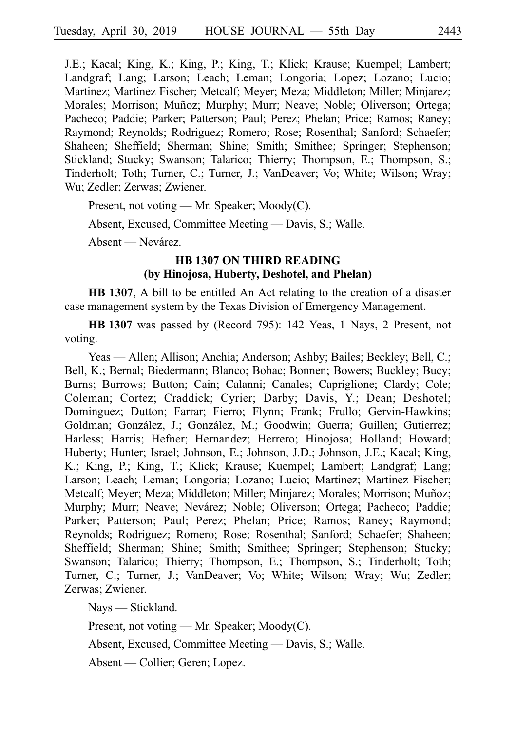J.E.; Kacal; King, K.; King, P.; King, T.; Klick; Krause; Kuempel; Lambert; Landgraf; Lang; Larson; Leach; Leman; Longoria; Lopez; Lozano; Lucio; Martinez; Martinez Fischer; Metcalf; Meyer; Meza; Middleton; Miller; Minjarez; Morales; Morrison; Muñoz; Murphy; Murr; Neave; Noble; Oliverson; Ortega; Pacheco; Paddie; Parker; Patterson; Paul; Perez; Phelan; Price; Ramos; Raney; Raymond; Reynolds; Rodriguez; Romero; Rose; Rosenthal; Sanford; Schaefer; Shaheen; Sheffield; Sherman; Shine; Smith; Smithee; Springer; Stephenson; Stickland; Stucky; Swanson; Talarico; Thierry; Thompson, E.; Thompson, S.; Tinderholt; Toth; Turner, C.; Turner, J.; VanDeaver; Vo; White; Wilson; Wray; Wu; Zedler; Zerwas; Zwiener.

Present, not voting — Mr. Speaker; Moody(C).

Absent, Excused, Committee Meeting — Davis, S.; Walle.

Absent — Nevárez.

### HB 1307 ON THIRD READING
### (by Hinojosa, Huberty, Deshotel, and Phelan)

**HB 1307**, A bill to be entitled An Act relating to the creation of a disaster case management system by the Texas Division of Emergency Management.

**HB 1307** was passed by (Record 795): 142 Yeas, 1 Nays, 2 Present, not voting.

Yeas — Allen; Allison; Anchia; Anderson; Ashby; Bailes; Beckley; Bell, C.; Bell, K.; Bernal; Biedermann; Blanco; Bohac; Bonnen; Bowers; Buckley; Bucy; Burns; Burrows; Button; Cain; Calanni; Canales; Capriglione; Clardy; Cole; Coleman; Cortez; Craddick; Cyrier; Darby; Davis, Y.; Dean; Deshotel; Dominguez; Dutton; Farrar; Fierro; Flynn; Frank; Frullo; Gervin-Hawkins; Goldman; González, J.; González, M.; Goodwin; Guerra; Guillen; Gutierrez; Harless; Harris; Hefner; Hernandez; Herrero; Hinojosa; Holland; Howard; Huberty; Hunter; Israel; Johnson, E.; Johnson, J.D.; Johnson, J.E.; Kacal; King, K.; King, P.; King, T.; Klick; Krause; Kuempel; Lambert; Landgraf; Lang; Larson; Leach; Leman; Longoria; Lozano; Lucio; Martinez; Martinez Fischer; Metcalf; Meyer; Meza; Middleton; Miller; Minjarez; Morales; Morrison; Muñoz; Murphy; Murr; Neave; Nevárez; Noble; Oliverson; Ortega; Pacheco; Paddie; Parker; Patterson; Paul; Perez; Phelan; Price; Ramos; Raney; Raymond; Reynolds; Rodriguez; Romero; Rose; Rosenthal; Sanford; Schaefer; Shaheen; Sheffield; Sherman; Shine; Smith; Smithee; Springer; Stephenson; Stucky; Swanson; Talarico; Thierry; Thompson, E.; Thompson, S.; Tinderholt; Toth; Turner, C.; Turner, J.; VanDeaver; Vo; White; Wilson; Wray; Wu; Zedler; Zerwas; Zwiener.

Nays — Stickland.

Present, not voting — Mr. Speaker; Moody(C).

Absent, Excused, Committee Meeting — Davis, S.; Walle.

Absent — Collier; Geren; Lopez.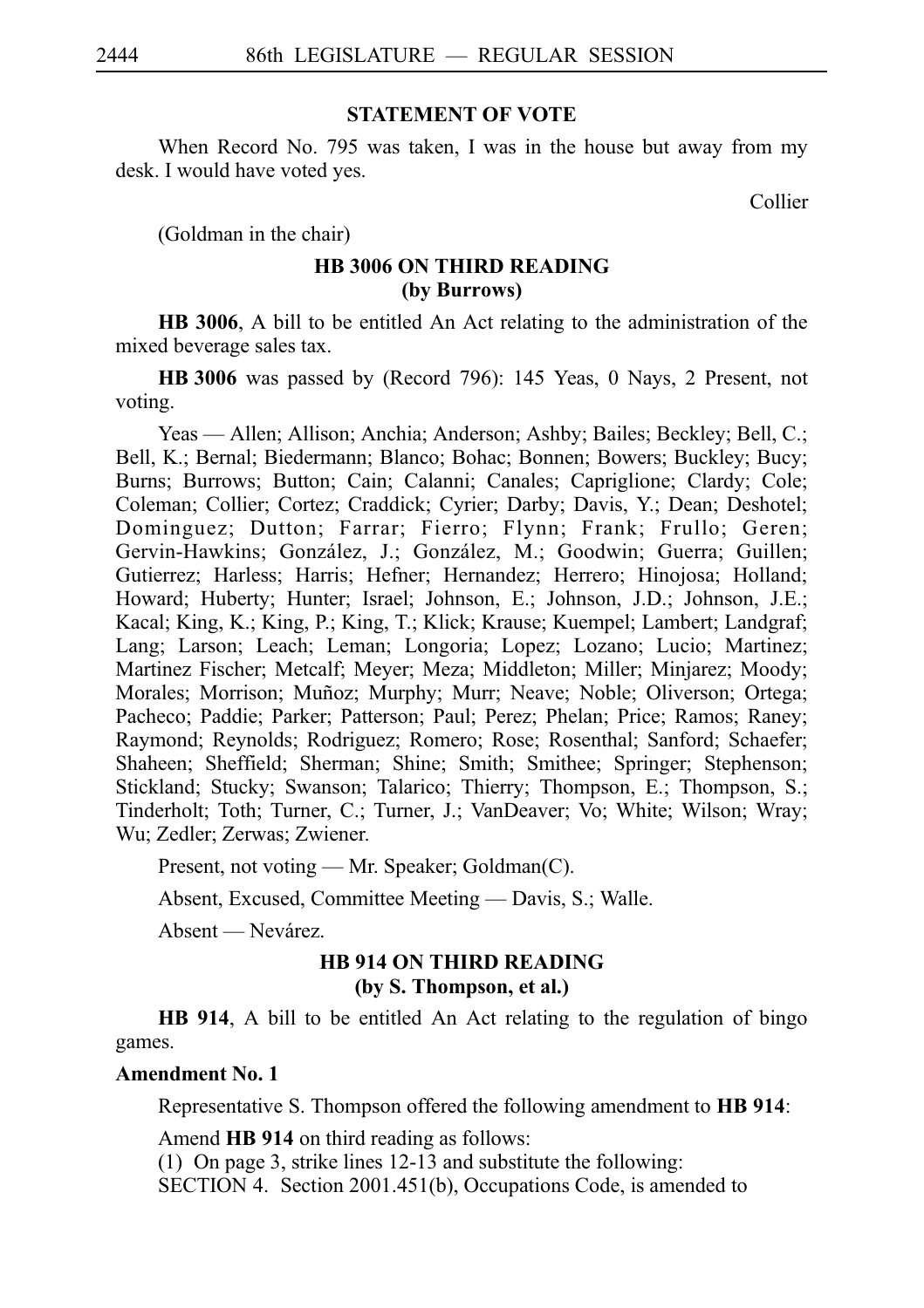**STATEMENT OF VOTE**

When Record No. 795 was taken, I was in the house but away from my desk. I would have voted yes.

Collier

(Goldman in the chair)

**HB 3006 ON THIRD READING**
**(by Burrows)**

**HB 3006**, A bill to be entitled An Act relating to the administration of the mixed beverage sales tax.

**HB 3006** was passed by (Record 796): 145 Yeas, 0 Nays, 2 Present, not voting.

Yeas — Allen; Allison; Anchia; Anderson; Ashby; Bailes; Beckley; Bell, C.; Bell, K.; Bernal; Biedermann; Blanco; Bohac; Bonnen; Bowers; Buckley; Bucy; Burns; Burrows; Button; Cain; Calanni; Canales; Capriglione; Clardy; Cole; Coleman; Collier; Cortez; Craddick; Cyrier; Darby; Davis, Y.; Dean; Deshotel; Dominguez; Dutton; Farrar; Fierro; Flynn; Frank; Frullo; Geren; Gervin-Hawkins; González, J.; González, M.; Goodwin; Guerra; Guillen; Gutierrez; Harless; Harris; Hefner; Hernandez; Herrero; Hinojosa; Holland; Howard; Huberty; Hunter; Israel; Johnson, E.; Johnson, J.D.; Johnson, J.E.; Kacal; King, K.; King, P.; King, T.; Klick; Krause; Kuempel; Lambert; Landgraf; Lang; Larson; Leach; Leman; Longoria; Lopez; Lozano; Lucio; Martinez; Martinez Fischer; Metcalf; Meyer; Meza; Middleton; Miller; Minjarez; Moody; Morales; Morrison; Muñoz; Murphy; Murr; Neave; Noble; Oliverson; Ortega; Pacheco; Paddie; Parker; Patterson; Paul; Perez; Phelan; Price; Ramos; Raney; Raymond; Reynolds; Rodriguez; Romero; Rose; Rosenthal; Sanford; Schaefer; Shaheen; Sheffield; Sherman; Shine; Smith; Smithee; Springer; Stephenson; Stickland; Stucky; Swanson; Talarico; Thierry; Thompson, E.; Thompson, S.; Tinderholt; Toth; Turner, C.; Turner, J.; VanDeaver; Vo; White; Wilson; Wray; Wu; Zedler; Zerwas; Zwiener.

Present, not voting — Mr. Speaker; Goldman(C).

Absent, Excused, Committee Meeting — Davis, S.; Walle.

Absent — Nevárez.

**HB 914 ON THIRD READING**
**(by S. Thompson, et al.)**

**HB 914**, A bill to be entitled An Act relating to the regulation of bingo games.

**Amendment No. 1**

Representative S. Thompson offered the following amendment to **HB 914**:

Amend **HB 914** on third reading as follows:
(1) On page 3, strike lines 12-13 and substitute the following:
SECTION 4. Section 2001.451(b), Occupations Code, is amended to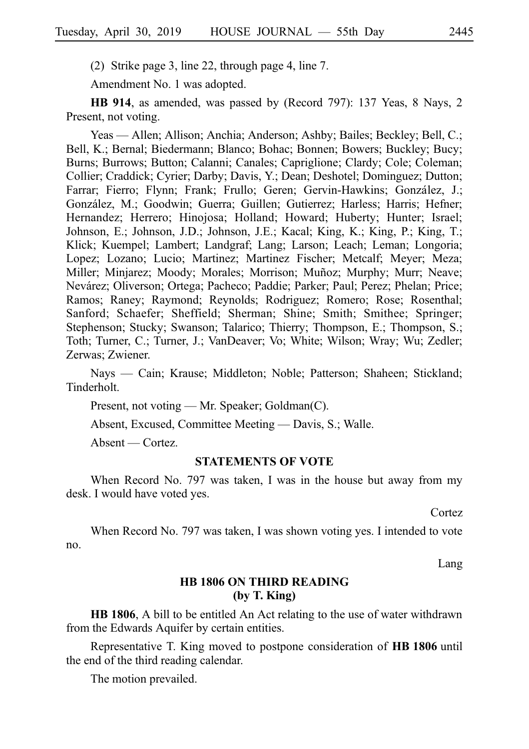(2) Strike page 3, line 22, through page 4, line 7.

Amendment No. 1 was adopted.

**HB 914**, as amended, was passed by (Record 797): 137 Yeas, 8 Nays, 2 Present, not voting.

Yeas — Allen; Allison; Anchia; Anderson; Ashby; Bailes; Beckley; Bell, C.; Bell, K.; Bernal; Biedermann; Blanco; Bohac; Bonnen; Bowers; Buckley; Bucy; Burns; Burrows; Button; Calanni; Canales; Capriglione; Clardy; Cole; Coleman; Collier; Craddick; Cyrier; Darby; Davis, Y.; Dean; Deshotel; Dominguez; Dutton; Farrar; Fierro; Flynn; Frank; Frullo; Geren; Gervin-Hawkins; González, J.; González, M.; Goodwin; Guerra; Guillen; Gutierrez; Harless; Harris; Hefner; Hernandez; Herrero; Hinojosa; Holland; Howard; Huberty; Hunter; Israel; Johnson, E.; Johnson, J.D.; Johnson, J.E.; Kacal; King, K.; King, P.; King, T.; Klick; Kuempel; Lambert; Landgraf; Lang; Larson; Leach; Leman; Longoria; Lopez; Lozano; Lucio; Martinez; Martinez Fischer; Metcalf; Meyer; Meza; Miller; Minjarez; Moody; Morales; Morrison; Muñoz; Murphy; Murr; Neave; Nevárez; Oliverson; Ortega; Pacheco; Paddie; Parker; Paul; Perez; Phelan; Price; Ramos; Raney; Raymond; Reynolds; Rodriguez; Romero; Rose; Rosenthal; Sanford; Schaefer; Sheffield; Sherman; Shine; Smith; Smithee; Springer; Stephenson; Stucky; Swanson; Talarico; Thierry; Thompson, E.; Thompson, S.; Toth; Turner, C.; Turner, J.; VanDeaver; Vo; White; Wilson; Wray; Wu; Zedler; Zerwas; Zwiener.

Nays — Cain; Krause; Middleton; Noble; Patterson; Shaheen; Stickland; Tinderholt.

Present, not voting — Mr. Speaker; Goldman(C).

Absent, Excused, Committee Meeting — Davis, S.; Walle.

Absent — Cortez.

## STATEMENTS OF VOTE

When Record No. 797 was taken, I was in the house but away from my desk. I would have voted yes.

Cortez

When Record No. 797 was taken, I was shown voting yes. I intended to vote no.

Lang

## HB 1806 ON THIRD READING (by T. King)

**HB 1806**, A bill to be entitled An Act relating to the use of water withdrawn from the Edwards Aquifer by certain entities.

Representative T. King moved to postpone consideration of **HB 1806** until the end of the third reading calendar.

The motion prevailed.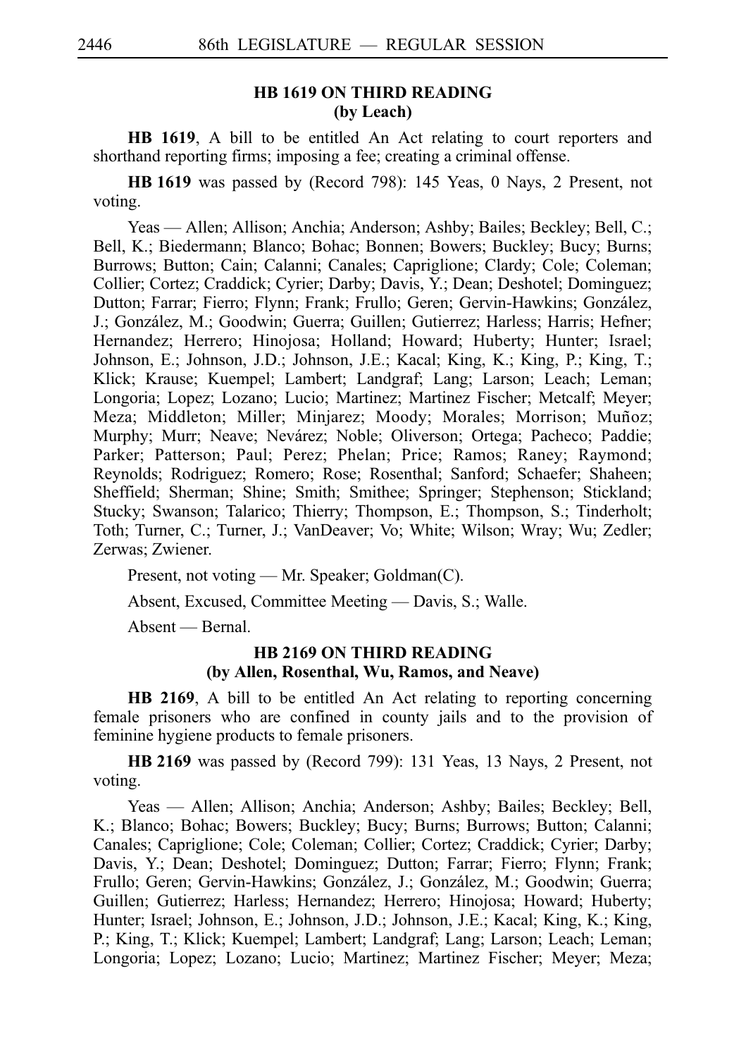### HB 1619 ON THIRD READING
### (by Leach)

**HB 1619**, A bill to be entitled An Act relating to court reporters and shorthand reporting firms; imposing a fee; creating a criminal offense.

**HB 1619** was passed by (Record 798): 145 Yeas, 0 Nays, 2 Present, not voting.

Yeas — Allen; Allison; Anchia; Anderson; Ashby; Bailes; Beckley; Bell, C.; Bell, K.; Biedermann; Blanco; Bohac; Bonnen; Bowers; Buckley; Bucy; Burns; Burrows; Button; Cain; Calanni; Canales; Capriglione; Clardy; Cole; Coleman; Collier; Cortez; Craddick; Cyrier; Darby; Davis, Y.; Dean; Deshotel; Dominguez; Dutton; Farrar; Fierro; Flynn; Frank; Frullo; Geren; Gervin-Hawkins; González, J.; González, M.; Goodwin; Guerra; Guillen; Gutierrez; Harless; Harris; Hefner; Hernandez; Herrero; Hinojosa; Holland; Howard; Huberty; Hunter; Israel; Johnson, E.; Johnson, J.D.; Johnson, J.E.; Kacal; King, K.; King, P.; King, T.; Klick; Krause; Kuempel; Lambert; Landgraf; Lang; Larson; Leach; Leman; Longoria; Lopez; Lozano; Lucio; Martinez; Martinez Fischer; Metcalf; Meyer; Meza; Middleton; Miller; Minjarez; Moody; Morales; Morrison; Muñoz; Murphy; Murr; Neave; Nevárez; Noble; Oliverson; Ortega; Pacheco; Paddie; Parker; Patterson; Paul; Perez; Phelan; Price; Ramos; Raney; Raymond; Reynolds; Rodriguez; Romero; Rose; Rosenthal; Sanford; Schaefer; Shaheen; Sheffield; Sherman; Shine; Smith; Smithee; Springer; Stephenson; Stickland; Stucky; Swanson; Talarico; Thierry; Thompson, E.; Thompson, S.; Tinderholt; Toth; Turner, C.; Turner, J.; VanDeaver; Vo; White; Wilson; Wray; Wu; Zedler; Zerwas; Zwiener.

Present, not voting — Mr. Speaker; Goldman(C).

Absent, Excused, Committee Meeting — Davis, S.; Walle.

Absent — Bernal.

### HB 2169 ON THIRD READING
### (by Allen, Rosenthal, Wu, Ramos, and Neave)

**HB 2169**, A bill to be entitled An Act relating to reporting concerning female prisoners who are confined in county jails and to the provision of feminine hygiene products to female prisoners.

**HB 2169** was passed by (Record 799): 131 Yeas, 13 Nays, 2 Present, not voting.

Yeas — Allen; Allison; Anchia; Anderson; Ashby; Bailes; Beckley; Bell, K.; Blanco; Bohac; Bowers; Buckley; Bucy; Burns; Burrows; Button; Calanni; Canales; Capriglione; Cole; Coleman; Collier; Cortez; Craddick; Cyrier; Darby; Davis, Y.; Dean; Deshotel; Dominguez; Dutton; Farrar; Fierro; Flynn; Frank; Frullo; Geren; Gervin-Hawkins; González, J.; González, M.; Goodwin; Guerra; Guillen; Gutierrez; Harless; Hernandez; Herrero; Hinojosa; Howard; Huberty; Hunter; Israel; Johnson, E.; Johnson, J.D.; Johnson, J.E.; Kacal; King, K.; King, P.; King, T.; Klick; Kuempel; Lambert; Landgraf; Lang; Larson; Leach; Leman; Longoria; Lopez; Lozano; Lucio; Martinez; Martinez Fischer; Meyer; Meza;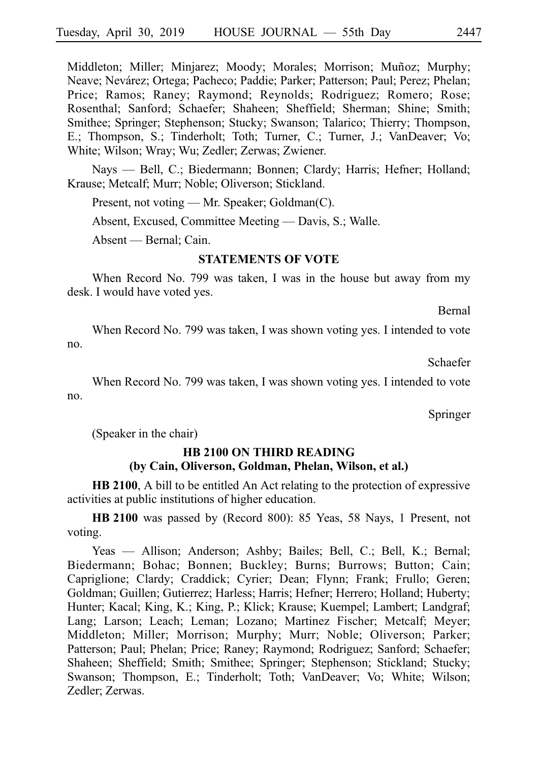Middleton; Miller; Minjarez; Moody; Morales; Morrison; Muñoz; Murphy; Neave; Nevárez; Ortega; Pacheco; Paddie; Parker; Patterson; Paul; Perez; Phelan; Price; Ramos; Raney; Raymond; Reynolds; Rodriguez; Romero; Rose; Rosenthal; Sanford; Schaefer; Shaheen; Sheffield; Sherman; Shine; Smith; Smithee; Springer; Stephenson; Stucky; Swanson; Talarico; Thierry; Thompson, E.; Thompson, S.; Tinderholt; Toth; Turner, C.; Turner, J.; VanDeaver; Vo; White; Wilson; Wray; Wu; Zedler; Zerwas; Zwiener.

Nays — Bell, C.; Biedermann; Bonnen; Clardy; Harris; Hefner; Holland; Krause; Metcalf; Murr; Noble; Oliverson; Stickland.

Present, not voting — Mr. Speaker; Goldman(C).

Absent, Excused, Committee Meeting — Davis, S.; Walle.

Absent — Bernal; Cain.

### STATEMENTS OF VOTE

When Record No. 799 was taken, I was in the house but away from my desk. I would have voted yes.

Bernal

When Record No. 799 was taken, I was shown voting yes. I intended to vote no.

Schaefer

When Record No. 799 was taken, I was shown voting yes. I intended to vote no.

Springer

(Speaker in the chair)

### HB 2100 ON THIRD READING
### (by Cain, Oliverson, Goldman, Phelan, Wilson, et al.)

**HB 2100**, A bill to be entitled An Act relating to the protection of expressive activities at public institutions of higher education.

**HB 2100** was passed by (Record 800): 85 Yeas, 58 Nays, 1 Present, not voting.

Yeas — Allison; Anderson; Ashby; Bailes; Bell, C.; Bell, K.; Bernal; Biedermann; Bohac; Bonnen; Buckley; Burns; Burrows; Button; Cain; Capriglione; Clardy; Craddick; Cyrier; Dean; Flynn; Frank; Frullo; Geren; Goldman; Guillen; Gutierrez; Harless; Harris; Hefner; Herrero; Holland; Huberty; Hunter; Kacal; King, K.; King, P.; Klick; Krause; Kuempel; Lambert; Landgraf; Lang; Larson; Leach; Leman; Lozano; Martinez Fischer; Metcalf; Meyer; Middleton; Miller; Morrison; Murphy; Murr; Noble; Oliverson; Parker; Patterson; Paul; Phelan; Price; Raney; Raymond; Rodriguez; Sanford; Schaefer; Shaheen; Sheffield; Smith; Smithee; Springer; Stephenson; Stickland; Stucky; Swanson; Thompson, E.; Tinderholt; Toth; VanDeaver; Vo; White; Wilson; Zedler; Zerwas.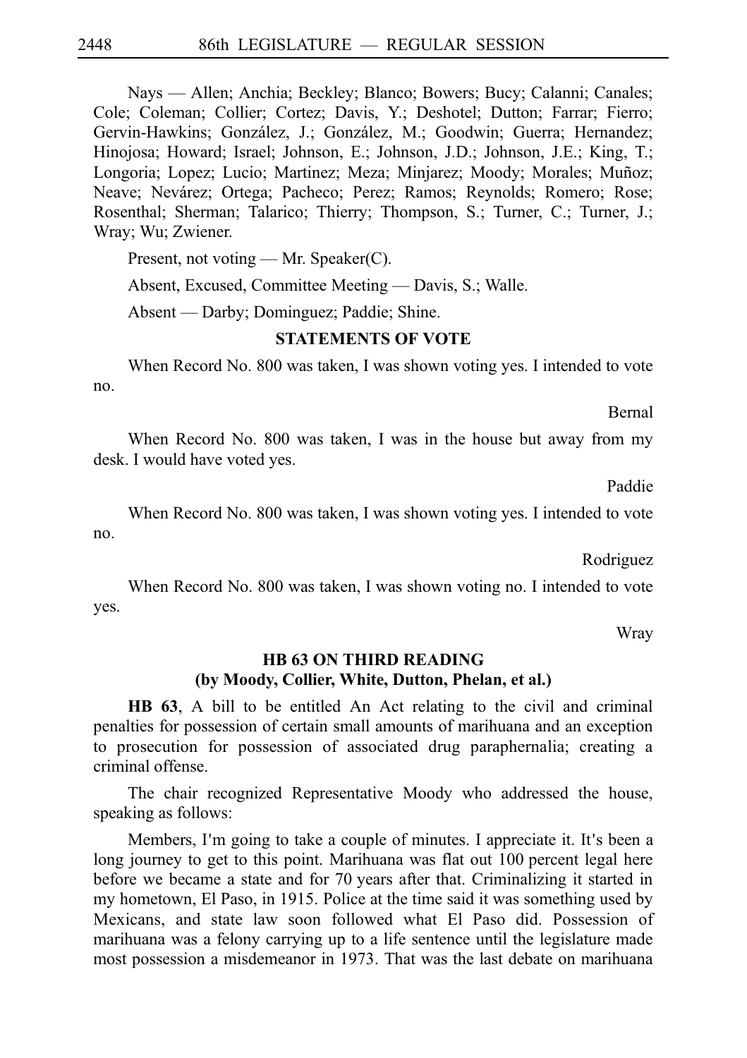Nays — Allen; Anchia; Beckley; Blanco; Bowers; Bucy; Calanni; Canales; Cole; Coleman; Collier; Cortez; Davis, Y.; Deshotel; Dutton; Farrar; Fierro; Gervin-Hawkins; González, J.; González, M.; Goodwin; Guerra; Hernandez; Hinojosa; Howard; Israel; Johnson, E.; Johnson, J.D.; Johnson, J.E.; King, T.; Longoria; Lopez; Lucio; Martinez; Meza; Minjarez; Moody; Morales; Muñoz; Neave; Nevárez; Ortega; Pacheco; Perez; Ramos; Reynolds; Romero; Rose; Rosenthal; Sherman; Talarico; Thierry; Thompson, S.; Turner, C.; Turner, J.; Wray; Wu; Zwiener.

Present, not voting — Mr. Speaker(C).

Absent, Excused, Committee Meeting — Davis, S.; Walle.

Absent — Darby; Dominguez; Paddie; Shine.

**STATEMENTS OF VOTE**

When Record No. 800 was taken, I was shown voting yes. I intended to vote no.

Bernal

When Record No. 800 was taken, I was in the house but away from my desk. I would have voted yes.

Paddie

When Record No. 800 was taken, I was shown voting yes. I intended to vote no.

Rodriguez

When Record No. 800 was taken, I was shown voting no. I intended to vote yes.

Wray

**HB 63 ON THIRD READING**
**(by Moody, Collier, White, Dutton, Phelan, et al.)**

**HB 63**, A bill to be entitled An Act relating to the civil and criminal penalties for possession of certain small amounts of marihuana and an exception to prosecution for possession of associated drug paraphernalia; creating a criminal offense.

The chair recognized Representative Moody who addressed the house, speaking as follows:

Members, I'm going to take a couple of minutes. I appreciate it. It's been a long journey to get to this point. Marihuana was flat out 100 percent legal here before we became a state and for 70 years after that. Criminalizing it started in my hometown, El Paso, in 1915. Police at the time said it was something used by Mexicans, and state law soon followed what El Paso did. Possession of marihuana was a felony carrying up to a life sentence until the legislature made most possession a misdemeanor in 1973. That was the last debate on marihuana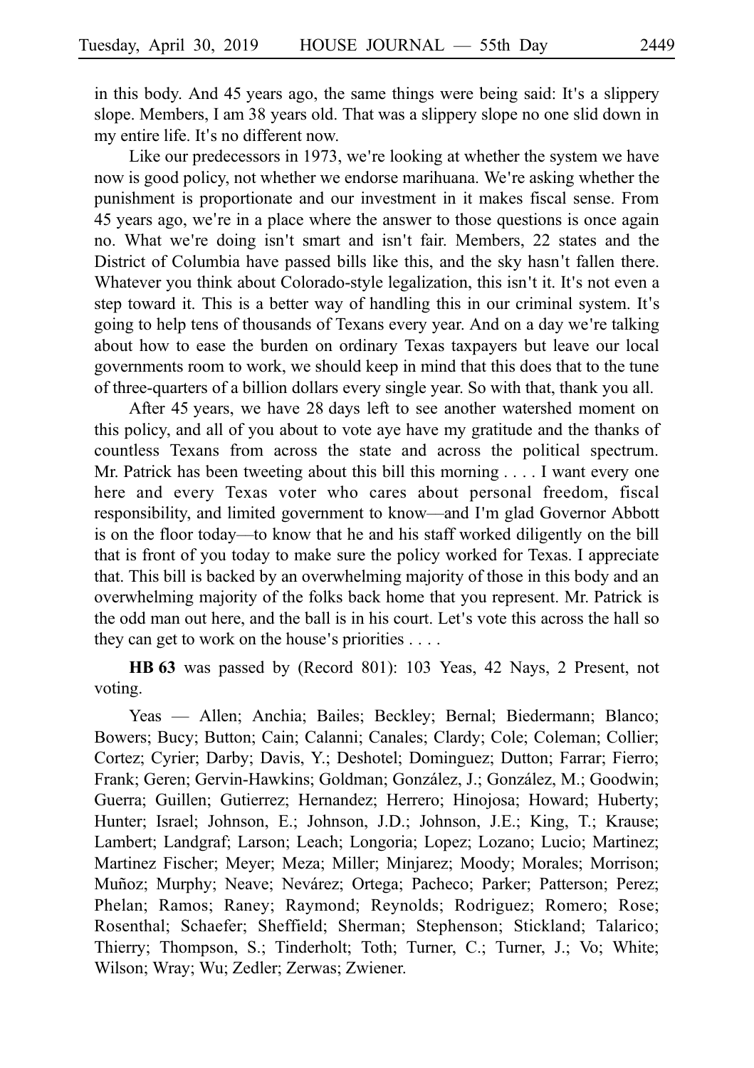in this body. And 45 years ago, the same things were being said: It's a slippery slope. Members, I am 38 years old. That was a slippery slope no one slid down in my entire life. It's no different now.

Like our predecessors in 1973, we're looking at whether the system we have now is good policy, not whether we endorse marihuana. We're asking whether the punishment is proportionate and our investment in it makes fiscal sense. From 45 years ago, we're in a place where the answer to those questions is once again no. What we're doing isn't smart and isn't fair. Members, 22 states and the District of Columbia have passed bills like this, and the sky hasn't fallen there. Whatever you think about Colorado-style legalization, this isn't it. It's not even a step toward it. This is a better way of handling this in our criminal system. It's going to help tens of thousands of Texans every year. And on a day we're talking about how to ease the burden on ordinary Texas taxpayers but leave our local governments room to work, we should keep in mind that this does that to the tune of three-quarters of a billion dollars every single year. So with that, thank you all.

After 45 years, we have 28 days left to see another watershed moment on this policy, and all of you about to vote aye have my gratitude and the thanks of countless Texans from across the state and across the political spectrum. Mr. Patrick has been tweeting about this bill this morning . . . . I want every one here and every Texas voter who cares about personal freedom, fiscal responsibility, and limited government to know—and I'm glad Governor Abbott is on the floor today—to know that he and his staff worked diligently on the bill that is front of you today to make sure the policy worked for Texas. I appreciate that. This bill is backed by an overwhelming majority of those in this body and an overwhelming majority of the folks back home that you represent. Mr. Patrick is the odd man out here, and the ball is in his court. Let's vote this across the hall so they can get to work on the house's priorities . . . .

**HB 63** was passed by (Record 801): 103 Yeas, 42 Nays, 2 Present, not voting.

Yeas — Allen; Anchia; Bailes; Beckley; Bernal; Biedermann; Blanco; Bowers; Bucy; Button; Cain; Calanni; Canales; Clardy; Cole; Coleman; Collier; Cortez; Cyrier; Darby; Davis, Y.; Deshotel; Dominguez; Dutton; Farrar; Fierro; Frank; Geren; Gervin-Hawkins; Goldman; González, J.; González, M.; Goodwin; Guerra; Guillen; Gutierrez; Hernandez; Herrero; Hinojosa; Howard; Huberty; Hunter; Israel; Johnson, E.; Johnson, J.D.; Johnson, J.E.; King, T.; Krause; Lambert; Landgraf; Larson; Leach; Longoria; Lopez; Lozano; Lucio; Martinez; Martinez Fischer; Meyer; Meza; Miller; Minjarez; Moody; Morales; Morrison; Muñoz; Murphy; Neave; Nevárez; Ortega; Pacheco; Parker; Patterson; Perez; Phelan; Ramos; Raney; Raymond; Reynolds; Rodriguez; Romero; Rose; Rosenthal; Schaefer; Sheffield; Sherman; Stephenson; Stickland; Talarico; Thierry; Thompson, S.; Tinderholt; Toth; Turner, C.; Turner, J.; Vo; White; Wilson; Wray; Wu; Zedler; Zerwas; Zwiener.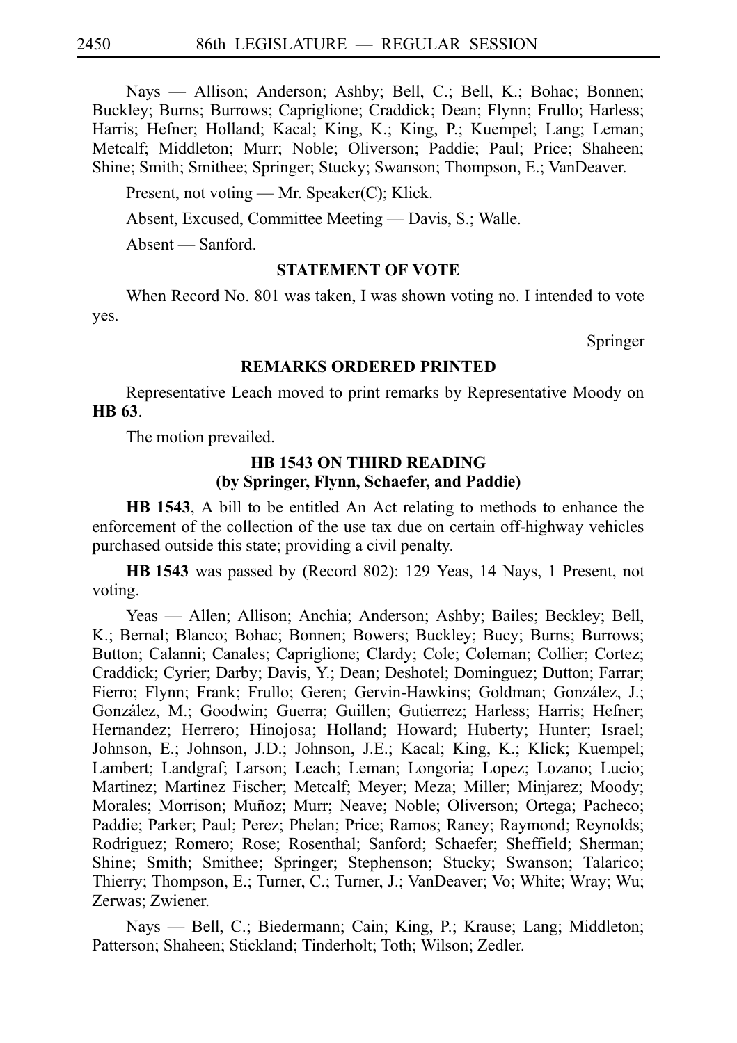Nays — Allison; Anderson; Ashby; Bell, C.; Bell, K.; Bohac; Bonnen; Buckley; Burns; Burrows; Capriglione; Craddick; Dean; Flynn; Frullo; Harless; Harris; Hefner; Holland; Kacal; King, K.; King, P.; Kuempel; Lang; Leman; Metcalf; Middleton; Murr; Noble; Oliverson; Paddie; Paul; Price; Shaheen; Shine; Smith; Smithee; Springer; Stucky; Swanson; Thompson, E.; VanDeaver.

Present, not voting — Mr. Speaker(C); Klick.

Absent, Excused, Committee Meeting — Davis, S.; Walle.

Absent — Sanford.

### STATEMENT OF VOTE

When Record No. 801 was taken, I was shown voting no. I intended to vote yes.

Springer

### REMARKS ORDERED PRINTED

Representative Leach moved to print remarks by Representative Moody on **HB 63**.

The motion prevailed.

### HB 1543 ON THIRD READING (by Springer, Flynn, Schaefer, and Paddie)

**HB 1543**, A bill to be entitled An Act relating to methods to enhance the enforcement of the collection of the use tax due on certain off-highway vehicles purchased outside this state; providing a civil penalty.

**HB 1543** was passed by (Record 802): 129 Yeas, 14 Nays, 1 Present, not voting.

Yeas — Allen; Allison; Anchia; Anderson; Ashby; Bailes; Beckley; Bell, K.; Bernal; Blanco; Bohac; Bonnen; Bowers; Buckley; Bucy; Burns; Burrows; Button; Calanni; Canales; Capriglione; Clardy; Cole; Coleman; Collier; Cortez; Craddick; Cyrier; Darby; Davis, Y.; Dean; Deshotel; Dominguez; Dutton; Farrar; Fierro; Flynn; Frank; Frullo; Geren; Gervin-Hawkins; Goldman; González, J.; González, M.; Goodwin; Guerra; Guillen; Gutierrez; Harless; Harris; Hefner; Hernandez; Herrero; Hinojosa; Holland; Howard; Huberty; Hunter; Israel; Johnson, E.; Johnson, J.D.; Johnson, J.E.; Kacal; King, K.; Klick; Kuempel; Lambert; Landgraf; Larson; Leach; Leman; Longoria; Lopez; Lozano; Lucio; Martinez; Martinez Fischer; Metcalf; Meyer; Meza; Miller; Minjarez; Moody; Morales; Morrison; Muñoz; Murr; Neave; Noble; Oliverson; Ortega; Pacheco; Paddie; Parker; Paul; Perez; Phelan; Price; Ramos; Raney; Raymond; Reynolds; Rodriguez; Romero; Rose; Rosenthal; Sanford; Schaefer; Sheffield; Sherman; Shine; Smith; Smithee; Springer; Stephenson; Stucky; Swanson; Talarico; Thierry; Thompson, E.; Turner, C.; Turner, J.; VanDeaver; Vo; White; Wray; Wu; Zerwas; Zwiener.

Nays — Bell, C.; Biedermann; Cain; King, P.; Krause; Lang; Middleton; Patterson; Shaheen; Stickland; Tinderholt; Toth; Wilson; Zedler.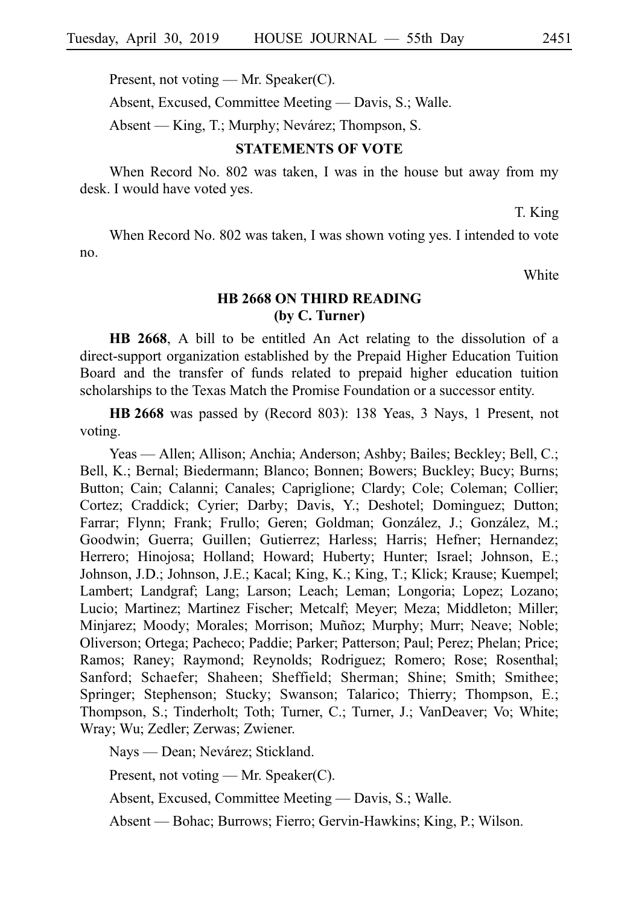Present, not voting — Mr. Speaker(C).

Absent, Excused, Committee Meeting — Davis, S.; Walle.

Absent — King, T.; Murphy; Nevárez; Thompson, S.

## STATEMENTS OF VOTE

When Record No. 802 was taken, I was in the house but away from my desk. I would have voted yes.

T. King

When Record No. 802 was taken, I was shown voting yes. I intended to vote no.

White

## HB 2668 ON THIRD READING (by C. Turner)

**HB 2668**, A bill to be entitled An Act relating to the dissolution of a direct-support organization established by the Prepaid Higher Education Tuition Board and the transfer of funds related to prepaid higher education tuition scholarships to the Texas Match the Promise Foundation or a successor entity.

**HB 2668** was passed by (Record 803): 138 Yeas, 3 Nays, 1 Present, not voting.

Yeas — Allen; Allison; Anchia; Anderson; Ashby; Bailes; Beckley; Bell, C.; Bell, K.; Bernal; Biedermann; Blanco; Bonnen; Bowers; Buckley; Bucy; Burns; Button; Cain; Calanni; Canales; Capriglione; Clardy; Cole; Coleman; Collier; Cortez; Craddick; Cyrier; Darby; Davis, Y.; Deshotel; Dominguez; Dutton; Farrar; Flynn; Frank; Frullo; Geren; Goldman; González, J.; González, M.; Goodwin; Guerra; Guillen; Gutierrez; Harless; Harris; Hefner; Hernandez; Herrero; Hinojosa; Holland; Howard; Huberty; Hunter; Israel; Johnson, E.; Johnson, J.D.; Johnson, J.E.; Kacal; King, K.; King, T.; Klick; Krause; Kuempel; Lambert; Landgraf; Lang; Larson; Leach; Leman; Longoria; Lopez; Lozano; Lucio; Martinez; Martinez Fischer; Metcalf; Meyer; Meza; Middleton; Miller; Minjarez; Moody; Morales; Morrison; Muñoz; Murphy; Murr; Neave; Noble; Oliverson; Ortega; Pacheco; Paddie; Parker; Patterson; Paul; Perez; Phelan; Price; Ramos; Raney; Raymond; Reynolds; Rodriguez; Romero; Rose; Rosenthal; Sanford; Schaefer; Shaheen; Sheffield; Sherman; Shine; Smith; Smithee; Springer; Stephenson; Stucky; Swanson; Talarico; Thierry; Thompson, E.; Thompson, S.; Tinderholt; Toth; Turner, C.; Turner, J.; VanDeaver; Vo; White; Wray; Wu; Zedler; Zerwas; Zwiener.

Nays — Dean; Nevárez; Stickland.

Present, not voting — Mr. Speaker(C).

Absent, Excused, Committee Meeting — Davis, S.; Walle.

Absent — Bohac; Burrows; Fierro; Gervin-Hawkins; King, P.; Wilson.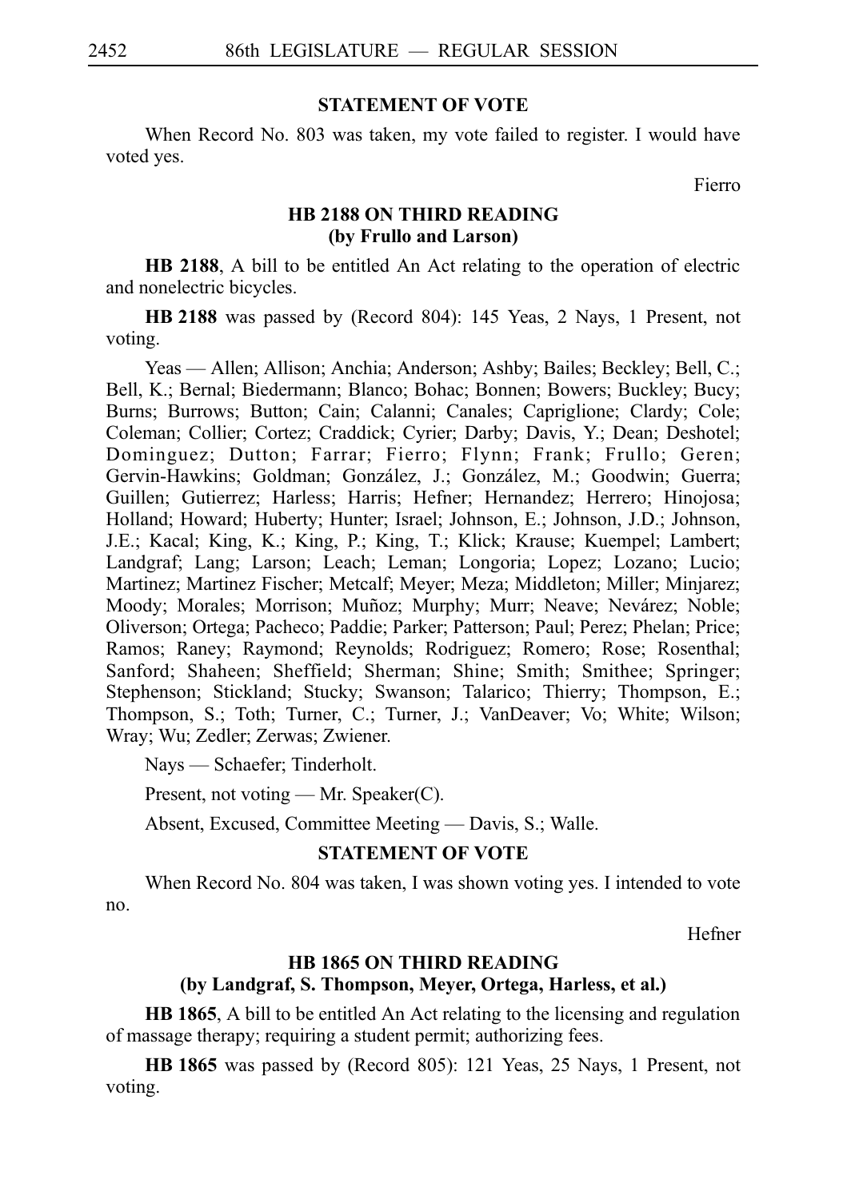## STATEMENT OF VOTE

When Record No. 803 was taken, my vote failed to register. I would have voted yes.

Fierro

## HB 2188 ON THIRD READING
## (by Frullo and Larson)

**HB 2188**, A bill to be entitled An Act relating to the operation of electric and nonelectric bicycles.

**HB 2188** was passed by (Record 804): 145 Yeas, 2 Nays, 1 Present, not voting.

Yeas — Allen; Allison; Anchia; Anderson; Ashby; Bailes; Beckley; Bell, C.; Bell, K.; Bernal; Biedermann; Blanco; Bohac; Bonnen; Bowers; Buckley; Bucy; Burns; Burrows; Button; Cain; Calanni; Canales; Capriglione; Clardy; Cole; Coleman; Collier; Cortez; Craddick; Cyrier; Darby; Davis, Y.; Dean; Deshotel; Dominguez; Dutton; Farrar; Fierro; Flynn; Frank; Frullo; Geren; Gervin-Hawkins; Goldman; González, J.; González, M.; Goodwin; Guerra; Guillen; Gutierrez; Harless; Harris; Hefner; Hernandez; Herrero; Hinojosa; Holland; Howard; Huberty; Hunter; Israel; Johnson, E.; Johnson, J.D.; Johnson, J.E.; Kacal; King, K.; King, P.; King, T.; Klick; Krause; Kuempel; Lambert; Landgraf; Lang; Larson; Leach; Leman; Longoria; Lopez; Lozano; Lucio; Martinez; Martinez Fischer; Metcalf; Meyer; Meza; Middleton; Miller; Minjarez; Moody; Morales; Morrison; Muñoz; Murphy; Murr; Neave; Nevárez; Noble; Oliverson; Ortega; Pacheco; Paddie; Parker; Patterson; Paul; Perez; Phelan; Price; Ramos; Raney; Raymond; Reynolds; Rodriguez; Romero; Rose; Rosenthal; Sanford; Shaheen; Sheffield; Sherman; Shine; Smith; Smithee; Springer; Stephenson; Stickland; Stucky; Swanson; Talarico; Thierry; Thompson, E.; Thompson, S.; Toth; Turner, C.; Turner, J.; VanDeaver; Vo; White; Wilson; Wray; Wu; Zedler; Zerwas; Zwiener.

Nays — Schaefer; Tinderholt.

Present, not voting — Mr. Speaker(C).

Absent, Excused, Committee Meeting — Davis, S.; Walle.

## STATEMENT OF VOTE

When Record No. 804 was taken, I was shown voting yes. I intended to vote no.

Hefner

## HB 1865 ON THIRD READING
## (by Landgraf, S. Thompson, Meyer, Ortega, Harless, et al.)

**HB 1865**, A bill to be entitled An Act relating to the licensing and regulation of massage therapy; requiring a student permit; authorizing fees.

**HB 1865** was passed by (Record 805): 121 Yeas, 25 Nays, 1 Present, not voting.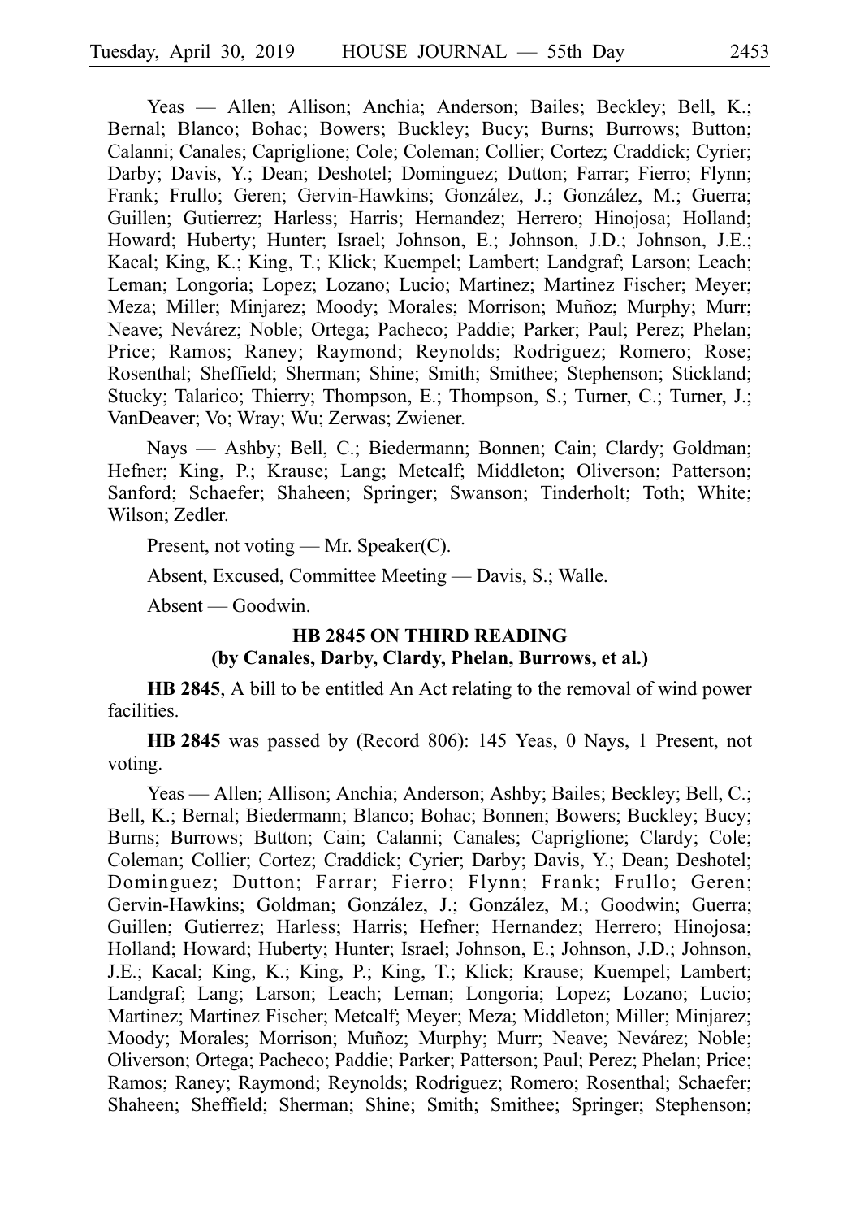Yeas — Allen; Allison; Anchia; Anderson; Bailes; Beckley; Bell, K.; Bernal; Blanco; Bohac; Bowers; Buckley; Bucy; Burns; Burrows; Button; Calanni; Canales; Capriglione; Cole; Coleman; Collier; Cortez; Craddick; Cyrier; Darby; Davis, Y.; Dean; Deshotel; Dominguez; Dutton; Farrar; Fierro; Flynn; Frank; Frullo; Geren; Gervin-Hawkins; González, J.; González, M.; Guerra; Guillen; Gutierrez; Harless; Harris; Hernandez; Herrero; Hinojosa; Holland; Howard; Huberty; Hunter; Israel; Johnson, E.; Johnson, J.D.; Johnson, J.E.; Kacal; King, K.; King, T.; Klick; Kuempel; Lambert; Landgraf; Larson; Leach; Leman; Longoria; Lopez; Lozano; Lucio; Martinez; Martinez Fischer; Meyer; Meza; Miller; Minjarez; Moody; Morales; Morrison; Muñoz; Murphy; Murr; Neave; Nevárez; Noble; Ortega; Pacheco; Paddie; Parker; Paul; Perez; Phelan; Price; Ramos; Raney; Raymond; Reynolds; Rodriguez; Romero; Rose; Rosenthal; Sheffield; Sherman; Shine; Smith; Smithee; Stephenson; Stickland; Stucky; Talarico; Thierry; Thompson, E.; Thompson, S.; Turner, C.; Turner, J.; VanDeaver; Vo; Wray; Wu; Zerwas; Zwiener.

Nays — Ashby; Bell, C.; Biedermann; Bonnen; Cain; Clardy; Goldman; Hefner; King, P.; Krause; Lang; Metcalf; Middleton; Oliverson; Patterson; Sanford; Schaefer; Shaheen; Springer; Swanson; Tinderholt; Toth; White; Wilson; Zedler.

Present, not voting — Mr. Speaker(C).

Absent, Excused, Committee Meeting — Davis, S.; Walle.

Absent — Goodwin.

## HB 2845 ON THIRD READING
## (by Canales, Darby, Clardy, Phelan, Burrows, et al.)

**HB 2845**, A bill to be entitled An Act relating to the removal of wind power facilities.

**HB 2845** was passed by (Record 806): 145 Yeas, 0 Nays, 1 Present, not voting.

Yeas — Allen; Allison; Anchia; Anderson; Ashby; Bailes; Beckley; Bell, C.; Bell, K.; Bernal; Biedermann; Blanco; Bohac; Bonnen; Bowers; Buckley; Bucy; Burns; Burrows; Button; Cain; Calanni; Canales; Capriglione; Clardy; Cole; Coleman; Collier; Cortez; Craddick; Cyrier; Darby; Davis, Y.; Dean; Deshotel; Dominguez; Dutton; Farrar; Fierro; Flynn; Frank; Frullo; Geren; Gervin-Hawkins; Goldman; González, J.; González, M.; Goodwin; Guerra; Guillen; Gutierrez; Harless; Harris; Hefner; Hernandez; Herrero; Hinojosa; Holland; Howard; Huberty; Hunter; Israel; Johnson, E.; Johnson, J.D.; Johnson, J.E.; Kacal; King, K.; King, P.; King, T.; Klick; Krause; Kuempel; Lambert; Landgraf; Lang; Larson; Leach; Leman; Longoria; Lopez; Lozano; Lucio; Martinez; Martinez Fischer; Metcalf; Meyer; Meza; Middleton; Miller; Minjarez; Moody; Morales; Morrison; Muñoz; Murphy; Murr; Neave; Nevárez; Noble; Oliverson; Ortega; Pacheco; Paddie; Parker; Patterson; Paul; Perez; Phelan; Price; Ramos; Raney; Raymond; Reynolds; Rodriguez; Romero; Rosenthal; Schaefer; Shaheen; Sheffield; Sherman; Shine; Smith; Smithee; Springer; Stephenson;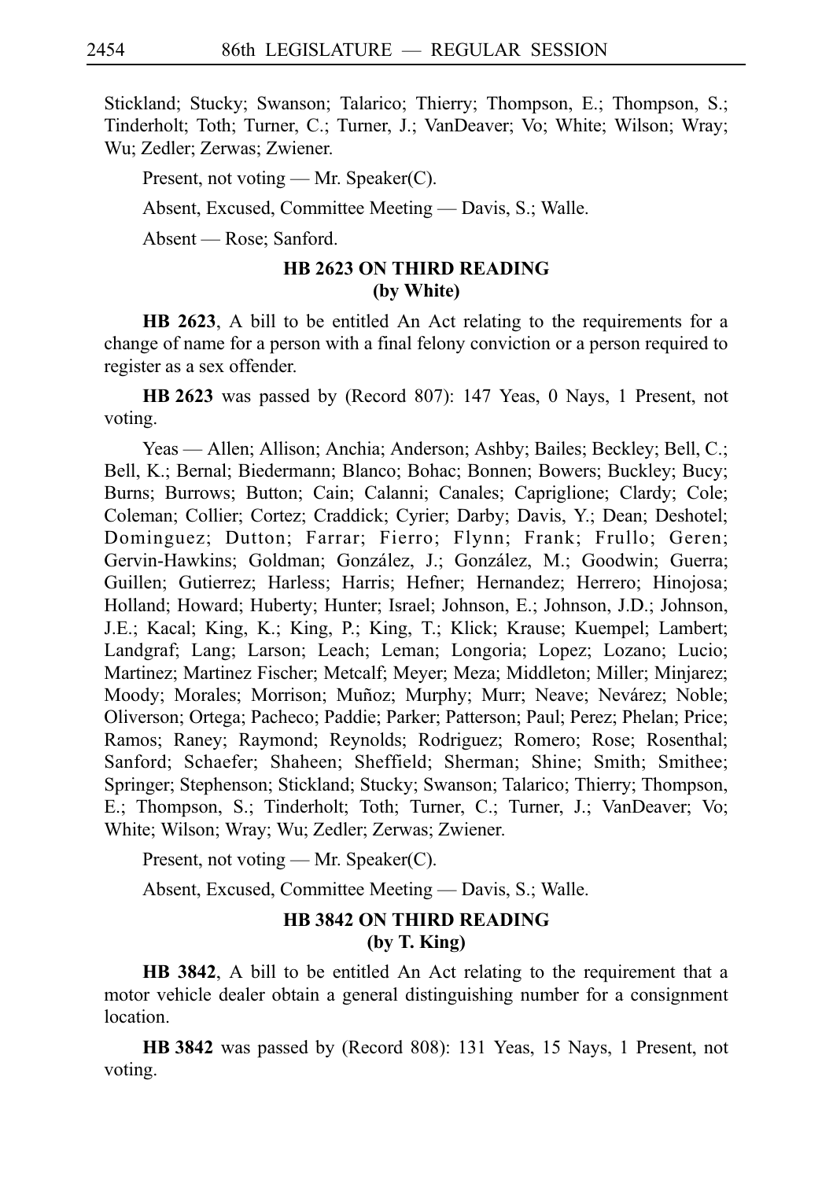Stickland; Stucky; Swanson; Talarico; Thierry; Thompson, E.; Thompson, S.; Tinderholt; Toth; Turner, C.; Turner, J.; VanDeaver; Vo; White; Wilson; Wray; Wu; Zedler; Zerwas; Zwiener.

Present, not voting — Mr. Speaker(C).

Absent, Excused, Committee Meeting — Davis, S.; Walle.

Absent — Rose; Sanford.

### HB 2623 ON THIRD READING (by White)

**HB 2623**, A bill to be entitled An Act relating to the requirements for a change of name for a person with a final felony conviction or a person required to register as a sex offender.

**HB 2623** was passed by (Record 807): 147 Yeas, 0 Nays, 1 Present, not voting.

Yeas — Allen; Allison; Anchia; Anderson; Ashby; Bailes; Beckley; Bell, C.; Bell, K.; Bernal; Biedermann; Blanco; Bohac; Bonnen; Bowers; Buckley; Bucy; Burns; Burrows; Button; Cain; Calanni; Canales; Capriglione; Clardy; Cole; Coleman; Collier; Cortez; Craddick; Cyrier; Darby; Davis, Y.; Dean; Deshotel; Dominguez; Dutton; Farrar; Fierro; Flynn; Frank; Frullo; Geren; Gervin-Hawkins; Goldman; González, J.; González, M.; Goodwin; Guerra; Guillen; Gutierrez; Harless; Harris; Hefner; Hernandez; Herrero; Hinojosa; Holland; Howard; Huberty; Hunter; Israel; Johnson, E.; Johnson, J.D.; Johnson, J.E.; Kacal; King, K.; King, P.; King, T.; Klick; Krause; Kuempel; Lambert; Landgraf; Lang; Larson; Leach; Leman; Longoria; Lopez; Lozano; Lucio; Martinez; Martinez Fischer; Metcalf; Meyer; Meza; Middleton; Miller; Minjarez; Moody; Morales; Morrison; Muñoz; Murphy; Murr; Neave; Nevárez; Noble; Oliverson; Ortega; Pacheco; Paddie; Parker; Patterson; Paul; Perez; Phelan; Price; Ramos; Raney; Raymond; Reynolds; Rodriguez; Romero; Rose; Rosenthal; Sanford; Schaefer; Shaheen; Sheffield; Sherman; Shine; Smith; Smithee; Springer; Stephenson; Stickland; Stucky; Swanson; Talarico; Thierry; Thompson, E.; Thompson, S.; Tinderholt; Toth; Turner, C.; Turner, J.; VanDeaver; Vo; White; Wilson; Wray; Wu; Zedler; Zerwas; Zwiener.

Present, not voting — Mr. Speaker(C).

Absent, Excused, Committee Meeting — Davis, S.; Walle.

### HB 3842 ON THIRD READING (by T. King)

**HB 3842**, A bill to be entitled An Act relating to the requirement that a motor vehicle dealer obtain a general distinguishing number for a consignment location.

**HB 3842** was passed by (Record 808): 131 Yeas, 15 Nays, 1 Present, not voting.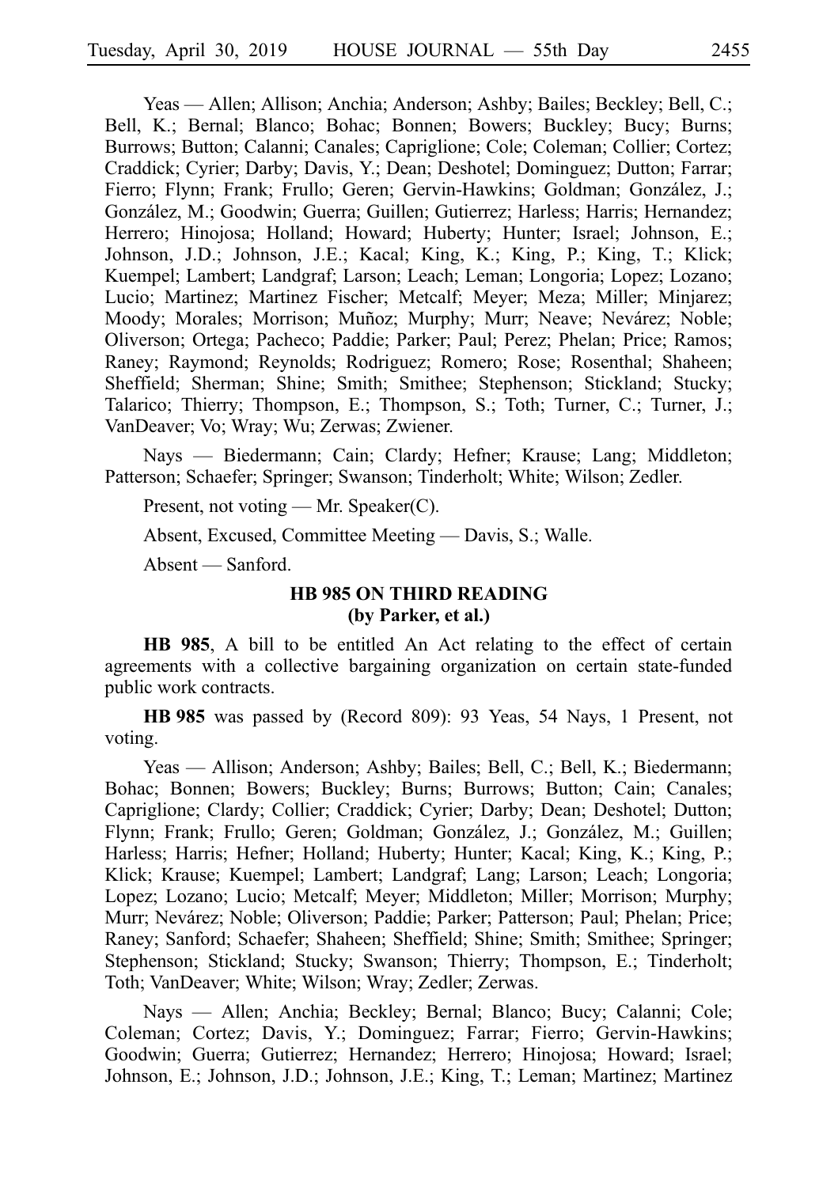Yeas — Allen; Allison; Anchia; Anderson; Ashby; Bailes; Beckley; Bell, C.; Bell, K.; Bernal; Blanco; Bohac; Bonnen; Bowers; Buckley; Bucy; Burns; Burrows; Button; Calanni; Canales; Capriglione; Cole; Coleman; Collier; Cortez; Craddick; Cyrier; Darby; Davis, Y.; Dean; Deshotel; Dominguez; Dutton; Farrar; Fierro; Flynn; Frank; Frullo; Geren; Gervin-Hawkins; Goldman; González, J.; González, M.; Goodwin; Guerra; Guillen; Gutierrez; Harless; Harris; Hernandez; Herrero; Hinojosa; Holland; Howard; Huberty; Hunter; Israel; Johnson, E.; Johnson, J.D.; Johnson, J.E.; Kacal; King, K.; King, P.; King, T.; Klick; Kuempel; Lambert; Landgraf; Larson; Leach; Leman; Longoria; Lopez; Lozano; Lucio; Martinez; Martinez Fischer; Metcalf; Meyer; Meza; Miller; Minjarez; Moody; Morales; Morrison; Muñoz; Murphy; Murr; Neave; Nevárez; Noble; Oliverson; Ortega; Pacheco; Paddie; Parker; Paul; Perez; Phelan; Price; Ramos; Raney; Raymond; Reynolds; Rodriguez; Romero; Rose; Rosenthal; Shaheen; Sheffield; Sherman; Shine; Smith; Smithee; Stephenson; Stickland; Stucky; Talarico; Thierry; Thompson, E.; Thompson, S.; Toth; Turner, C.; Turner, J.; VanDeaver; Vo; Wray; Wu; Zerwas; Zwiener.

Nays — Biedermann; Cain; Clardy; Hefner; Krause; Lang; Middleton; Patterson; Schaefer; Springer; Swanson; Tinderholt; White; Wilson; Zedler.

Present, not voting — Mr. Speaker(C).

Absent, Excused, Committee Meeting — Davis, S.; Walle.

Absent — Sanford.

## HB 985 ON THIRD READING
## (by Parker, et al.)

**HB 985**, A bill to be entitled An Act relating to the effect of certain agreements with a collective bargaining organization on certain state-funded public work contracts.

**HB 985** was passed by (Record 809): 93 Yeas, 54 Nays, 1 Present, not voting.

Yeas — Allison; Anderson; Ashby; Bailes; Bell, C.; Bell, K.; Biedermann; Bohac; Bonnen; Bowers; Buckley; Burns; Burrows; Button; Cain; Canales; Capriglione; Clardy; Collier; Craddick; Cyrier; Darby; Dean; Deshotel; Dutton; Flynn; Frank; Frullo; Geren; Goldman; González, J.; González, M.; Guillen; Harless; Harris; Hefner; Holland; Huberty; Hunter; Kacal; King, K.; King, P.; Klick; Krause; Kuempel; Lambert; Landgraf; Lang; Larson; Leach; Longoria; Lopez; Lozano; Lucio; Metcalf; Meyer; Middleton; Miller; Morrison; Murphy; Murr; Nevárez; Noble; Oliverson; Paddie; Parker; Patterson; Paul; Phelan; Price; Raney; Sanford; Schaefer; Shaheen; Sheffield; Shine; Smith; Smithee; Springer; Stephenson; Stickland; Stucky; Swanson; Thierry; Thompson, E.; Tinderholt; Toth; VanDeaver; White; Wilson; Wray; Zedler; Zerwas.

Nays — Allen; Anchia; Beckley; Bernal; Blanco; Bucy; Calanni; Cole; Coleman; Cortez; Davis, Y.; Dominguez; Farrar; Fierro; Gervin-Hawkins; Goodwin; Guerra; Gutierrez; Hernandez; Herrero; Hinojosa; Howard; Israel; Johnson, E.; Johnson, J.D.; Johnson, J.E.; King, T.; Leman; Martinez; Martinez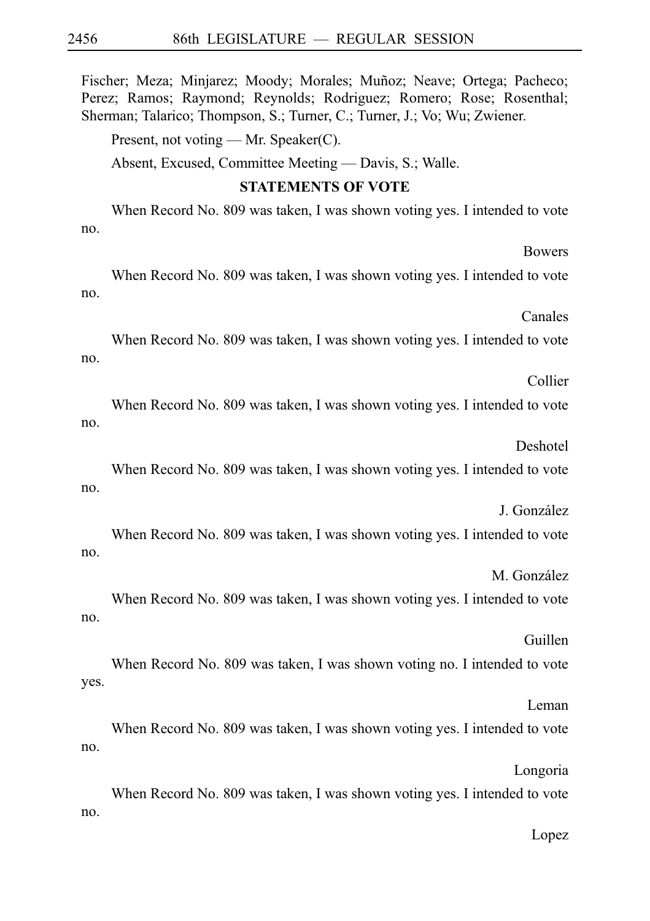Fischer; Meza; Minjarez; Moody; Morales; Muñoz; Neave; Ortega; Pacheco; Perez; Ramos; Raymond; Reynolds; Rodriguez; Romero; Rose; Rosenthal; Sherman; Talarico; Thompson, S.; Turner, C.; Turner, J.; Vo; Wu; Zwiener.

Present, not voting — Mr. Speaker(C).

Absent, Excused, Committee Meeting — Davis, S.; Walle.

## STATEMENTS OF VOTE

When Record No. 809 was taken, I was shown voting yes. I intended to vote no.

Bowers

When Record No. 809 was taken, I was shown voting yes. I intended to vote no.

Canales

When Record No. 809 was taken, I was shown voting yes. I intended to vote no.

Collier

When Record No. 809 was taken, I was shown voting yes. I intended to vote no.

Deshotel

When Record No. 809 was taken, I was shown voting yes. I intended to vote no.

J. González

When Record No. 809 was taken, I was shown voting yes. I intended to vote no.

M. González

When Record No. 809 was taken, I was shown voting yes. I intended to vote no.

Guillen

When Record No. 809 was taken, I was shown voting no. I intended to vote yes.

Leman

When Record No. 809 was taken, I was shown voting yes. I intended to vote no.

Longoria

When Record No. 809 was taken, I was shown voting yes. I intended to vote no.

Lopez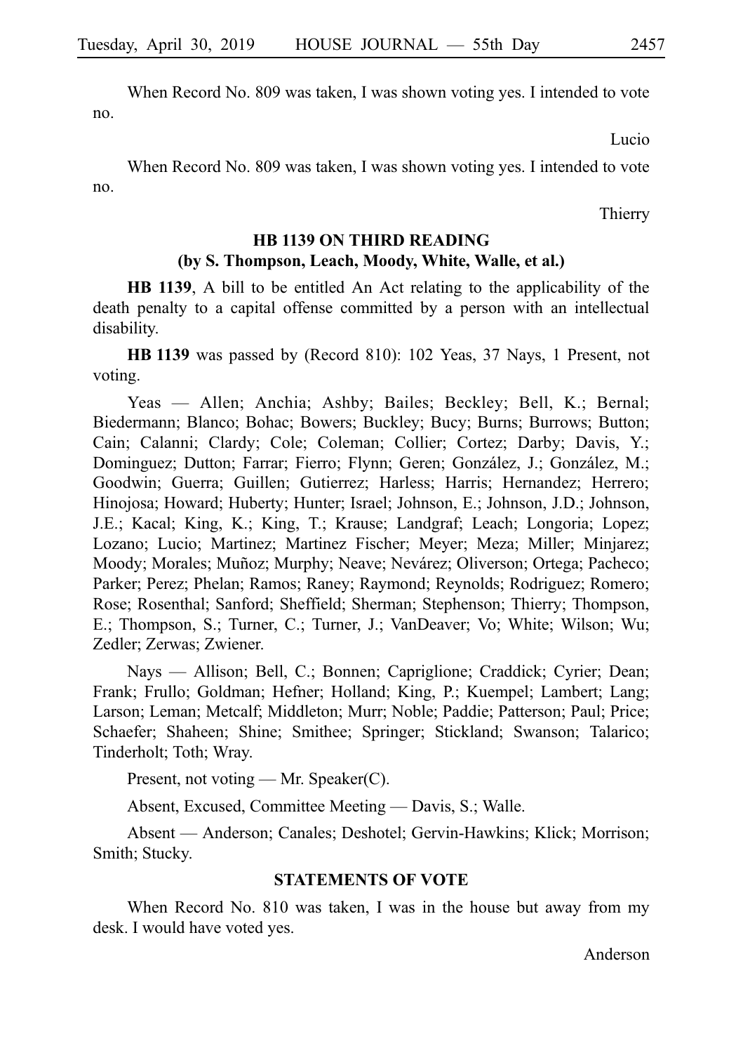When Record No. 809 was taken, I was shown voting yes. I intended to vote no.

Lucio

When Record No. 809 was taken, I was shown voting yes. I intended to vote no.

Thierry

## HB 1139 ON THIRD READING
## (by S. Thompson, Leach, Moody, White, Walle, et al.)

**HB 1139**, A bill to be entitled An Act relating to the applicability of the death penalty to a capital offense committed by a person with an intellectual disability.

**HB 1139** was passed by (Record 810): 102 Yeas, 37 Nays, 1 Present, not voting.

Yeas — Allen; Anchia; Ashby; Bailes; Beckley; Bell, K.; Bernal; Biedermann; Blanco; Bohac; Bowers; Buckley; Bucy; Burns; Burrows; Button; Cain; Calanni; Clardy; Cole; Coleman; Collier; Cortez; Darby; Davis, Y.; Dominguez; Dutton; Farrar; Fierro; Flynn; Geren; González, J.; González, M.; Goodwin; Guerra; Guillen; Gutierrez; Harless; Harris; Hernandez; Herrero; Hinojosa; Howard; Huberty; Hunter; Israel; Johnson, E.; Johnson, J.D.; Johnson, J.E.; Kacal; King, K.; King, T.; Krause; Landgraf; Leach; Longoria; Lopez; Lozano; Lucio; Martinez; Martinez Fischer; Meyer; Meza; Miller; Minjarez; Moody; Morales; Muñoz; Murphy; Neave; Nevárez; Oliverson; Ortega; Pacheco; Parker; Perez; Phelan; Ramos; Raney; Raymond; Reynolds; Rodriguez; Romero; Rose; Rosenthal; Sanford; Sheffield; Sherman; Stephenson; Thierry; Thompson, E.; Thompson, S.; Turner, C.; Turner, J.; VanDeaver; Vo; White; Wilson; Wu; Zedler; Zerwas; Zwiener.

Nays — Allison; Bell, C.; Bonnen; Capriglione; Craddick; Cyrier; Dean; Frank; Frullo; Goldman; Hefner; Holland; King, P.; Kuempel; Lambert; Lang; Larson; Leman; Metcalf; Middleton; Murr; Noble; Paddie; Patterson; Paul; Price; Schaefer; Shaheen; Shine; Smithee; Springer; Stickland; Swanson; Talarico; Tinderholt; Toth; Wray.

Present, not voting — Mr. Speaker(C).

Absent, Excused, Committee Meeting — Davis, S.; Walle.

Absent — Anderson; Canales; Deshotel; Gervin-Hawkins; Klick; Morrison; Smith; Stucky.

## STATEMENTS OF VOTE

When Record No. 810 was taken, I was in the house but away from my desk. I would have voted yes.

Anderson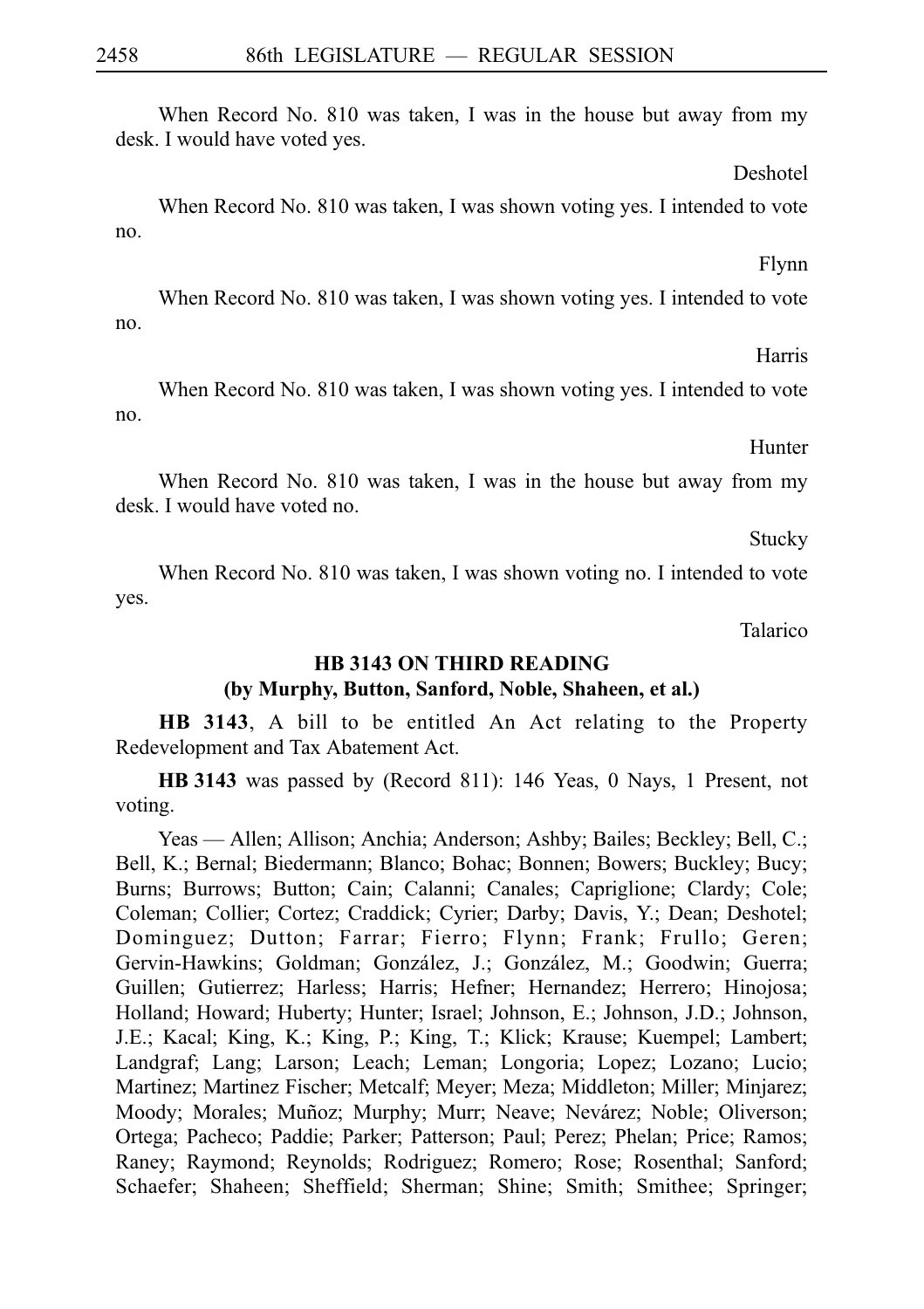When Record No. 810 was taken, I was in the house but away from my desk. I would have voted yes.

Deshotel

When Record No. 810 was taken, I was shown voting yes. I intended to vote no.

Flynn

When Record No. 810 was taken, I was shown voting yes. I intended to vote no.

Harris

When Record No. 810 was taken, I was shown voting yes. I intended to vote no.

Hunter

When Record No. 810 was taken, I was in the house but away from my desk. I would have voted no.

Stucky

When Record No. 810 was taken, I was shown voting no. I intended to vote yes.

Talarico

## HB 3143 ON THIRD READING
## (by Murphy, Button, Sanford, Noble, Shaheen, et al.)

**HB 3143**, A bill to be entitled An Act relating to the Property Redevelopment and Tax Abatement Act.

**HB 3143** was passed by (Record 811): 146 Yeas, 0 Nays, 1 Present, not voting.

Yeas — Allen; Allison; Anchia; Anderson; Ashby; Bailes; Beckley; Bell, C.; Bell, K.; Bernal; Biedermann; Blanco; Bohac; Bonnen; Bowers; Buckley; Bucy; Burns; Burrows; Button; Cain; Calanni; Canales; Capriglione; Clardy; Cole; Coleman; Collier; Cortez; Craddick; Cyrier; Darby; Davis, Y.; Dean; Deshotel; Dominguez; Dutton; Farrar; Fierro; Flynn; Frank; Frullo; Geren; Gervin-Hawkins; Goldman; González, J.; González, M.; Goodwin; Guerra; Guillen; Gutierrez; Harless; Harris; Hefner; Hernandez; Herrero; Hinojosa; Holland; Howard; Huberty; Hunter; Israel; Johnson, E.; Johnson, J.D.; Johnson, J.E.; Kacal; King, K.; King, P.; King, T.; Klick; Krause; Kuempel; Lambert; Landgraf; Lang; Larson; Leach; Leman; Longoria; Lopez; Lozano; Lucio; Martinez; Martinez Fischer; Metcalf; Meyer; Meza; Middleton; Miller; Minjarez; Moody; Morales; Muñoz; Murphy; Murr; Neave; Nevárez; Noble; Oliverson; Ortega; Pacheco; Paddie; Parker; Patterson; Paul; Perez; Phelan; Price; Ramos; Raney; Raymond; Reynolds; Rodriguez; Romero; Rose; Rosenthal; Sanford; Schaefer; Shaheen; Sheffield; Sherman; Shine; Smith; Smithee; Springer;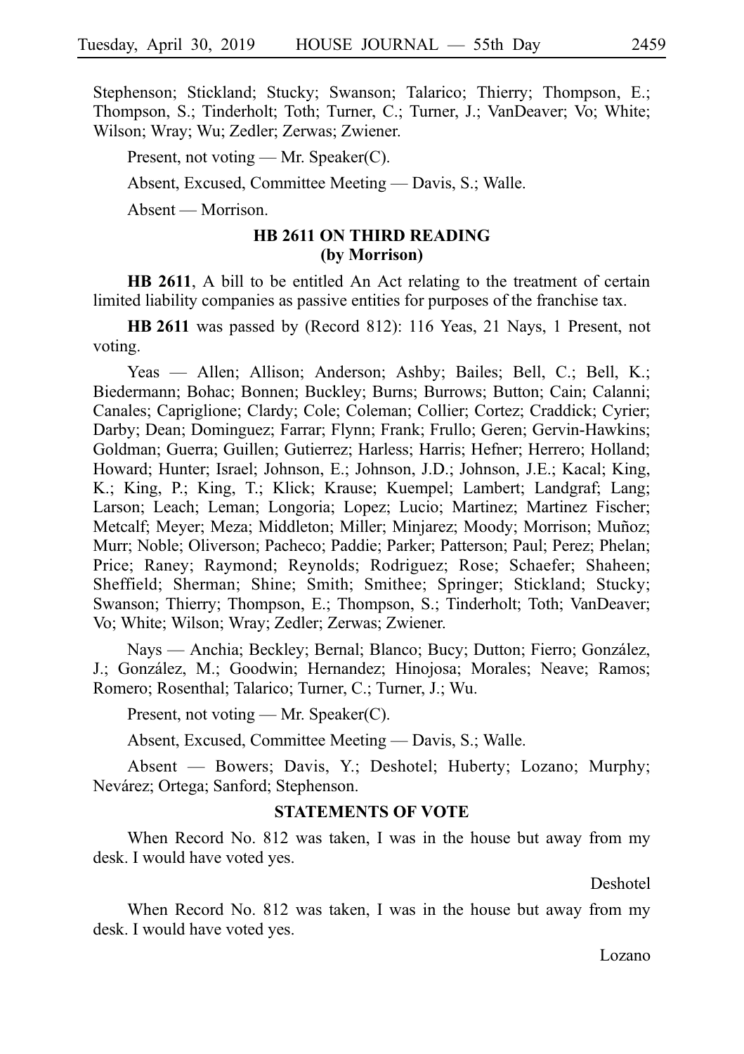Stephenson; Stickland; Stucky; Swanson; Talarico; Thierry; Thompson, E.; Thompson, S.; Tinderholt; Toth; Turner, C.; Turner, J.; VanDeaver; Vo; White; Wilson; Wray; Wu; Zedler; Zerwas; Zwiener.

Present, not voting — Mr. Speaker(C).

Absent, Excused, Committee Meeting — Davis, S.; Walle.

Absent — Morrison.

### HB 2611 ON THIRD READING (by Morrison)

**HB 2611**, A bill to be entitled An Act relating to the treatment of certain limited liability companies as passive entities for purposes of the franchise tax.

**HB 2611** was passed by (Record 812): 116 Yeas, 21 Nays, 1 Present, not voting.

Yeas — Allen; Allison; Anderson; Ashby; Bailes; Bell, C.; Bell, K.; Biedermann; Bohac; Bonnen; Buckley; Burns; Burrows; Button; Cain; Calanni; Canales; Capriglione; Clardy; Cole; Coleman; Collier; Cortez; Craddick; Cyrier; Darby; Dean; Dominguez; Farrar; Flynn; Frank; Frullo; Geren; Gervin-Hawkins; Goldman; Guerra; Guillen; Gutierrez; Harless; Harris; Hefner; Herrero; Holland; Howard; Hunter; Israel; Johnson, E.; Johnson, J.D.; Johnson, J.E.; Kacal; King, K.; King, P.; King, T.; Klick; Krause; Kuempel; Lambert; Landgraf; Lang; Larson; Leach; Leman; Longoria; Lopez; Lucio; Martinez; Martinez Fischer; Metcalf; Meyer; Meza; Middleton; Miller; Minjarez; Moody; Morrison; Muñoz; Murr; Noble; Oliverson; Pacheco; Paddie; Parker; Patterson; Paul; Perez; Phelan; Price; Raney; Raymond; Reynolds; Rodriguez; Rose; Schaefer; Shaheen; Sheffield; Sherman; Shine; Smith; Smithee; Springer; Stickland; Stucky; Swanson; Thierry; Thompson, E.; Thompson, S.; Tinderholt; Toth; VanDeaver; Vo; White; Wilson; Wray; Zedler; Zerwas; Zwiener.

Nays — Anchia; Beckley; Bernal; Blanco; Bucy; Dutton; Fierro; González, J.; González, M.; Goodwin; Hernandez; Hinojosa; Morales; Neave; Ramos; Romero; Rosenthal; Talarico; Turner, C.; Turner, J.; Wu.

Present, not voting — Mr. Speaker(C).

Absent, Excused, Committee Meeting — Davis, S.; Walle.

Absent — Bowers; Davis, Y.; Deshotel; Huberty; Lozano; Murphy; Nevárez; Ortega; Sanford; Stephenson.

### STATEMENTS OF VOTE

When Record No. 812 was taken, I was in the house but away from my desk. I would have voted yes.

Deshotel

When Record No. 812 was taken, I was in the house but away from my desk. I would have voted yes.

Lozano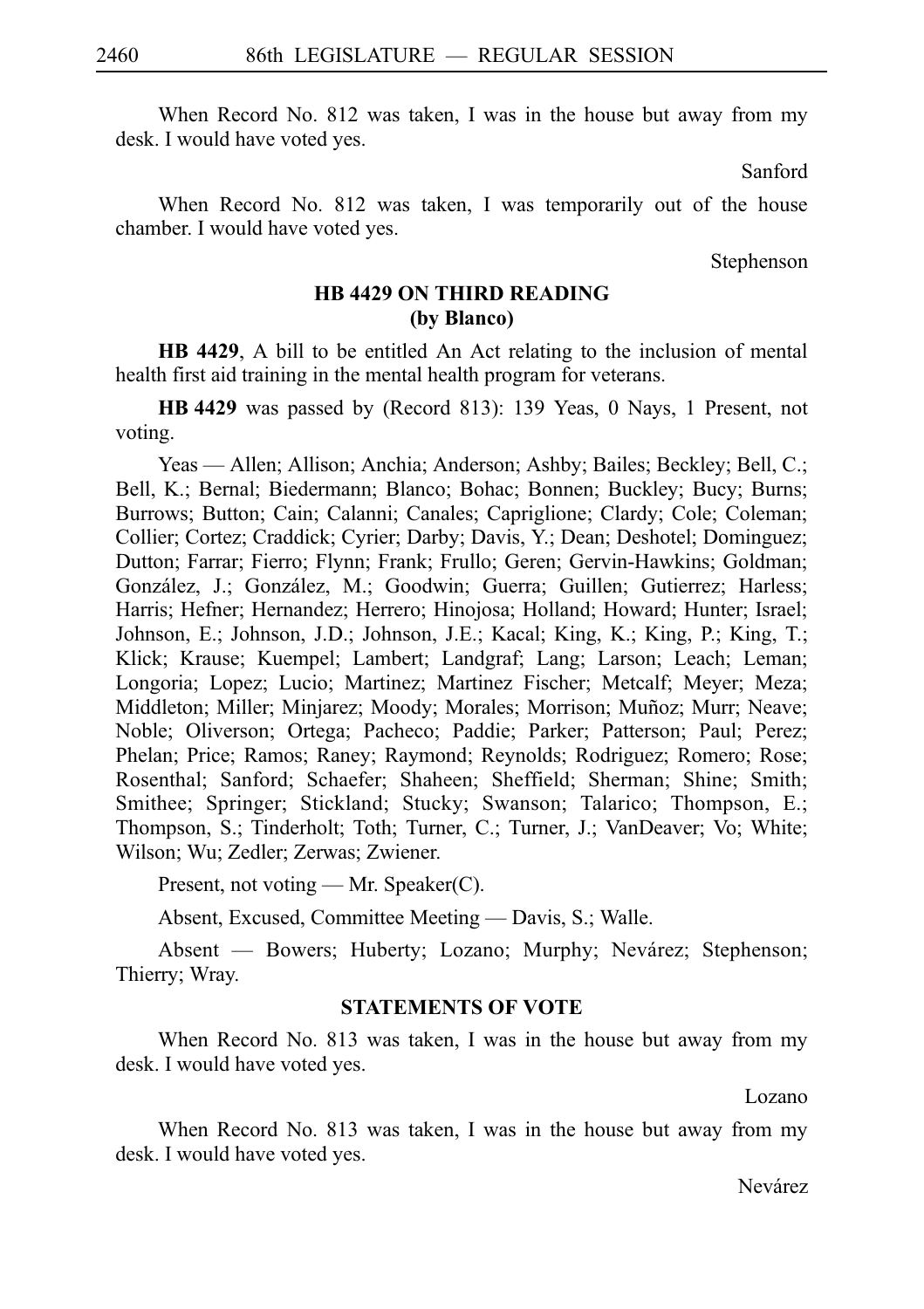When Record No. 812 was taken, I was in the house but away from my desk. I would have voted yes.

Sanford

When Record No. 812 was taken, I was temporarily out of the house chamber. I would have voted yes.

Stephenson

## HB 4429 ON THIRD READING
### (by Blanco)

**HB 4429**, A bill to be entitled An Act relating to the inclusion of mental health first aid training in the mental health program for veterans.

**HB 4429** was passed by (Record 813): 139 Yeas, 0 Nays, 1 Present, not voting.

Yeas — Allen; Allison; Anchia; Anderson; Ashby; Bailes; Beckley; Bell, C.; Bell, K.; Bernal; Biedermann; Blanco; Bohac; Bonnen; Buckley; Bucy; Burns; Burrows; Button; Cain; Calanni; Canales; Capriglione; Clardy; Cole; Coleman; Collier; Cortez; Craddick; Cyrier; Darby; Davis, Y.; Dean; Deshotel; Dominguez; Dutton; Farrar; Fierro; Flynn; Frank; Frullo; Geren; Gervin-Hawkins; Goldman; González, J.; González, M.; Goodwin; Guerra; Guillen; Gutierrez; Harless; Harris; Hefner; Hernandez; Herrero; Hinojosa; Holland; Howard; Hunter; Israel; Johnson, E.; Johnson, J.D.; Johnson, J.E.; Kacal; King, K.; King, P.; King, T.; Klick; Krause; Kuempel; Lambert; Landgraf; Lang; Larson; Leach; Leman; Longoria; Lopez; Lucio; Martinez; Martinez Fischer; Metcalf; Meyer; Meza; Middleton; Miller; Minjarez; Moody; Morales; Morrison; Muñoz; Murr; Neave; Noble; Oliverson; Ortega; Pacheco; Paddie; Parker; Patterson; Paul; Perez; Phelan; Price; Ramos; Raney; Raymond; Reynolds; Rodriguez; Romero; Rose; Rosenthal; Sanford; Schaefer; Shaheen; Sheffield; Sherman; Shine; Smith; Smithee; Springer; Stickland; Stucky; Swanson; Talarico; Thompson, E.; Thompson, S.; Tinderholt; Toth; Turner, C.; Turner, J.; VanDeaver; Vo; White; Wilson; Wu; Zedler; Zerwas; Zwiener.

Present, not voting — Mr. Speaker(C).

Absent, Excused, Committee Meeting — Davis, S.; Walle.

Absent — Bowers; Huberty; Lozano; Murphy; Nevárez; Stephenson; Thierry; Wray.

### STATEMENTS OF VOTE

When Record No. 813 was taken, I was in the house but away from my desk. I would have voted yes.

Lozano

When Record No. 813 was taken, I was in the house but away from my desk. I would have voted yes.

Nevárez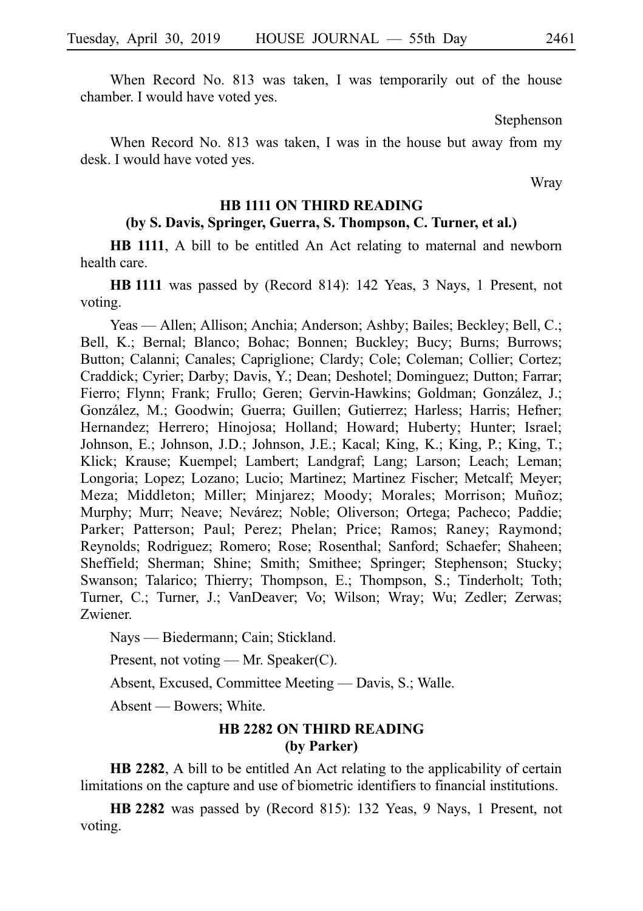When Record No. 813 was taken, I was temporarily out of the house chamber. I would have voted yes.

Stephenson

When Record No. 813 was taken, I was in the house but away from my desk. I would have voted yes.

Wray

## HB 1111 ON THIRD READING
## (by S. Davis, Springer, Guerra, S. Thompson, C. Turner, et al.)

**HB 1111**, A bill to be entitled An Act relating to maternal and newborn health care.

**HB 1111** was passed by (Record 814): 142 Yeas, 3 Nays, 1 Present, not voting.

Yeas — Allen; Allison; Anchia; Anderson; Ashby; Bailes; Beckley; Bell, C.; Bell, K.; Bernal; Blanco; Bohac; Bonnen; Buckley; Bucy; Burns; Burrows; Button; Calanni; Canales; Capriglione; Clardy; Cole; Coleman; Collier; Cortez; Craddick; Cyrier; Darby; Davis, Y.; Dean; Deshotel; Dominguez; Dutton; Farrar; Fierro; Flynn; Frank; Frullo; Geren; Gervin-Hawkins; Goldman; González, J.; González, M.; Goodwin; Guerra; Guillen; Gutierrez; Harless; Harris; Hefner; Hernandez; Herrero; Hinojosa; Holland; Howard; Huberty; Hunter; Israel; Johnson, E.; Johnson, J.D.; Johnson, J.E.; Kacal; King, K.; King, P.; King, T.; Klick; Krause; Kuempel; Lambert; Landgraf; Lang; Larson; Leach; Leman; Longoria; Lopez; Lozano; Lucio; Martinez; Martinez Fischer; Metcalf; Meyer; Meza; Middleton; Miller; Minjarez; Moody; Morales; Morrison; Muñoz; Murphy; Murr; Neave; Nevárez; Noble; Oliverson; Ortega; Pacheco; Paddie; Parker; Patterson; Paul; Perez; Phelan; Price; Ramos; Raney; Raymond; Reynolds; Rodriguez; Romero; Rose; Rosenthal; Sanford; Schaefer; Shaheen; Sheffield; Sherman; Shine; Smith; Smithee; Springer; Stephenson; Stucky; Swanson; Talarico; Thierry; Thompson, E.; Thompson, S.; Tinderholt; Toth; Turner, C.; Turner, J.; VanDeaver; Vo; Wilson; Wray; Wu; Zedler; Zerwas; Zwiener.

Nays — Biedermann; Cain; Stickland.

Present, not voting — Mr. Speaker(C).

Absent, Excused, Committee Meeting — Davis, S.; Walle.

Absent — Bowers; White.

## HB 2282 ON THIRD READING
## (by Parker)

**HB 2282**, A bill to be entitled An Act relating to the applicability of certain limitations on the capture and use of biometric identifiers to financial institutions.

**HB 2282** was passed by (Record 815): 132 Yeas, 9 Nays, 1 Present, not voting.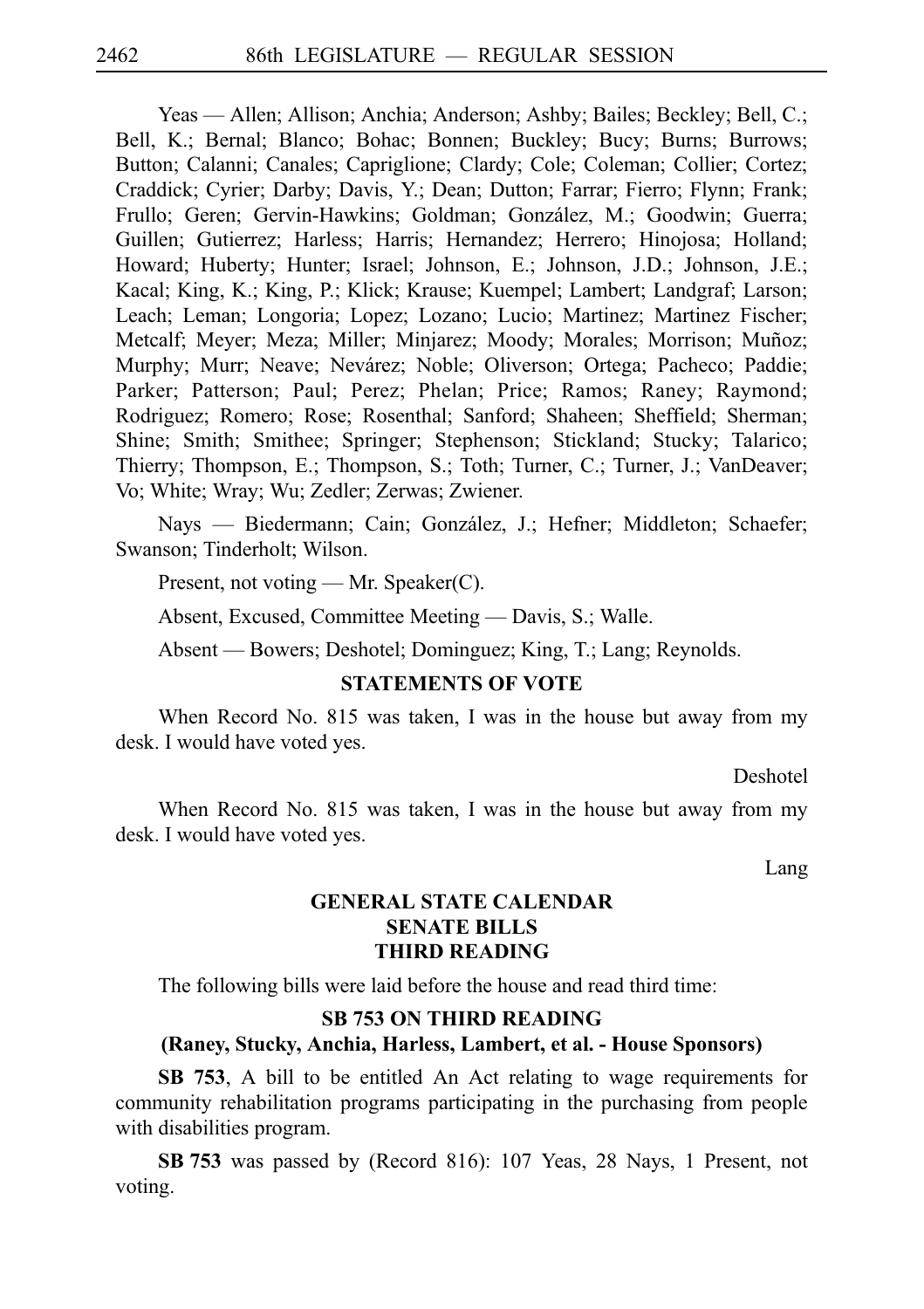Yeas — Allen; Allison; Anchia; Anderson; Ashby; Bailes; Beckley; Bell, C.; Bell, K.; Bernal; Blanco; Bohac; Bonnen; Buckley; Bucy; Burns; Burrows; Button; Calanni; Canales; Capriglione; Clardy; Cole; Coleman; Collier; Cortez; Craddick; Cyrier; Darby; Davis, Y.; Dean; Dutton; Farrar; Fierro; Flynn; Frank; Frullo; Geren; Gervin-Hawkins; Goldman; González, M.; Goodwin; Guerra; Guillen; Gutierrez; Harless; Harris; Hernandez; Herrero; Hinojosa; Holland; Howard; Huberty; Hunter; Israel; Johnson, E.; Johnson, J.D.; Johnson, J.E.; Kacal; King, K.; King, P.; Klick; Krause; Kuempel; Lambert; Landgraf; Larson; Leach; Leman; Longoria; Lopez; Lozano; Lucio; Martinez; Martinez Fischer; Metcalf; Meyer; Meza; Miller; Minjarez; Moody; Morales; Morrison; Muñoz; Murphy; Murr; Neave; Nevárez; Noble; Oliverson; Ortega; Pacheco; Paddie; Parker; Patterson; Paul; Perez; Phelan; Price; Ramos; Raney; Raymond; Rodriguez; Romero; Rose; Rosenthal; Sanford; Shaheen; Sheffield; Sherman; Shine; Smith; Smithee; Springer; Stephenson; Stickland; Stucky; Talarico; Thierry; Thompson, E.; Thompson, S.; Toth; Turner, C.; Turner, J.; VanDeaver; Vo; White; Wray; Wu; Zedler; Zerwas; Zwiener.

Nays — Biedermann; Cain; González, J.; Hefner; Middleton; Schaefer; Swanson; Tinderholt; Wilson.

Present, not voting — Mr. Speaker(C).

Absent, Excused, Committee Meeting — Davis, S.; Walle.

Absent — Bowers; Deshotel; Dominguez; King, T.; Lang; Reynolds.

## STATEMENTS OF VOTE

When Record No. 815 was taken, I was in the house but away from my desk. I would have voted yes.

Deshotel

When Record No. 815 was taken, I was in the house but away from my desk. I would have voted yes.

Lang

## GENERAL STATE CALENDAR
## SENATE BILLS
## THIRD READING

The following bills were laid before the house and read third time:

### SB 753 ON THIRD READING
### (Raney, Stucky, Anchia, Harless, Lambert, et al. - House Sponsors)

**SB 753**, A bill to be entitled An Act relating to wage requirements for community rehabilitation programs participating in the purchasing from people with disabilities program.

**SB 753** was passed by (Record 816): 107 Yeas, 28 Nays, 1 Present, not voting.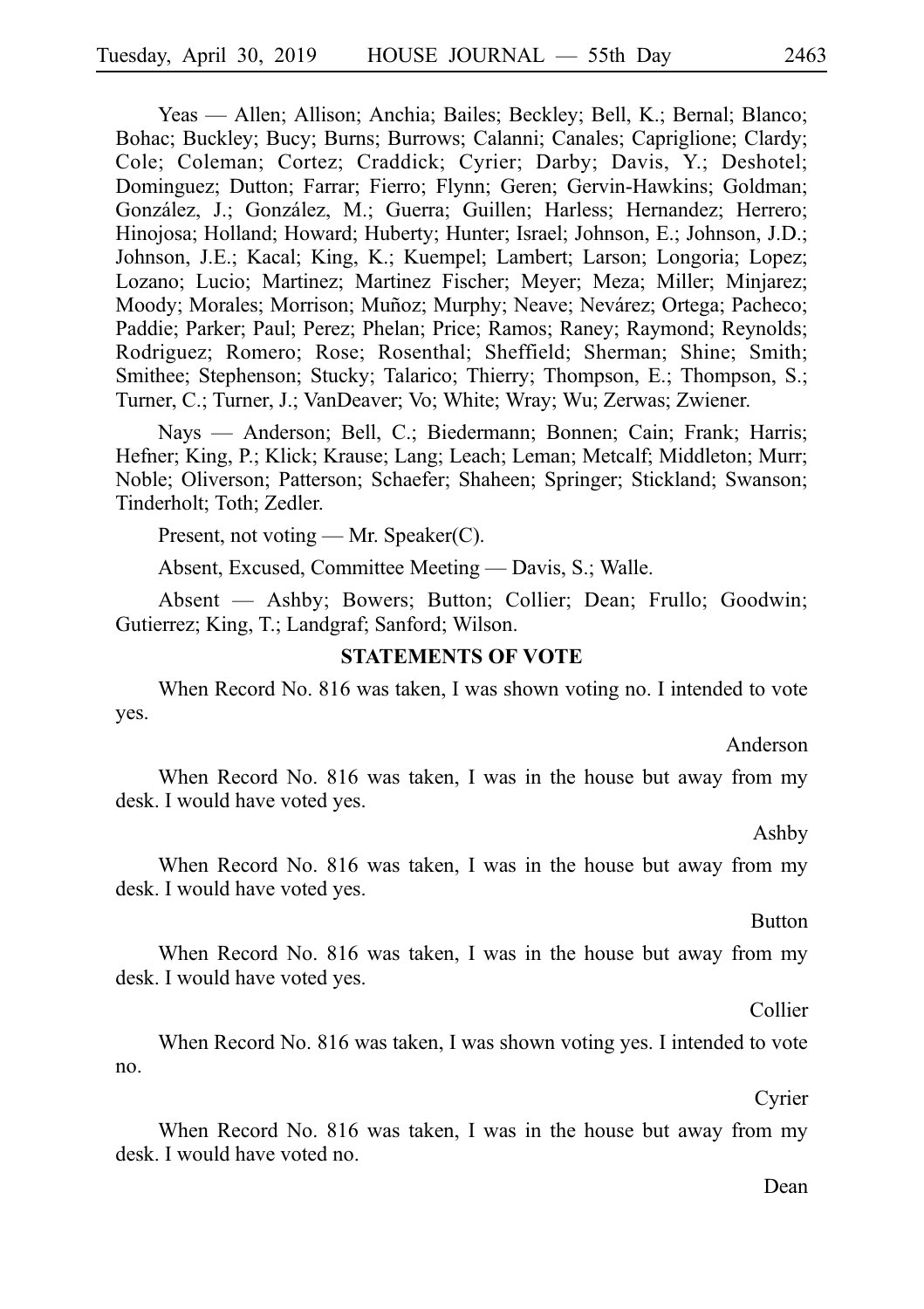Yeas — Allen; Allison; Anchia; Bailes; Beckley; Bell, K.; Bernal; Blanco; Bohac; Buckley; Bucy; Burns; Burrows; Calanni; Canales; Capriglione; Clardy; Cole; Coleman; Cortez; Craddick; Cyrier; Darby; Davis, Y.; Deshotel; Dominguez; Dutton; Farrar; Fierro; Flynn; Geren; Gervin-Hawkins; Goldman; González, J.; González, M.; Guerra; Guillen; Harless; Hernandez; Herrero; Hinojosa; Holland; Howard; Huberty; Hunter; Israel; Johnson, E.; Johnson, J.D.; Johnson, J.E.; Kacal; King, K.; Kuempel; Lambert; Larson; Longoria; Lopez; Lozano; Lucio; Martinez; Martinez Fischer; Meyer; Meza; Miller; Minjarez; Moody; Morales; Morrison; Muñoz; Murphy; Neave; Nevárez; Ortega; Pacheco; Paddie; Parker; Paul; Perez; Phelan; Price; Ramos; Raney; Raymond; Reynolds; Rodriguez; Romero; Rose; Rosenthal; Sheffield; Sherman; Shine; Smith; Smithee; Stephenson; Stucky; Talarico; Thierry; Thompson, E.; Thompson, S.; Turner, C.; Turner, J.; VanDeaver; Vo; White; Wray; Wu; Zerwas; Zwiener.

Nays — Anderson; Bell, C.; Biedermann; Bonnen; Cain; Frank; Harris; Hefner; King, P.; Klick; Krause; Lang; Leach; Leman; Metcalf; Middleton; Murr; Noble; Oliverson; Patterson; Schaefer; Shaheen; Springer; Stickland; Swanson; Tinderholt; Toth; Zedler.

Present, not voting — Mr. Speaker(C).

Absent, Excused, Committee Meeting — Davis, S.; Walle.

Absent — Ashby; Bowers; Button; Collier; Dean; Frullo; Goodwin; Gutierrez; King, T.; Landgraf; Sanford; Wilson.

## STATEMENTS OF VOTE

When Record No. 816 was taken, I was shown voting no. I intended to vote yes.

Anderson

When Record No. 816 was taken, I was in the house but away from my desk. I would have voted yes.

Ashby

When Record No. 816 was taken, I was in the house but away from my desk. I would have voted yes.

Button

When Record No. 816 was taken, I was in the house but away from my desk. I would have voted yes.

Collier

When Record No. 816 was taken, I was shown voting yes. I intended to vote no.

Cyrier

When Record No. 816 was taken, I was in the house but away from my desk. I would have voted no.

Dean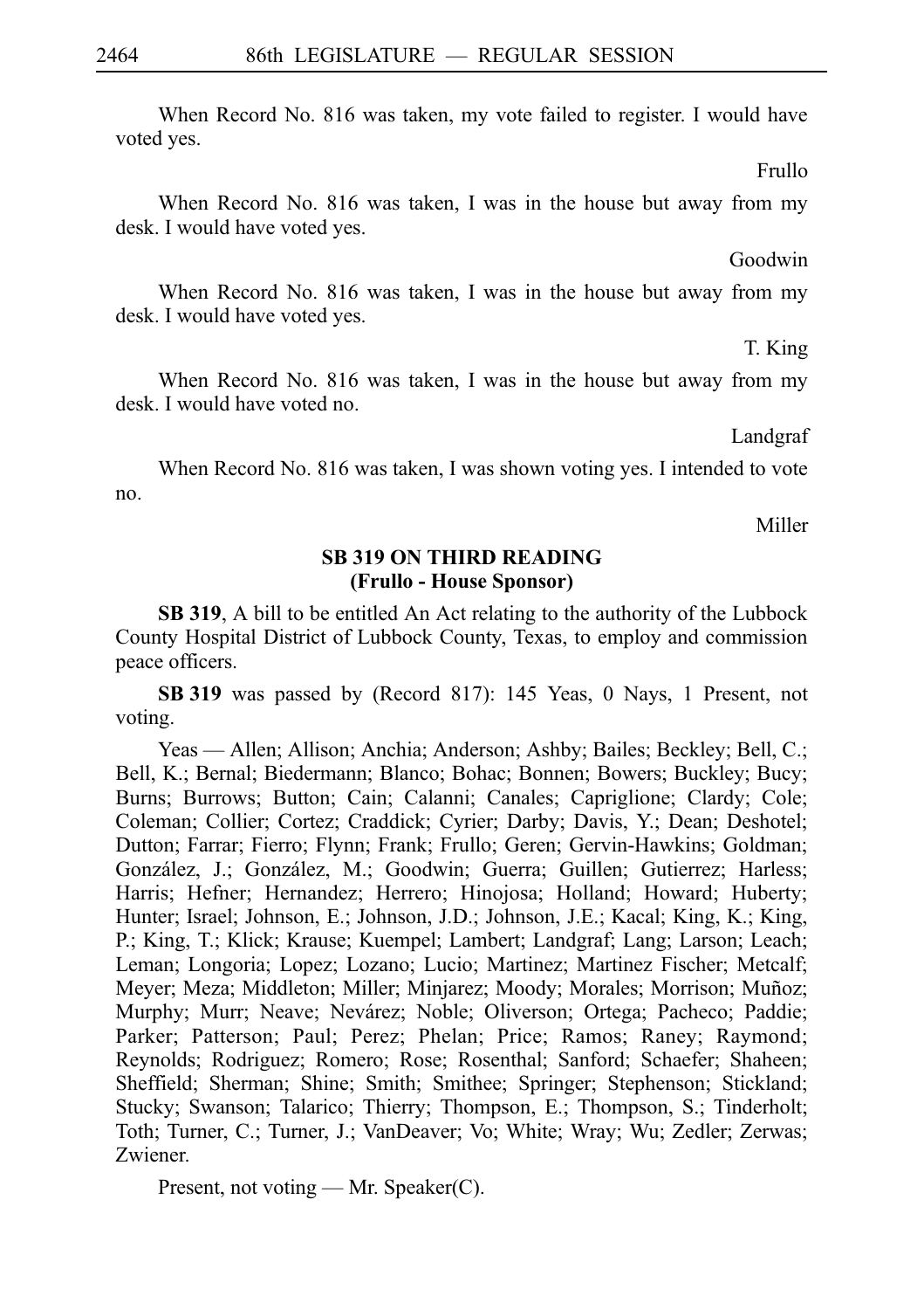When Record No. 816 was taken, my vote failed to register. I would have voted yes.

Frullo

When Record No. 816 was taken, I was in the house but away from my desk. I would have voted yes.

Goodwin

When Record No. 816 was taken, I was in the house but away from my desk. I would have voted yes.

T. King

When Record No. 816 was taken, I was in the house but away from my desk. I would have voted no.

Landgraf

When Record No. 816 was taken, I was shown voting yes. I intended to vote no.

Miller

## SB 319 ON THIRD READING
## (Frullo - House Sponsor)

**SB 319**, A bill to be entitled An Act relating to the authority of the Lubbock County Hospital District of Lubbock County, Texas, to employ and commission peace officers.

**SB 319** was passed by (Record 817): 145 Yeas, 0 Nays, 1 Present, not voting.

Yeas — Allen; Allison; Anchia; Anderson; Ashby; Bailes; Beckley; Bell, C.; Bell, K.; Bernal; Biedermann; Blanco; Bohac; Bonnen; Bowers; Buckley; Bucy; Burns; Burrows; Button; Cain; Calanni; Canales; Capriglione; Clardy; Cole; Coleman; Collier; Cortez; Craddick; Cyrier; Darby; Davis, Y.; Dean; Deshotel; Dutton; Farrar; Fierro; Flynn; Frank; Frullo; Geren; Gervin-Hawkins; Goldman; González, J.; González, M.; Goodwin; Guerra; Guillen; Gutierrez; Harless; Harris; Hefner; Hernandez; Herrero; Hinojosa; Holland; Howard; Huberty; Hunter; Israel; Johnson, E.; Johnson, J.D.; Johnson, J.E.; Kacal; King, K.; King, P.; King, T.; Klick; Krause; Kuempel; Lambert; Landgraf; Lang; Larson; Leach; Leman; Longoria; Lopez; Lozano; Lucio; Martinez; Martinez Fischer; Metcalf; Meyer; Meza; Middleton; Miller; Minjarez; Moody; Morales; Morrison; Muñoz; Murphy; Murr; Neave; Nevárez; Noble; Oliverson; Ortega; Pacheco; Paddie; Parker; Patterson; Paul; Perez; Phelan; Price; Ramos; Raney; Raymond; Reynolds; Rodriguez; Romero; Rose; Rosenthal; Sanford; Schaefer; Shaheen; Sheffield; Sherman; Shine; Smith; Smithee; Springer; Stephenson; Stickland; Stucky; Swanson; Talarico; Thierry; Thompson, E.; Thompson, S.; Tinderholt; Toth; Turner, C.; Turner, J.; VanDeaver; Vo; White; Wray; Wu; Zedler; Zerwas; Zwiener.

Present, not voting — Mr. Speaker(C).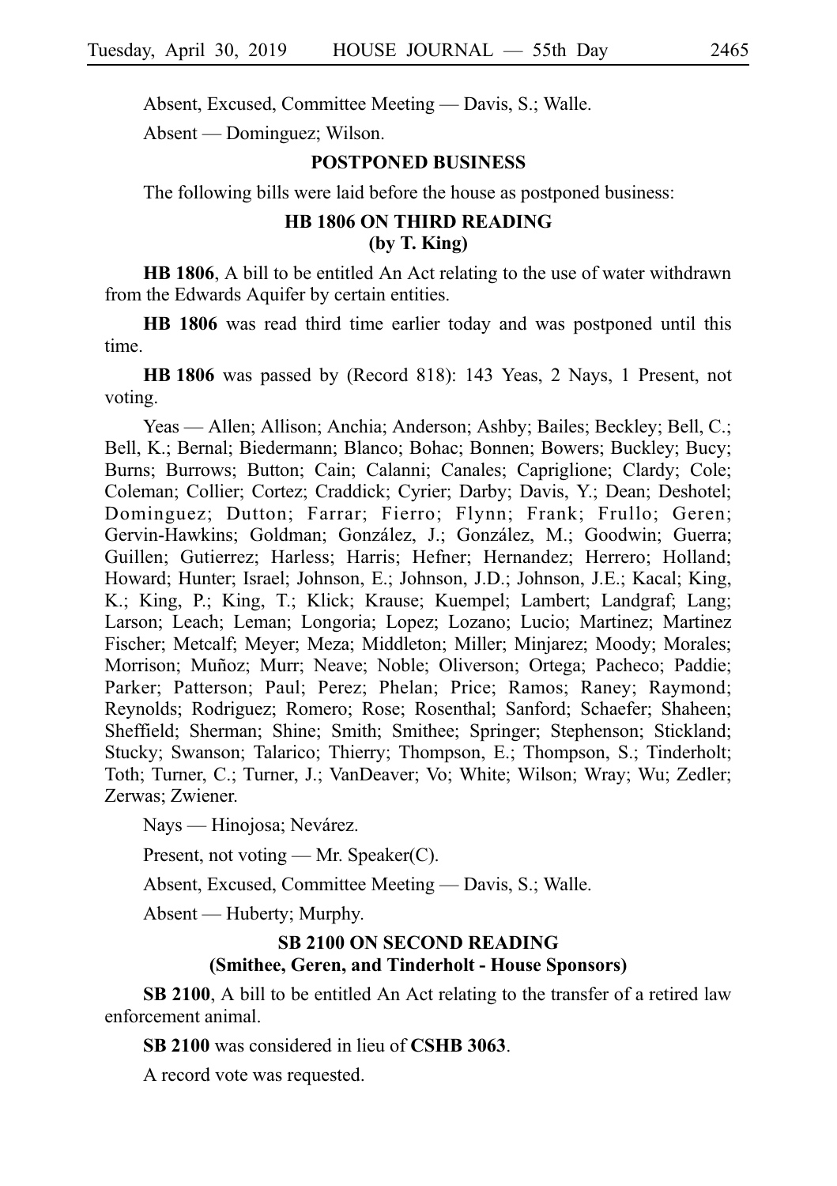Absent, Excused, Committee Meeting — Davis, S.; Walle.

Absent — Dominguez; Wilson.

## POSTPONED BUSINESS

The following bills were laid before the house as postponed business:

### HB 1806 ON THIRD READING
### (by T. King)

**HB 1806**, A bill to be entitled An Act relating to the use of water withdrawn from the Edwards Aquifer by certain entities.

**HB 1806** was read third time earlier today and was postponed until this time.

**HB 1806** was passed by (Record 818): 143 Yeas, 2 Nays, 1 Present, not voting.

Yeas — Allen; Allison; Anchia; Anderson; Ashby; Bailes; Beckley; Bell, C.; Bell, K.; Bernal; Biedermann; Blanco; Bohac; Bonnen; Bowers; Buckley; Bucy; Burns; Burrows; Button; Cain; Calanni; Canales; Capriglione; Clardy; Cole; Coleman; Collier; Cortez; Craddick; Cyrier; Darby; Davis, Y.; Dean; Deshotel; Dominguez; Dutton; Farrar; Fierro; Flynn; Frank; Frullo; Geren; Gervin-Hawkins; Goldman; González, J.; González, M.; Goodwin; Guerra; Guillen; Gutierrez; Harless; Harris; Hefner; Hernandez; Herrero; Holland; Howard; Hunter; Israel; Johnson, E.; Johnson, J.D.; Johnson, J.E.; Kacal; King, K.; King, P.; King, T.; Klick; Krause; Kuempel; Lambert; Landgraf; Lang; Larson; Leach; Leman; Longoria; Lopez; Lozano; Lucio; Martinez; Martinez Fischer; Metcalf; Meyer; Meza; Middleton; Miller; Minjarez; Moody; Morales; Morrison; Muñoz; Murr; Neave; Noble; Oliverson; Ortega; Pacheco; Paddie; Parker; Patterson; Paul; Perez; Phelan; Price; Ramos; Raney; Raymond; Reynolds; Rodriguez; Romero; Rose; Rosenthal; Sanford; Schaefer; Shaheen; Sheffield; Sherman; Shine; Smith; Smithee; Springer; Stephenson; Stickland; Stucky; Swanson; Talarico; Thierry; Thompson, E.; Thompson, S.; Tinderholt; Toth; Turner, C.; Turner, J.; VanDeaver; Vo; White; Wilson; Wray; Wu; Zedler; Zerwas; Zwiener.

Nays — Hinojosa; Nevárez.

Present, not voting — Mr. Speaker(C).

Absent, Excused, Committee Meeting — Davis, S.; Walle.

Absent — Huberty; Murphy.

### SB 2100 ON SECOND READING
### (Smithee, Geren, and Tinderholt - House Sponsors)

**SB 2100**, A bill to be entitled An Act relating to the transfer of a retired law enforcement animal.

**SB 2100** was considered in lieu of **CSHB 3063**.

A record vote was requested.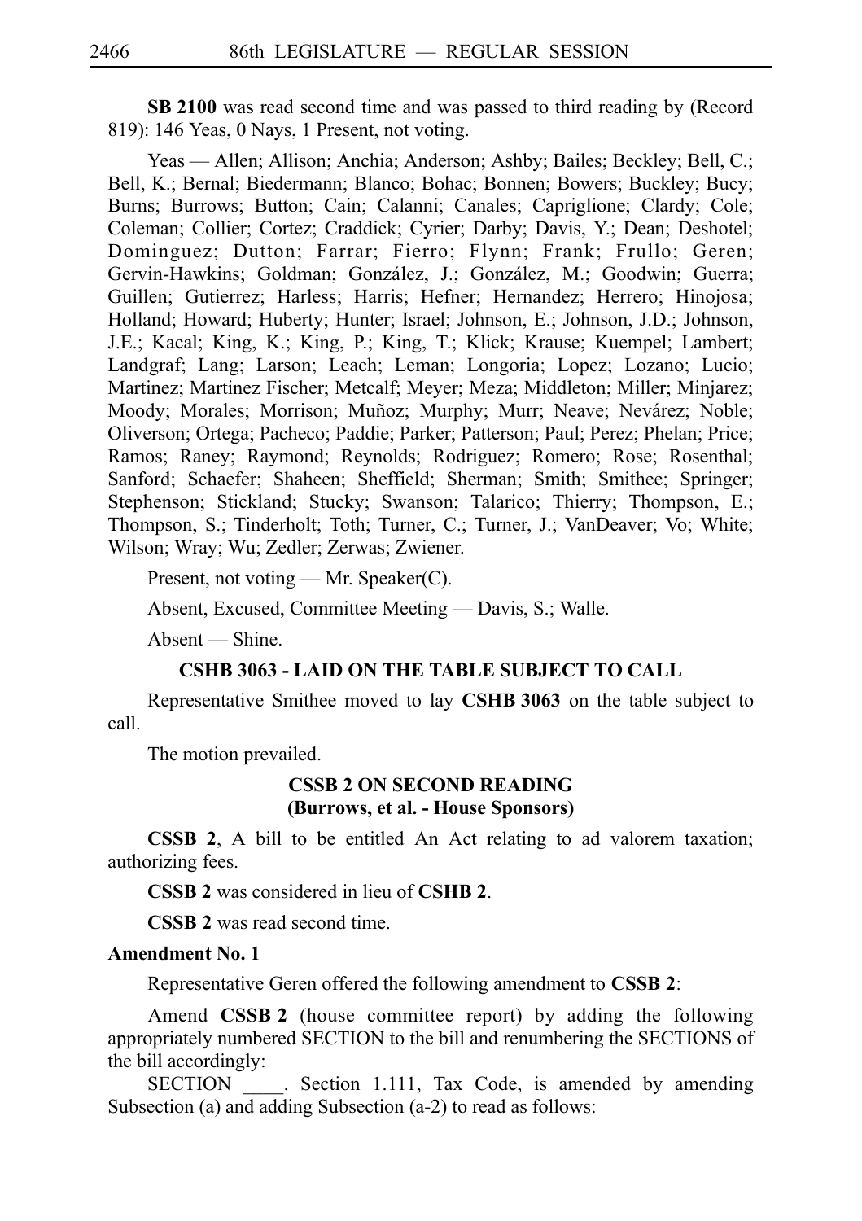**SB 2100** was read second time and was passed to third reading by (Record 819): 146 Yeas, 0 Nays, 1 Present, not voting.

Yeas — Allen; Allison; Anchia; Anderson; Ashby; Bailes; Beckley; Bell, C.; Bell, K.; Bernal; Biedermann; Blanco; Bohac; Bonnen; Bowers; Buckley; Bucy; Burns; Burrows; Button; Cain; Calanni; Canales; Capriglione; Clardy; Cole; Coleman; Collier; Cortez; Craddick; Cyrier; Darby; Davis, Y.; Dean; Deshotel; Dominguez; Dutton; Farrar; Fierro; Flynn; Frank; Frullo; Geren; Gervin-Hawkins; Goldman; González, J.; González, M.; Goodwin; Guerra; Guillen; Gutierrez; Harless; Harris; Hefner; Hernandez; Herrero; Hinojosa; Holland; Howard; Huberty; Hunter; Israel; Johnson, E.; Johnson, J.D.; Johnson, J.E.; Kacal; King, K.; King, P.; King, T.; Klick; Krause; Kuempel; Lambert; Landgraf; Lang; Larson; Leach; Leman; Longoria; Lopez; Lozano; Lucio; Martinez; Martinez Fischer; Metcalf; Meyer; Meza; Middleton; Miller; Minjarez; Moody; Morales; Morrison; Muñoz; Murphy; Murr; Neave; Nevárez; Noble; Oliverson; Ortega; Pacheco; Paddie; Parker; Patterson; Paul; Perez; Phelan; Price; Ramos; Raney; Raymond; Reynolds; Rodriguez; Romero; Rose; Rosenthal; Sanford; Schaefer; Shaheen; Sheffield; Sherman; Smith; Smithee; Springer; Stephenson; Stickland; Stucky; Swanson; Talarico; Thierry; Thompson, E.; Thompson, S.; Tinderholt; Toth; Turner, C.; Turner, J.; VanDeaver; Vo; White; Wilson; Wray; Wu; Zedler; Zerwas; Zwiener.

Present, not voting — Mr. Speaker(C).

Absent, Excused, Committee Meeting — Davis, S.; Walle.

Absent — Shine.

### CSHB 3063 - LAID ON THE TABLE SUBJECT TO CALL

Representative Smithee moved to lay **CSHB 3063** on the table subject to call.

The motion prevailed.

### CSSB 2 ON SECOND READING (Burrows, et al. - House Sponsors)

**CSSB 2**, A bill to be entitled An Act relating to ad valorem taxation; authorizing fees.

**CSSB 2** was considered in lieu of **CSHB 2**.

**CSSB 2** was read second time.

**Amendment No. 1**

Representative Geren offered the following amendment to **CSSB 2**:

Amend **CSSB 2** (house committee report) by adding the following appropriately numbered SECTION to the bill and renumbering the SECTIONS of the bill accordingly:

SECTION \_\_\_\_. Section 1.111, Tax Code, is amended by amending Subsection (a) and adding Subsection (a-2) to read as follows: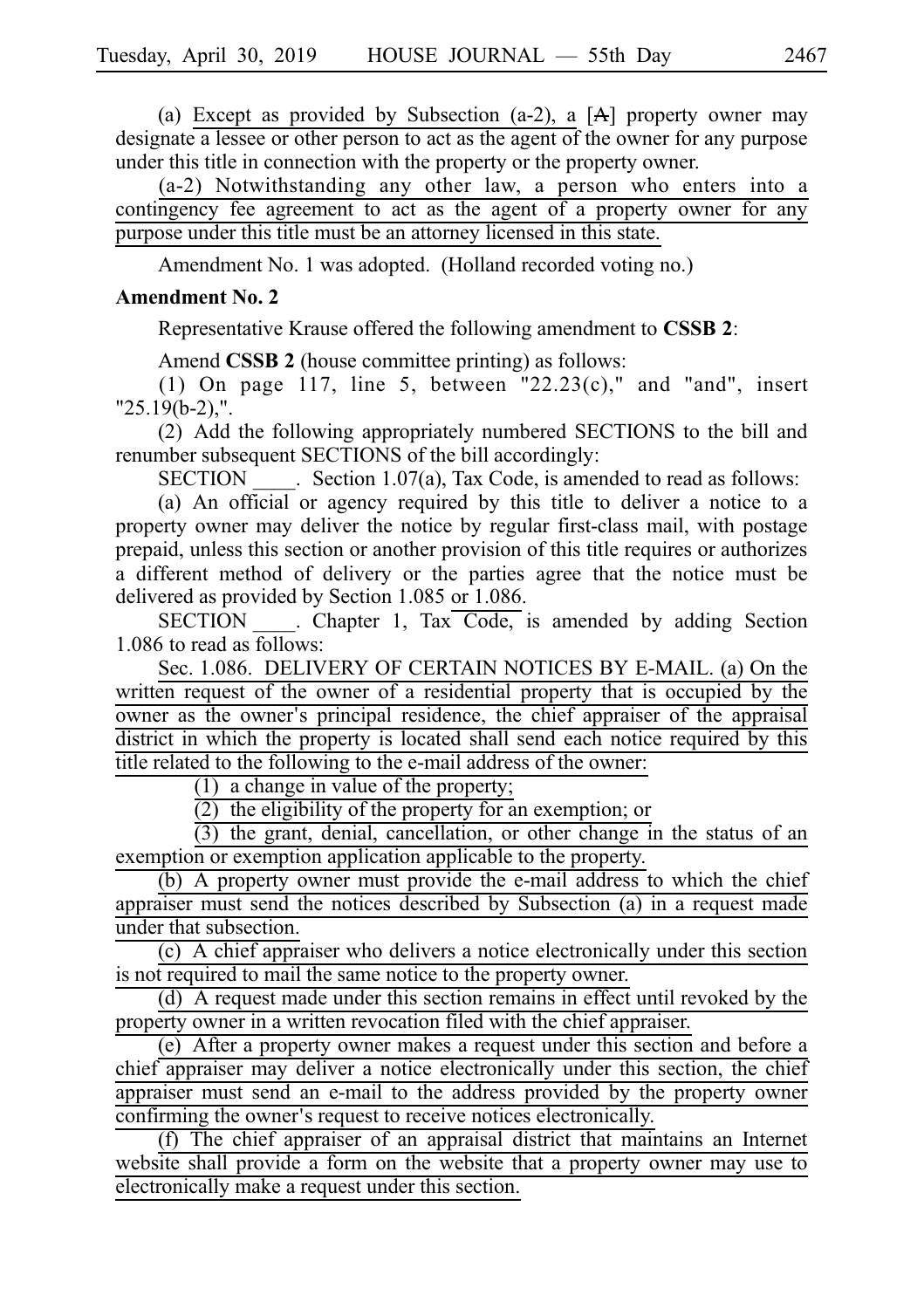(a) Except as provided by Subsection (a-2), a [A] property owner may designate a lessee or other person to act as the agent of the owner for any purpose under this title in connection with the property or the property owner.

(a-2) Notwithstanding any other law, a person who enters into a contingency fee agreement to act as the agent of a property owner for any purpose under this title must be an attorney licensed in this state.

Amendment No. 1 was adopted. (Holland recorded voting no.)

**Amendment No. 2**

Representative Krause offered the following amendment to **CSSB 2**:

Amend **CSSB 2** (house committee printing) as follows:

(1) On page 117, line 5, between "22.23(c)," and "and", insert "25.19(b-2),".

(2) Add the following appropriately numbered SECTIONS to the bill and renumber subsequent SECTIONS of the bill accordingly:

SECTION ____. Section 1.07(a), Tax Code, is amended to read as follows:

(a) An official or agency required by this title to deliver a notice to a property owner may deliver the notice by regular first-class mail, with postage prepaid, unless this section or another provision of this title requires or authorizes a different method of delivery or the parties agree that the notice must be delivered as provided by Section 1.085 or 1.086.

SECTION ____. Chapter 1, Tax Code, is amended by adding Section 1.086 to read as follows:

Sec. 1.086. DELIVERY OF CERTAIN NOTICES BY E-MAIL. (a) On the written request of the owner of a residential property that is occupied by the owner as the owner's principal residence, the chief appraiser of the appraisal district in which the property is located shall send each notice required by this title related to the following to the e-mail address of the owner:

(1) a change in value of the property;

(2) the eligibility of the property for an exemption; or

(3) the grant, denial, cancellation, or other change in the status of an exemption or exemption application applicable to the property.

(b) A property owner must provide the e-mail address to which the chief appraiser must send the notices described by Subsection (a) in a request made under that subsection.

(c) A chief appraiser who delivers a notice electronically under this section is not required to mail the same notice to the property owner.

(d) A request made under this section remains in effect until revoked by the property owner in a written revocation filed with the chief appraiser.

(e) After a property owner makes a request under this section and before a chief appraiser may deliver a notice electronically under this section, the chief appraiser must send an e-mail to the address provided by the property owner confirming the owner's request to receive notices electronically.

(f) The chief appraiser of an appraisal district that maintains an Internet website shall provide a form on the website that a property owner may use to electronically make a request under this section.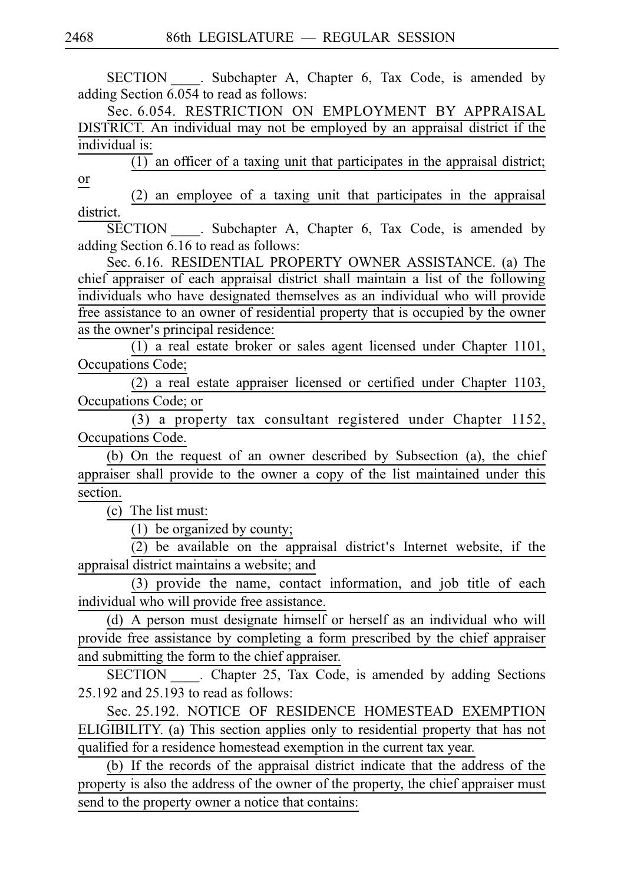SECTION ____. Subchapter A, Chapter 6, Tax Code, is amended by adding Section 6.054 to read as follows:

Sec. 6.054. RESTRICTION ON EMPLOYMENT BY APPRAISAL DISTRICT. An individual may not be employed by an appraisal district if the individual is:

(1) an officer of a taxing unit that participates in the appraisal district; or

(2) an employee of a taxing unit that participates in the appraisal district.

SECTION ____. Subchapter A, Chapter 6, Tax Code, is amended by adding Section 6.16 to read as follows:

Sec. 6.16. RESIDENTIAL PROPERTY OWNER ASSISTANCE. (a) The chief appraiser of each appraisal district shall maintain a list of the following individuals who have designated themselves as an individual who will provide free assistance to an owner of residential property that is occupied by the owner as the owner's principal residence:

(1) a real estate broker or sales agent licensed under Chapter 1101, Occupations Code;

(2) a real estate appraiser licensed or certified under Chapter 1103, Occupations Code; or

(3) a property tax consultant registered under Chapter 1152, Occupations Code.

(b) On the request of an owner described by Subsection (a), the chief appraiser shall provide to the owner a copy of the list maintained under this section.

(c) The list must:

(1) be organized by county;

(2) be available on the appraisal district's Internet website, if the appraisal district maintains a website; and

(3) provide the name, contact information, and job title of each individual who will provide free assistance.

(d) A person must designate himself or herself as an individual who will provide free assistance by completing a form prescribed by the chief appraiser and submitting the form to the chief appraiser.

SECTION ____. Chapter 25, Tax Code, is amended by adding Sections 25.192 and 25.193 to read as follows:

Sec. 25.192. NOTICE OF RESIDENCE HOMESTEAD EXEMPTION ELIGIBILITY. (a) This section applies only to residential property that has not qualified for a residence homestead exemption in the current tax year.

(b) If the records of the appraisal district indicate that the address of the property is also the address of the owner of the property, the chief appraiser must send to the property owner a notice that contains: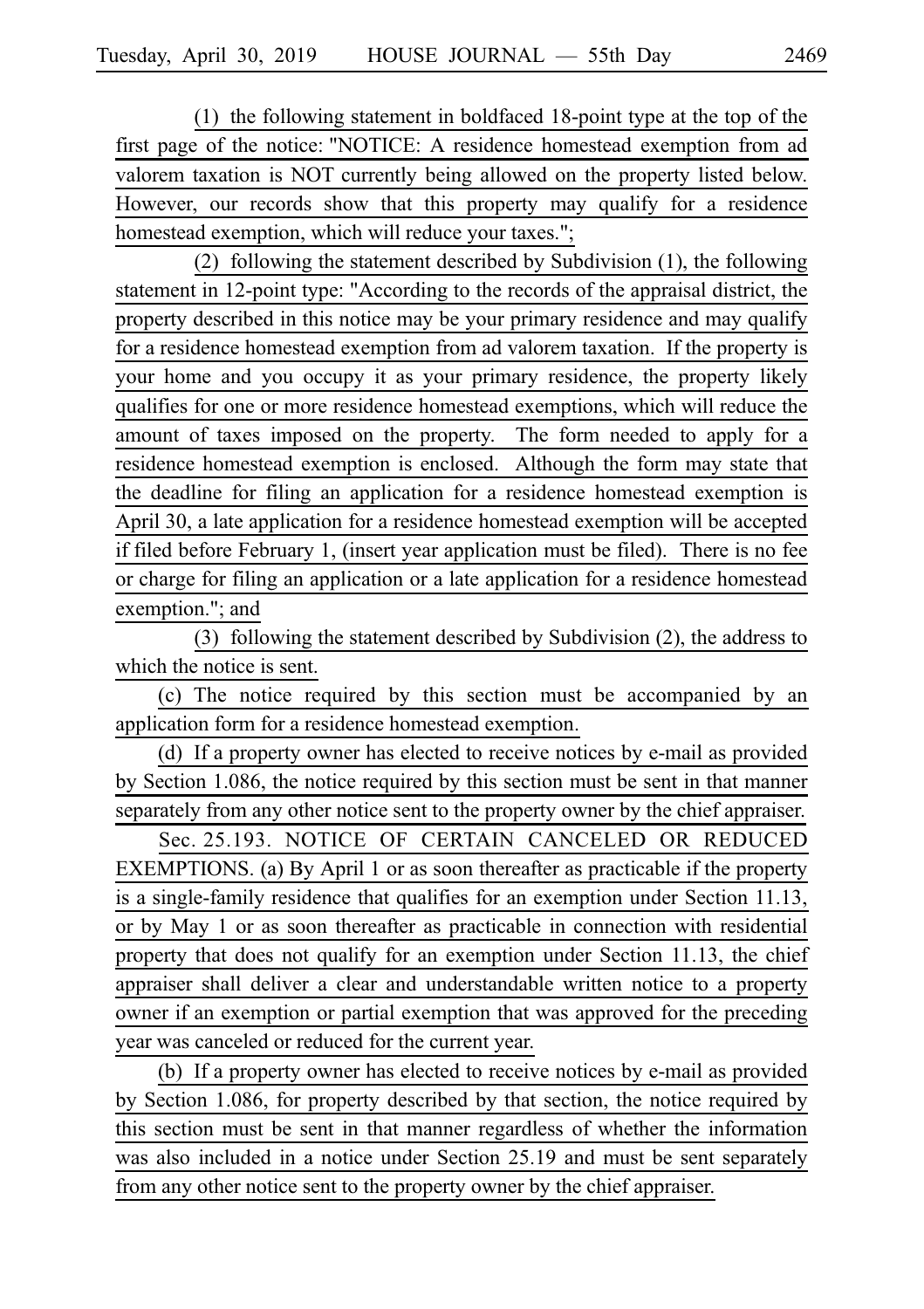(1) the following statement in boldfaced 18-point type at the top of the first page of the notice: "NOTICE: A residence homestead exemption from ad valorem taxation is NOT currently being allowed on the property listed below. However, our records show that this property may qualify for a residence homestead exemption, which will reduce your taxes.";

(2) following the statement described by Subdivision (1), the following statement in 12-point type: "According to the records of the appraisal district, the property described in this notice may be your primary residence and may qualify for a residence homestead exemption from ad valorem taxation. If the property is your home and you occupy it as your primary residence, the property likely qualifies for one or more residence homestead exemptions, which will reduce the amount of taxes imposed on the property. The form needed to apply for a residence homestead exemption is enclosed. Although the form may state that the deadline for filing an application for a residence homestead exemption is April 30, a late application for a residence homestead exemption will be accepted if filed before February 1, (insert year application must be filed). There is no fee or charge for filing an application or a late application for a residence homestead exemption."; and

(3) following the statement described by Subdivision (2), the address to which the notice is sent.

(c) The notice required by this section must be accompanied by an application form for a residence homestead exemption.

(d) If a property owner has elected to receive notices by e-mail as provided by Section 1.086, the notice required by this section must be sent in that manner separately from any other notice sent to the property owner by the chief appraiser.

Sec. 25.193. NOTICE OF CERTAIN CANCELED OR REDUCED EXEMPTIONS. (a) By April 1 or as soon thereafter as practicable if the property is a single-family residence that qualifies for an exemption under Section 11.13, or by May 1 or as soon thereafter as practicable in connection with residential property that does not qualify for an exemption under Section 11.13, the chief appraiser shall deliver a clear and understandable written notice to a property owner if an exemption or partial exemption that was approved for the preceding year was canceled or reduced for the current year.

(b) If a property owner has elected to receive notices by e-mail as provided by Section 1.086, for property described by that section, the notice required by this section must be sent in that manner regardless of whether the information was also included in a notice under Section 25.19 and must be sent separately from any other notice sent to the property owner by the chief appraiser.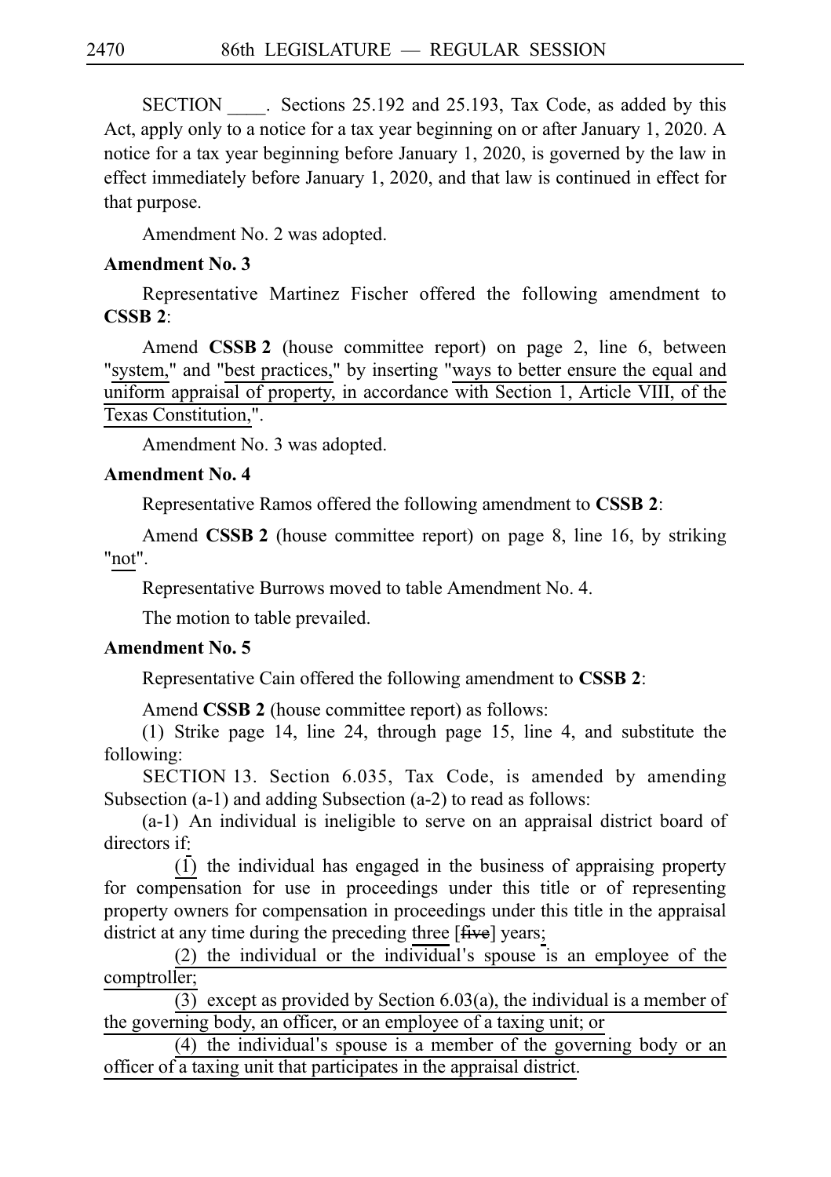SECTION \_\_\_\_. Sections 25.192 and 25.193, Tax Code, as added by this Act, apply only to a notice for a tax year beginning on or after January 1, 2020. A notice for a tax year beginning before January 1, 2020, is governed by the law in effect immediately before January 1, 2020, and that law is continued in effect for that purpose.

Amendment No. 2 was adopted.

**Amendment No. 3**

Representative Martinez Fischer offered the following amendment to **CSSB 2**:

Amend **CSSB 2** (house committee report) on page 2, line 6, between "system," and "best practices," by inserting "ways to better ensure the equal and uniform appraisal of property, in accordance with Section 1, Article VIII, of the Texas Constitution,".

Amendment No. 3 was adopted.

**Amendment No. 4**

Representative Ramos offered the following amendment to **CSSB 2**:

Amend **CSSB 2** (house committee report) on page 8, line 16, by striking "not".

Representative Burrows moved to table Amendment No. 4.

The motion to table prevailed.

**Amendment No. 5**

Representative Cain offered the following amendment to **CSSB 2**:

Amend **CSSB 2** (house committee report) as follows:

(1) Strike page 14, line 24, through page 15, line 4, and substitute the following:

SECTION 13. Section 6.035, Tax Code, is amended by amending Subsection (a-1) and adding Subsection (a-2) to read as follows:

(a-1) An individual is ineligible to serve on an appraisal district board of directors if:

(1) the individual has engaged in the business of appraising property for compensation for use in proceedings under this title or of representing property owners for compensation in proceedings under this title in the appraisal district at any time during the preceding three [~~five~~] years;

(2) the individual or the individual's spouse is an employee of the comptroller;

(3) except as provided by Section 6.03(a), the individual is a member of the governing body, an officer, or an employee of a taxing unit; or

(4) the individual's spouse is a member of the governing body or an officer of a taxing unit that participates in the appraisal district.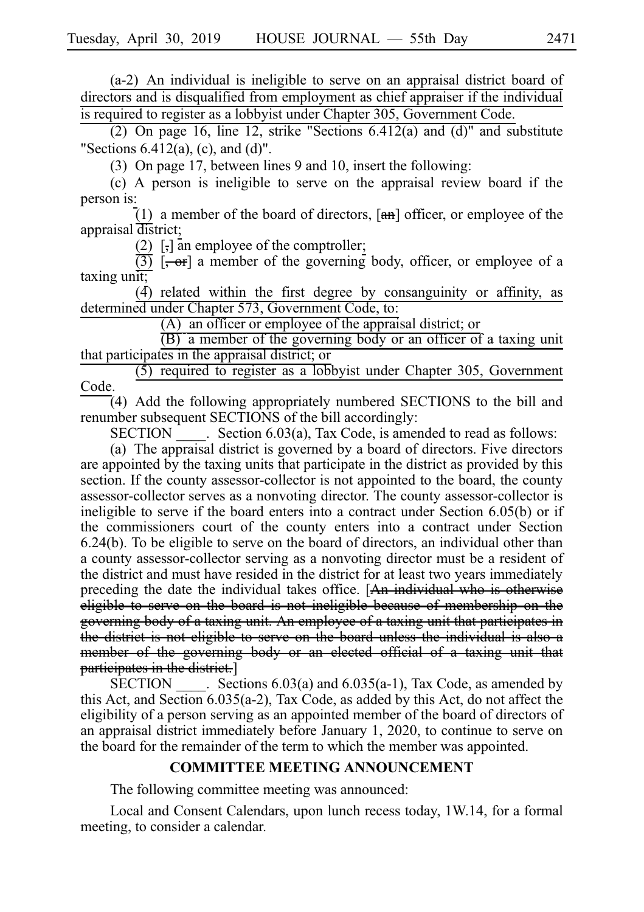(a-2) An individual is ineligible to serve on an appraisal district board of directors and is disqualified from employment as chief appraiser if the individual is required to register as a lobbyist under Chapter 305, Government Code.

(2) On page 16, line 12, strike "Sections 6.412(a) and (d)" and substitute "Sections 6.412(a), (c), and (d)".

(3) On page 17, between lines 9 and 10, insert the following:

(c) A person is ineligible to serve on the appraisal review board if the person is:

(1) a member of the board of directors, [an] officer, or employee of the appraisal district;

(2) [,] an employee of the comptroller;

(3) [, or] a member of the governing body, officer, or employee of a taxing unit;

(4) related within the first degree by consanguinity or affinity, as determined under Chapter 573, Government Code, to:

(A) an officer or employee of the appraisal district; or

(B) a member of the governing body or an officer of a taxing unit that participates in the appraisal district; or

(5) required to register as a lobbyist under Chapter 305, Government Code.

(4) Add the following appropriately numbered SECTIONS to the bill and renumber subsequent SECTIONS of the bill accordingly:

SECTION ____. Section 6.03(a), Tax Code, is amended to read as follows:

(a) The appraisal district is governed by a board of directors. Five directors are appointed by the taxing units that participate in the district as provided by this section. If the county assessor-collector is not appointed to the board, the county assessor-collector serves as a nonvoting director. The county assessor-collector is ineligible to serve if the board enters into a contract under Section 6.05(b) or if the commissioners court of the county enters into a contract under Section 6.24(b). To be eligible to serve on the board of directors, an individual other than a county assessor-collector serving as a nonvoting director must be a resident of the district and must have resided in the district for at least two years immediately preceding the date the individual takes office. [~~An individual who is otherwise eligible to serve on the board is not ineligible because of membership on the governing body of a taxing unit. An employee of a taxing unit that participates in the district is not eligible to serve on the board unless the individual is also a member of the governing body or an elected official of a taxing unit that participates in the district.~~]

SECTION ____. Sections 6.03(a) and 6.035(a-1), Tax Code, as amended by this Act, and Section 6.035(a-2), Tax Code, as added by this Act, do not affect the eligibility of a person serving as an appointed member of the board of directors of an appraisal district immediately before January 1, 2020, to continue to serve on the board for the remainder of the term to which the member was appointed.

## COMMITTEE MEETING ANNOUNCEMENT

The following committee meeting was announced:

Local and Consent Calendars, upon lunch recess today, 1W.14, for a formal meeting, to consider a calendar.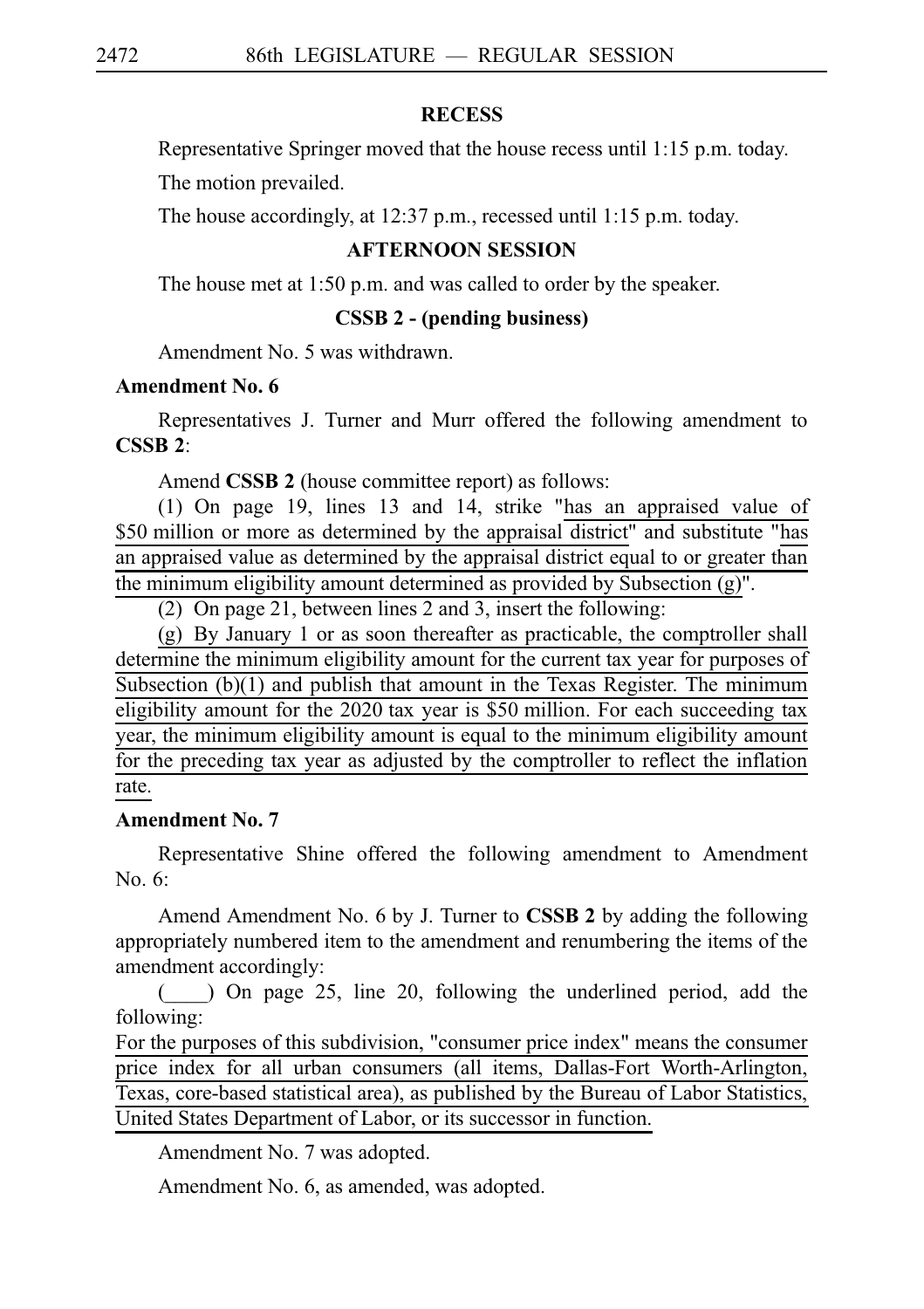**RECESS**

Representative Springer moved that the house recess until 1:15 p.m. today.

The motion prevailed.

The house accordingly, at 12:37 p.m., recessed until 1:15 p.m. today.

**AFTERNOON SESSION**

The house met at 1:50 p.m. and was called to order by the speaker.

**CSSB 2 - (pending business)**

Amendment No. 5 was withdrawn.

**Amendment No. 6**

Representatives J. Turner and Murr offered the following amendment to **CSSB 2**:

Amend **CSSB 2** (house committee report) as follows:

(1) On page 19, lines 13 and 14, strike "has an appraised value of $50 million or more as determined by the appraisal district" and substitute "has an appraised value as determined by the appraisal district equal to or greater than the minimum eligibility amount determined as provided by Subsection (g)".

(2) On page 21, between lines 2 and 3, insert the following:

(g) By January 1 or as soon thereafter as practicable, the comptroller shall determine the minimum eligibility amount for the current tax year for purposes of Subsection (b)(1) and publish that amount in the Texas Register. The minimum eligibility amount for the 2020 tax year is $50 million. For each succeeding tax year, the minimum eligibility amount is equal to the minimum eligibility amount for the preceding tax year as adjusted by the comptroller to reflect the inflation rate.

**Amendment No. 7**

Representative Shine offered the following amendment to Amendment No. 6:

Amend Amendment No. 6 by J. Turner to **CSSB 2** by adding the following appropriately numbered item to the amendment and renumbering the items of the amendment accordingly:

(____) On page 25, line 20, following the underlined period, add the following:

For the purposes of this subdivision, "consumer price index" means the consumer price index for all urban consumers (all items, Dallas-Fort Worth-Arlington, Texas, core-based statistical area), as published by the Bureau of Labor Statistics, United States Department of Labor, or its successor in function.

Amendment No. 7 was adopted.

Amendment No. 6, as amended, was adopted.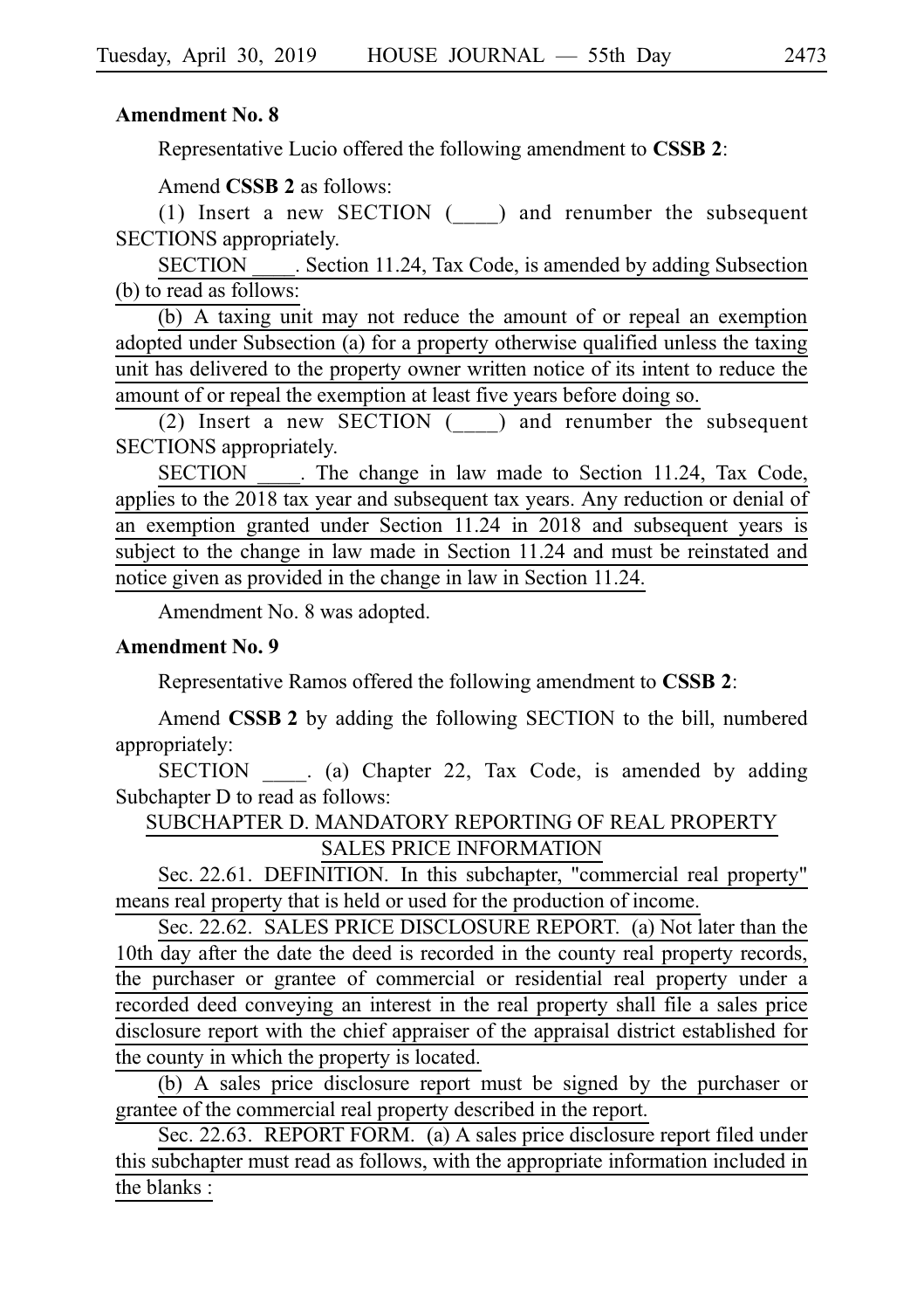**Amendment No. 8**

Representative Lucio offered the following amendment to **CSSB 2**:

Amend **CSSB 2** as follows:

(1) Insert a new SECTION (____) and renumber the subsequent SECTIONS appropriately.

SECTION ____. Section 11.24, Tax Code, is amended by adding Subsection (b) to read as follows:

(b) A taxing unit may not reduce the amount of or repeal an exemption adopted under Subsection (a) for a property otherwise qualified unless the taxing unit has delivered to the property owner written notice of its intent to reduce the amount of or repeal the exemption at least five years before doing so.

(2) Insert a new SECTION (____) and renumber the subsequent SECTIONS appropriately.

SECTION ____. The change in law made to Section 11.24, Tax Code, applies to the 2018 tax year and subsequent tax years. Any reduction or denial of an exemption granted under Section 11.24 in 2018 and subsequent years is subject to the change in law made in Section 11.24 and must be reinstated and notice given as provided in the change in law in Section 11.24.

Amendment No. 8 was adopted.

**Amendment No. 9**

Representative Ramos offered the following amendment to **CSSB 2**:

Amend **CSSB 2** by adding the following SECTION to the bill, numbered appropriately:

SECTION ____. (a) Chapter 22, Tax Code, is amended by adding Subchapter D to read as follows:

SUBCHAPTER D. MANDATORY REPORTING OF REAL PROPERTY SALES PRICE INFORMATION

Sec. 22.61. DEFINITION. In this subchapter, "commercial real property" means real property that is held or used for the production of income.

Sec. 22.62. SALES PRICE DISCLOSURE REPORT. (a) Not later than the 10th day after the date the deed is recorded in the county real property records, the purchaser or grantee of commercial or residential real property under a recorded deed conveying an interest in the real property shall file a sales price disclosure report with the chief appraiser of the appraisal district established for the county in which the property is located.

(b) A sales price disclosure report must be signed by the purchaser or grantee of the commercial real property described in the report.

Sec. 22.63. REPORT FORM. (a) A sales price disclosure report filed under this subchapter must read as follows, with the appropriate information included in the blanks :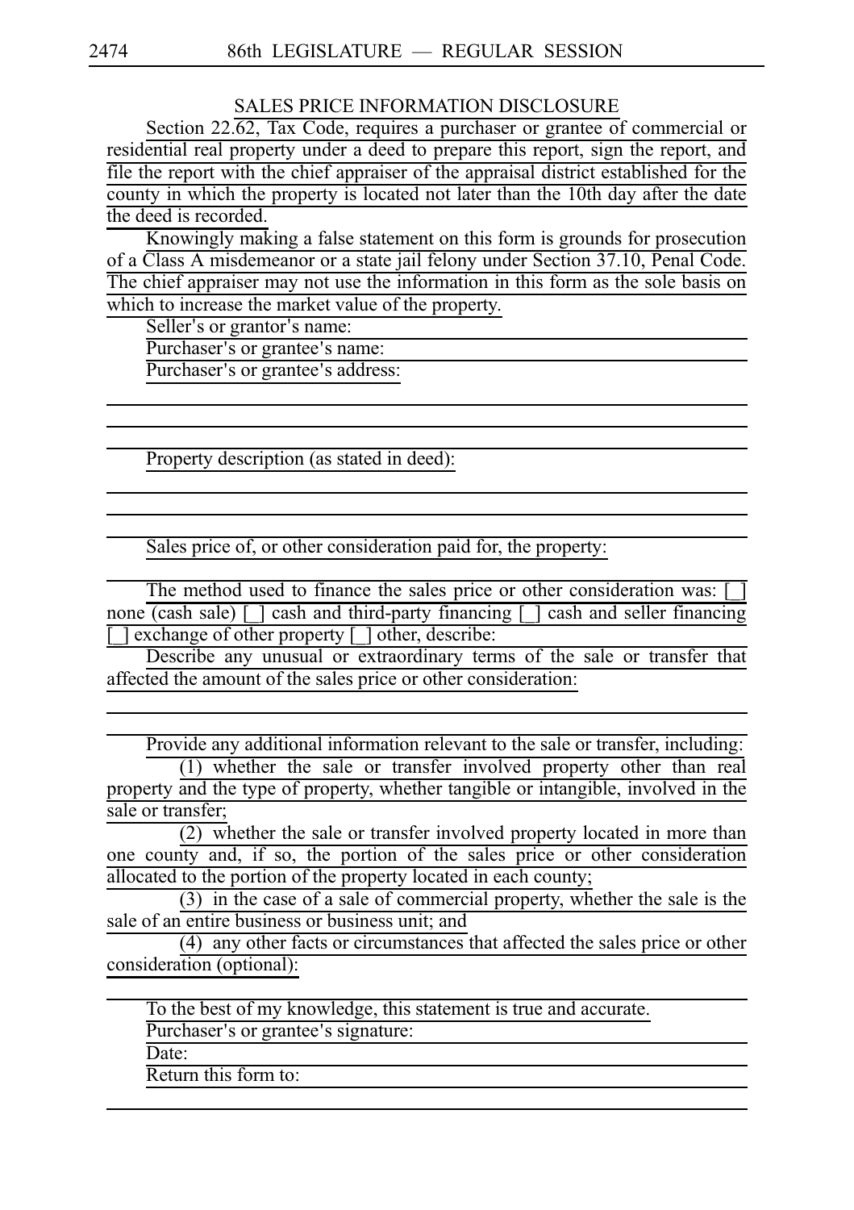SALES PRICE INFORMATION DISCLOSURE

Section 22.62, Tax Code, requires a purchaser or grantee of commercial or residential real property under a deed to prepare this report, sign the report, and file the report with the chief appraiser of the appraisal district established for the county in which the property is located not later than the 10th day after the date the deed is recorded.

Knowingly making a false statement on this form is grounds for prosecution of a Class A misdemeanor or a state jail felony under Section 37.10, Penal Code. The chief appraiser may not use the information in this form as the sole basis on which to increase the market value of the property.

Seller's or grantor's name: ______________________________

Purchaser's or grantee's name: ______________________________

Purchaser's or grantee's address:

______________________________

______________________________

______________________________

Property description (as stated in deed):

______________________________

______________________________

______________________________

Sales price of, or other consideration paid for, the property:

______________________________

The method used to finance the sales price or other consideration was: [_] none (cash sale) [_] cash and third-party financing [_] cash and seller financing [_] exchange of other property [_] other, describe:

Describe any unusual or extraordinary terms of the sale or transfer that affected the amount of the sales price or other consideration:

______________________________

______________________________

Provide any additional information relevant to the sale or transfer, including:

(1) whether the sale or transfer involved property other than real property and the type of property, whether tangible or intangible, involved in the sale or transfer;

(2) whether the sale or transfer involved property located in more than one county and, if so, the portion of the sales price or other consideration allocated to the portion of the property located in each county;

(3) in the case of a sale of commercial property, whether the sale is the sale of an entire business or business unit; and

(4) any other facts or circumstances that affected the sales price or other consideration (optional):

______________________________

To the best of my knowledge, this statement is true and accurate.

Purchaser's or grantee's signature: ______________________________

Date: ______________________________

Return this form to: ______________________________

______________________________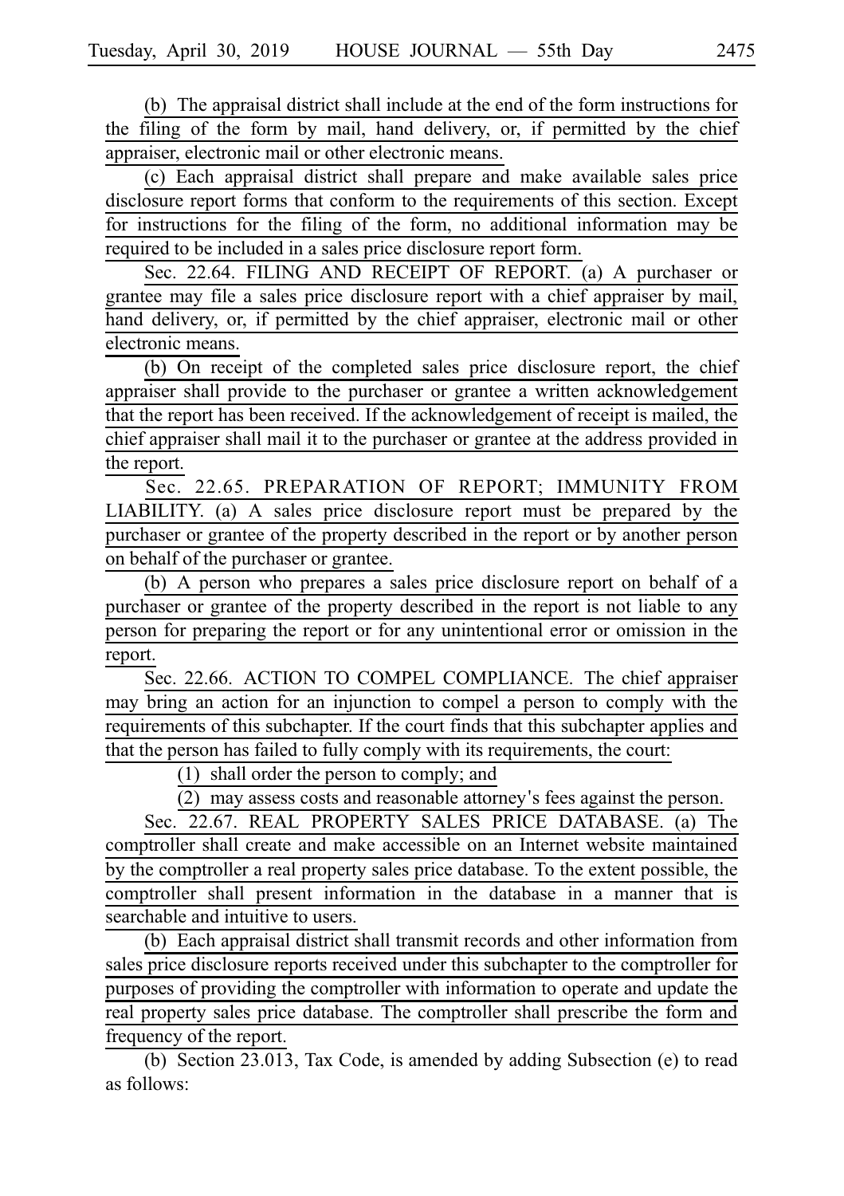(b) The appraisal district shall include at the end of the form instructions for the filing of the form by mail, hand delivery, or, if permitted by the chief appraiser, electronic mail or other electronic means.

(c) Each appraisal district shall prepare and make available sales price disclosure report forms that conform to the requirements of this section. Except for instructions for the filing of the form, no additional information may be required to be included in a sales price disclosure report form.

Sec. 22.64. FILING AND RECEIPT OF REPORT. (a) A purchaser or grantee may file a sales price disclosure report with a chief appraiser by mail, hand delivery, or, if permitted by the chief appraiser, electronic mail or other electronic means.

(b) On receipt of the completed sales price disclosure report, the chief appraiser shall provide to the purchaser or grantee a written acknowledgement that the report has been received. If the acknowledgement of receipt is mailed, the chief appraiser shall mail it to the purchaser or grantee at the address provided in the report.

Sec. 22.65. PREPARATION OF REPORT; IMMUNITY FROM LIABILITY. (a) A sales price disclosure report must be prepared by the purchaser or grantee of the property described in the report or by another person on behalf of the purchaser or grantee.

(b) A person who prepares a sales price disclosure report on behalf of a purchaser or grantee of the property described in the report is not liable to any person for preparing the report or for any unintentional error or omission in the report.

Sec. 22.66. ACTION TO COMPEL COMPLIANCE. The chief appraiser may bring an action for an injunction to compel a person to comply with the requirements of this subchapter. If the court finds that this subchapter applies and that the person has failed to fully comply with its requirements, the court:

(1) shall order the person to comply; and

(2) may assess costs and reasonable attorney's fees against the person.

Sec. 22.67. REAL PROPERTY SALES PRICE DATABASE. (a) The comptroller shall create and make accessible on an Internet website maintained by the comptroller a real property sales price database. To the extent possible, the comptroller shall present information in the database in a manner that is searchable and intuitive to users.

(b) Each appraisal district shall transmit records and other information from sales price disclosure reports received under this subchapter to the comptroller for purposes of providing the comptroller with information to operate and update the real property sales price database. The comptroller shall prescribe the form and frequency of the report.

(b) Section 23.013, Tax Code, is amended by adding Subsection (e) to read as follows: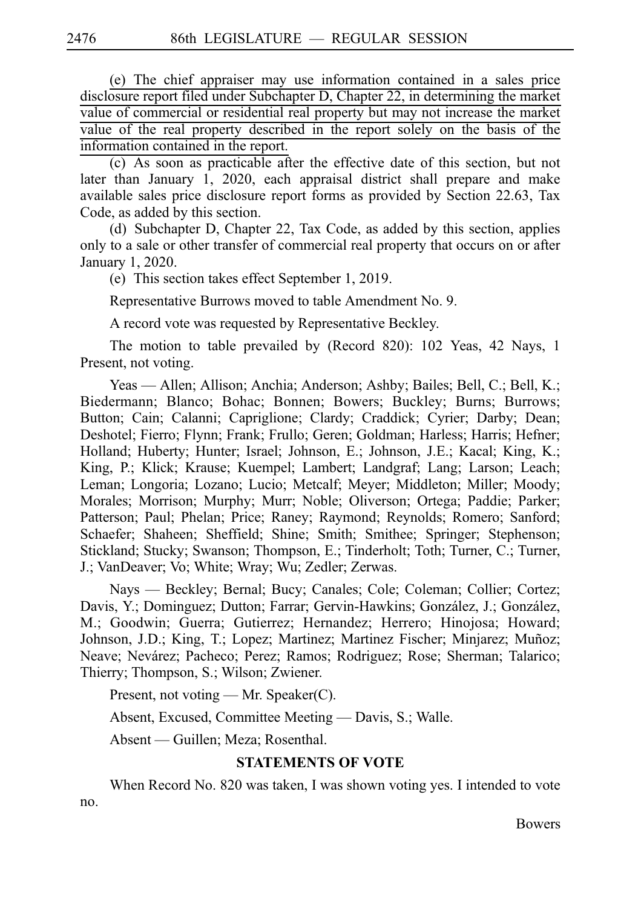(e) The chief appraiser may use information contained in a sales price disclosure report filed under Subchapter D, Chapter 22, in determining the market value of commercial or residential real property but may not increase the market value of the real property described in the report solely on the basis of the information contained in the report.

(c) As soon as practicable after the effective date of this section, but not later than January 1, 2020, each appraisal district shall prepare and make available sales price disclosure report forms as provided by Section 22.63, Tax Code, as added by this section.

(d) Subchapter D, Chapter 22, Tax Code, as added by this section, applies only to a sale or other transfer of commercial real property that occurs on or after January 1, 2020.

(e) This section takes effect September 1, 2019.

Representative Burrows moved to table Amendment No. 9.

A record vote was requested by Representative Beckley.

The motion to table prevailed by (Record 820): 102 Yeas, 42 Nays, 1 Present, not voting.

Yeas — Allen; Allison; Anchia; Anderson; Ashby; Bailes; Bell, C.; Bell, K.; Biedermann; Blanco; Bohac; Bonnen; Bowers; Buckley; Burns; Burrows; Button; Cain; Calanni; Capriglione; Clardy; Craddick; Cyrier; Darby; Dean; Deshotel; Fierro; Flynn; Frank; Frullo; Geren; Goldman; Harless; Harris; Hefner; Holland; Huberty; Hunter; Israel; Johnson, E.; Johnson, J.E.; Kacal; King, K.; King, P.; Klick; Krause; Kuempel; Lambert; Landgraf; Lang; Larson; Leach; Leman; Longoria; Lozano; Lucio; Metcalf; Meyer; Middleton; Miller; Moody; Morales; Morrison; Murphy; Murr; Noble; Oliverson; Ortega; Paddie; Parker; Patterson; Paul; Phelan; Price; Raney; Raymond; Reynolds; Romero; Sanford; Schaefer; Shaheen; Sheffield; Shine; Smith; Smithee; Springer; Stephenson; Stickland; Stucky; Swanson; Thompson, E.; Tinderholt; Toth; Turner, C.; Turner, J.; VanDeaver; Vo; White; Wray; Wu; Zedler; Zerwas.

Nays — Beckley; Bernal; Bucy; Canales; Cole; Coleman; Collier; Cortez; Davis, Y.; Dominguez; Dutton; Farrar; Gervin-Hawkins; González, J.; González, M.; Goodwin; Guerra; Gutierrez; Hernandez; Herrero; Hinojosa; Howard; Johnson, J.D.; King, T.; Lopez; Martinez; Martinez Fischer; Minjarez; Muñoz; Neave; Nevárez; Pacheco; Perez; Ramos; Rodriguez; Rose; Sherman; Talarico; Thierry; Thompson, S.; Wilson; Zwiener.

Present, not voting — Mr. Speaker(C).

Absent, Excused, Committee Meeting — Davis, S.; Walle.

Absent — Guillen; Meza; Rosenthal.

**STATEMENTS OF VOTE**

When Record No. 820 was taken, I was shown voting yes. I intended to vote no.

Bowers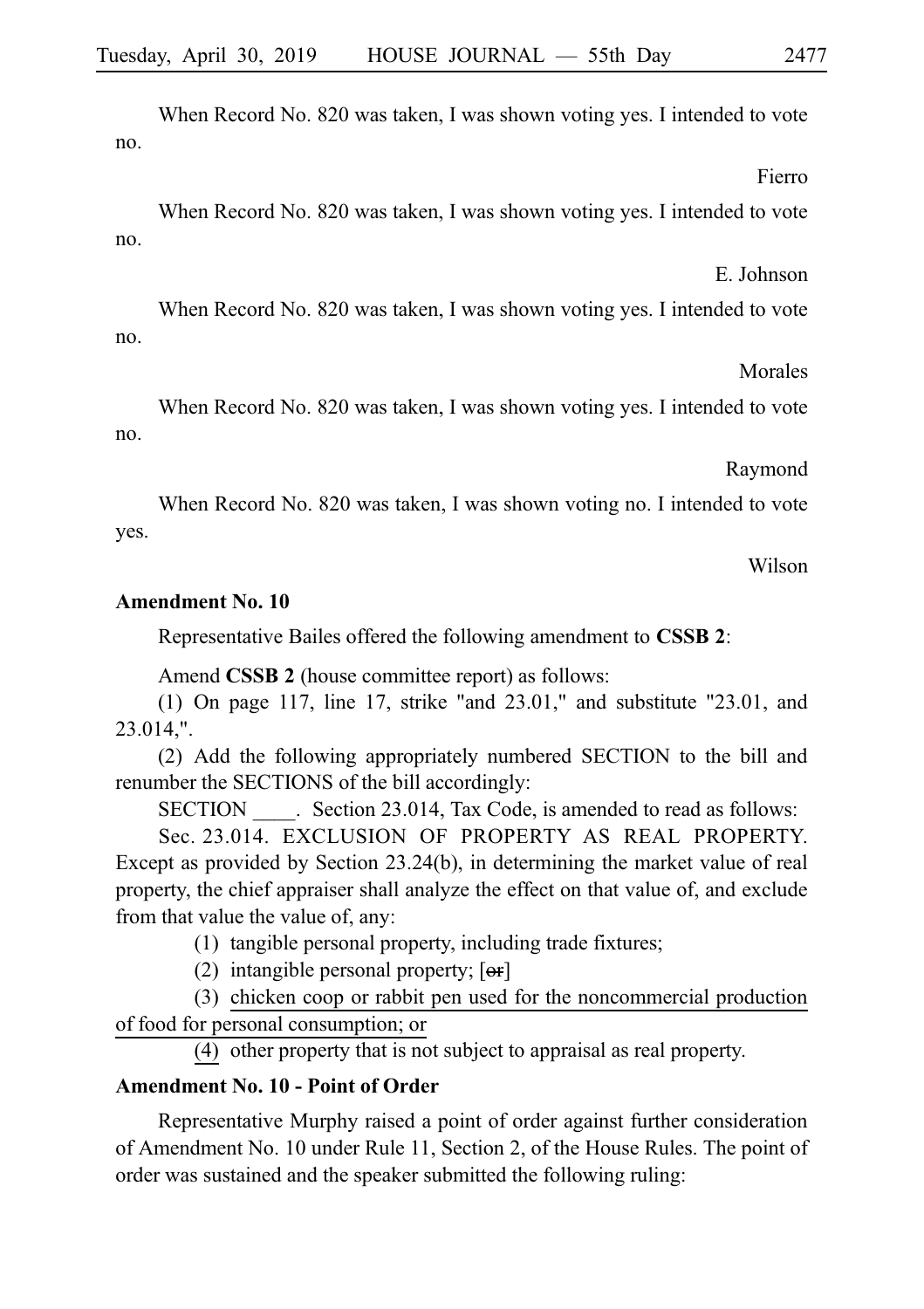When Record No. 820 was taken, I was shown voting yes. I intended to vote no.

Fierro

When Record No. 820 was taken, I was shown voting yes. I intended to vote no.

E. Johnson

When Record No. 820 was taken, I was shown voting yes. I intended to vote no.

Morales

When Record No. 820 was taken, I was shown voting yes. I intended to vote no.

Raymond

When Record No. 820 was taken, I was shown voting no. I intended to vote yes.

Wilson

**Amendment No. 10**

Representative Bailes offered the following amendment to **CSSB 2**:

Amend **CSSB 2** (house committee report) as follows:

(1) On page 117, line 17, strike "and 23.01," and substitute "23.01, and 23.014,".

(2) Add the following appropriately numbered SECTION to the bill and renumber the SECTIONS of the bill accordingly:

SECTION ____. Section 23.014, Tax Code, is amended to read as follows:

Sec. 23.014. EXCLUSION OF PROPERTY AS REAL PROPERTY. Except as provided by Section 23.24(b), in determining the market value of real property, the chief appraiser shall analyze the effect on that value of, and exclude from that value the value of, any:

(1) tangible personal property, including trade fixtures;

(2) intangible personal property; [~~or~~]

(3) <u>chicken coop or rabbit pen used for the noncommercial production of food for personal consumption; or</u>

<u>(4)</u> other property that is not subject to appraisal as real property.

**Amendment No. 10 - Point of Order**

Representative Murphy raised a point of order against further consideration of Amendment No. 10 under Rule 11, Section 2, of the House Rules. The point of order was sustained and the speaker submitted the following ruling: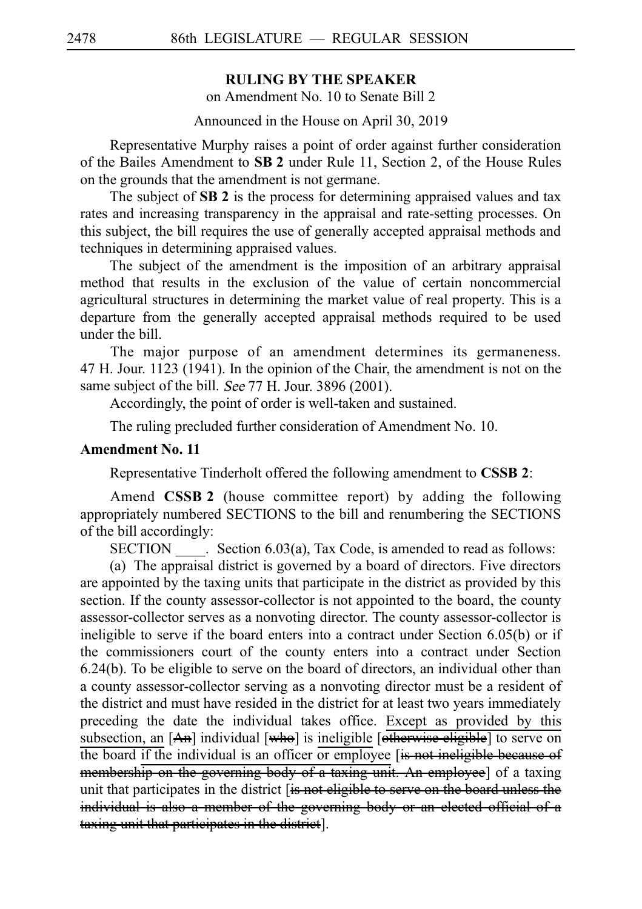### RULING BY THE SPEAKER

on Amendment No. 10 to Senate Bill 2

Announced in the House on April 30, 2019

Representative Murphy raises a point of order against further consideration of the Bailes Amendment to **SB 2** under Rule 11, Section 2, of the House Rules on the grounds that the amendment is not germane.

The subject of **SB 2** is the process for determining appraised values and tax rates and increasing transparency in the appraisal and rate-setting processes. On this subject, the bill requires the use of generally accepted appraisal methods and techniques in determining appraised values.

The subject of the amendment is the imposition of an arbitrary appraisal method that results in the exclusion of the value of certain noncommercial agricultural structures in determining the market value of real property. This is a departure from the generally accepted appraisal methods required to be used under the bill.

The major purpose of an amendment determines its germaneness. 47 H. Jour. 1123 (1941). In the opinion of the Chair, the amendment is not on the same subject of the bill. *See* 77 H. Jour. 3896 (2001).

Accordingly, the point of order is well-taken and sustained.

The ruling precluded further consideration of Amendment No. 10.

**Amendment No. 11**

Representative Tinderholt offered the following amendment to **CSSB 2**:

Amend **CSSB 2** (house committee report) by adding the following appropriately numbered SECTIONS to the bill and renumbering the SECTIONS of the bill accordingly:

SECTION ____. Section 6.03(a), Tax Code, is amended to read as follows:

(a) The appraisal district is governed by a board of directors. Five directors are appointed by the taxing units that participate in the district as provided by this section. If the county assessor-collector is not appointed to the board, the county assessor-collector serves as a nonvoting director. The county assessor-collector is ineligible to serve if the board enters into a contract under Section 6.05(b) or if the commissioners court of the county enters into a contract under Section 6.24(b). To be eligible to serve on the board of directors, an individual other than a county assessor-collector serving as a nonvoting director must be a resident of the district and must have resided in the district for at least two years immediately preceding the date the individual takes office. <u>Except as provided by this subsection, an</u> [~~An~~] individual [~~who~~] is <u>ineligible</u> [~~otherwise eligible~~] to serve on the board <u>if the individual is an officer or employee</u> [~~is not ineligible because of membership on the governing body of a taxing unit. An employee~~] of a taxing unit that participates in the district [~~is not eligible to serve on the board unless the individual is also a member of the governing body or an elected official of a taxing unit that participates in the district~~].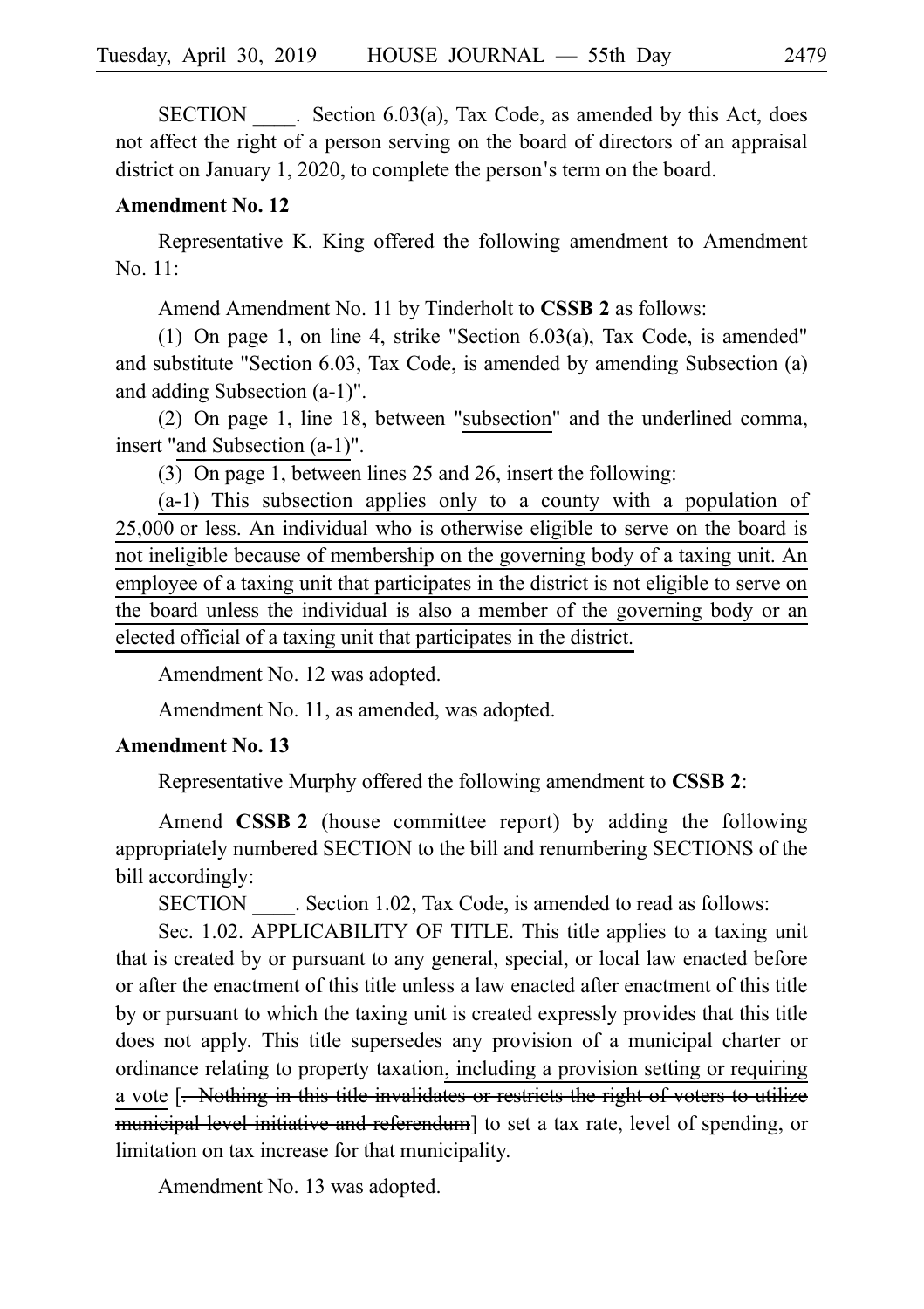SECTION ____. Section 6.03(a), Tax Code, as amended by this Act, does not affect the right of a person serving on the board of directors of an appraisal district on January 1, 2020, to complete the person's term on the board.

**Amendment No. 12**

Representative K. King offered the following amendment to Amendment No. 11:

Amend Amendment No. 11 by Tinderholt to **CSSB 2** as follows:

(1) On page 1, on line 4, strike "Section 6.03(a), Tax Code, is amended" and substitute "Section 6.03, Tax Code, is amended by amending Subsection (a) and adding Subsection (a-1)".

(2) On page 1, line 18, between "<u>subsection</u>" and the underlined comma, insert "<u>and Subsection (a-1)</u>".

(3) On page 1, between lines 25 and 26, insert the following:

<u>(a-1) This subsection applies only to a county with a population of 25,000 or less. An individual who is otherwise eligible to serve on the board is not ineligible because of membership on the governing body of a taxing unit. An employee of a taxing unit that participates in the district is not eligible to serve on the board unless the individual is also a member of the governing body or an elected official of a taxing unit that participates in the district.</u>

Amendment No. 12 was adopted.

Amendment No. 11, as amended, was adopted.

**Amendment No. 13**

Representative Murphy offered the following amendment to **CSSB 2**:

Amend **CSSB 2** (house committee report) by adding the following appropriately numbered SECTION to the bill and renumbering SECTIONS of the bill accordingly:

SECTION ____. Section 1.02, Tax Code, is amended to read as follows:

Sec. 1.02. APPLICABILITY OF TITLE. This title applies to a taxing unit that is created by or pursuant to any general, special, or local law enacted before or after the enactment of this title unless a law enacted after enactment of this title by or pursuant to which the taxing unit is created expressly provides that this title does not apply. This title supersedes any provision of a municipal charter or ordinance relating to property taxation<u>, including a provision setting or requiring a vote</u> [~~. Nothing in this title invalidates or restricts the right of voters to utilize municipal level initiative and referendum~~] to set a tax rate, level of spending, or limitation on tax increase for that municipality.

Amendment No. 13 was adopted.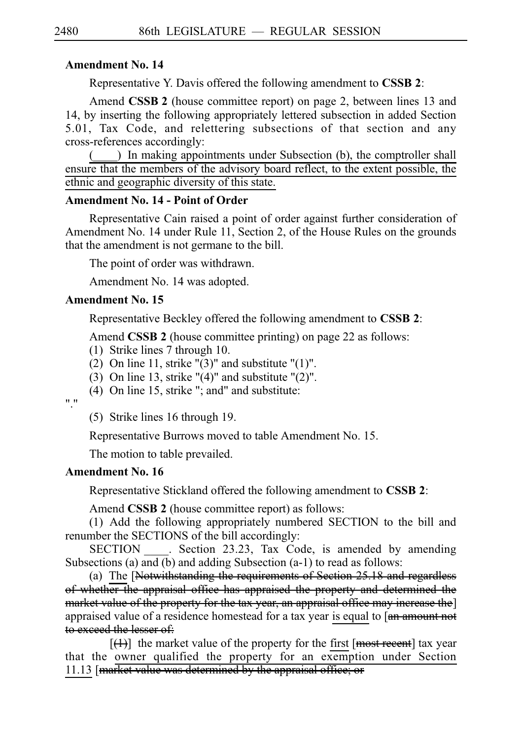**Amendment No. 14**

Representative Y. Davis offered the following amendment to **CSSB 2**:

Amend **CSSB 2** (house committee report) on page 2, between lines 13 and 14, by inserting the following appropriately lettered subsection in added Section 5.01, Tax Code, and relettering subsections of that section and any cross-references accordingly:

(____) In making appointments under Subsection (b), the comptroller shall ensure that the members of the advisory board reflect, to the extent possible, the ethnic and geographic diversity of this state.

**Amendment No. 14 - Point of Order**

Representative Cain raised a point of order against further consideration of Amendment No. 14 under Rule 11, Section 2, of the House Rules on the grounds that the amendment is not germane to the bill.

The point of order was withdrawn.

Amendment No. 14 was adopted.

**Amendment No. 15**

Representative Beckley offered the following amendment to **CSSB 2**:

Amend **CSSB 2** (house committee printing) on page 22 as follows:

(1) Strike lines 7 through 10.

(2) On line 11, strike "(3)" and substitute "(1)".

(3) On line 13, strike "(4)" and substitute "(2)".

(4) On line 15, strike "; and" and substitute:

"."

(5) Strike lines 16 through 19.

Representative Burrows moved to table Amendment No. 15.

The motion to table prevailed.

**Amendment No. 16**

Representative Stickland offered the following amendment to **CSSB 2**:

Amend **CSSB 2** (house committee report) as follows:

(1) Add the following appropriately numbered SECTION to the bill and renumber the SECTIONS of the bill accordingly:

SECTION ____. Section 23.23, Tax Code, is amended by amending Subsections (a) and (b) and adding Subsection (a-1) to read as follows:

(a) The [~~Notwithstanding the requirements of Section 25.18 and regardless of whether the appraisal office has appraised the property and determined the market value of the property for the tax year, an appraisal office may increase the~~] appraised value of a residence homestead for a tax year is equal to [~~an amount not to exceed the lesser of:~~

[~~(1)~~] the market value of the property for the first [~~most recent~~] tax year that the owner qualified the property for an exemption under Section 11.13 [~~market value was determined by the appraisal office; or~~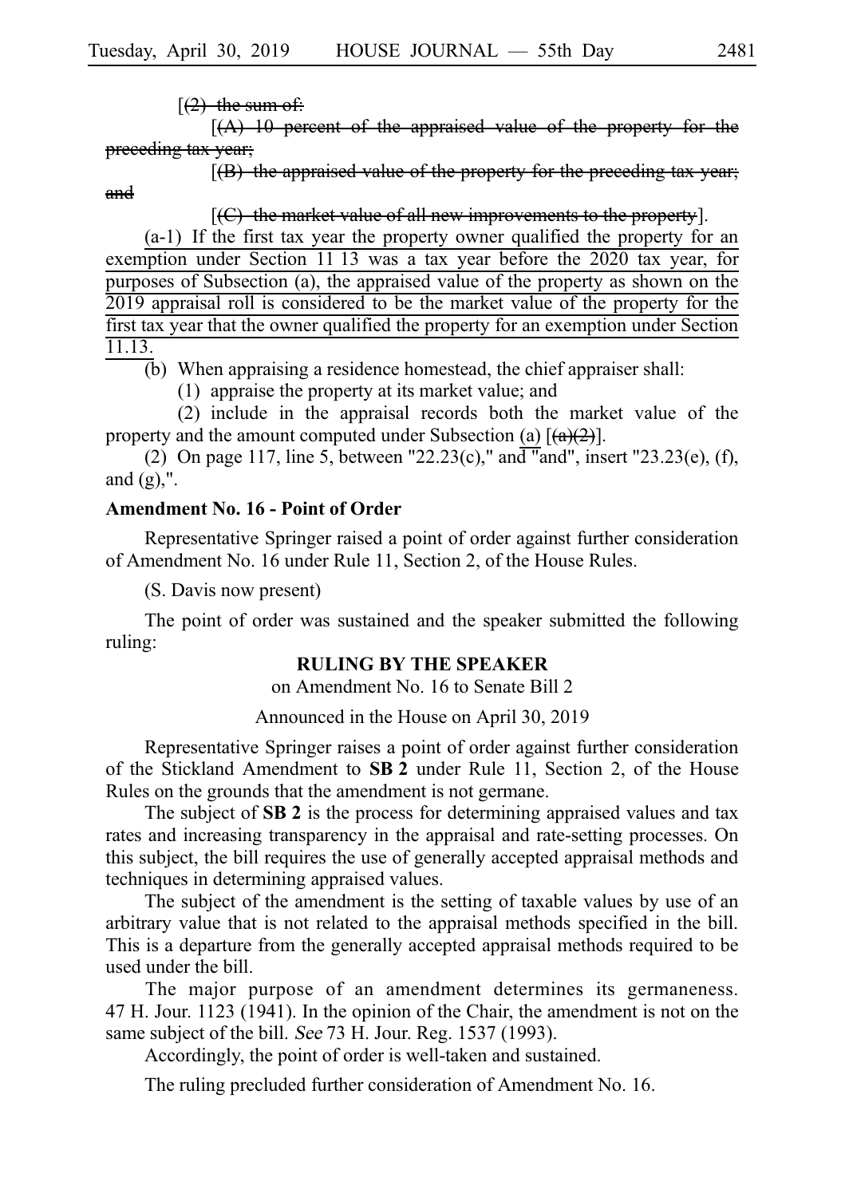[~~(2) the sum of:~~

[~~(A) 10 percent of the appraised value of the property for the preceding tax year;~~

[~~(B) the appraised value of the property for the preceding tax year; and~~

[~~(C) the market value of all new improvements to the property~~].

<u>(a-1) If the first tax year the property owner qualified the property for an exemption under Section 11.13 was a tax year before the 2020 tax year, for purposes of Subsection (a), the appraised value of the property as shown on the 2019 appraisal roll is considered to be the market value of the property for the first tax year that the owner qualified the property for an exemption under Section 11.13.</u>

(b) When appraising a residence homestead, the chief appraiser shall:

(1) appraise the property at its market value; and

(2) include in the appraisal records both the market value of the property and the amount computed under Subsection <u>(a)</u> [~~(a)(2)~~].

(2) On page 117, line 5, between "22.23(c)," and "and", insert "23.23(e), (f), and (g),".

**Amendment No. 16 - Point of Order**

Representative Springer raised a point of order against further consideration of Amendment No. 16 under Rule 11, Section 2, of the House Rules.

(S. Davis now present)

The point of order was sustained and the speaker submitted the following ruling:

**RULING BY THE SPEAKER**

on Amendment No. 16 to Senate Bill 2

Announced in the House on April 30, 2019

Representative Springer raises a point of order against further consideration of the Stickland Amendment to **SB 2** under Rule 11, Section 2, of the House Rules on the grounds that the amendment is not germane.

The subject of **SB 2** is the process for determining appraised values and tax rates and increasing transparency in the appraisal and rate-setting processes. On this subject, the bill requires the use of generally accepted appraisal methods and techniques in determining appraised values.

The subject of the amendment is the setting of taxable values by use of an arbitrary value that is not related to the appraisal methods specified in the bill. This is a departure from the generally accepted appraisal methods required to be used under the bill.

The major purpose of an amendment determines its germaneness. 47 H. Jour. 1123 (1941). In the opinion of the Chair, the amendment is not on the same subject of the bill. *See* 73 H. Jour. Reg. 1537 (1993).

Accordingly, the point of order is well-taken and sustained.

The ruling precluded further consideration of Amendment No. 16.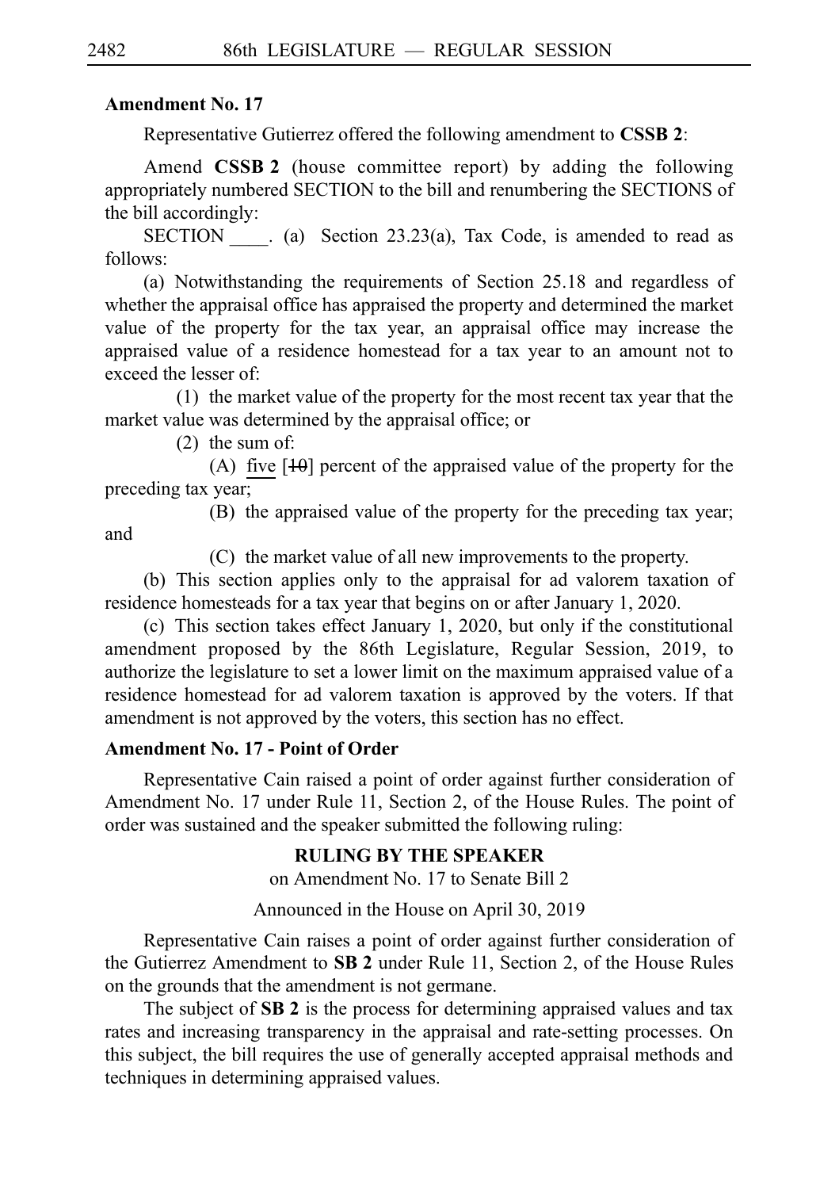**Amendment No. 17**

Representative Gutierrez offered the following amendment to **CSSB 2**:

Amend **CSSB 2** (house committee report) by adding the following appropriately numbered SECTION to the bill and renumbering the SECTIONS of the bill accordingly:

SECTION ____. (a) Section 23.23(a), Tax Code, is amended to read as follows:

(a) Notwithstanding the requirements of Section 25.18 and regardless of whether the appraisal office has appraised the property and determined the market value of the property for the tax year, an appraisal office may increase the appraised value of a residence homestead for a tax year to an amount not to exceed the lesser of:

(1) the market value of the property for the most recent tax year that the market value was determined by the appraisal office; or

(2) the sum of:

(A) five [~~10~~] percent of the appraised value of the property for the preceding tax year;

(B) the appraised value of the property for the preceding tax year; and

(C) the market value of all new improvements to the property.

(b) This section applies only to the appraisal for ad valorem taxation of residence homesteads for a tax year that begins on or after January 1, 2020.

(c) This section takes effect January 1, 2020, but only if the constitutional amendment proposed by the 86th Legislature, Regular Session, 2019, to authorize the legislature to set a lower limit on the maximum appraised value of a residence homestead for ad valorem taxation is approved by the voters. If that amendment is not approved by the voters, this section has no effect.

**Amendment No. 17 - Point of Order**

Representative Cain raised a point of order against further consideration of Amendment No. 17 under Rule 11, Section 2, of the House Rules. The point of order was sustained and the speaker submitted the following ruling:

**RULING BY THE SPEAKER**

on Amendment No. 17 to Senate Bill 2

Announced in the House on April 30, 2019

Representative Cain raises a point of order against further consideration of the Gutierrez Amendment to **SB 2** under Rule 11, Section 2, of the House Rules on the grounds that the amendment is not germane.

The subject of **SB 2** is the process for determining appraised values and tax rates and increasing transparency in the appraisal and rate-setting processes. On this subject, the bill requires the use of generally accepted appraisal methods and techniques in determining appraised values.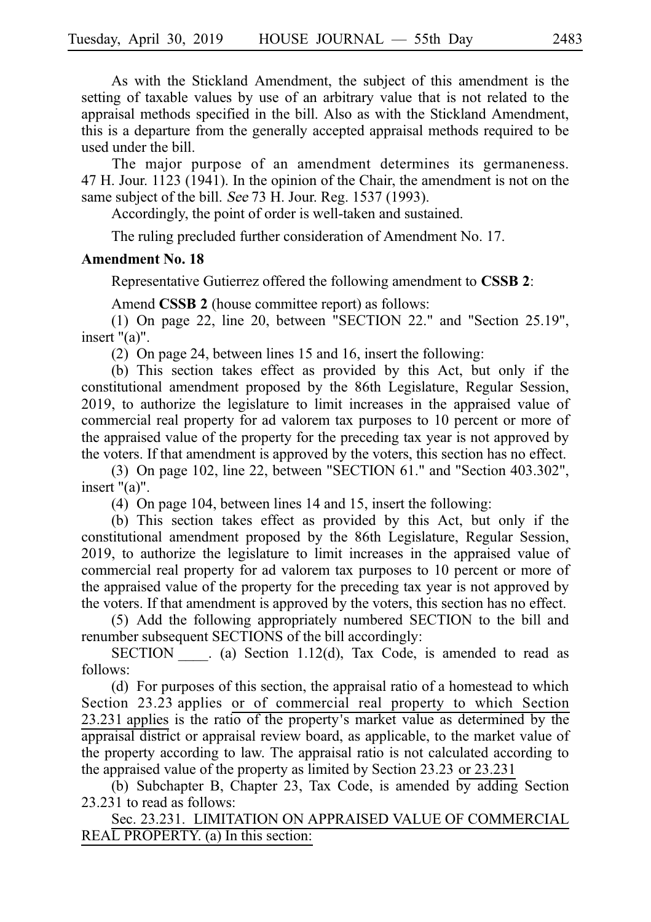As with the Stickland Amendment, the subject of this amendment is the setting of taxable values by use of an arbitrary value that is not related to the appraisal methods specified in the bill. Also as with the Stickland Amendment, this is a departure from the generally accepted appraisal methods required to be used under the bill.

The major purpose of an amendment determines its germaneness. 47 H. Jour. 1123 (1941). In the opinion of the Chair, the amendment is not on the same subject of the bill. *See* 73 H. Jour. Reg. 1537 (1993).

Accordingly, the point of order is well-taken and sustained.

The ruling precluded further consideration of Amendment No. 17.

**Amendment No. 18**

Representative Gutierrez offered the following amendment to **CSSB 2**:

Amend **CSSB 2** (house committee report) as follows:

(1) On page 22, line 20, between "SECTION 22." and "Section 25.19", insert "(a)".

(2) On page 24, between lines 15 and 16, insert the following:

(b) This section takes effect as provided by this Act, but only if the constitutional amendment proposed by the 86th Legislature, Regular Session, 2019, to authorize the legislature to limit increases in the appraised value of commercial real property for ad valorem tax purposes to 10 percent or more of the appraised value of the property for the preceding tax year is not approved by the voters. If that amendment is approved by the voters, this section has no effect.

(3) On page 102, line 22, between "SECTION 61." and "Section 403.302", insert "(a)".

(4) On page 104, between lines 14 and 15, insert the following:

(b) This section takes effect as provided by this Act, but only if the constitutional amendment proposed by the 86th Legislature, Regular Session, 2019, to authorize the legislature to limit increases in the appraised value of commercial real property for ad valorem tax purposes to 10 percent or more of the appraised value of the property for the preceding tax year is not approved by the voters. If that amendment is approved by the voters, this section has no effect.

(5) Add the following appropriately numbered SECTION to the bill and renumber subsequent SECTIONS of the bill accordingly:

SECTION \_\_\_\_. (a) Section 1.12(d), Tax Code, is amended to read as follows:

(d) For purposes of this section, the appraisal ratio of a homestead to which Section 23.23 applies <u>or of commercial real property to which Section 23.231 applies</u> is the ratio of the property's market value as determined by the appraisal district or appraisal review board, as applicable, to the market value of the property according to law. The appraisal ratio is not calculated according to the appraised value of the property as limited by Section 23.23 <u>or 23.231</u>

(b) Subchapter B, Chapter 23, Tax Code, is amended by adding Section 23.231 to read as follows:

<u>Sec. 23.231. LIMITATION ON APPRAISED VALUE OF COMMERCIAL REAL PROPERTY. (a) In this section:</u>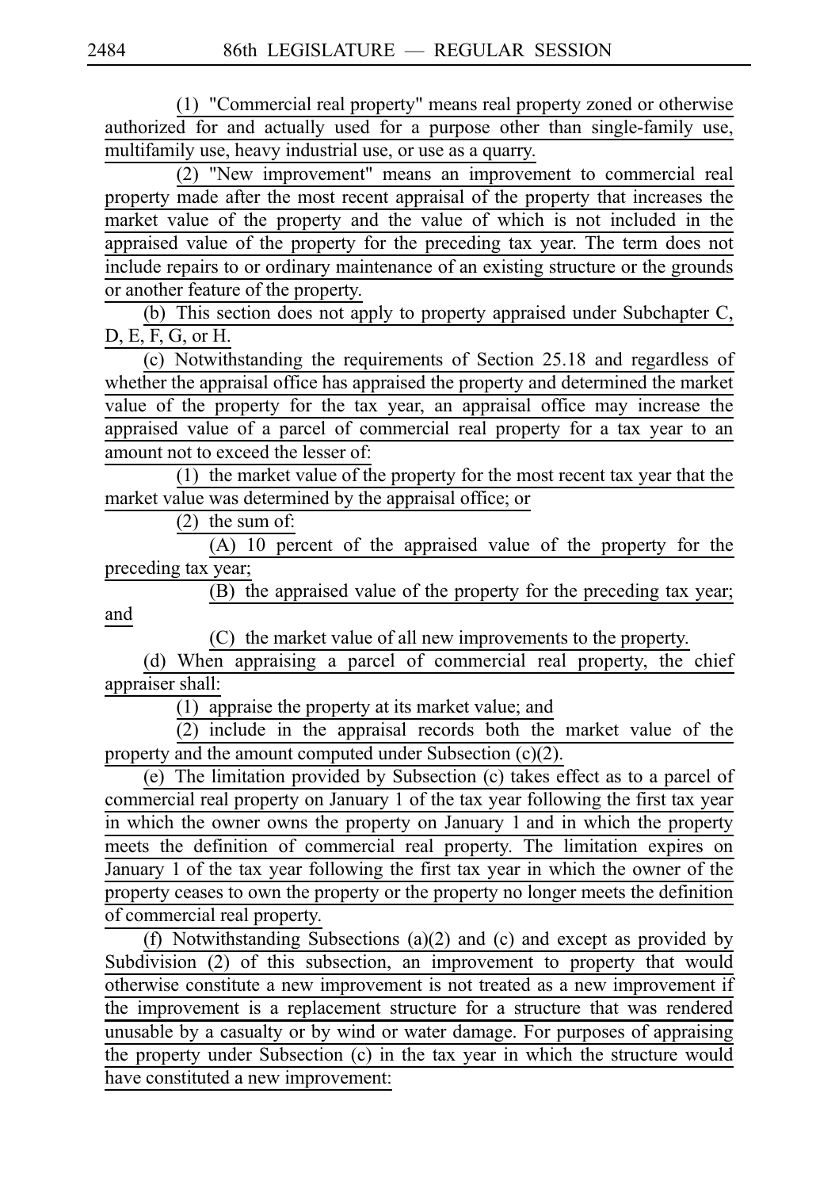(1) "Commercial real property" means real property zoned or otherwise authorized for and actually used for a purpose other than single-family use, multifamily use, heavy industrial use, or use as a quarry.

(2) "New improvement" means an improvement to commercial real property made after the most recent appraisal of the property that increases the market value of the property and the value of which is not included in the appraised value of the property for the preceding tax year. The term does not include repairs to or ordinary maintenance of an existing structure or the grounds or another feature of the property.

(b) This section does not apply to property appraised under Subchapter C, D, E, F, G, or H.

(c) Notwithstanding the requirements of Section 25.18 and regardless of whether the appraisal office has appraised the property and determined the market value of the property for the tax year, an appraisal office may increase the appraised value of a parcel of commercial real property for a tax year to an amount not to exceed the lesser of:

(1) the market value of the property for the most recent tax year that the market value was determined by the appraisal office; or

(2) the sum of:

(A) 10 percent of the appraised value of the property for the preceding tax year;

(B) the appraised value of the property for the preceding tax year; and

(C) the market value of all new improvements to the property.

(d) When appraising a parcel of commercial real property, the chief appraiser shall:

(1) appraise the property at its market value; and

(2) include in the appraisal records both the market value of the property and the amount computed under Subsection (c)(2).

(e) The limitation provided by Subsection (c) takes effect as to a parcel of commercial real property on January 1 of the tax year following the first tax year in which the owner owns the property on January 1 and in which the property meets the definition of commercial real property. The limitation expires on January 1 of the tax year following the first tax year in which the owner of the property ceases to own the property or the property no longer meets the definition of commercial real property.

(f) Notwithstanding Subsections (a)(2) and (c) and except as provided by Subdivision (2) of this subsection, an improvement to property that would otherwise constitute a new improvement is not treated as a new improvement if the improvement is a replacement structure for a structure that was rendered unusable by a casualty or by wind or water damage. For purposes of appraising the property under Subsection (c) in the tax year in which the structure would have constituted a new improvement: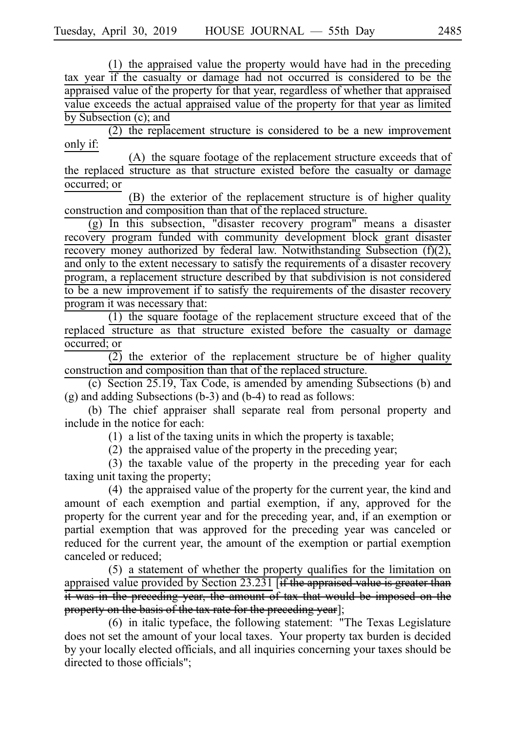(1) the appraised value the property would have had in the preceding tax year if the casualty or damage had not occurred is considered to be the appraised value of the property for that year, regardless of whether that appraised value exceeds the actual appraised value of the property for that year as limited by Subsection (c); and

(2) the replacement structure is considered to be a new improvement only if:

(A) the square footage of the replacement structure exceeds that of the replaced structure as that structure existed before the casualty or damage occurred; or

(B) the exterior of the replacement structure is of higher quality construction and composition than that of the replaced structure.

(g) In this subsection, "disaster recovery program" means a disaster recovery program funded with community development block grant disaster recovery money authorized by federal law. Notwithstanding Subsection (f)(2), and only to the extent necessary to satisfy the requirements of a disaster recovery program, a replacement structure described by that subdivision is not considered to be a new improvement if to satisfy the requirements of the disaster recovery program it was necessary that:

(1) the square footage of the replacement structure exceed that of the replaced structure as that structure existed before the casualty or damage occurred; or

(2) the exterior of the replacement structure be of higher quality construction and composition than that of the replaced structure.

(c) Section 25.19, Tax Code, is amended by amending Subsections (b) and (g) and adding Subsections (b-3) and (b-4) to read as follows:

(b) The chief appraiser shall separate real from personal property and include in the notice for each:

(1) a list of the taxing units in which the property is taxable;

(2) the appraised value of the property in the preceding year;

(3) the taxable value of the property in the preceding year for each taxing unit taxing the property;

(4) the appraised value of the property for the current year, the kind and amount of each exemption and partial exemption, if any, approved for the property for the current year and for the preceding year, and, if an exemption or partial exemption that was approved for the preceding year was canceled or reduced for the current year, the amount of the exemption or partial exemption canceled or reduced;

(5) a statement of whether the property qualifies for the limitation on appraised value provided by Section 23.231 [~~if the appraised value is greater than it was in the preceding year, the amount of tax that would be imposed on the property on the basis of the tax rate for the preceding year~~];

(6) in italic typeface, the following statement: "The Texas Legislature does not set the amount of your local taxes. Your property tax burden is decided by your locally elected officials, and all inquiries concerning your taxes should be directed to those officials";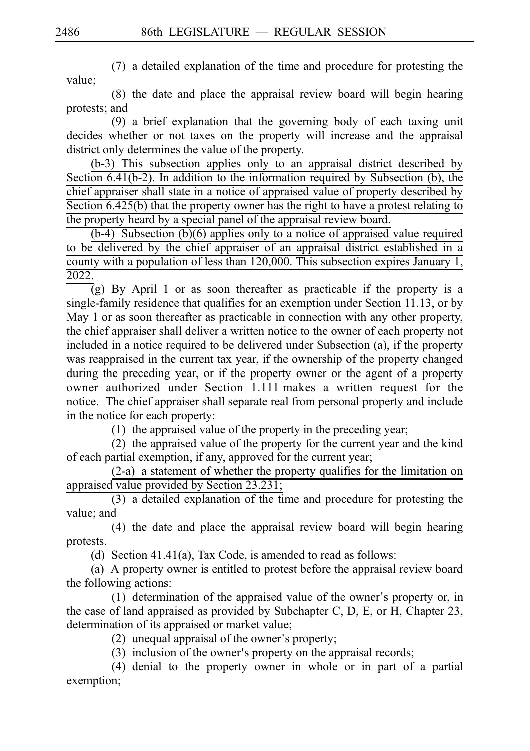(7) a detailed explanation of the time and procedure for protesting the value;

(8) the date and place the appraisal review board will begin hearing protests; and

(9) a brief explanation that the governing body of each taxing unit decides whether or not taxes on the property will increase and the appraisal district only determines the value of the property.

(b-3) This subsection applies only to an appraisal district described by Section 6.41(b-2). In addition to the information required by Subsection (b), the chief appraiser shall state in a notice of appraised value of property described by Section 6.425(b) that the property owner has the right to have a protest relating to the property heard by a special panel of the appraisal review board.

(b-4) Subsection (b)(6) applies only to a notice of appraised value required to be delivered by the chief appraiser of an appraisal district established in a county with a population of less than 120,000. This subsection expires January 1, 2022.

(g) By April 1 or as soon thereafter as practicable if the property is a single-family residence that qualifies for an exemption under Section 11.13, or by May 1 or as soon thereafter as practicable in connection with any other property, the chief appraiser shall deliver a written notice to the owner of each property not included in a notice required to be delivered under Subsection (a), if the property was reappraised in the current tax year, if the ownership of the property changed during the preceding year, or if the property owner or the agent of a property owner authorized under Section 1.111 makes a written request for the notice. The chief appraiser shall separate real from personal property and include in the notice for each property:

(1) the appraised value of the property in the preceding year;

(2) the appraised value of the property for the current year and the kind of each partial exemption, if any, approved for the current year;

(2-a) a statement of whether the property qualifies for the limitation on appraised value provided by Section 23.231;

(3) a detailed explanation of the time and procedure for protesting the value; and

(4) the date and place the appraisal review board will begin hearing protests.

(d) Section 41.41(a), Tax Code, is amended to read as follows:

(a) A property owner is entitled to protest before the appraisal review board the following actions:

(1) determination of the appraised value of the owner's property or, in the case of land appraised as provided by Subchapter C, D, E, or H, Chapter 23, determination of its appraised or market value;

(2) unequal appraisal of the owner's property;

(3) inclusion of the owner's property on the appraisal records;

(4) denial to the property owner in whole or in part of a partial exemption;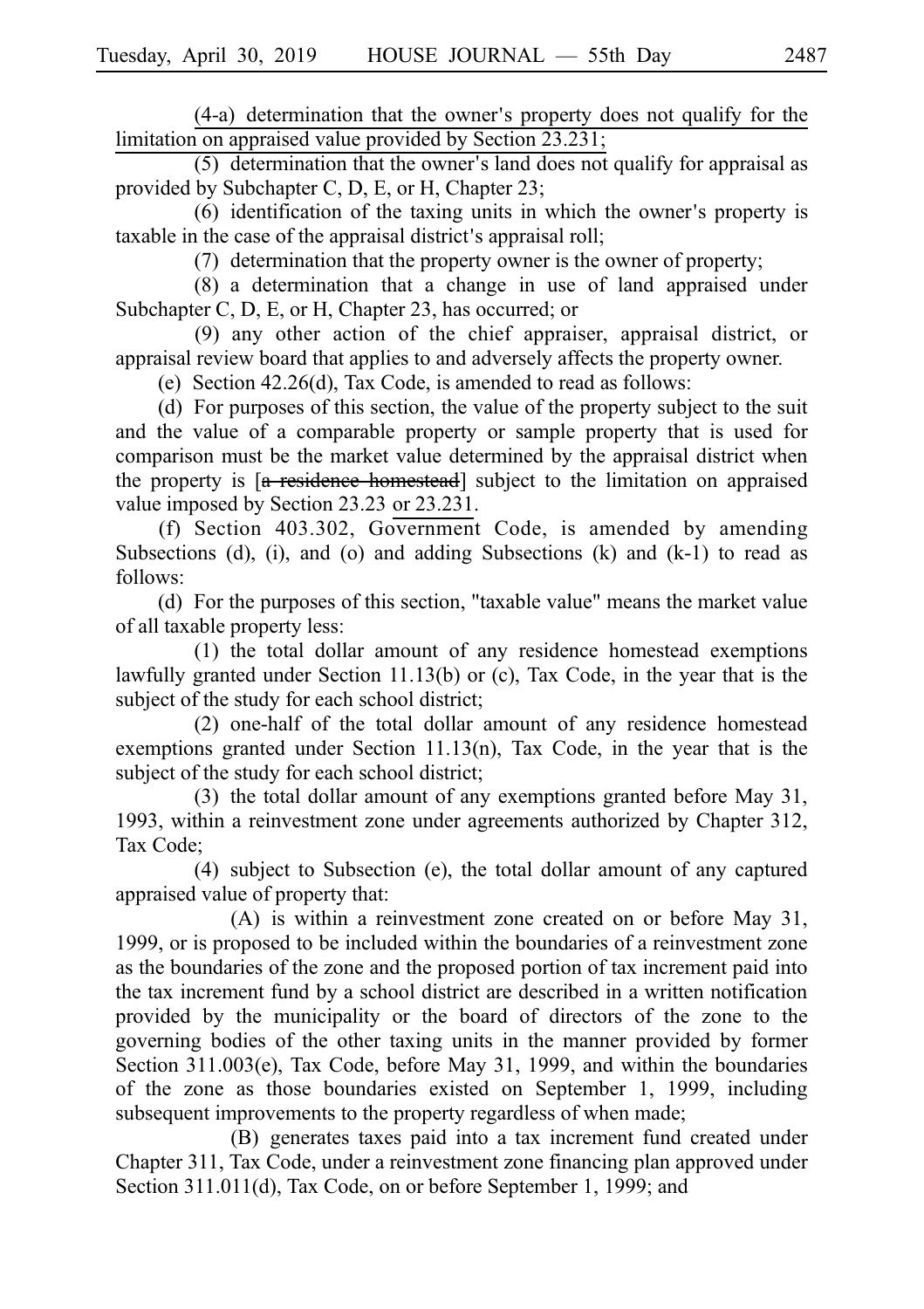(4-a) determination that the owner's property does not qualify for the limitation on appraised value provided by Section 23.231;

(5) determination that the owner's land does not qualify for appraisal as provided by Subchapter C, D, E, or H, Chapter 23;

(6) identification of the taxing units in which the owner's property is taxable in the case of the appraisal district's appraisal roll;

(7) determination that the property owner is the owner of property;

(8) a determination that a change in use of land appraised under Subchapter C, D, E, or H, Chapter 23, has occurred; or

(9) any other action of the chief appraiser, appraisal district, or appraisal review board that applies to and adversely affects the property owner.

(e) Section 42.26(d), Tax Code, is amended to read as follows:

(d) For purposes of this section, the value of the property subject to the suit and the value of a comparable property or sample property that is used for comparison must be the market value determined by the appraisal district when the property is [~~a residence homestead~~] subject to the limitation on appraised value imposed by Section 23.23 or 23.231.

(f) Section 403.302, Government Code, is amended by amending Subsections (d), (i), and (o) and adding Subsections (k) and (k-1) to read as follows:

(d) For the purposes of this section, "taxable value" means the market value of all taxable property less:

(1) the total dollar amount of any residence homestead exemptions lawfully granted under Section 11.13(b) or (c), Tax Code, in the year that is the subject of the study for each school district;

(2) one-half of the total dollar amount of any residence homestead exemptions granted under Section 11.13(n), Tax Code, in the year that is the subject of the study for each school district;

(3) the total dollar amount of any exemptions granted before May 31, 1993, within a reinvestment zone under agreements authorized by Chapter 312, Tax Code;

(4) subject to Subsection (e), the total dollar amount of any captured appraised value of property that:

(A) is within a reinvestment zone created on or before May 31, 1999, or is proposed to be included within the boundaries of a reinvestment zone as the boundaries of the zone and the proposed portion of tax increment paid into the tax increment fund by a school district are described in a written notification provided by the municipality or the board of directors of the zone to the governing bodies of the other taxing units in the manner provided by former Section 311.003(e), Tax Code, before May 31, 1999, and within the boundaries of the zone as those boundaries existed on September 1, 1999, including subsequent improvements to the property regardless of when made;

(B) generates taxes paid into a tax increment fund created under Chapter 311, Tax Code, under a reinvestment zone financing plan approved under Section 311.011(d), Tax Code, on or before September 1, 1999; and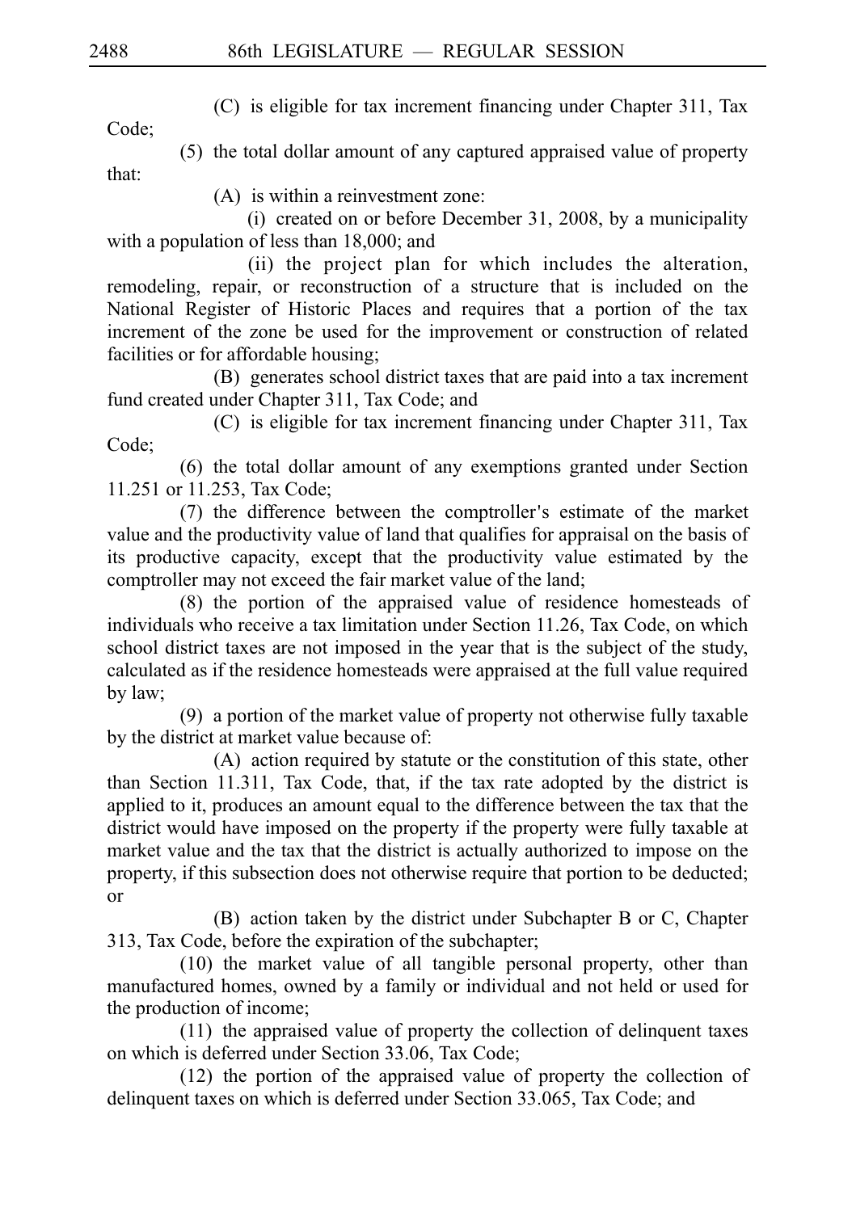(C) is eligible for tax increment financing under Chapter 311, Tax Code;

(5) the total dollar amount of any captured appraised value of property that:

(A) is within a reinvestment zone:

(i) created on or before December 31, 2008, by a municipality with a population of less than 18,000; and

(ii) the project plan for which includes the alteration, remodeling, repair, or reconstruction of a structure that is included on the National Register of Historic Places and requires that a portion of the tax increment of the zone be used for the improvement or construction of related facilities or for affordable housing;

(B) generates school district taxes that are paid into a tax increment fund created under Chapter 311, Tax Code; and

(C) is eligible for tax increment financing under Chapter 311, Tax Code;

(6) the total dollar amount of any exemptions granted under Section 11.251 or 11.253, Tax Code;

(7) the difference between the comptroller's estimate of the market value and the productivity value of land that qualifies for appraisal on the basis of its productive capacity, except that the productivity value estimated by the comptroller may not exceed the fair market value of the land;

(8) the portion of the appraised value of residence homesteads of individuals who receive a tax limitation under Section 11.26, Tax Code, on which school district taxes are not imposed in the year that is the subject of the study, calculated as if the residence homesteads were appraised at the full value required by law;

(9) a portion of the market value of property not otherwise fully taxable by the district at market value because of:

(A) action required by statute or the constitution of this state, other than Section 11.311, Tax Code, that, if the tax rate adopted by the district is applied to it, produces an amount equal to the difference between the tax that the district would have imposed on the property if the property were fully taxable at market value and the tax that the district is actually authorized to impose on the property, if this subsection does not otherwise require that portion to be deducted; or

(B) action taken by the district under Subchapter B or C, Chapter 313, Tax Code, before the expiration of the subchapter;

(10) the market value of all tangible personal property, other than manufactured homes, owned by a family or individual and not held or used for the production of income;

(11) the appraised value of property the collection of delinquent taxes on which is deferred under Section 33.06, Tax Code;

(12) the portion of the appraised value of property the collection of delinquent taxes on which is deferred under Section 33.065, Tax Code; and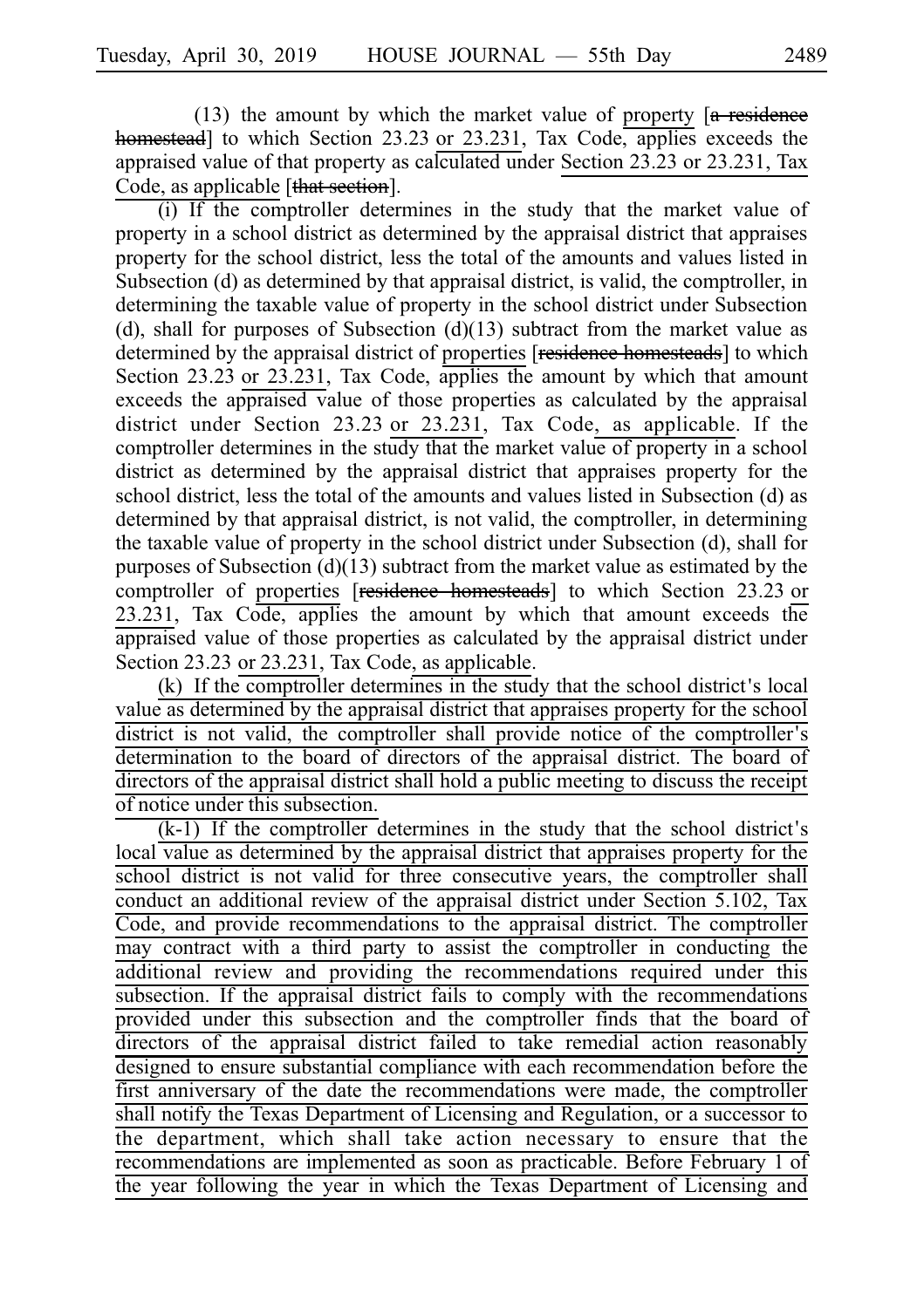(13) the amount by which the market value of property [a residence homestead] to which Section 23.23 or 23.231, Tax Code, applies exceeds the appraised value of that property as calculated under Section 23.23 or 23.231, Tax Code, as applicable [that section].

(i) If the comptroller determines in the study that the market value of property in a school district as determined by the appraisal district that appraises property for the school district, less the total of the amounts and values listed in Subsection (d) as determined by that appraisal district, is valid, the comptroller, in determining the taxable value of property in the school district under Subsection (d), shall for purposes of Subsection (d)(13) subtract from the market value as determined by the appraisal district of properties [residence homesteads] to which Section 23.23 or 23.231, Tax Code, applies the amount by which that amount exceeds the appraised value of those properties as calculated by the appraisal district under Section 23.23 or 23.231, Tax Code, as applicable. If the comptroller determines in the study that the market value of property in a school district as determined by the appraisal district that appraises property for the school district, less the total of the amounts and values listed in Subsection (d) as determined by that appraisal district, is not valid, the comptroller, in determining the taxable value of property in the school district under Subsection (d), shall for purposes of Subsection (d)(13) subtract from the market value as estimated by the comptroller of properties [residence homesteads] to which Section 23.23 or 23.231, Tax Code, applies the amount by which that amount exceeds the appraised value of those properties as calculated by the appraisal district under Section 23.23 or 23.231, Tax Code, as applicable.

(k) If the comptroller determines in the study that the school district's local value as determined by the appraisal district that appraises property for the school district is not valid, the comptroller shall provide notice of the comptroller's determination to the board of directors of the appraisal district. The board of directors of the appraisal district shall hold a public meeting to discuss the receipt of notice under this subsection.

(k-1) If the comptroller determines in the study that the school district's local value as determined by the appraisal district that appraises property for the school district is not valid for three consecutive years, the comptroller shall conduct an additional review of the appraisal district under Section 5.102, Tax Code, and provide recommendations to the appraisal district. The comptroller may contract with a third party to assist the comptroller in conducting the additional review and providing the recommendations required under this subsection. If the appraisal district fails to comply with the recommendations provided under this subsection and the comptroller finds that the board of directors of the appraisal district failed to take remedial action reasonably designed to ensure substantial compliance with each recommendation before the first anniversary of the date the recommendations were made, the comptroller shall notify the Texas Department of Licensing and Regulation, or a successor to the department, which shall take action necessary to ensure that the recommendations are implemented as soon as practicable. Before February 1 of the year following the year in which the Texas Department of Licensing and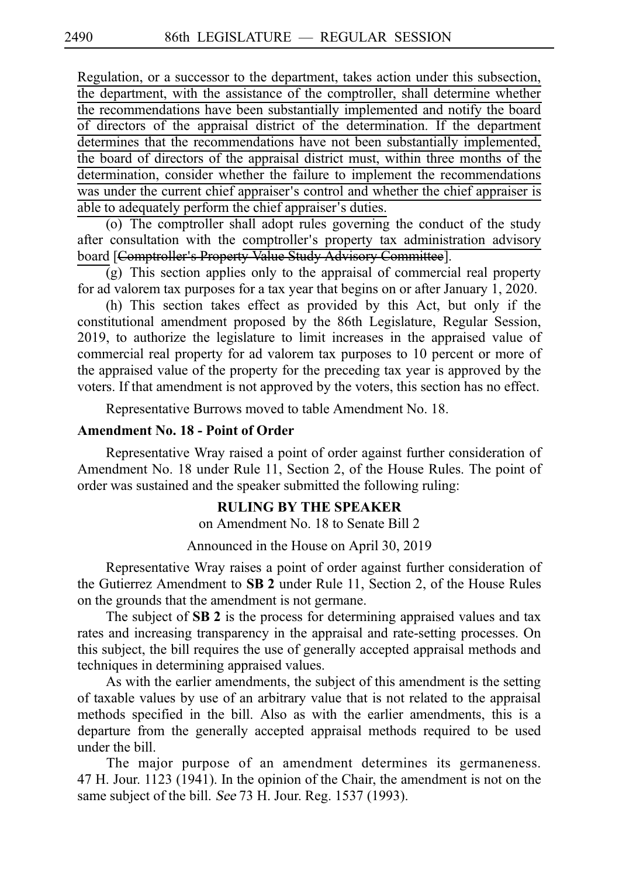Regulation, or a successor to the department, takes action under this subsection, the department, with the assistance of the comptroller, shall determine whether the recommendations have been substantially implemented and notify the board of directors of the appraisal district of the determination. If the department determines that the recommendations have not been substantially implemented, the board of directors of the appraisal district must, within three months of the determination, consider whether the failure to implement the recommendations was under the current chief appraiser's control and whether the chief appraiser is able to adequately perform the chief appraiser's duties.

(o) The comptroller shall adopt rules governing the conduct of the study after consultation with the comptroller's property tax administration advisory board [~~Comptroller's Property Value Study Advisory Committee~~].

(g) This section applies only to the appraisal of commercial real property for ad valorem tax purposes for a tax year that begins on or after January 1, 2020.

(h) This section takes effect as provided by this Act, but only if the constitutional amendment proposed by the 86th Legislature, Regular Session, 2019, to authorize the legislature to limit increases in the appraised value of commercial real property for ad valorem tax purposes to 10 percent or more of the appraised value of the property for the preceding tax year is approved by the voters. If that amendment is not approved by the voters, this section has no effect.

Representative Burrows moved to table Amendment No. 18.

**Amendment No. 18 - Point of Order**

Representative Wray raised a point of order against further consideration of Amendment No. 18 under Rule 11, Section 2, of the House Rules. The point of order was sustained and the speaker submitted the following ruling:

**RULING BY THE SPEAKER**

on Amendment No. 18 to Senate Bill 2

Announced in the House on April 30, 2019

Representative Wray raises a point of order against further consideration of the Gutierrez Amendment to **SB 2** under Rule 11, Section 2, of the House Rules on the grounds that the amendment is not germane.

The subject of **SB 2** is the process for determining appraised values and tax rates and increasing transparency in the appraisal and rate-setting processes. On this subject, the bill requires the use of generally accepted appraisal methods and techniques in determining appraised values.

As with the earlier amendments, the subject of this amendment is the setting of taxable values by use of an arbitrary value that is not related to the appraisal methods specified in the bill. Also as with the earlier amendments, this is a departure from the generally accepted appraisal methods required to be used under the bill.

The major purpose of an amendment determines its germaneness. 47 H. Jour. 1123 (1941). In the opinion of the Chair, the amendment is not on the same subject of the bill. *See* 73 H. Jour. Reg. 1537 (1993).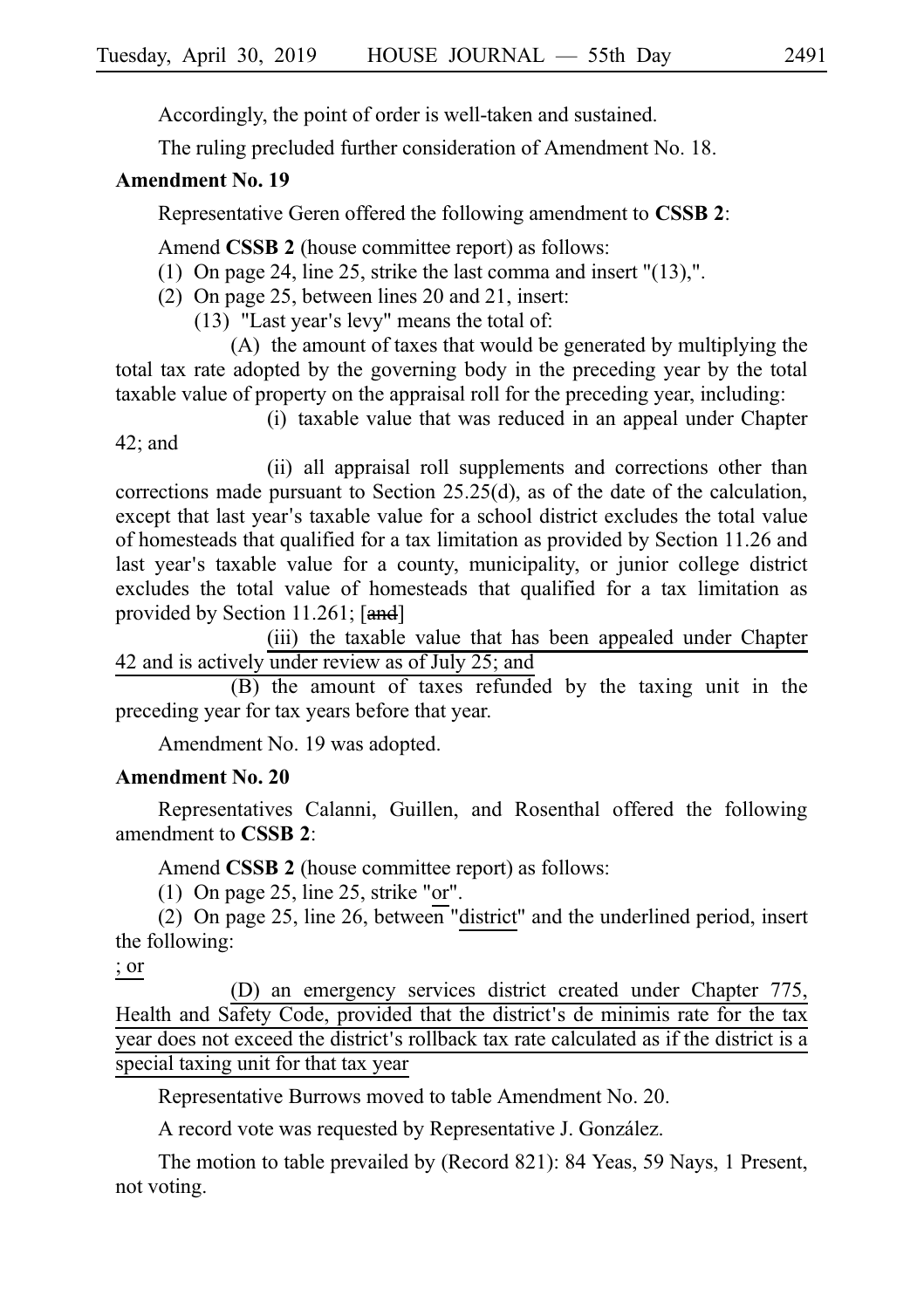Accordingly, the point of order is well-taken and sustained.

The ruling precluded further consideration of Amendment No. 18.

**Amendment No. 19**

Representative Geren offered the following amendment to **CSSB 2**:

Amend **CSSB 2** (house committee report) as follows:

(1) On page 24, line 25, strike the last comma and insert "(13),".

(2) On page 25, between lines 20 and 21, insert:

(13) "Last year's levy" means the total of:

(A) the amount of taxes that would be generated by multiplying the total tax rate adopted by the governing body in the preceding year by the total taxable value of property on the appraisal roll for the preceding year, including:

(i) taxable value that was reduced in an appeal under Chapter 42; and

(ii) all appraisal roll supplements and corrections other than corrections made pursuant to Section 25.25(d), as of the date of the calculation, except that last year's taxable value for a school district excludes the total value of homesteads that qualified for a tax limitation as provided by Section 11.26 and last year's taxable value for a county, municipality, or junior college district excludes the total value of homesteads that qualified for a tax limitation as provided by Section 11.261; [~~and~~]

<u>(iii) the taxable value that has been appealed under Chapter 42 and is actively under review as of July 25; and</u>

(B) the amount of taxes refunded by the taxing unit in the preceding year for tax years before that year.

Amendment No. 19 was adopted.

**Amendment No. 20**

Representatives Calanni, Guillen, and Rosenthal offered the following amendment to **CSSB 2**:

Amend **CSSB 2** (house committee report) as follows:

(1) On page 25, line 25, strike "<u>or</u>".

(2) On page 25, line 26, between "<u>district</u>" and the underlined period, insert the following:

<u>; or</u>

<u>(D) an emergency services district created under Chapter 775, Health and Safety Code, provided that the district's de minimis rate for the tax year does not exceed the district's rollback tax rate calculated as if the district is a special taxing unit for that tax year</u>

Representative Burrows moved to table Amendment No. 20.

A record vote was requested by Representative J. González.

The motion to table prevailed by (Record 821): 84 Yeas, 59 Nays, 1 Present, not voting.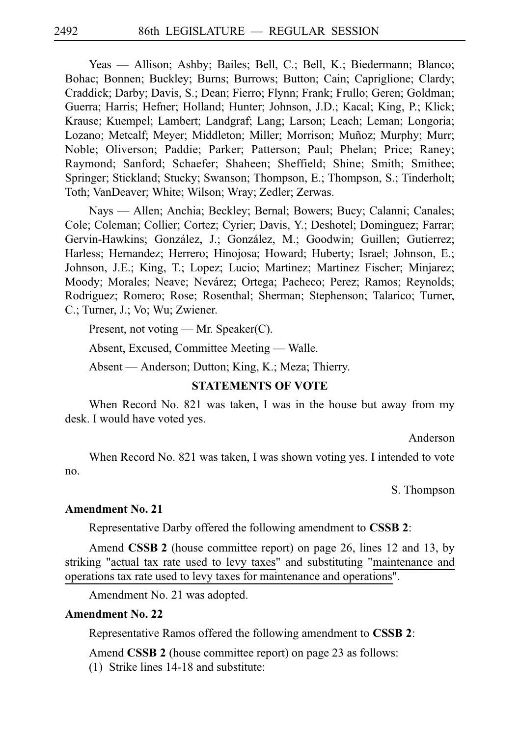Yeas — Allison; Ashby; Bailes; Bell, C.; Bell, K.; Biedermann; Blanco; Bohac; Bonnen; Buckley; Burns; Burrows; Button; Cain; Capriglione; Clardy; Craddick; Darby; Davis, S.; Dean; Fierro; Flynn; Frank; Frullo; Geren; Goldman; Guerra; Harris; Hefner; Holland; Hunter; Johnson, J.D.; Kacal; King, P.; Klick; Krause; Kuempel; Lambert; Landgraf; Lang; Larson; Leach; Leman; Longoria; Lozano; Metcalf; Meyer; Middleton; Miller; Morrison; Muñoz; Murphy; Murr; Noble; Oliverson; Paddie; Parker; Patterson; Paul; Phelan; Price; Raney; Raymond; Sanford; Schaefer; Shaheen; Sheffield; Shine; Smith; Smithee; Springer; Stickland; Stucky; Swanson; Thompson, E.; Thompson, S.; Tinderholt; Toth; VanDeaver; White; Wilson; Wray; Zedler; Zerwas.

Nays — Allen; Anchia; Beckley; Bernal; Bowers; Bucy; Calanni; Canales; Cole; Coleman; Collier; Cortez; Cyrier; Davis, Y.; Deshotel; Dominguez; Farrar; Gervin-Hawkins; González, J.; González, M.; Goodwin; Guillen; Gutierrez; Harless; Hernandez; Herrero; Hinojosa; Howard; Huberty; Israel; Johnson, E.; Johnson, J.E.; King, T.; Lopez; Lucio; Martinez; Martinez Fischer; Minjarez; Moody; Morales; Neave; Nevárez; Ortega; Pacheco; Perez; Ramos; Reynolds; Rodriguez; Romero; Rose; Rosenthal; Sherman; Stephenson; Talarico; Turner, C.; Turner, J.; Vo; Wu; Zwiener.

Present, not voting — Mr. Speaker(C).

Absent, Excused, Committee Meeting — Walle.

Absent — Anderson; Dutton; King, K.; Meza; Thierry.

**STATEMENTS OF VOTE**

When Record No. 821 was taken, I was in the house but away from my desk. I would have voted yes.

Anderson

When Record No. 821 was taken, I was shown voting yes. I intended to vote no.

S. Thompson

**Amendment No. 21**

Representative Darby offered the following amendment to **CSSB 2**:

Amend **CSSB 2** (house committee report) on page 26, lines 12 and 13, by striking "actual tax rate used to levy taxes" and substituting "maintenance and operations tax rate used to levy taxes for maintenance and operations".

Amendment No. 21 was adopted.

**Amendment No. 22**

Representative Ramos offered the following amendment to **CSSB 2**:

Amend **CSSB 2** (house committee report) on page 23 as follows:

(1) Strike lines 14-18 and substitute: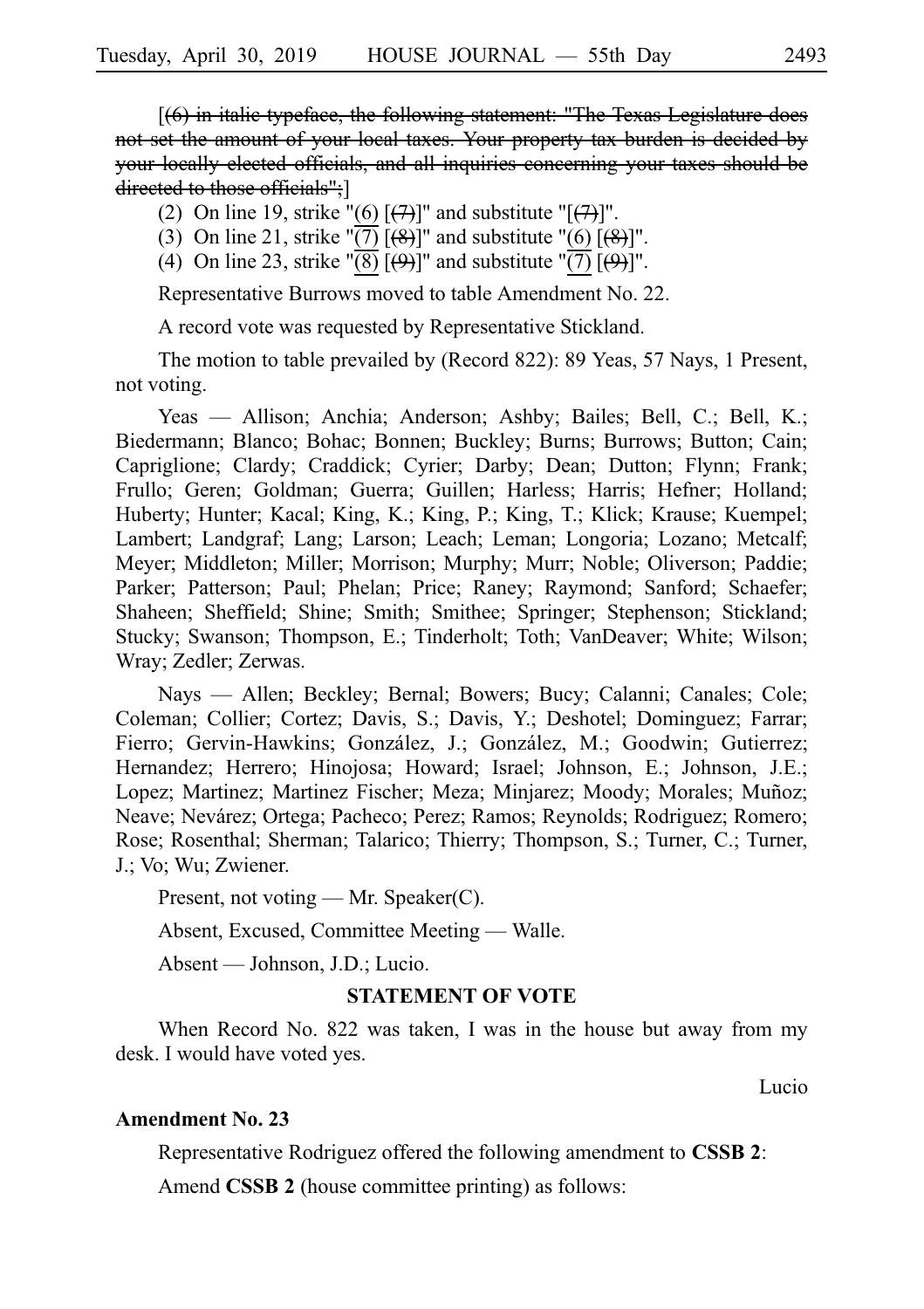[~~(6) in italic typeface, the following statement: "The Texas Legislature does not set the amount of your local taxes. Your property tax burden is decided by your locally elected officials, and all inquiries concerning your taxes should be directed to those officials";~~]

(2) On line 19, strike "(6) [~~(7)~~]" and substitute "[~~(7)~~]".

(3) On line 21, strike "(7) [~~(8)~~]" and substitute "(6) [~~(8)~~]".

(4) On line 23, strike "(8) [~~(9)~~]" and substitute "(7) [~~(9)~~]".

Representative Burrows moved to table Amendment No. 22.

A record vote was requested by Representative Stickland.

The motion to table prevailed by (Record 822): 89 Yeas, 57 Nays, 1 Present, not voting.

Yeas — Allison; Anchia; Anderson; Ashby; Bailes; Bell, C.; Bell, K.; Biedermann; Blanco; Bohac; Bonnen; Buckley; Burns; Burrows; Button; Cain; Capriglione; Clardy; Craddick; Cyrier; Darby; Dean; Dutton; Flynn; Frank; Frullo; Geren; Goldman; Guerra; Guillen; Harless; Harris; Hefner; Holland; Huberty; Hunter; Kacal; King, K.; King, P.; King, T.; Klick; Krause; Kuempel; Lambert; Landgraf; Lang; Larson; Leach; Leman; Longoria; Lozano; Metcalf; Meyer; Middleton; Miller; Morrison; Murphy; Murr; Noble; Oliverson; Paddie; Parker; Patterson; Paul; Phelan; Price; Raney; Raymond; Sanford; Schaefer; Shaheen; Sheffield; Shine; Smith; Smithee; Springer; Stephenson; Stickland; Stucky; Swanson; Thompson, E.; Tinderholt; Toth; VanDeaver; White; Wilson; Wray; Zedler; Zerwas.

Nays — Allen; Beckley; Bernal; Bowers; Bucy; Calanni; Canales; Cole; Coleman; Collier; Cortez; Davis, S.; Davis, Y.; Deshotel; Dominguez; Farrar; Fierro; Gervin-Hawkins; González, J.; González, M.; Goodwin; Gutierrez; Hernandez; Herrero; Hinojosa; Howard; Israel; Johnson, E.; Johnson, J.E.; Lopez; Martinez; Martinez Fischer; Meza; Minjarez; Moody; Morales; Muñoz; Neave; Nevárez; Ortega; Pacheco; Perez; Ramos; Reynolds; Rodriguez; Romero; Rose; Rosenthal; Sherman; Talarico; Thierry; Thompson, S.; Turner, C.; Turner, J.; Vo; Wu; Zwiener.

Present, not voting — Mr. Speaker(C).

Absent, Excused, Committee Meeting — Walle.

Absent — Johnson, J.D.; Lucio.

**STATEMENT OF VOTE**

When Record No. 822 was taken, I was in the house but away from my desk. I would have voted yes.

Lucio

**Amendment No. 23**

Representative Rodriguez offered the following amendment to **CSSB 2**:

Amend **CSSB 2** (house committee printing) as follows: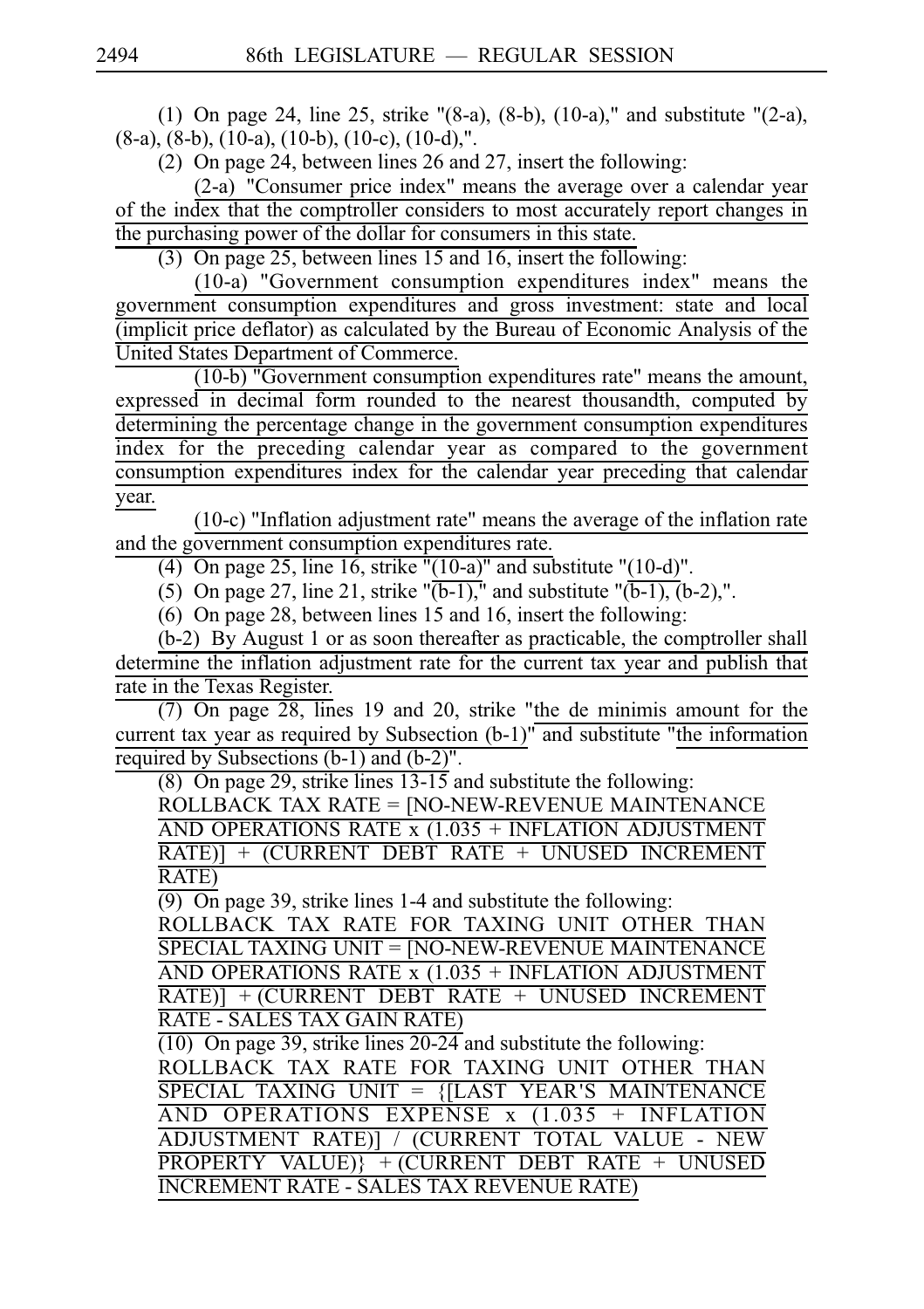(1) On page 24, line 25, strike "(8-a), (8-b), (10-a)," and substitute "(2-a), (8-a), (8-b), (10-a), (10-b), (10-c), (10-d),".

(2) On page 24, between lines 26 and 27, insert the following:

(2-a) "Consumer price index" means the average over a calendar year of the index that the comptroller considers to most accurately report changes in the purchasing power of the dollar for consumers in this state.

(3) On page 25, between lines 15 and 16, insert the following:

(10-a) "Government consumption expenditures index" means the government consumption expenditures and gross investment: state and local (implicit price deflator) as calculated by the Bureau of Economic Analysis of the United States Department of Commerce.

(10-b) "Government consumption expenditures rate" means the amount, expressed in decimal form rounded to the nearest thousandth, computed by determining the percentage change in the government consumption expenditures index for the preceding calendar year as compared to the government consumption expenditures index for the calendar year preceding that calendar year.

(10-c) "Inflation adjustment rate" means the average of the inflation rate and the government consumption expenditures rate.

(4) On page 25, line 16, strike "(10-a)" and substitute "(10-d)".

(5) On page 27, line 21, strike "(b-1)," and substitute "(b-1), (b-2),".

(6) On page 28, between lines 15 and 16, insert the following:

(b-2) By August 1 or as soon thereafter as practicable, the comptroller shall determine the inflation adjustment rate for the current tax year and publish that rate in the Texas Register.

(7) On page 28, lines 19 and 20, strike "the de minimis amount for the current tax year as required by Subsection (b-1)" and substitute "the information required by Subsections (b-1) and (b-2)".

(8) On page 29, strike lines 13-15 and substitute the following:

ROLLBACK TAX RATE = [NO-NEW-REVENUE MAINTENANCE AND OPERATIONS RATE x (1.035 + INFLATION ADJUSTMENT RATE)] + (CURRENT DEBT RATE + UNUSED INCREMENT RATE)

(9) On page 39, strike lines 1-4 and substitute the following:

ROLLBACK TAX RATE FOR TAXING UNIT OTHER THAN SPECIAL TAXING UNIT = [NO-NEW-REVENUE MAINTENANCE AND OPERATIONS RATE x (1.035 + INFLATION ADJUSTMENT RATE)] + (CURRENT DEBT RATE + UNUSED INCREMENT RATE - SALES TAX GAIN RATE)

(10) On page 39, strike lines 20-24 and substitute the following:

ROLLBACK TAX RATE FOR TAXING UNIT OTHER THAN SPECIAL TAXING UNIT = {[LAST YEAR'S MAINTENANCE AND OPERATIONS EXPENSE x (1.035 + INFLATION ADJUSTMENT RATE)] / (CURRENT TOTAL VALUE - NEW PROPERTY VALUE)} + (CURRENT DEBT RATE + UNUSED INCREMENT RATE - SALES TAX REVENUE RATE)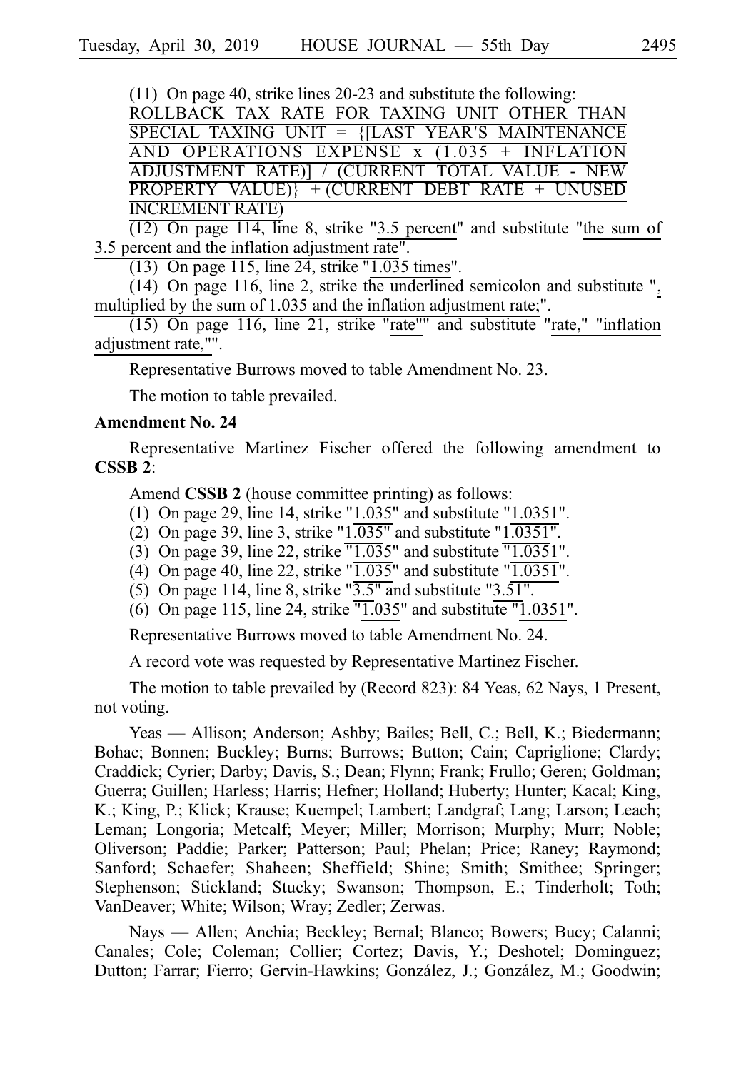(11) On page 40, strike lines 20-23 and substitute the following:

ROLLBACK TAX RATE FOR TAXING UNIT OTHER THAN SPECIAL TAXING UNIT = {[LAST YEAR'S MAINTENANCE AND OPERATIONS EXPENSE x (1.035 + INFLATION ADJUSTMENT RATE)] / (CURRENT TOTAL VALUE - NEW PROPERTY VALUE)} + (CURRENT DEBT RATE + UNUSED INCREMENT RATE)

(12) On page 114, line 8, strike "3.5 percent" and substitute "the sum of 3.5 percent and the inflation adjustment rate".

(13) On page 115, line 24, strike "1.035 times".

(14) On page 116, line 2, strike the underlined semicolon and substitute ", multiplied by the sum of 1.035 and the inflation adjustment rate;".

(15) On page 116, line 21, strike "rate"" and substitute "rate," "inflation adjustment rate,"".

Representative Burrows moved to table Amendment No. 23.

The motion to table prevailed.

**Amendment No. 24**

Representative Martinez Fischer offered the following amendment to **CSSB 2**:

Amend **CSSB 2** (house committee printing) as follows:

(1) On page 29, line 14, strike "1.035" and substitute "1.0351".

(2) On page 39, line 3, strike "1.035" and substitute "1.0351".

(3) On page 39, line 22, strike "1.035" and substitute "1.0351".

(4) On page 40, line 22, strike "1.035" and substitute "1.0351".

(5) On page 114, line 8, strike "3.5" and substitute "3.51".

(6) On page 115, line 24, strike "1.035" and substitute "1.0351".

Representative Burrows moved to table Amendment No. 24.

A record vote was requested by Representative Martinez Fischer.

The motion to table prevailed by (Record 823): 84 Yeas, 62 Nays, 1 Present, not voting.

Yeas — Allison; Anderson; Ashby; Bailes; Bell, C.; Bell, K.; Biedermann; Bohac; Bonnen; Buckley; Burns; Burrows; Button; Cain; Capriglione; Clardy; Craddick; Cyrier; Darby; Davis, S.; Dean; Flynn; Frank; Frullo; Geren; Goldman; Guerra; Guillen; Harless; Harris; Hefner; Holland; Huberty; Hunter; Kacal; King, K.; King, P.; Klick; Krause; Kuempel; Lambert; Landgraf; Lang; Larson; Leach; Leman; Longoria; Metcalf; Meyer; Miller; Morrison; Murphy; Murr; Noble; Oliverson; Paddie; Parker; Patterson; Paul; Phelan; Price; Raney; Raymond; Sanford; Schaefer; Shaheen; Sheffield; Shine; Smith; Smithee; Springer; Stephenson; Stickland; Stucky; Swanson; Thompson, E.; Tinderholt; Toth; VanDeaver; White; Wilson; Wray; Zedler; Zerwas.

Nays — Allen; Anchia; Beckley; Bernal; Blanco; Bowers; Bucy; Calanni; Canales; Cole; Coleman; Collier; Cortez; Davis, Y.; Deshotel; Dominguez; Dutton; Farrar; Fierro; Gervin-Hawkins; González, J.; González, M.; Goodwin;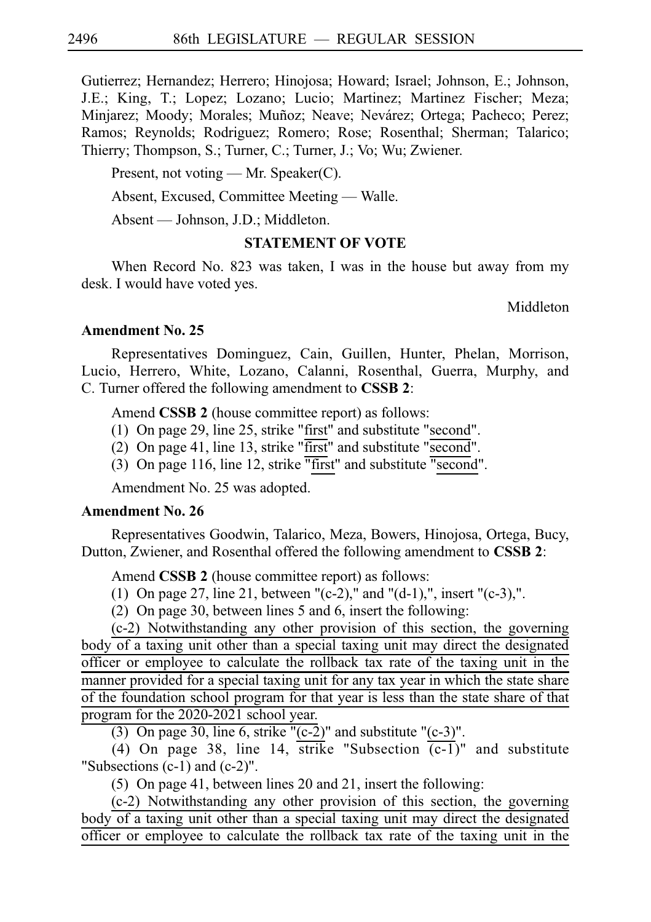Gutierrez; Hernandez; Herrero; Hinojosa; Howard; Israel; Johnson, E.; Johnson, J.E.; King, T.; Lopez; Lozano; Lucio; Martinez; Martinez Fischer; Meza; Minjarez; Moody; Morales; Muñoz; Neave; Nevárez; Ortega; Pacheco; Perez; Ramos; Reynolds; Rodriguez; Romero; Rose; Rosenthal; Sherman; Talarico; Thierry; Thompson, S.; Turner, C.; Turner, J.; Vo; Wu; Zwiener.

Present, not voting — Mr. Speaker(C).

Absent, Excused, Committee Meeting — Walle.

Absent — Johnson, J.D.; Middleton.

**STATEMENT OF VOTE**

When Record No. 823 was taken, I was in the house but away from my desk. I would have voted yes.

Middleton

**Amendment No. 25**

Representatives Dominguez, Cain, Guillen, Hunter, Phelan, Morrison, Lucio, Herrero, White, Lozano, Calanni, Rosenthal, Guerra, Murphy, and C. Turner offered the following amendment to **CSSB 2**:

Amend **CSSB 2** (house committee report) as follows:

(1) On page 29, line 25, strike "first" and substitute "second".

(2) On page 41, line 13, strike "first" and substitute "second".

(3) On page 116, line 12, strike "first" and substitute "second".

Amendment No. 25 was adopted.

**Amendment No. 26**

Representatives Goodwin, Talarico, Meza, Bowers, Hinojosa, Ortega, Bucy, Dutton, Zwiener, and Rosenthal offered the following amendment to **CSSB 2**:

Amend **CSSB 2** (house committee report) as follows:

(1) On page 27, line 21, between "(c-2)," and "(d-1),", insert "(c-3),".

(2) On page 30, between lines 5 and 6, insert the following:

(c-2) Notwithstanding any other provision of this section, the governing body of a taxing unit other than a special taxing unit may direct the designated officer or employee to calculate the rollback tax rate of the taxing unit in the manner provided for a special taxing unit for any tax year in which the state share of the foundation school program for that year is less than the state share of that program for the 2020-2021 school year.

(3) On page 30, line 6, strike "(c-2)" and substitute "(c-3)".

(4) On page 38, line 14, strike "Subsection (c-1)" and substitute "Subsections (c-1) and (c-2)".

(5) On page 41, between lines 20 and 21, insert the following:

(c-2) Notwithstanding any other provision of this section, the governing body of a taxing unit other than a special taxing unit may direct the designated officer or employee to calculate the rollback tax rate of the taxing unit in the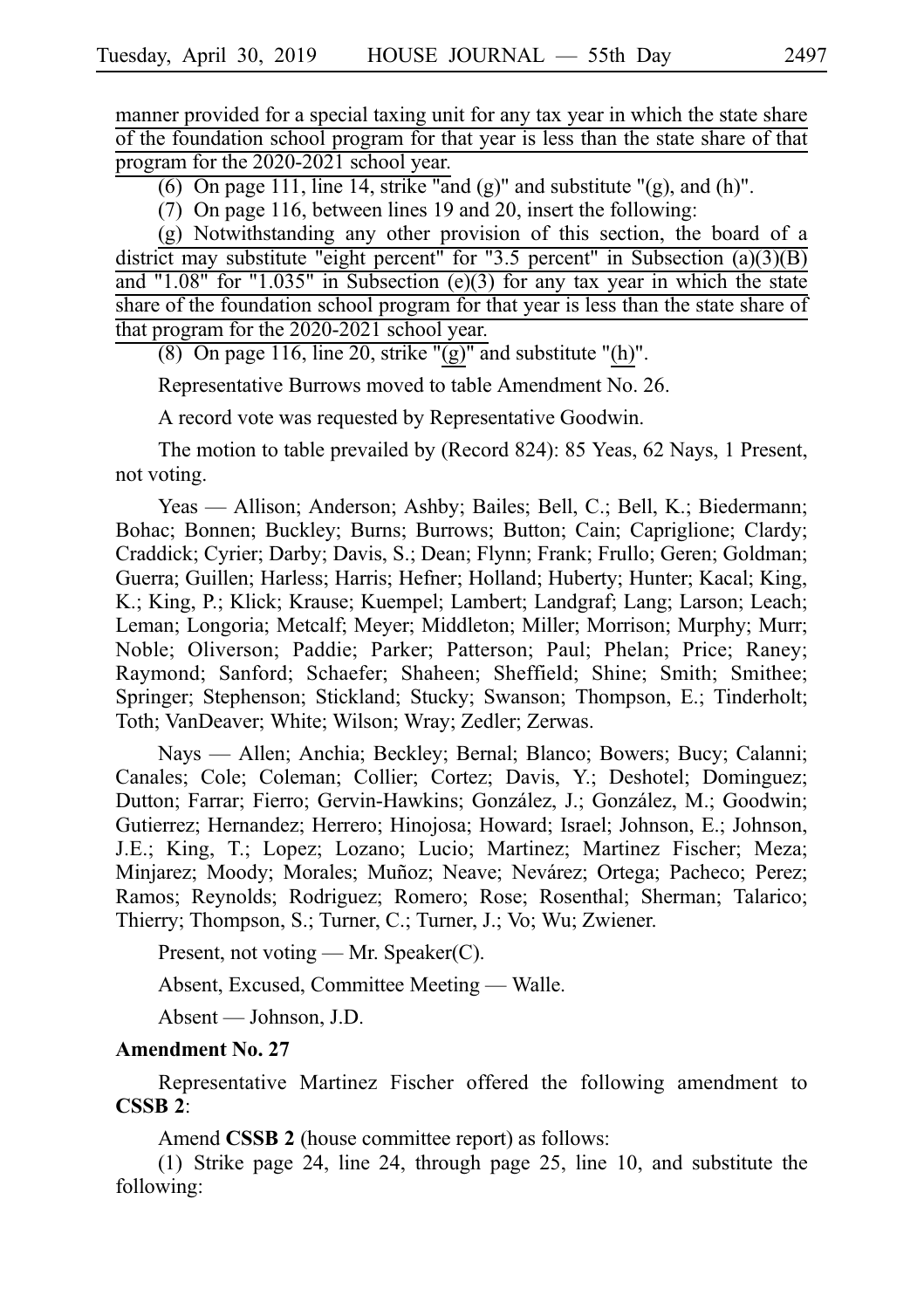manner provided for a special taxing unit for any tax year in which the state share of the foundation school program for that year is less than the state share of that program for the 2020-2021 school year.

(6) On page 111, line 14, strike "and (g)" and substitute "(g), and (h)".

(7) On page 116, between lines 19 and 20, insert the following:

(g) Notwithstanding any other provision of this section, the board of a district may substitute "eight percent" for "3.5 percent" in Subsection (a)(3)(B) and "1.08" for "1.035" in Subsection (e)(3) for any tax year in which the state share of the foundation school program for that year is less than the state share of that program for the 2020-2021 school year.

(8) On page 116, line 20, strike "(g)" and substitute "(h)".

Representative Burrows moved to table Amendment No. 26.

A record vote was requested by Representative Goodwin.

The motion to table prevailed by (Record 824): 85 Yeas, 62 Nays, 1 Present, not voting.

Yeas — Allison; Anderson; Ashby; Bailes; Bell, C.; Bell, K.; Biedermann; Bohac; Bonnen; Buckley; Burns; Burrows; Button; Cain; Capriglione; Clardy; Craddick; Cyrier; Darby; Davis, S.; Dean; Flynn; Frank; Frullo; Geren; Goldman; Guerra; Guillen; Harless; Harris; Hefner; Holland; Huberty; Hunter; Kacal; King, K.; King, P.; Klick; Krause; Kuempel; Lambert; Landgraf; Lang; Larson; Leach; Leman; Longoria; Metcalf; Meyer; Middleton; Miller; Morrison; Murphy; Murr; Noble; Oliverson; Paddie; Parker; Patterson; Paul; Phelan; Price; Raney; Raymond; Sanford; Schaefer; Shaheen; Sheffield; Shine; Smith; Smithee; Springer; Stephenson; Stickland; Stucky; Swanson; Thompson, E.; Tinderholt; Toth; VanDeaver; White; Wilson; Wray; Zedler; Zerwas.

Nays — Allen; Anchia; Beckley; Bernal; Blanco; Bowers; Bucy; Calanni; Canales; Cole; Coleman; Collier; Cortez; Davis, Y.; Deshotel; Dominguez; Dutton; Farrar; Fierro; Gervin-Hawkins; González, J.; González, M.; Goodwin; Gutierrez; Hernandez; Herrero; Hinojosa; Howard; Israel; Johnson, E.; Johnson, J.E.; King, T.; Lopez; Lozano; Lucio; Martinez; Martinez Fischer; Meza; Minjarez; Moody; Morales; Muñoz; Neave; Nevárez; Ortega; Pacheco; Perez; Ramos; Reynolds; Rodriguez; Romero; Rose; Rosenthal; Sherman; Talarico; Thierry; Thompson, S.; Turner, C.; Turner, J.; Vo; Wu; Zwiener.

Present, not voting — Mr. Speaker(C).

Absent, Excused, Committee Meeting — Walle.

Absent — Johnson, J.D.

**Amendment No. 27**

Representative Martinez Fischer offered the following amendment to **CSSB 2**:

Amend **CSSB 2** (house committee report) as follows:

(1) Strike page 24, line 24, through page 25, line 10, and substitute the following: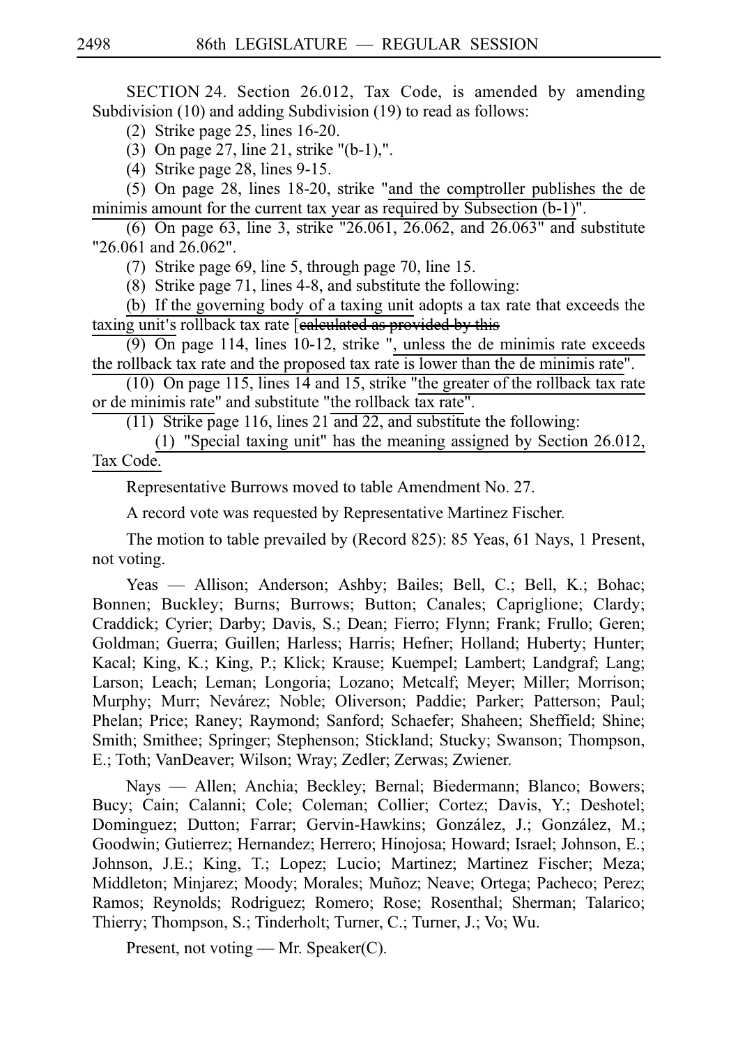SECTION 24. Section 26.012, Tax Code, is amended by amending Subdivision (10) and adding Subdivision (19) to read as follows:

(2) Strike page 25, lines 16-20.

(3) On page 27, line 21, strike "(b-1),".

(4) Strike page 28, lines 9-15.

(5) On page 28, lines 18-20, strike "<u>and the comptroller publishes the de minimis amount for the current tax year as required by Subsection (b-1)</u>".

(6) On page 63, line 3, strike "26.061, 26.062, and 26.063" and substitute "26.061 and 26.062".

(7) Strike page 69, line 5, through page 70, line 15.

(8) Strike page 71, lines 4-8, and substitute the following:

<u>(b) If the governing body of a taxing unit</u> adopts a tax rate that exceeds the <u>taxing unit's</u> rollback tax rate [~~calculated as provided by this~~

(9) On page 114, lines 10-12, strike "<u>, unless the de minimis rate exceeds the rollback tax rate and the proposed tax rate is lower than the de minimis rate</u>".

(10) On page 115, lines 14 and 15, strike "<u>the greater of the rollback tax rate or de minimis rate</u>" and substitute "<u>the rollback tax rate</u>".

(11) Strike page 116, lines 21 and 22, and substitute the following:

<u>(1) "Special taxing unit" has the meaning assigned by Section 26.012, Tax Code.</u>

Representative Burrows moved to table Amendment No. 27.

A record vote was requested by Representative Martinez Fischer.

The motion to table prevailed by (Record 825): 85 Yeas, 61 Nays, 1 Present, not voting.

Yeas — Allison; Anderson; Ashby; Bailes; Bell, C.; Bell, K.; Bohac; Bonnen; Buckley; Burns; Burrows; Button; Canales; Capriglione; Clardy; Craddick; Cyrier; Darby; Davis, S.; Dean; Fierro; Flynn; Frank; Frullo; Geren; Goldman; Guerra; Guillen; Harless; Harris; Hefner; Holland; Huberty; Hunter; Kacal; King, K.; King, P.; Klick; Krause; Kuempel; Lambert; Landgraf; Lang; Larson; Leach; Leman; Longoria; Lozano; Metcalf; Meyer; Miller; Morrison; Murphy; Murr; Nevárez; Noble; Oliverson; Paddie; Parker; Patterson; Paul; Phelan; Price; Raney; Raymond; Sanford; Schaefer; Shaheen; Sheffield; Shine; Smith; Smithee; Springer; Stephenson; Stickland; Stucky; Swanson; Thompson, E.; Toth; VanDeaver; Wilson; Wray; Zedler; Zerwas; Zwiener.

Nays — Allen; Anchia; Beckley; Bernal; Biedermann; Blanco; Bowers; Bucy; Cain; Calanni; Cole; Coleman; Collier; Cortez; Davis, Y.; Deshotel; Dominguez; Dutton; Farrar; Gervin-Hawkins; González, J.; González, M.; Goodwin; Gutierrez; Hernandez; Herrero; Hinojosa; Howard; Israel; Johnson, E.; Johnson, J.E.; King, T.; Lopez; Lucio; Martinez; Martinez Fischer; Meza; Middleton; Minjarez; Moody; Morales; Muñoz; Neave; Ortega; Pacheco; Perez; Ramos; Reynolds; Rodriguez; Romero; Rose; Rosenthal; Sherman; Talarico; Thierry; Thompson, S.; Tinderholt; Turner, C.; Turner, J.; Vo; Wu.

Present, not voting — Mr. Speaker(C).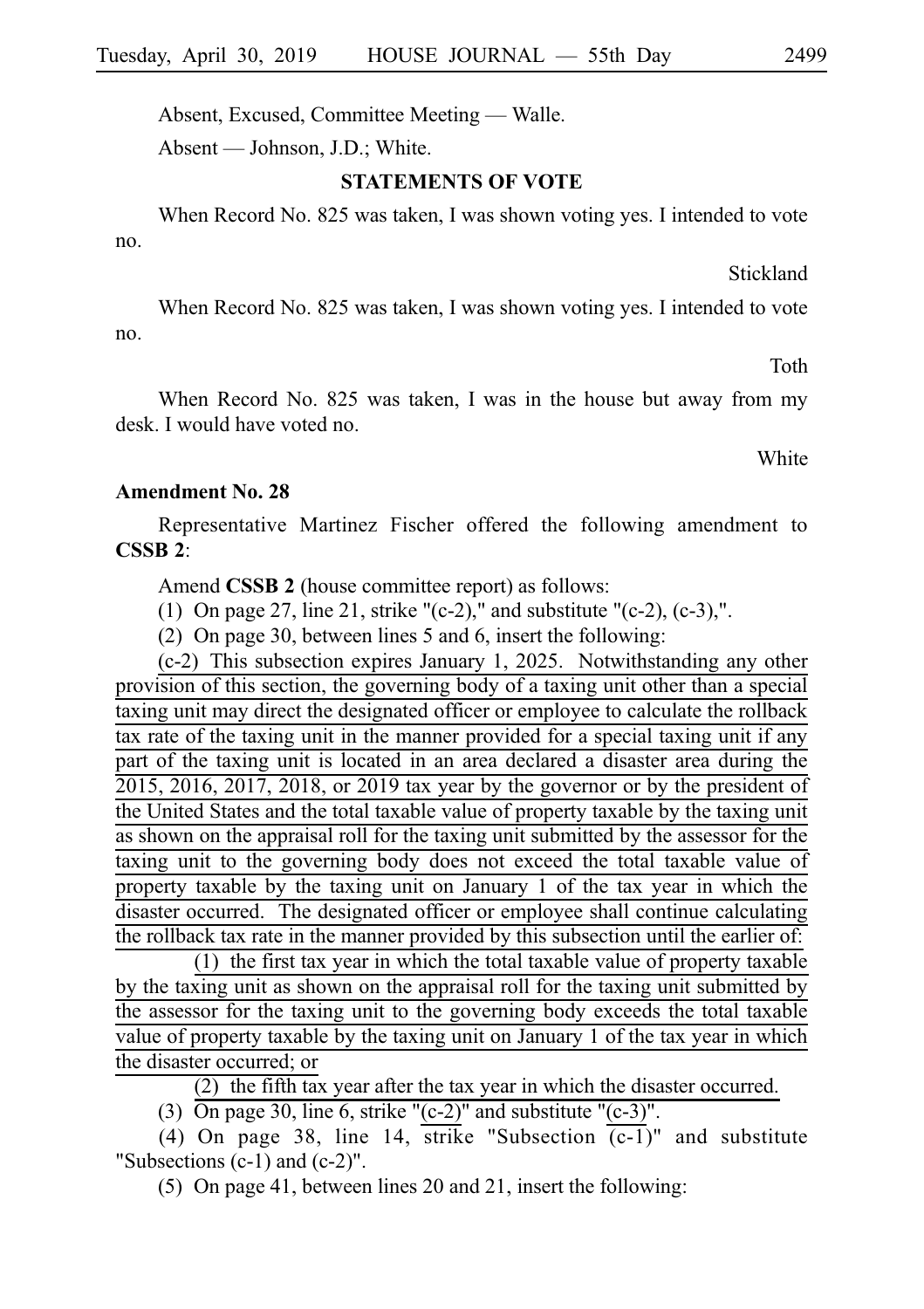Absent, Excused, Committee Meeting — Walle.

Absent — Johnson, J.D.; White.

**STATEMENTS OF VOTE**

When Record No. 825 was taken, I was shown voting yes. I intended to vote no.

Stickland

When Record No. 825 was taken, I was shown voting yes. I intended to vote no.

Toth

When Record No. 825 was taken, I was in the house but away from my desk. I would have voted no.

White

**Amendment No. 28**

Representative Martinez Fischer offered the following amendment to **CSSB 2**:

Amend **CSSB 2** (house committee report) as follows:

(1) On page 27, line 21, strike "(c-2)," and substitute "(c-2), (c-3),".

(2) On page 30, between lines 5 and 6, insert the following:

(c-2) This subsection expires January 1, 2025. Notwithstanding any other provision of this section, the governing body of a taxing unit other than a special taxing unit may direct the designated officer or employee to calculate the rollback tax rate of the taxing unit in the manner provided for a special taxing unit if any part of the taxing unit is located in an area declared a disaster area during the 2015, 2016, 2017, 2018, or 2019 tax year by the governor or by the president of the United States and the total taxable value of property taxable by the taxing unit as shown on the appraisal roll for the taxing unit submitted by the assessor for the taxing unit to the governing body does not exceed the total taxable value of property taxable by the taxing unit on January 1 of the tax year in which the disaster occurred. The designated officer or employee shall continue calculating the rollback tax rate in the manner provided by this subsection until the earlier of:

(1) the first tax year in which the total taxable value of property taxable by the taxing unit as shown on the appraisal roll for the taxing unit submitted by the assessor for the taxing unit to the governing body exceeds the total taxable value of property taxable by the taxing unit on January 1 of the tax year in which the disaster occurred; or

(2) the fifth tax year after the tax year in which the disaster occurred.

(3) On page 30, line 6, strike "(c-2)" and substitute "(c-3)".

(4) On page 38, line 14, strike "Subsection (c-1)" and substitute "Subsections (c-1) and (c-2)".

(5) On page 41, between lines 20 and 21, insert the following: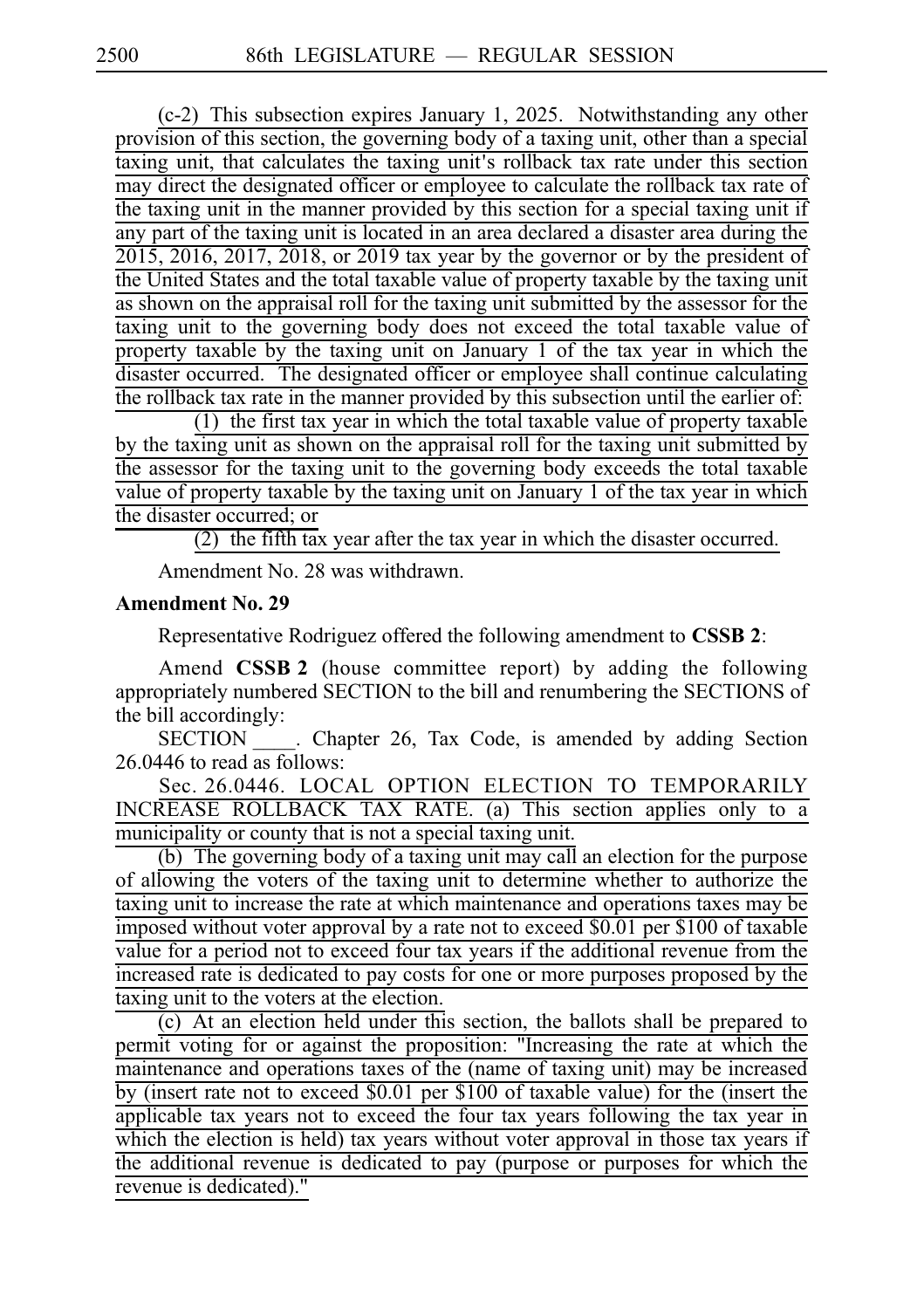(c-2) This subsection expires January 1, 2025. Notwithstanding any other provision of this section, the governing body of a taxing unit, other than a special taxing unit, that calculates the taxing unit's rollback tax rate under this section may direct the designated officer or employee to calculate the rollback tax rate of the taxing unit in the manner provided by this section for a special taxing unit if any part of the taxing unit is located in an area declared a disaster area during the 2015, 2016, 2017, 2018, or 2019 tax year by the governor or by the president of the United States and the total taxable value of property taxable by the taxing unit as shown on the appraisal roll for the taxing unit submitted by the assessor for the taxing unit to the governing body does not exceed the total taxable value of property taxable by the taxing unit on January 1 of the tax year in which the disaster occurred. The designated officer or employee shall continue calculating the rollback tax rate in the manner provided by this subsection until the earlier of:

(1) the first tax year in which the total taxable value of property taxable by the taxing unit as shown on the appraisal roll for the taxing unit submitted by the assessor for the taxing unit to the governing body exceeds the total taxable value of property taxable by the taxing unit on January 1 of the tax year in which the disaster occurred; or

(2) the fifth tax year after the tax year in which the disaster occurred.

Amendment No. 28 was withdrawn.

**Amendment No. 29**

Representative Rodriguez offered the following amendment to **CSSB 2**:

Amend **CSSB 2** (house committee report) by adding the following appropriately numbered SECTION to the bill and renumbering the SECTIONS of the bill accordingly:

SECTION \_\_\_\_. Chapter 26, Tax Code, is amended by adding Section 26.0446 to read as follows:

Sec. 26.0446. LOCAL OPTION ELECTION TO TEMPORARILY INCREASE ROLLBACK TAX RATE. (a) This section applies only to a municipality or county that is not a special taxing unit.

(b) The governing body of a taxing unit may call an election for the purpose of allowing the voters of the taxing unit to determine whether to authorize the taxing unit to increase the rate at which maintenance and operations taxes may be imposed without voter approval by a rate not to exceed $0.01 per $100 of taxable value for a period not to exceed four tax years if the additional revenue from the increased rate is dedicated to pay costs for one or more purposes proposed by the taxing unit to the voters at the election.

(c) At an election held under this section, the ballots shall be prepared to permit voting for or against the proposition: "Increasing the rate at which the maintenance and operations taxes of the (name of taxing unit) may be increased by (insert rate not to exceed $0.01 per $100 of taxable value) for the (insert the applicable tax years not to exceed the four tax years following the tax year in which the election is held) tax years without voter approval in those tax years if the additional revenue is dedicated to pay (purpose or purposes for which the revenue is dedicated)."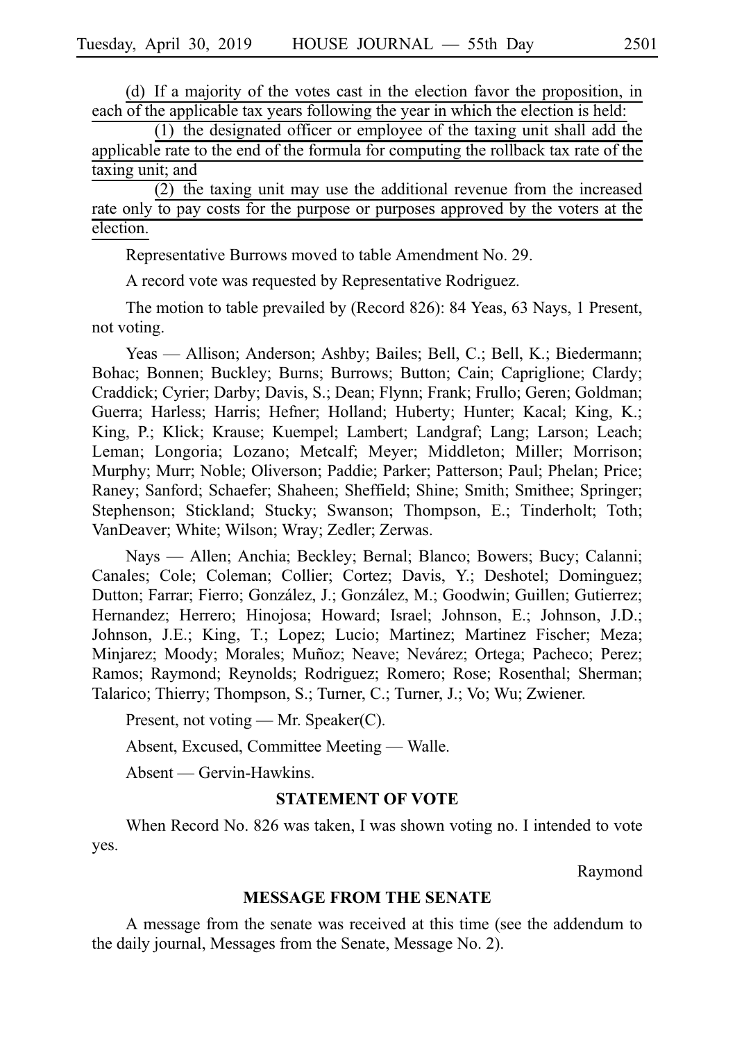(d) If a majority of the votes cast in the election favor the proposition, in each of the applicable tax years following the year in which the election is held:

(1) the designated officer or employee of the taxing unit shall add the applicable rate to the end of the formula for computing the rollback tax rate of the taxing unit; and

(2) the taxing unit may use the additional revenue from the increased rate only to pay costs for the purpose or purposes approved by the voters at the election.

Representative Burrows moved to table Amendment No. 29.

A record vote was requested by Representative Rodriguez.

The motion to table prevailed by (Record 826): 84 Yeas, 63 Nays, 1 Present, not voting.

Yeas — Allison; Anderson; Ashby; Bailes; Bell, C.; Bell, K.; Biedermann; Bohac; Bonnen; Buckley; Burns; Burrows; Button; Cain; Capriglione; Clardy; Craddick; Cyrier; Darby; Davis, S.; Dean; Flynn; Frank; Frullo; Geren; Goldman; Guerra; Harless; Harris; Hefner; Holland; Huberty; Hunter; Kacal; King, K.; King, P.; Klick; Krause; Kuempel; Lambert; Landgraf; Lang; Larson; Leach; Leman; Longoria; Lozano; Metcalf; Meyer; Middleton; Miller; Morrison; Murphy; Murr; Noble; Oliverson; Paddie; Parker; Patterson; Paul; Phelan; Price; Raney; Sanford; Schaefer; Shaheen; Sheffield; Shine; Smith; Smithee; Springer; Stephenson; Stickland; Stucky; Swanson; Thompson, E.; Tinderholt; Toth; VanDeaver; White; Wilson; Wray; Zedler; Zerwas.

Nays — Allen; Anchia; Beckley; Bernal; Blanco; Bowers; Bucy; Calanni; Canales; Cole; Coleman; Collier; Cortez; Davis, Y.; Deshotel; Dominguez; Dutton; Farrar; Fierro; González, J.; González, M.; Goodwin; Guillen; Gutierrez; Hernandez; Herrero; Hinojosa; Howard; Israel; Johnson, E.; Johnson, J.D.; Johnson, J.E.; King, T.; Lopez; Lucio; Martinez; Martinez Fischer; Meza; Minjarez; Moody; Morales; Muñoz; Neave; Nevárez; Ortega; Pacheco; Perez; Ramos; Raymond; Reynolds; Rodriguez; Romero; Rose; Rosenthal; Sherman; Talarico; Thierry; Thompson, S.; Turner, C.; Turner, J.; Vo; Wu; Zwiener.

Present, not voting — Mr. Speaker(C).

Absent, Excused, Committee Meeting — Walle.

Absent — Gervin-Hawkins.

## STATEMENT OF VOTE

When Record No. 826 was taken, I was shown voting no. I intended to vote yes.

Raymond

## MESSAGE FROM THE SENATE

A message from the senate was received at this time (see the addendum to the daily journal, Messages from the Senate, Message No. 2).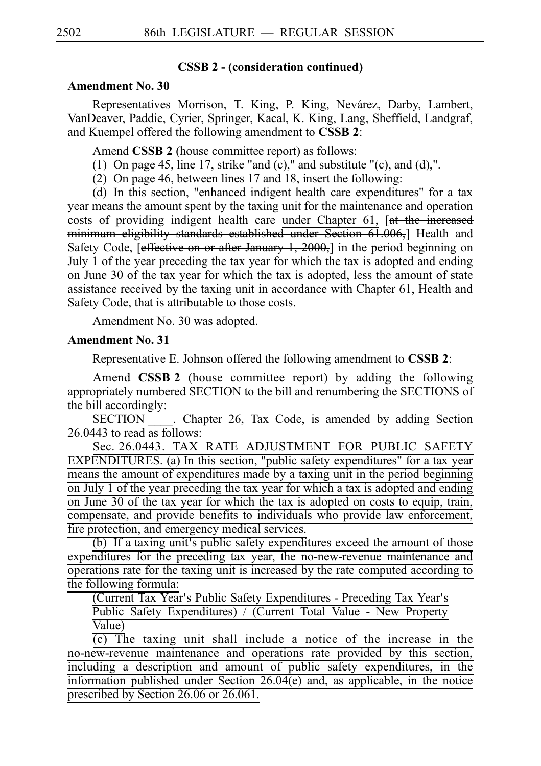**CSSB 2 - (consideration continued)**

**Amendment No. 30**

Representatives Morrison, T. King, P. King, Nevárez, Darby, Lambert, VanDeaver, Paddie, Cyrier, Springer, Kacal, K. King, Lang, Sheffield, Landgraf, and Kuempel offered the following amendment to **CSSB 2**:

Amend **CSSB 2** (house committee report) as follows:

(1) On page 45, line 17, strike "and (c)," and substitute "(c), and (d),".

(2) On page 46, between lines 17 and 18, insert the following:

(d) In this section, "enhanced indigent health care expenditures" for a tax year means the amount spent by the taxing unit for the maintenance and operation costs of providing indigent health care <u>under Chapter 61,</u> [~~at the increased minimum eligibility standards established under Section 61.006,~~] Health and Safety Code, [~~effective on or after January 1, 2000,~~] in the period beginning on July 1 of the year preceding the tax year for which the tax is adopted and ending on June 30 of the tax year for which the tax is adopted, less the amount of state assistance received by the taxing unit in accordance with Chapter 61, Health and Safety Code, that is attributable to those costs.

Amendment No. 30 was adopted.

**Amendment No. 31**

Representative E. Johnson offered the following amendment to **CSSB 2**:

Amend **CSSB 2** (house committee report) by adding the following appropriately numbered SECTION to the bill and renumbering the SECTIONS of the bill accordingly:

SECTION ____. Chapter 26, Tax Code, is amended by adding Section 26.0443 to read as follows:

<u>Sec. 26.0443. TAX RATE ADJUSTMENT FOR PUBLIC SAFETY EXPENDITURES. (a) In this section, "public safety expenditures" for a tax year means the amount of expenditures made by a taxing unit in the period beginning on July 1 of the year preceding the tax year for which a tax is adopted and ending on June 30 of the tax year for which the tax is adopted on costs to equip, train, compensate, and provide benefits to individuals who provide law enforcement, fire protection, and emergency medical services.</u>

<u>(b) If a taxing unit's public safety expenditures exceed the amount of those expenditures for the preceding tax year, the no-new-revenue maintenance and operations rate for the taxing unit is increased by the rate computed according to the following formula:</u>

<u>(Current Tax Year's Public Safety Expenditures - Preceding Tax Year's Public Safety Expenditures) / (Current Total Value - New Property Value)</u>

<u>(c) The taxing unit shall include a notice of the increase in the no-new-revenue maintenance and operations rate provided by this section, including a description and amount of public safety expenditures, in the information published under Section 26.04(e) and, as applicable, in the notice prescribed by Section 26.06 or 26.061.</u>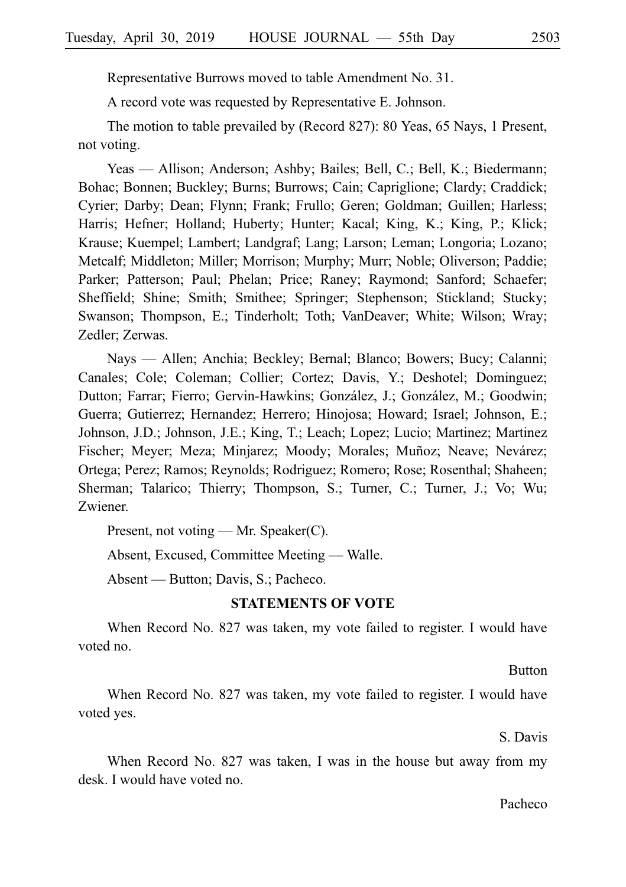Representative Burrows moved to table Amendment No. 31.

A record vote was requested by Representative E. Johnson.

The motion to table prevailed by (Record 827): 80 Yeas, 65 Nays, 1 Present, not voting.

Yeas — Allison; Anderson; Ashby; Bailes; Bell, C.; Bell, K.; Biedermann; Bohac; Bonnen; Buckley; Burns; Burrows; Cain; Capriglione; Clardy; Craddick; Cyrier; Darby; Dean; Flynn; Frank; Frullo; Geren; Goldman; Guillen; Harless; Harris; Hefner; Holland; Huberty; Hunter; Kacal; King, K.; King, P.; Klick; Krause; Kuempel; Lambert; Landgraf; Lang; Larson; Leman; Longoria; Lozano; Metcalf; Middleton; Miller; Morrison; Murphy; Murr; Noble; Oliverson; Paddie; Parker; Patterson; Paul; Phelan; Price; Raney; Raymond; Sanford; Schaefer; Sheffield; Shine; Smith; Smithee; Springer; Stephenson; Stickland; Stucky; Swanson; Thompson, E.; Tinderholt; Toth; VanDeaver; White; Wilson; Wray; Zedler; Zerwas.

Nays — Allen; Anchia; Beckley; Bernal; Blanco; Bowers; Bucy; Calanni; Canales; Cole; Coleman; Collier; Cortez; Davis, Y.; Deshotel; Dominguez; Dutton; Farrar; Fierro; Gervin-Hawkins; González, J.; González, M.; Goodwin; Guerra; Gutierrez; Hernandez; Herrero; Hinojosa; Howard; Israel; Johnson, E.; Johnson, J.D.; Johnson, J.E.; King, T.; Leach; Lopez; Lucio; Martinez; Martinez Fischer; Meyer; Meza; Minjarez; Moody; Morales; Muñoz; Neave; Nevárez; Ortega; Perez; Ramos; Reynolds; Rodriguez; Romero; Rose; Rosenthal; Shaheen; Sherman; Talarico; Thierry; Thompson, S.; Turner, C.; Turner, J.; Vo; Wu; Zwiener.

Present, not voting — Mr. Speaker(C).

Absent, Excused, Committee Meeting — Walle.

Absent — Button; Davis, S.; Pacheco.

**STATEMENTS OF VOTE**

When Record No. 827 was taken, my vote failed to register. I would have voted no.

Button

When Record No. 827 was taken, my vote failed to register. I would have voted yes.

S. Davis

When Record No. 827 was taken, I was in the house but away from my desk. I would have voted no.

Pacheco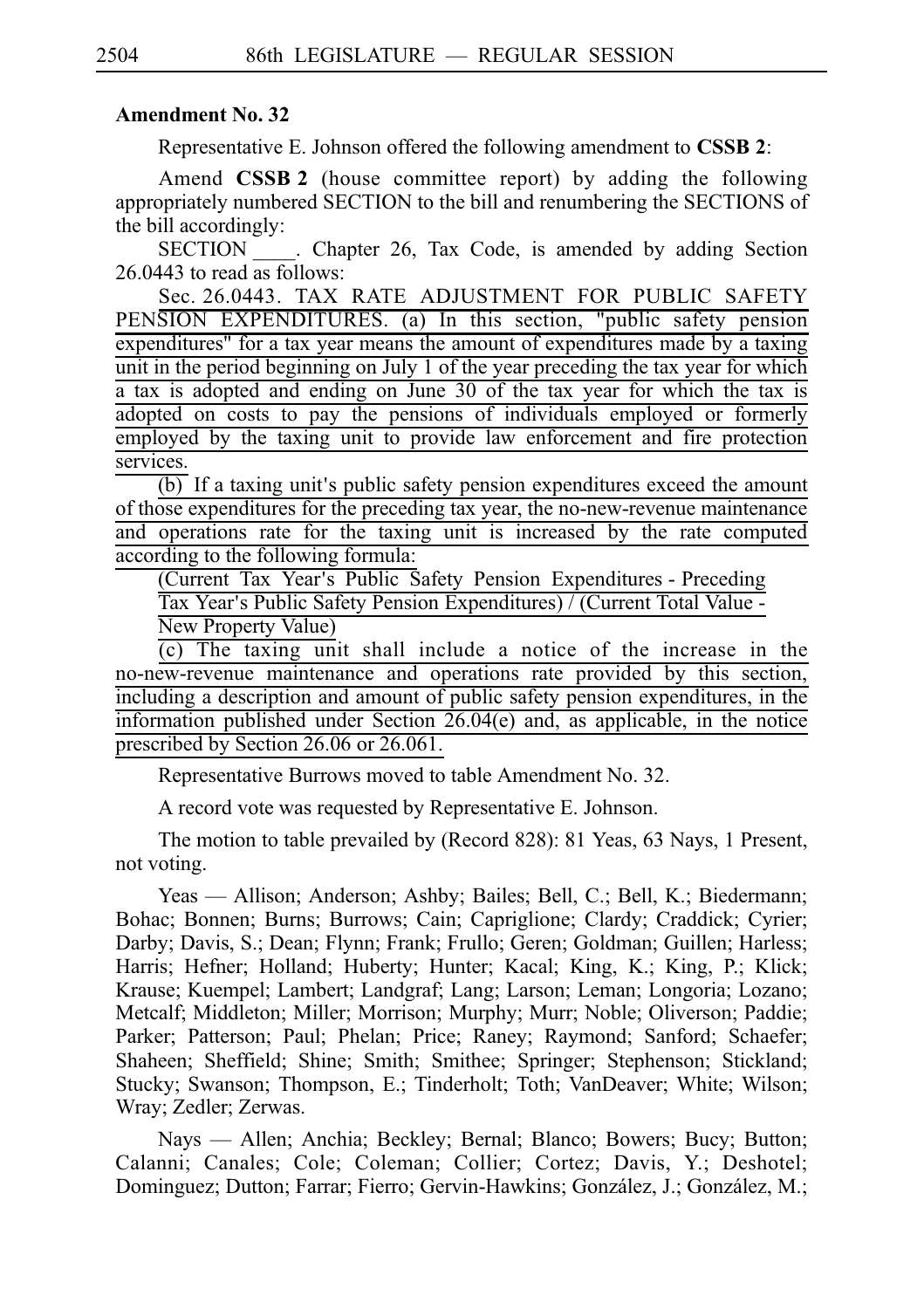**Amendment No. 32**

Representative E. Johnson offered the following amendment to **CSSB 2**:

Amend **CSSB 2** (house committee report) by adding the following appropriately numbered SECTION to the bill and renumbering the SECTIONS of the bill accordingly:

SECTION ____. Chapter 26, Tax Code, is amended by adding Section 26.0443 to read as follows:

Sec. 26.0443. TAX RATE ADJUSTMENT FOR PUBLIC SAFETY PENSION EXPENDITURES. (a) In this section, "public safety pension expenditures" for a tax year means the amount of expenditures made by a taxing unit in the period beginning on July 1 of the year preceding the tax year for which a tax is adopted and ending on June 30 of the tax year for which the tax is adopted on costs to pay the pensions of individuals employed or formerly employed by the taxing unit to provide law enforcement and fire protection services.

(b) If a taxing unit's public safety pension expenditures exceed the amount of those expenditures for the preceding tax year, the no-new-revenue maintenance and operations rate for the taxing unit is increased by the rate computed according to the following formula:

(Current Tax Year's Public Safety Pension Expenditures - Preceding Tax Year's Public Safety Pension Expenditures) / (Current Total Value - New Property Value)

(c) The taxing unit shall include a notice of the increase in the no-new-revenue maintenance and operations rate provided by this section, including a description and amount of public safety pension expenditures, in the information published under Section 26.04(e) and, as applicable, in the notice prescribed by Section 26.06 or 26.061.

Representative Burrows moved to table Amendment No. 32.

A record vote was requested by Representative E. Johnson.

The motion to table prevailed by (Record 828): 81 Yeas, 63 Nays, 1 Present, not voting.

Yeas — Allison; Anderson; Ashby; Bailes; Bell, C.; Bell, K.; Biedermann; Bohac; Bonnen; Burns; Burrows; Cain; Capriglione; Clardy; Craddick; Cyrier; Darby; Davis, S.; Dean; Flynn; Frank; Frullo; Geren; Goldman; Guillen; Harless; Harris; Hefner; Holland; Huberty; Hunter; Kacal; King, K.; King, P.; Klick; Krause; Kuempel; Lambert; Landgraf; Lang; Larson; Leman; Longoria; Lozano; Metcalf; Middleton; Miller; Morrison; Murphy; Murr; Noble; Oliverson; Paddie; Parker; Patterson; Paul; Phelan; Price; Raney; Raymond; Sanford; Schaefer; Shaheen; Sheffield; Shine; Smith; Smithee; Springer; Stephenson; Stickland; Stucky; Swanson; Thompson, E.; Tinderholt; Toth; VanDeaver; White; Wilson; Wray; Zedler; Zerwas.

Nays — Allen; Anchia; Beckley; Bernal; Blanco; Bowers; Bucy; Button; Calanni; Canales; Cole; Coleman; Collier; Cortez; Davis, Y.; Deshotel; Dominguez; Dutton; Farrar; Fierro; Gervin-Hawkins; González, J.; González, M.;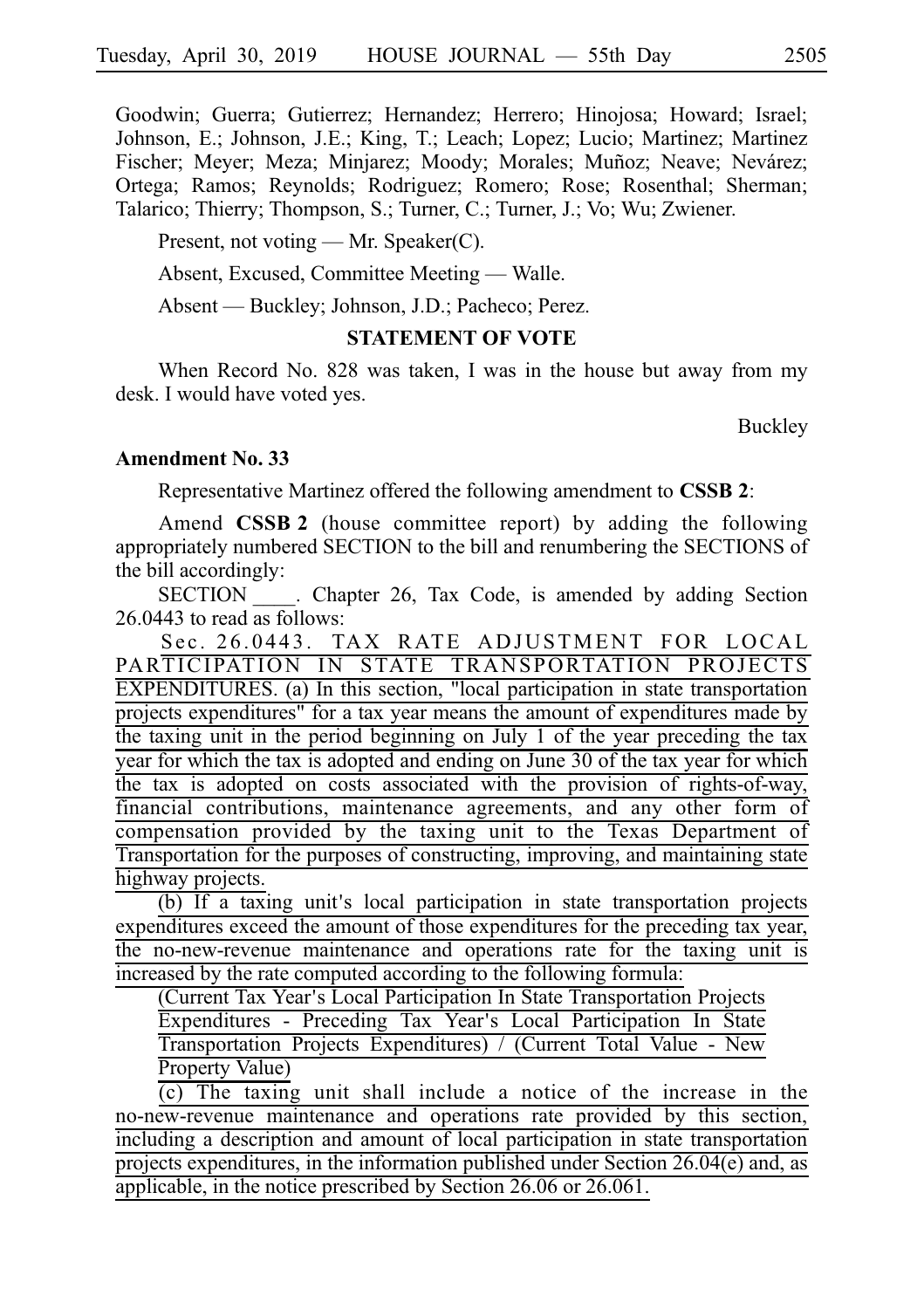Goodwin; Guerra; Gutierrez; Hernandez; Herrero; Hinojosa; Howard; Israel; Johnson, E.; Johnson, J.E.; King, T.; Leach; Lopez; Lucio; Martinez; Martinez Fischer; Meyer; Meza; Minjarez; Moody; Morales; Muñoz; Neave; Nevárez; Ortega; Ramos; Reynolds; Rodriguez; Romero; Rose; Rosenthal; Sherman; Talarico; Thierry; Thompson, S.; Turner, C.; Turner, J.; Vo; Wu; Zwiener.

Present, not voting — Mr. Speaker(C).

Absent, Excused, Committee Meeting — Walle.

Absent — Buckley; Johnson, J.D.; Pacheco; Perez.

**STATEMENT OF VOTE**

When Record No. 828 was taken, I was in the house but away from my desk. I would have voted yes.

Buckley

**Amendment No. 33**

Representative Martinez offered the following amendment to **CSSB 2**:

Amend **CSSB 2** (house committee report) by adding the following appropriately numbered SECTION to the bill and renumbering the SECTIONS of the bill accordingly:

SECTION ____. Chapter 26, Tax Code, is amended by adding Section 26.0443 to read as follows:

Sec. 26.0443. TAX RATE ADJUSTMENT FOR LOCAL PARTICIPATION IN STATE TRANSPORTATION PROJECTS EXPENDITURES. (a) In this section, "local participation in state transportation projects expenditures" for a tax year means the amount of expenditures made by the taxing unit in the period beginning on July 1 of the year preceding the tax year for which the tax is adopted and ending on June 30 of the tax year for which the tax is adopted on costs associated with the provision of rights-of-way, financial contributions, maintenance agreements, and any other form of compensation provided by the taxing unit to the Texas Department of Transportation for the purposes of constructing, improving, and maintaining state highway projects.

(b) If a taxing unit's local participation in state transportation projects expenditures exceed the amount of those expenditures for the preceding tax year, the no-new-revenue maintenance and operations rate for the taxing unit is increased by the rate computed according to the following formula:

(Current Tax Year's Local Participation In State Transportation Projects Expenditures - Preceding Tax Year's Local Participation In State Transportation Projects Expenditures) / (Current Total Value - New Property Value)

(c) The taxing unit shall include a notice of the increase in the no-new-revenue maintenance and operations rate provided by this section, including a description and amount of local participation in state transportation projects expenditures, in the information published under Section 26.04(e) and, as applicable, in the notice prescribed by Section 26.06 or 26.061.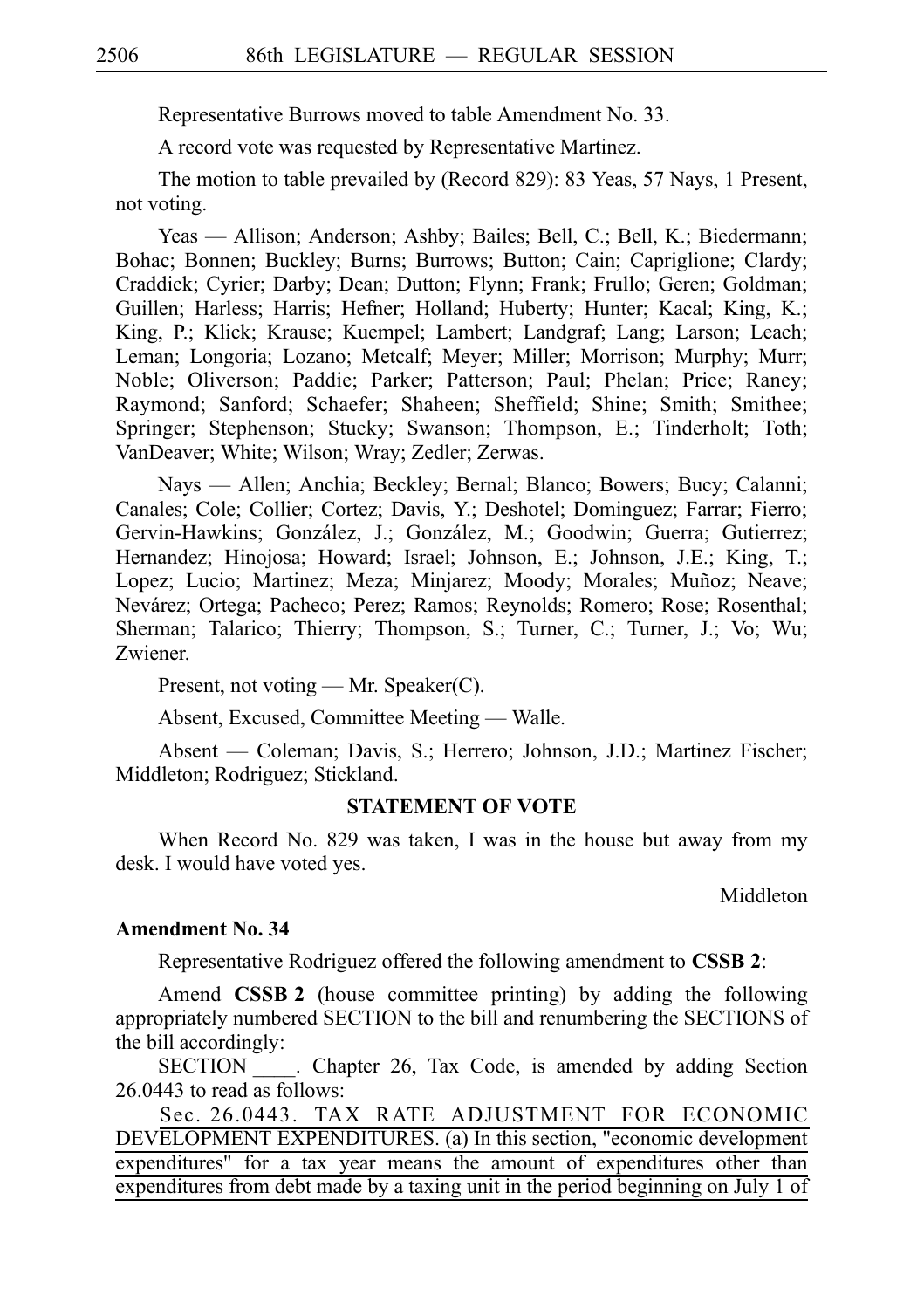Representative Burrows moved to table Amendment No. 33.

A record vote was requested by Representative Martinez.

The motion to table prevailed by (Record 829): 83 Yeas, 57 Nays, 1 Present, not voting.

Yeas — Allison; Anderson; Ashby; Bailes; Bell, C.; Bell, K.; Biedermann; Bohac; Bonnen; Buckley; Burns; Burrows; Button; Cain; Capriglione; Clardy; Craddick; Cyrier; Darby; Dean; Dutton; Flynn; Frank; Frullo; Geren; Goldman; Guillen; Harless; Harris; Hefner; Holland; Huberty; Hunter; Kacal; King, K.; King, P.; Klick; Krause; Kuempel; Lambert; Landgraf; Lang; Larson; Leach; Leman; Longoria; Lozano; Metcalf; Meyer; Miller; Morrison; Murphy; Murr; Noble; Oliverson; Paddie; Parker; Patterson; Paul; Phelan; Price; Raney; Raymond; Sanford; Schaefer; Shaheen; Sheffield; Shine; Smith; Smithee; Springer; Stephenson; Stucky; Swanson; Thompson, E.; Tinderholt; Toth; VanDeaver; White; Wilson; Wray; Zedler; Zerwas.

Nays — Allen; Anchia; Beckley; Bernal; Blanco; Bowers; Bucy; Calanni; Canales; Cole; Collier; Cortez; Davis, Y.; Deshotel; Dominguez; Farrar; Fierro; Gervin-Hawkins; González, J.; González, M.; Goodwin; Guerra; Gutierrez; Hernandez; Hinojosa; Howard; Israel; Johnson, E.; Johnson, J.E.; King, T.; Lopez; Lucio; Martinez; Meza; Minjarez; Moody; Morales; Muñoz; Neave; Nevárez; Ortega; Pacheco; Perez; Ramos; Reynolds; Romero; Rose; Rosenthal; Sherman; Talarico; Thierry; Thompson, S.; Turner, C.; Turner, J.; Vo; Wu; Zwiener.

Present, not voting — Mr. Speaker(C).

Absent, Excused, Committee Meeting — Walle.

Absent — Coleman; Davis, S.; Herrero; Johnson, J.D.; Martinez Fischer; Middleton; Rodriguez; Stickland.

## STATEMENT OF VOTE

When Record No. 829 was taken, I was in the house but away from my desk. I would have voted yes.

Middleton

**Amendment No. 34**

Representative Rodriguez offered the following amendment to **CSSB 2**:

Amend **CSSB 2** (house committee printing) by adding the following appropriately numbered SECTION to the bill and renumbering the SECTIONS of the bill accordingly:

SECTION ____. Chapter 26, Tax Code, is amended by adding Section 26.0443 to read as follows:

Sec. 26.0443. TAX RATE ADJUSTMENT FOR ECONOMIC DEVELOPMENT EXPENDITURES. (a) In this section, "economic development expenditures" for a tax year means the amount of expenditures other than expenditures from debt made by a taxing unit in the period beginning on July 1 of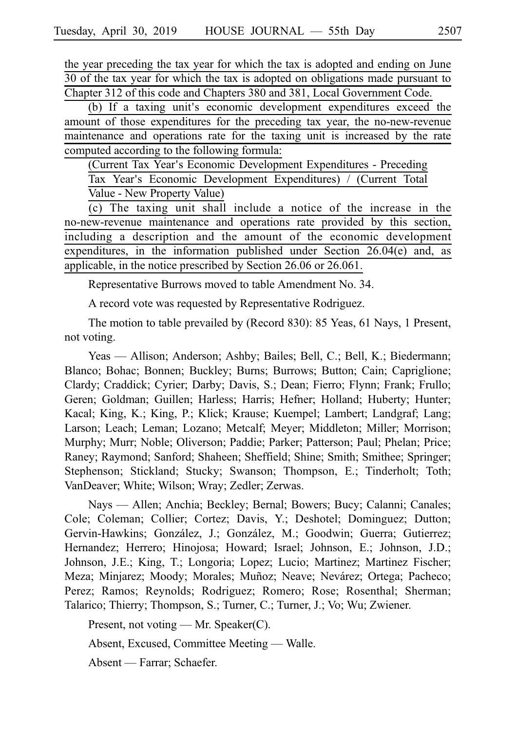the year preceding the tax year for which the tax is adopted and ending on June 30 of the tax year for which the tax is adopted on obligations made pursuant to Chapter 312 of this code and Chapters 380 and 381, Local Government Code.

(b) If a taxing unit's economic development expenditures exceed the amount of those expenditures for the preceding tax year, the no-new-revenue maintenance and operations rate for the taxing unit is increased by the rate computed according to the following formula:

(Current Tax Year's Economic Development Expenditures - Preceding Tax Year's Economic Development Expenditures) / (Current Total Value - New Property Value)

(c) The taxing unit shall include a notice of the increase in the no-new-revenue maintenance and operations rate provided by this section, including a description and the amount of the economic development expenditures, in the information published under Section 26.04(e) and, as applicable, in the notice prescribed by Section 26.06 or 26.061.

Representative Burrows moved to table Amendment No. 34.

A record vote was requested by Representative Rodriguez.

The motion to table prevailed by (Record 830): 85 Yeas, 61 Nays, 1 Present, not voting.

Yeas — Allison; Anderson; Ashby; Bailes; Bell, C.; Bell, K.; Biedermann; Blanco; Bohac; Bonnen; Buckley; Burns; Burrows; Button; Cain; Capriglione; Clardy; Craddick; Cyrier; Darby; Davis, S.; Dean; Fierro; Flynn; Frank; Frullo; Geren; Goldman; Guillen; Harless; Harris; Hefner; Holland; Huberty; Hunter; Kacal; King, K.; King, P.; Klick; Krause; Kuempel; Lambert; Landgraf; Lang; Larson; Leach; Leman; Lozano; Metcalf; Meyer; Middleton; Miller; Morrison; Murphy; Murr; Noble; Oliverson; Paddie; Parker; Patterson; Paul; Phelan; Price; Raney; Raymond; Sanford; Shaheen; Sheffield; Shine; Smith; Smithee; Springer; Stephenson; Stickland; Stucky; Swanson; Thompson, E.; Tinderholt; Toth; VanDeaver; White; Wilson; Wray; Zedler; Zerwas.

Nays — Allen; Anchia; Beckley; Bernal; Bowers; Bucy; Calanni; Canales; Cole; Coleman; Collier; Cortez; Davis, Y.; Deshotel; Dominguez; Dutton; Gervin-Hawkins; González, J.; González, M.; Goodwin; Guerra; Gutierrez; Hernandez; Herrero; Hinojosa; Howard; Israel; Johnson, E.; Johnson, J.D.; Johnson, J.E.; King, T.; Longoria; Lopez; Lucio; Martinez; Martinez Fischer; Meza; Minjarez; Moody; Morales; Muñoz; Neave; Nevárez; Ortega; Pacheco; Perez; Ramos; Reynolds; Rodriguez; Romero; Rose; Rosenthal; Sherman; Talarico; Thierry; Thompson, S.; Turner, C.; Turner, J.; Vo; Wu; Zwiener.

Present, not voting — Mr. Speaker(C).

Absent, Excused, Committee Meeting — Walle.

Absent — Farrar; Schaefer.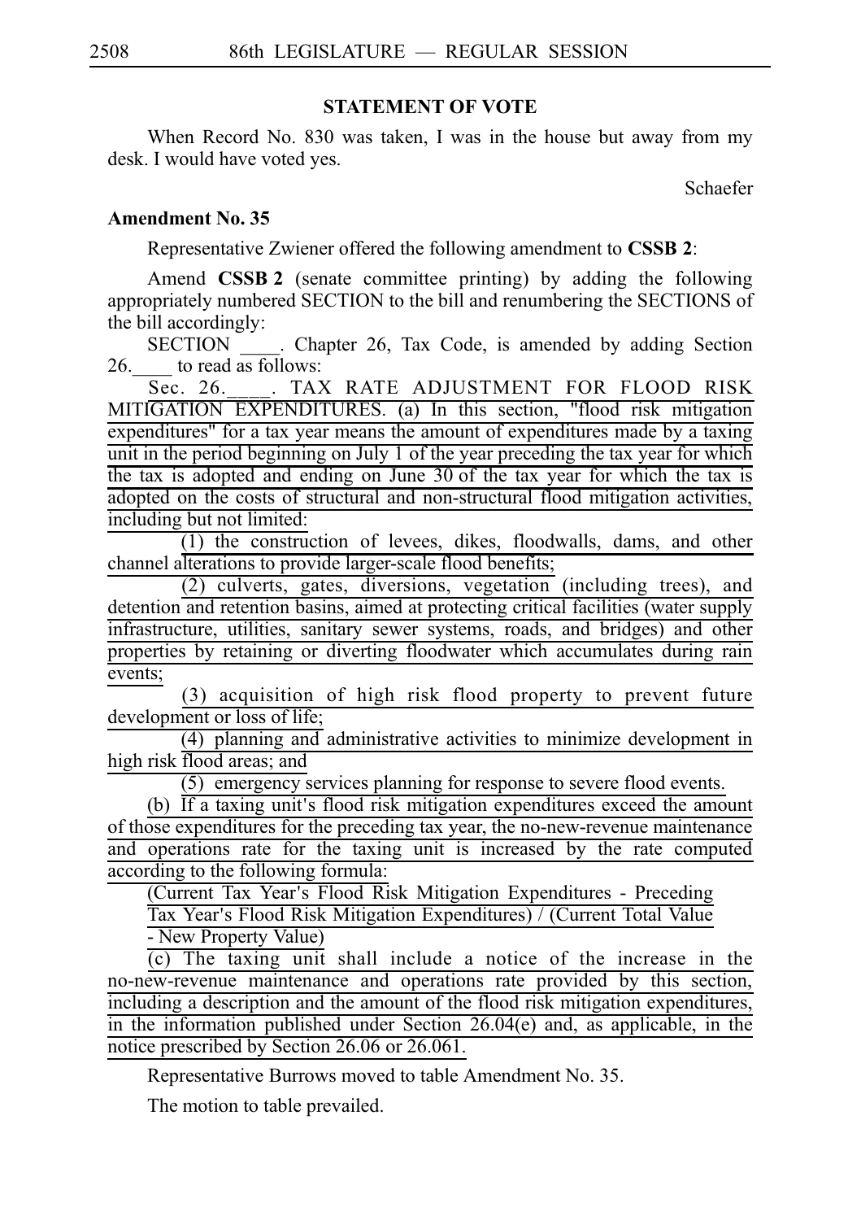**STATEMENT OF VOTE**

When Record No. 830 was taken, I was in the house but away from my desk. I would have voted yes.

Schaefer

**Amendment No. 35**

Representative Zwiener offered the following amendment to **CSSB 2**:

Amend **CSSB 2** (senate committee printing) by adding the following appropriately numbered SECTION to the bill and renumbering the SECTIONS of the bill accordingly:

SECTION ____. Chapter 26, Tax Code, is amended by adding Section 26.____ to read as follows:

Sec. 26.____. TAX RATE ADJUSTMENT FOR FLOOD RISK MITIGATION EXPENDITURES. (a) In this section, "flood risk mitigation expenditures" for a tax year means the amount of expenditures made by a taxing unit in the period beginning on July 1 of the year preceding the tax year for which the tax is adopted and ending on June 30 of the tax year for which the tax is adopted on the costs of structural and non-structural flood mitigation activities, including but not limited:

(1) the construction of levees, dikes, floodwalls, dams, and other channel alterations to provide larger-scale flood benefits;

(2) culverts, gates, diversions, vegetation (including trees), and detention and retention basins, aimed at protecting critical facilities (water supply infrastructure, utilities, sanitary sewer systems, roads, and bridges) and other properties by retaining or diverting floodwater which accumulates during rain events;

(3) acquisition of high risk flood property to prevent future development or loss of life;

(4) planning and administrative activities to minimize development in high risk flood areas; and

(5) emergency services planning for response to severe flood events.

(b) If a taxing unit's flood risk mitigation expenditures exceed the amount of those expenditures for the preceding tax year, the no-new-revenue maintenance and operations rate for the taxing unit is increased by the rate computed according to the following formula:

(Current Tax Year's Flood Risk Mitigation Expenditures - Preceding Tax Year's Flood Risk Mitigation Expenditures) / (Current Total Value - New Property Value)

(c) The taxing unit shall include a notice of the increase in the no-new-revenue maintenance and operations rate provided by this section, including a description and the amount of the flood risk mitigation expenditures, in the information published under Section 26.04(e) and, as applicable, in the notice prescribed by Section 26.06 or 26.061.

Representative Burrows moved to table Amendment No. 35.

The motion to table prevailed.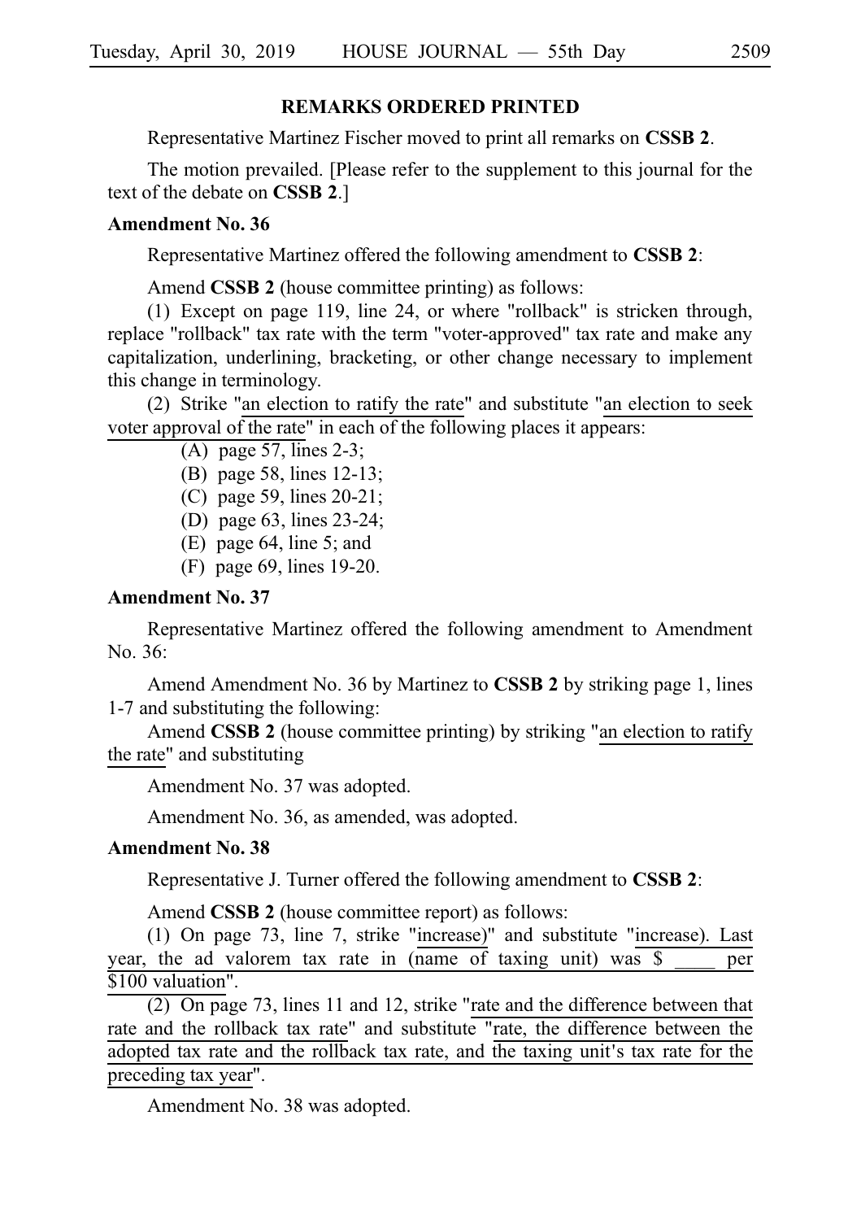## REMARKS ORDERED PRINTED

Representative Martinez Fischer moved to print all remarks on **CSSB 2**.

The motion prevailed. [Please refer to the supplement to this journal for the text of the debate on **CSSB 2**.]

### Amendment No. 36

Representative Martinez offered the following amendment to **CSSB 2**:

Amend **CSSB 2** (house committee printing) as follows:

(1) Except on page 119, line 24, or where "rollback" is stricken through, replace "rollback" tax rate with the term "voter-approved" tax rate and make any capitalization, underlining, bracketing, or other change necessary to implement this change in terminology.

(2) Strike "an election to ratify the rate" and substitute "an election to seek voter approval of the rate" in each of the following places it appears:

- (A) page 57, lines 2-3;
- (B) page 58, lines 12-13;
- (C) page 59, lines 20-21;
- (D) page 63, lines 23-24;
- (E) page 64, line 5; and
- (F) page 69, lines 19-20.

### Amendment No. 37

Representative Martinez offered the following amendment to Amendment No. 36:

Amend Amendment No. 36 by Martinez to **CSSB 2** by striking page 1, lines 1-7 and substituting the following:

Amend **CSSB 2** (house committee printing) by striking "an election to ratify the rate" and substituting

Amendment No. 37 was adopted.

Amendment No. 36, as amended, was adopted.

### Amendment No. 38

Representative J. Turner offered the following amendment to **CSSB 2**:

Amend **CSSB 2** (house committee report) as follows:

(1) On page 73, line 7, strike "increase)" and substitute "increase). Last year, the ad valorem tax rate in (name of taxing unit) was $ ____ per $100 valuation".

(2) On page 73, lines 11 and 12, strike "rate and the difference between that rate and the rollback tax rate" and substitute "rate, the difference between the adopted tax rate and the rollback tax rate, and the taxing unit's tax rate for the preceding tax year".

Amendment No. 38 was adopted.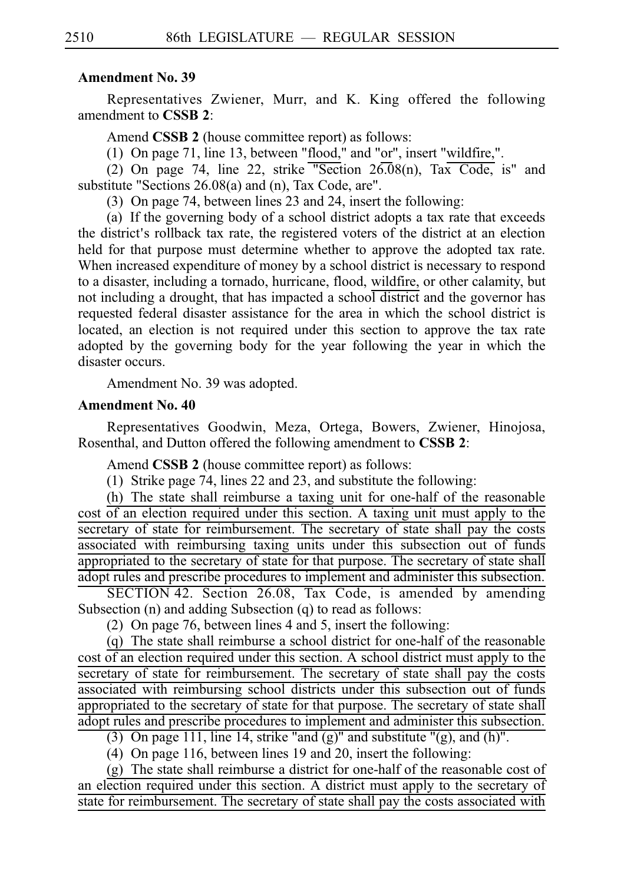**Amendment No. 39**

Representatives Zwiener, Murr, and K. King offered the following amendment to **CSSB 2**:

Amend **CSSB 2** (house committee report) as follows:

(1) On page 71, line 13, between "flood," and "or", insert "wildfire,".

(2) On page 74, line 22, strike "Section 26.08(n), Tax Code, is" and substitute "Sections 26.08(a) and (n), Tax Code, are".

(3) On page 74, between lines 23 and 24, insert the following:

(a) If the governing body of a school district adopts a tax rate that exceeds the district's rollback tax rate, the registered voters of the district at an election held for that purpose must determine whether to approve the adopted tax rate. When increased expenditure of money by a school district is necessary to respond to a disaster, including a tornado, hurricane, flood, wildfire, or other calamity, but not including a drought, that has impacted a school district and the governor has requested federal disaster assistance for the area in which the school district is located, an election is not required under this section to approve the tax rate adopted by the governing body for the year following the year in which the disaster occurs.

Amendment No. 39 was adopted.

**Amendment No. 40**

Representatives Goodwin, Meza, Ortega, Bowers, Zwiener, Hinojosa, Rosenthal, and Dutton offered the following amendment to **CSSB 2**:

Amend **CSSB 2** (house committee report) as follows:

(1) Strike page 74, lines 22 and 23, and substitute the following:

(h) The state shall reimburse a taxing unit for one-half of the reasonable cost of an election required under this section. A taxing unit must apply to the secretary of state for reimbursement. The secretary of state shall pay the costs associated with reimbursing taxing units under this subsection out of funds appropriated to the secretary of state for that purpose. The secretary of state shall adopt rules and prescribe procedures to implement and administer this subsection.

SECTION 42. Section 26.08, Tax Code, is amended by amending Subsection (n) and adding Subsection (q) to read as follows:

(2) On page 76, between lines 4 and 5, insert the following:

(q) The state shall reimburse a school district for one-half of the reasonable cost of an election required under this section. A school district must apply to the secretary of state for reimbursement. The secretary of state shall pay the costs associated with reimbursing school districts under this subsection out of funds appropriated to the secretary of state for that purpose. The secretary of state shall adopt rules and prescribe procedures to implement and administer this subsection.

(3) On page 111, line 14, strike "and (g)" and substitute "(g), and (h)".

(4) On page 116, between lines 19 and 20, insert the following:

(g) The state shall reimburse a district for one-half of the reasonable cost of an election required under this section. A district must apply to the secretary of state for reimbursement. The secretary of state shall pay the costs associated with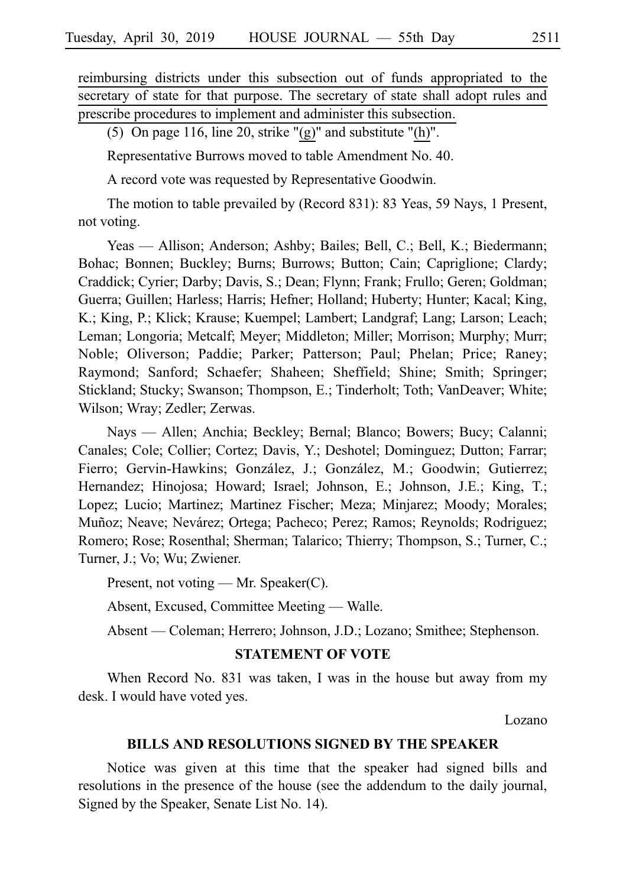reimbursing districts under this subsection out of funds appropriated to the secretary of state for that purpose. The secretary of state shall adopt rules and prescribe procedures to implement and administer this subsection.

(5) On page 116, line 20, strike "(g)" and substitute "(h)".

Representative Burrows moved to table Amendment No. 40.

A record vote was requested by Representative Goodwin.

The motion to table prevailed by (Record 831): 83 Yeas, 59 Nays, 1 Present, not voting.

Yeas — Allison; Anderson; Ashby; Bailes; Bell, C.; Bell, K.; Biedermann; Bohac; Bonnen; Buckley; Burns; Burrows; Button; Cain; Capriglione; Clardy; Craddick; Cyrier; Darby; Davis, S.; Dean; Flynn; Frank; Frullo; Geren; Goldman; Guerra; Guillen; Harless; Harris; Hefner; Holland; Huberty; Hunter; Kacal; King, K.; King, P.; Klick; Krause; Kuempel; Lambert; Landgraf; Lang; Larson; Leach; Leman; Longoria; Metcalf; Meyer; Middleton; Miller; Morrison; Murphy; Murr; Noble; Oliverson; Paddie; Parker; Patterson; Paul; Phelan; Price; Raney; Raymond; Sanford; Schaefer; Shaheen; Sheffield; Shine; Smith; Springer; Stickland; Stucky; Swanson; Thompson, E.; Tinderholt; Toth; VanDeaver; White; Wilson; Wray; Zedler; Zerwas.

Nays — Allen; Anchia; Beckley; Bernal; Blanco; Bowers; Bucy; Calanni; Canales; Cole; Collier; Cortez; Davis, Y.; Deshotel; Dominguez; Dutton; Farrar; Fierro; Gervin-Hawkins; González, J.; González, M.; Goodwin; Gutierrez; Hernandez; Hinojosa; Howard; Israel; Johnson, E.; Johnson, J.E.; King, T.; Lopez; Lucio; Martinez; Martinez Fischer; Meza; Minjarez; Moody; Morales; Muñoz; Neave; Nevárez; Ortega; Pacheco; Perez; Ramos; Reynolds; Rodriguez; Romero; Rose; Rosenthal; Sherman; Talarico; Thierry; Thompson, S.; Turner, C.; Turner, J.; Vo; Wu; Zwiener.

Present, not voting — Mr. Speaker(C).

Absent, Excused, Committee Meeting — Walle.

Absent — Coleman; Herrero; Johnson, J.D.; Lozano; Smithee; Stephenson.

## STATEMENT OF VOTE

When Record No. 831 was taken, I was in the house but away from my desk. I would have voted yes.

Lozano

## BILLS AND RESOLUTIONS SIGNED BY THE SPEAKER

Notice was given at this time that the speaker had signed bills and resolutions in the presence of the house (see the addendum to the daily journal, Signed by the Speaker, Senate List No. 14).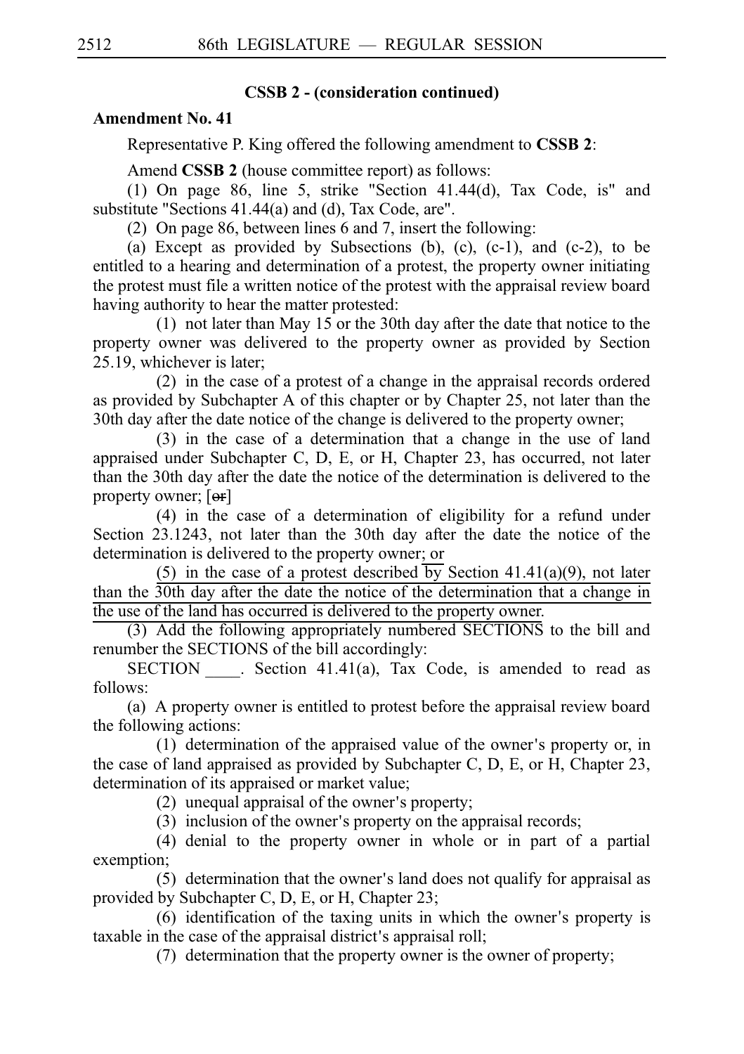**CSSB 2 - (consideration continued)**

**Amendment No. 41**

Representative P. King offered the following amendment to **CSSB 2**:

Amend **CSSB 2** (house committee report) as follows:

(1) On page 86, line 5, strike "Section 41.44(d), Tax Code, is" and substitute "Sections 41.44(a) and (d), Tax Code, are".

(2) On page 86, between lines 6 and 7, insert the following:

(a) Except as provided by Subsections (b), (c), (c-1), and (c-2), to be entitled to a hearing and determination of a protest, the property owner initiating the protest must file a written notice of the protest with the appraisal review board having authority to hear the matter protested:

(1) not later than May 15 or the 30th day after the date that notice to the property owner was delivered to the property owner as provided by Section 25.19, whichever is later;

(2) in the case of a protest of a change in the appraisal records ordered as provided by Subchapter A of this chapter or by Chapter 25, not later than the 30th day after the date notice of the change is delivered to the property owner;

(3) in the case of a determination that a change in the use of land appraised under Subchapter C, D, E, or H, Chapter 23, has occurred, not later than the 30th day after the date the notice of the determination is delivered to the property owner; [~~or~~]

(4) in the case of a determination of eligibility for a refund under Section 23.1243, not later than the 30th day after the date the notice of the determination is delivered to the property owner; or

(5) in the case of a protest described by Section 41.41(a)(9), not later than the 30th day after the date the notice of the determination that a change in the use of the land has occurred is delivered to the property owner.

(3) Add the following appropriately numbered SECTIONS to the bill and renumber the SECTIONS of the bill accordingly:

SECTION \_\_\_\_. Section 41.41(a), Tax Code, is amended to read as follows:

(a) A property owner is entitled to protest before the appraisal review board the following actions:

(1) determination of the appraised value of the owner's property or, in the case of land appraised as provided by Subchapter C, D, E, or H, Chapter 23, determination of its appraised or market value;

(2) unequal appraisal of the owner's property;

(3) inclusion of the owner's property on the appraisal records;

(4) denial to the property owner in whole or in part of a partial exemption;

(5) determination that the owner's land does not qualify for appraisal as provided by Subchapter C, D, E, or H, Chapter 23;

(6) identification of the taxing units in which the owner's property is taxable in the case of the appraisal district's appraisal roll;

(7) determination that the property owner is the owner of property;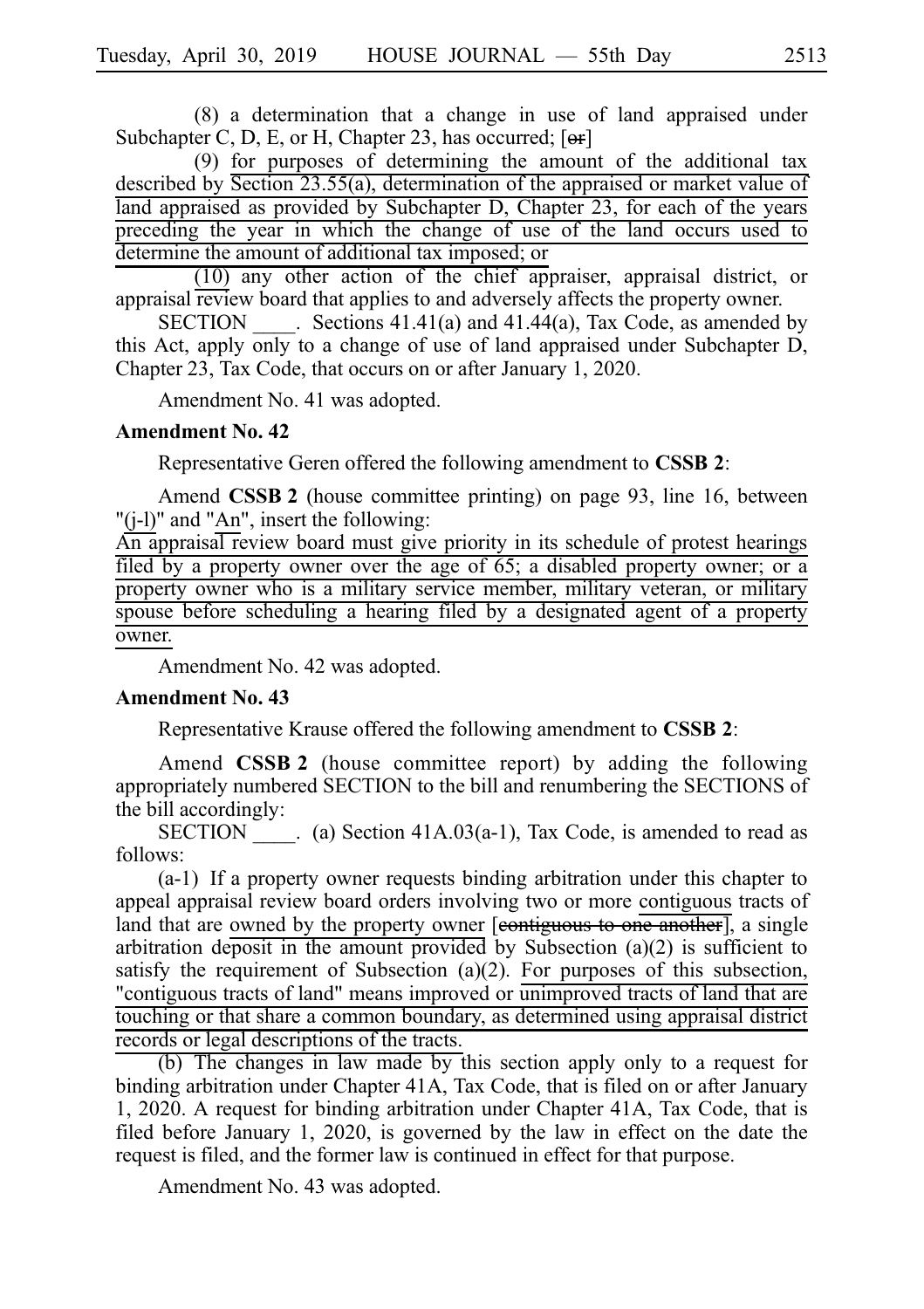(8) a determination that a change in use of land appraised under Subchapter C, D, E, or H, Chapter 23, has occurred; [~~or~~]

(9) for purposes of determining the amount of the additional tax described by Section 23.55(a), determination of the appraised or market value of land appraised as provided by Subchapter D, Chapter 23, for each of the years preceding the year in which the change of use of the land occurs used to determine the amount of additional tax imposed; or

(10) any other action of the chief appraiser, appraisal district, or appraisal review board that applies to and adversely affects the property owner.

SECTION ____. Sections 41.41(a) and 41.44(a), Tax Code, as amended by this Act, apply only to a change of use of land appraised under Subchapter D, Chapter 23, Tax Code, that occurs on or after January 1, 2020.

Amendment No. 41 was adopted.

**Amendment No. 42**

Representative Geren offered the following amendment to **CSSB 2**:

Amend **CSSB 2** (house committee printing) on page 93, line 16, between "(j-l)" and "An", insert the following:

An appraisal review board must give priority in its schedule of protest hearings filed by a property owner over the age of 65; a disabled property owner; or a property owner who is a military service member, military veteran, or military spouse before scheduling a hearing filed by a designated agent of a property owner.

Amendment No. 42 was adopted.

**Amendment No. 43**

Representative Krause offered the following amendment to **CSSB 2**:

Amend **CSSB 2** (house committee report) by adding the following appropriately numbered SECTION to the bill and renumbering the SECTIONS of the bill accordingly:

SECTION ____. (a) Section 41A.03(a-1), Tax Code, is amended to read as follows:

(a-1) If a property owner requests binding arbitration under this chapter to appeal appraisal review board orders involving two or more contiguous tracts of land that are owned by the property owner [~~contiguous to one another~~], a single arbitration deposit in the amount provided by Subsection (a)(2) is sufficient to satisfy the requirement of Subsection (a)(2). For purposes of this subsection, "contiguous tracts of land" means improved or unimproved tracts of land that are touching or that share a common boundary, as determined using appraisal district records or legal descriptions of the tracts.

(b) The changes in law made by this section apply only to a request for binding arbitration under Chapter 41A, Tax Code, that is filed on or after January 1, 2020. A request for binding arbitration under Chapter 41A, Tax Code, that is filed before January 1, 2020, is governed by the law in effect on the date the request is filed, and the former law is continued in effect for that purpose.

Amendment No. 43 was adopted.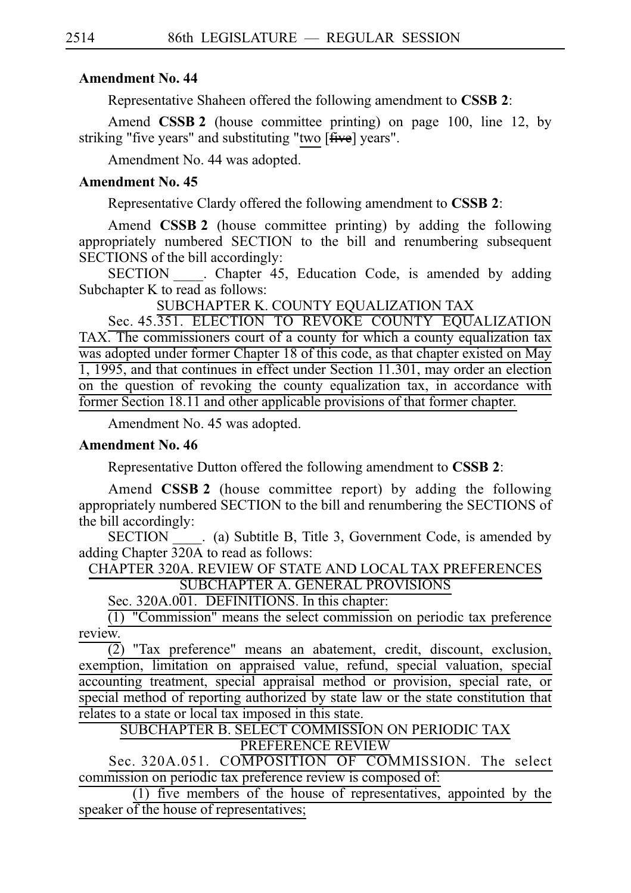**Amendment No. 44**

Representative Shaheen offered the following amendment to **CSSB 2**:

Amend **CSSB 2** (house committee printing) on page 100, line 12, by striking "five years" and substituting "two [~~five~~] years".

Amendment No. 44 was adopted.

**Amendment No. 45**

Representative Clardy offered the following amendment to **CSSB 2**:

Amend **CSSB 2** (house committee printing) by adding the following appropriately numbered SECTION to the bill and renumbering subsequent SECTIONS of the bill accordingly:

SECTION ____. Chapter 45, Education Code, is amended by adding Subchapter K to read as follows:

SUBCHAPTER K. COUNTY EQUALIZATION TAX

Sec. 45.351. ELECTION TO REVOKE COUNTY EQUALIZATION TAX. The commissioners court of a county for which a county equalization tax was adopted under former Chapter 18 of this code, as that chapter existed on May 1, 1995, and that continues in effect under Section 11.301, may order an election on the question of revoking the county equalization tax, in accordance with former Section 18.11 and other applicable provisions of that former chapter.

Amendment No. 45 was adopted.

**Amendment No. 46**

Representative Dutton offered the following amendment to **CSSB 2**:

Amend **CSSB 2** (house committee report) by adding the following appropriately numbered SECTION to the bill and renumbering the SECTIONS of the bill accordingly:

SECTION ____. (a) Subtitle B, Title 3, Government Code, is amended by adding Chapter 320A to read as follows:

CHAPTER 320A. REVIEW OF STATE AND LOCAL TAX PREFERENCES

SUBCHAPTER A. GENERAL PROVISIONS

Sec. 320A.001. DEFINITIONS. In this chapter:

(1) "Commission" means the select commission on periodic tax preference review.

(2) "Tax preference" means an abatement, credit, discount, exclusion, exemption, limitation on appraised value, refund, special valuation, special accounting treatment, special appraisal method or provision, special rate, or special method of reporting authorized by state law or the state constitution that relates to a state or local tax imposed in this state.

SUBCHAPTER B. SELECT COMMISSION ON PERIODIC TAX PREFERENCE REVIEW

Sec. 320A.051. COMPOSITION OF COMMISSION. The select commission on periodic tax preference review is composed of:

(1) five members of the house of representatives, appointed by the speaker of the house of representatives;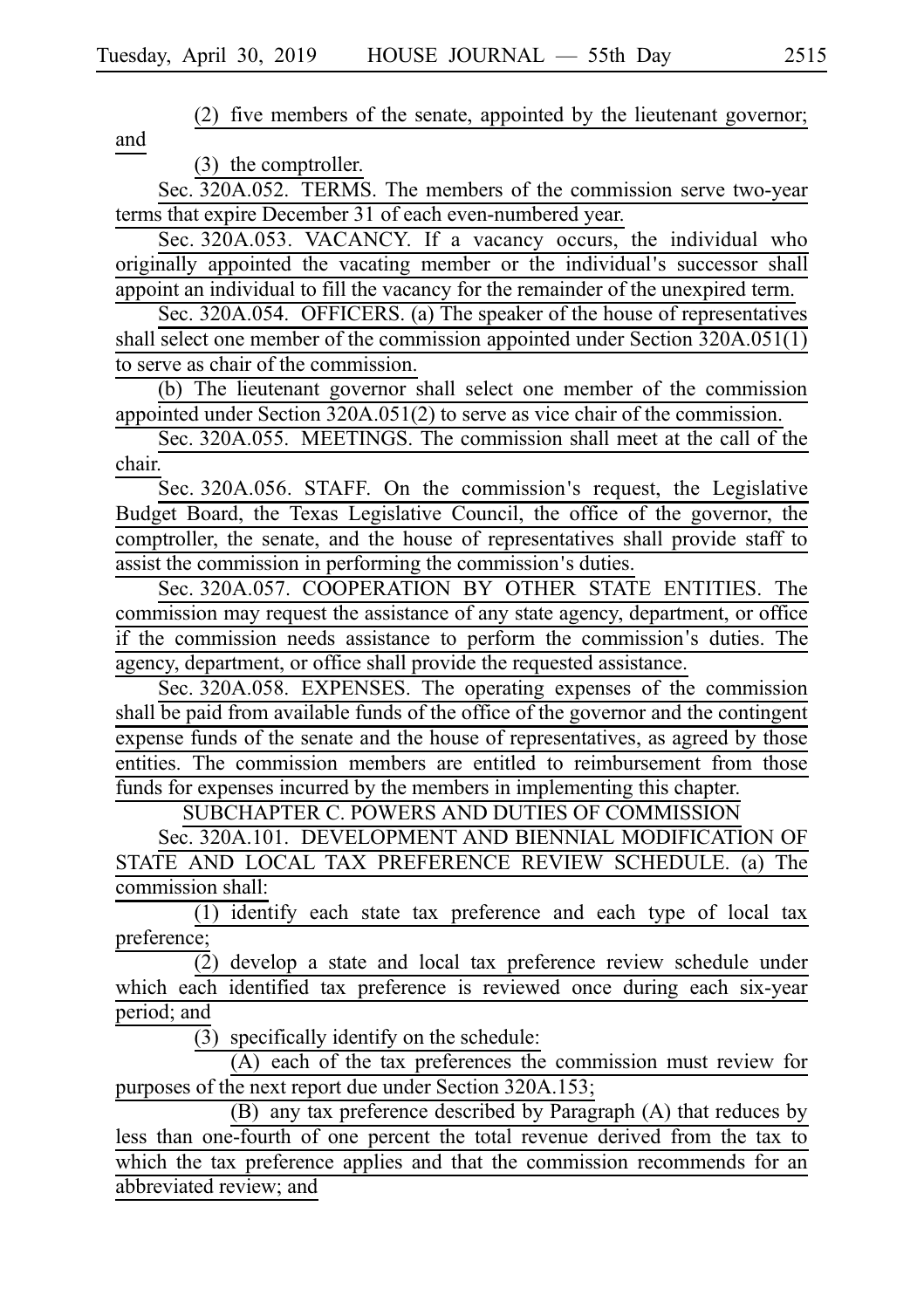(2) five members of the senate, appointed by the lieutenant governor; and

(3) the comptroller.

Sec. 320A.052. TERMS. The members of the commission serve two-year terms that expire December 31 of each even-numbered year.

Sec. 320A.053. VACANCY. If a vacancy occurs, the individual who originally appointed the vacating member or the individual's successor shall appoint an individual to fill the vacancy for the remainder of the unexpired term.

Sec. 320A.054. OFFICERS. (a) The speaker of the house of representatives shall select one member of the commission appointed under Section 320A.051(1) to serve as chair of the commission.

(b) The lieutenant governor shall select one member of the commission appointed under Section 320A.051(2) to serve as vice chair of the commission.

Sec. 320A.055. MEETINGS. The commission shall meet at the call of the chair.

Sec. 320A.056. STAFF. On the commission's request, the Legislative Budget Board, the Texas Legislative Council, the office of the governor, the comptroller, the senate, and the house of representatives shall provide staff to assist the commission in performing the commission's duties.

Sec. 320A.057. COOPERATION BY OTHER STATE ENTITIES. The commission may request the assistance of any state agency, department, or office if the commission needs assistance to perform the commission's duties. The agency, department, or office shall provide the requested assistance.

Sec. 320A.058. EXPENSES. The operating expenses of the commission shall be paid from available funds of the office of the governor and the contingent expense funds of the senate and the house of representatives, as agreed by those entities. The commission members are entitled to reimbursement from those funds for expenses incurred by the members in implementing this chapter.

SUBCHAPTER C. POWERS AND DUTIES OF COMMISSION

Sec. 320A.101. DEVELOPMENT AND BIENNIAL MODIFICATION OF STATE AND LOCAL TAX PREFERENCE REVIEW SCHEDULE. (a) The commission shall:

(1) identify each state tax preference and each type of local tax preference;

(2) develop a state and local tax preference review schedule under which each identified tax preference is reviewed once during each six-year period; and

(3) specifically identify on the schedule:

(A) each of the tax preferences the commission must review for purposes of the next report due under Section 320A.153;

(B) any tax preference described by Paragraph (A) that reduces by less than one-fourth of one percent the total revenue derived from the tax to which the tax preference applies and that the commission recommends for an abbreviated review; and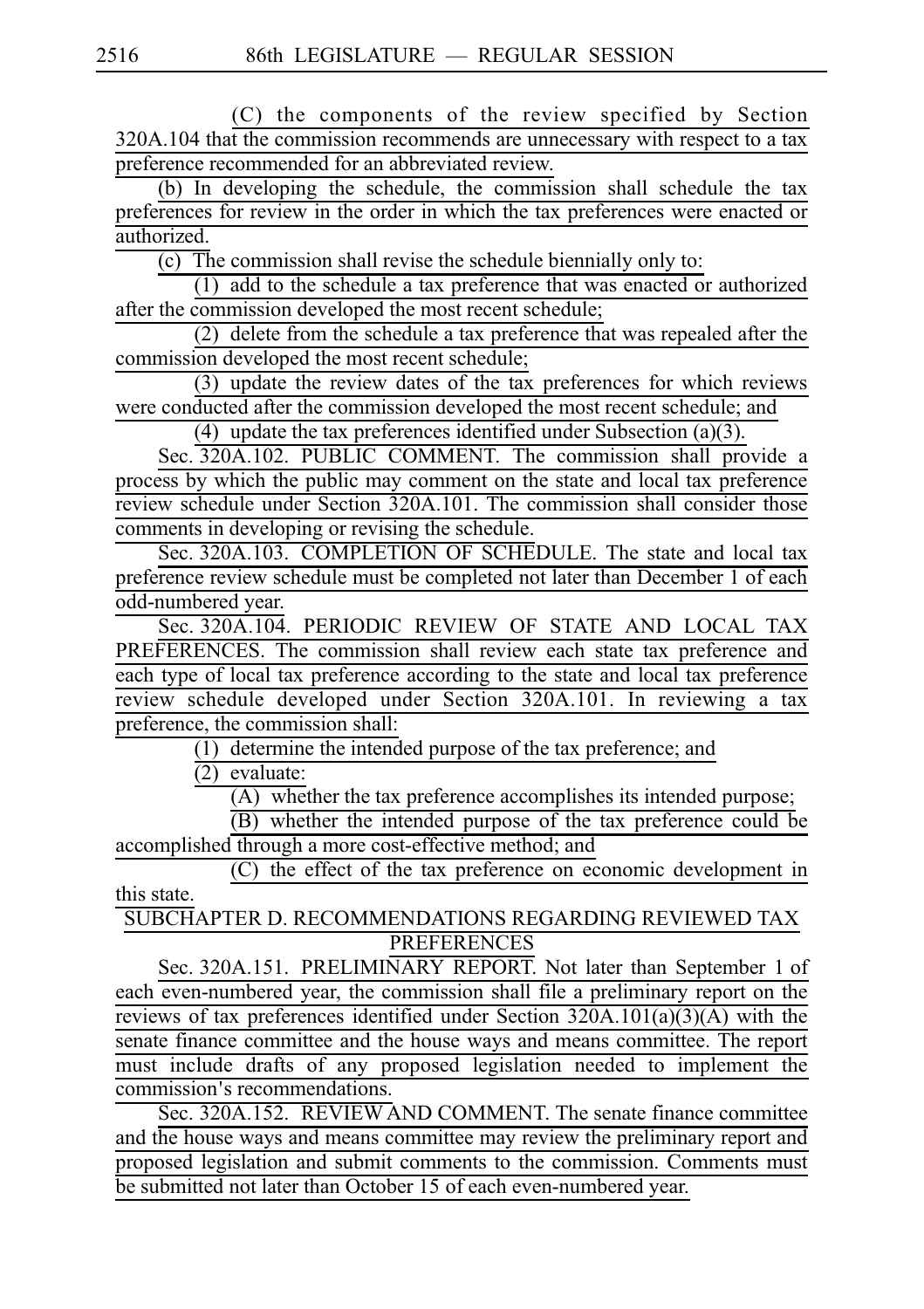(C) the components of the review specified by Section 320A.104 that the commission recommends are unnecessary with respect to a tax preference recommended for an abbreviated review.

(b) In developing the schedule, the commission shall schedule the tax preferences for review in the order in which the tax preferences were enacted or authorized.

(c) The commission shall revise the schedule biennially only to:

(1) add to the schedule a tax preference that was enacted or authorized after the commission developed the most recent schedule;

(2) delete from the schedule a tax preference that was repealed after the commission developed the most recent schedule;

(3) update the review dates of the tax preferences for which reviews were conducted after the commission developed the most recent schedule; and

(4) update the tax preferences identified under Subsection (a)(3).

Sec. 320A.102. PUBLIC COMMENT. The commission shall provide a process by which the public may comment on the state and local tax preference review schedule under Section 320A.101. The commission shall consider those comments in developing or revising the schedule.

Sec. 320A.103. COMPLETION OF SCHEDULE. The state and local tax preference review schedule must be completed not later than December 1 of each odd-numbered year.

Sec. 320A.104. PERIODIC REVIEW OF STATE AND LOCAL TAX PREFERENCES. The commission shall review each state tax preference and each type of local tax preference according to the state and local tax preference review schedule developed under Section 320A.101. In reviewing a tax preference, the commission shall:

(1) determine the intended purpose of the tax preference; and

(2) evaluate:

(A) whether the tax preference accomplishes its intended purpose;

(B) whether the intended purpose of the tax preference could be accomplished through a more cost-effective method; and

(C) the effect of the tax preference on economic development in this state.

## SUBCHAPTER D. RECOMMENDATIONS REGARDING REVIEWED TAX PREFERENCES

Sec. 320A.151. PRELIMINARY REPORT. Not later than September 1 of each even-numbered year, the commission shall file a preliminary report on the reviews of tax preferences identified under Section 320A.101(a)(3)(A) with the senate finance committee and the house ways and means committee. The report must include drafts of any proposed legislation needed to implement the commission's recommendations.

Sec. 320A.152. REVIEW AND COMMENT. The senate finance committee and the house ways and means committee may review the preliminary report and proposed legislation and submit comments to the commission. Comments must be submitted not later than October 15 of each even-numbered year.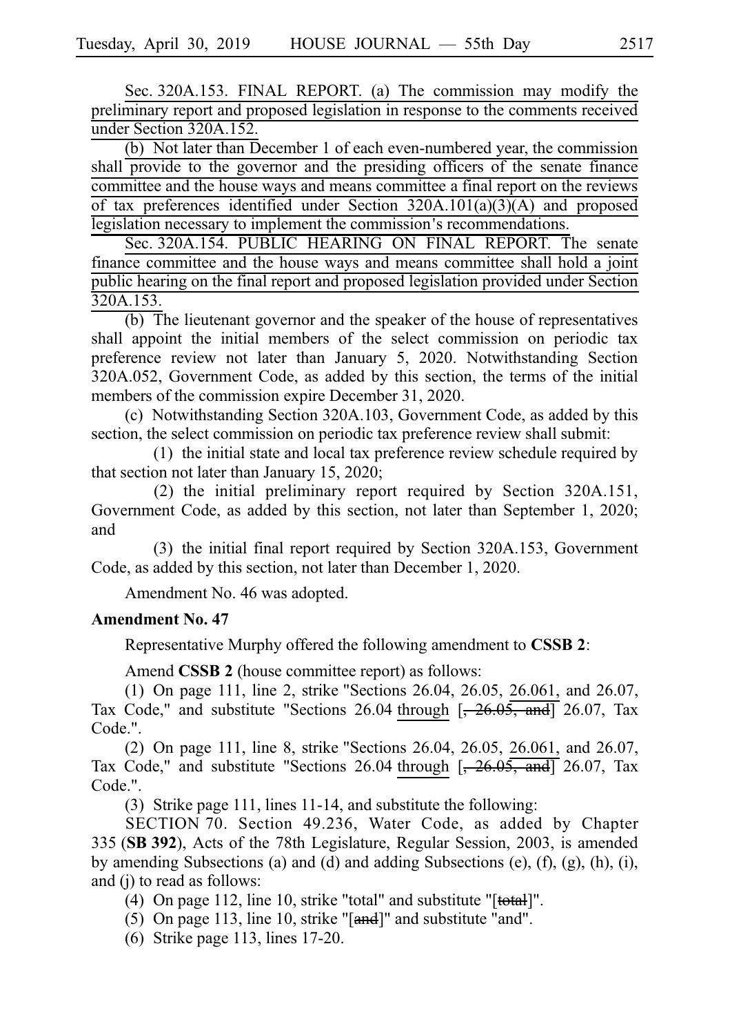Sec. 320A.153. FINAL REPORT. (a) The commission may modify the preliminary report and proposed legislation in response to the comments received under Section 320A.152.

(b) Not later than December 1 of each even-numbered year, the commission shall provide to the governor and the presiding officers of the senate finance committee and the house ways and means committee a final report on the reviews of tax preferences identified under Section 320A.101(a)(3)(A) and proposed legislation necessary to implement the commission's recommendations.

Sec. 320A.154. PUBLIC HEARING ON FINAL REPORT. The senate finance committee and the house ways and means committee shall hold a joint public hearing on the final report and proposed legislation provided under Section 320A.153.

(b) The lieutenant governor and the speaker of the house of representatives shall appoint the initial members of the select commission on periodic tax preference review not later than January 5, 2020. Notwithstanding Section 320A.052, Government Code, as added by this section, the terms of the initial members of the commission expire December 31, 2020.

(c) Notwithstanding Section 320A.103, Government Code, as added by this section, the select commission on periodic tax preference review shall submit:

(1) the initial state and local tax preference review schedule required by that section not later than January 15, 2020;

(2) the initial preliminary report required by Section 320A.151, Government Code, as added by this section, not later than September 1, 2020; and

(3) the initial final report required by Section 320A.153, Government Code, as added by this section, not later than December 1, 2020.

Amendment No. 46 was adopted.

**Amendment No. 47**

Representative Murphy offered the following amendment to **CSSB 2**:

Amend **CSSB 2** (house committee report) as follows:

(1) On page 111, line 2, strike "Sections 26.04, 26.05, 26.061, and 26.07, Tax Code," and substitute "Sections 26.04 through [~~, 26.05, and~~] 26.07, Tax Code,".

(2) On page 111, line 8, strike "Sections 26.04, 26.05, 26.061, and 26.07, Tax Code," and substitute "Sections 26.04 through [~~, 26.05, and~~] 26.07, Tax Code,".

(3) Strike page 111, lines 11-14, and substitute the following:

SECTION 70. Section 49.236, Water Code, as added by Chapter 335 (**SB 392**), Acts of the 78th Legislature, Regular Session, 2003, is amended by amending Subsections (a) and (d) and adding Subsections (e), (f), (g), (h), (i), and (j) to read as follows:

(4) On page 112, line 10, strike "total" and substitute "[~~total~~]".

(5) On page 113, line 10, strike "[~~and~~]" and substitute "and".

(6) Strike page 113, lines 17-20.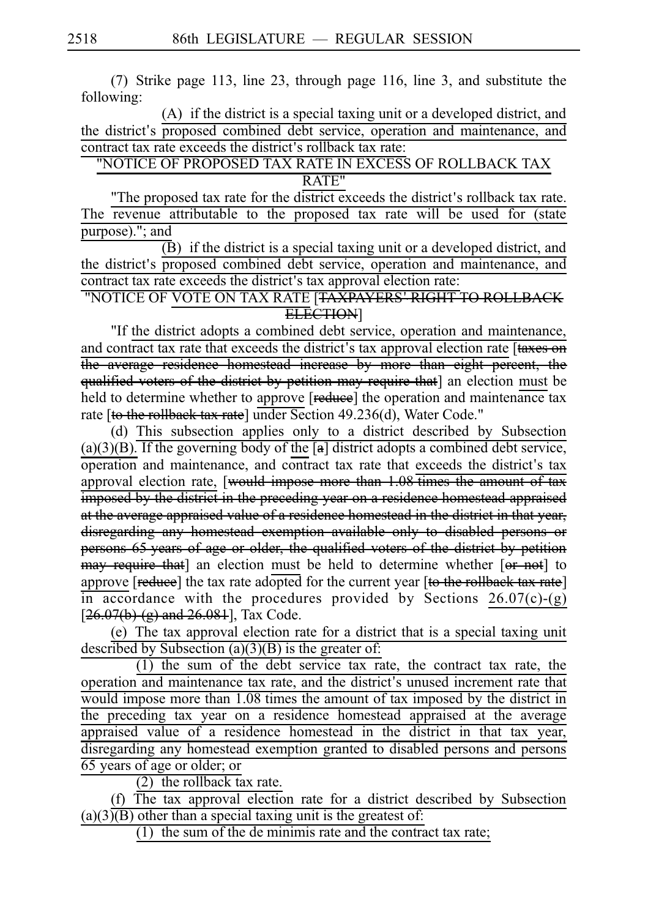(7) Strike page 113, line 23, through page 116, line 3, and substitute the following:

(A) if the district is a special taxing unit or a developed district, and the district's proposed combined debt service, operation and maintenance, and contract tax rate exceeds the district's rollback tax rate:

"NOTICE OF PROPOSED TAX RATE IN EXCESS OF ROLLBACK TAX RATE"

"The proposed tax rate for the district exceeds the district's rollback tax rate. The revenue attributable to the proposed tax rate will be used for (state purpose)."; and

(B) if the district is a special taxing unit or a developed district, and the district's proposed combined debt service, operation and maintenance, and contract tax rate exceeds the district's tax approval election rate:

"NOTICE OF VOTE ON TAX RATE [~~TAXPAYERS' RIGHT TO ROLLBACK ELECTION~~]

"If the district adopts a combined debt service, operation and maintenance, and contract tax rate that exceeds the district's tax approval election rate [~~taxes on the average residence homestead increase by more than eight percent, the qualified voters of the district by petition may require that~~] an election must be held to determine whether to approve [~~reduce~~] the operation and maintenance tax rate [~~to the rollback tax rate~~] under Section 49.236(d), Water Code."

(d) This subsection applies only to a district described by Subsection (a)(3)(B). If the governing body of the [~~a~~] district adopts a combined debt service, operation and maintenance, and contract tax rate that exceeds the district's tax approval election rate, [~~would impose more than 1.08 times the amount of tax imposed by the district in the preceding year on a residence homestead appraised at the average appraised value of a residence homestead in the district in that year, disregarding any homestead exemption available only to disabled persons or persons 65 years of age or older, the qualified voters of the district by petition may require that~~] an election must be held to determine whether [~~or not~~] to approve [~~reduce~~] the tax rate adopted for the current year [~~to the rollback tax rate~~] in accordance with the procedures provided by Sections 26.07(c)-(g) [~~26.07(b)-(g) and 26.081~~], Tax Code.

(e) The tax approval election rate for a district that is a special taxing unit described by Subsection (a)(3)(B) is the greater of:

(1) the sum of the debt service tax rate, the contract tax rate, the operation and maintenance tax rate, and the district's unused increment rate that would impose more than 1.08 times the amount of tax imposed by the district in the preceding tax year on a residence homestead appraised at the average appraised value of a residence homestead in the district in that tax year, disregarding any homestead exemption granted to disabled persons and persons 65 years of age or older; or

(2) the rollback tax rate.

(f) The tax approval election rate for a district described by Subsection (a)(3)(B) other than a special taxing unit is the greatest of:

(1) the sum of the de minimis rate and the contract tax rate;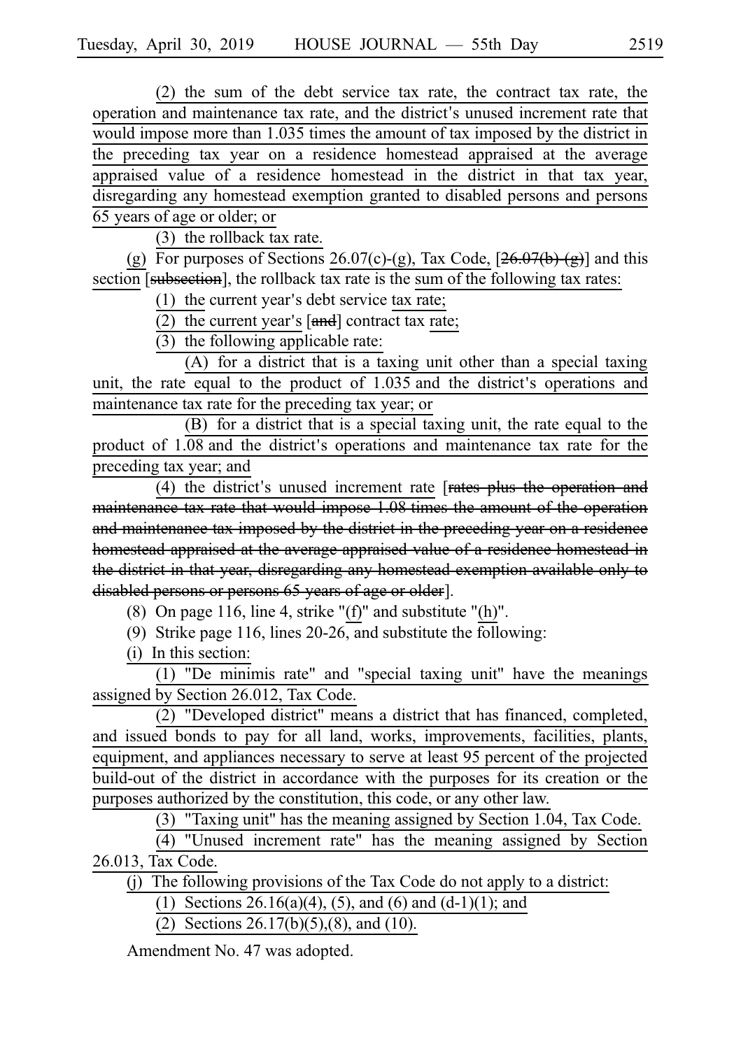(2) the sum of the debt service tax rate, the contract tax rate, the operation and maintenance tax rate, and the district's unused increment rate that would impose more than 1.035 times the amount of tax imposed by the district in the preceding tax year on a residence homestead appraised at the average appraised value of a residence homestead in the district in that tax year, disregarding any homestead exemption granted to disabled persons and persons 65 years of age or older; or

(3) the rollback tax rate.

(g) For purposes of Sections 26.07(c)-(g), Tax Code, [~~26.07(b)-(g)~~] and this section [~~subsection~~], the rollback tax rate is the sum of the following tax rates:

(1) the current year's debt service tax rate;

(2) the current year's [~~and~~] contract tax rate;

(3) the following applicable rate:

(A) for a district that is a taxing unit other than a special taxing unit, the rate equal to the product of 1.035 and the district's operations and maintenance tax rate for the preceding tax year; or

(B) for a district that is a special taxing unit, the rate equal to the product of 1.08 and the district's operations and maintenance tax rate for the preceding tax year; and

(4) the district's unused increment rate [~~rates plus the operation and maintenance tax rate that would impose 1.08 times the amount of the operation and maintenance tax imposed by the district in the preceding year on a residence homestead appraised at the average appraised value of a residence homestead in the district in that year, disregarding any homestead exemption available only to disabled persons or persons 65 years of age or older~~].

(8) On page 116, line 4, strike "(f)" and substitute "(h)".

(9) Strike page 116, lines 20-26, and substitute the following:

(i) In this section:

(1) "De minimis rate" and "special taxing unit" have the meanings assigned by Section 26.012, Tax Code.

(2) "Developed district" means a district that has financed, completed, and issued bonds to pay for all land, works, improvements, facilities, plants, equipment, and appliances necessary to serve at least 95 percent of the projected build-out of the district in accordance with the purposes for its creation or the purposes authorized by the constitution, this code, or any other law.

(3) "Taxing unit" has the meaning assigned by Section 1.04, Tax Code.

(4) "Unused increment rate" has the meaning assigned by Section 26.013, Tax Code.

(j) The following provisions of the Tax Code do not apply to a district:

(1) Sections 26.16(a)(4), (5), and (6) and (d-1)(1); and

(2) Sections 26.17(b)(5),(8), and (10).

Amendment No. 47 was adopted.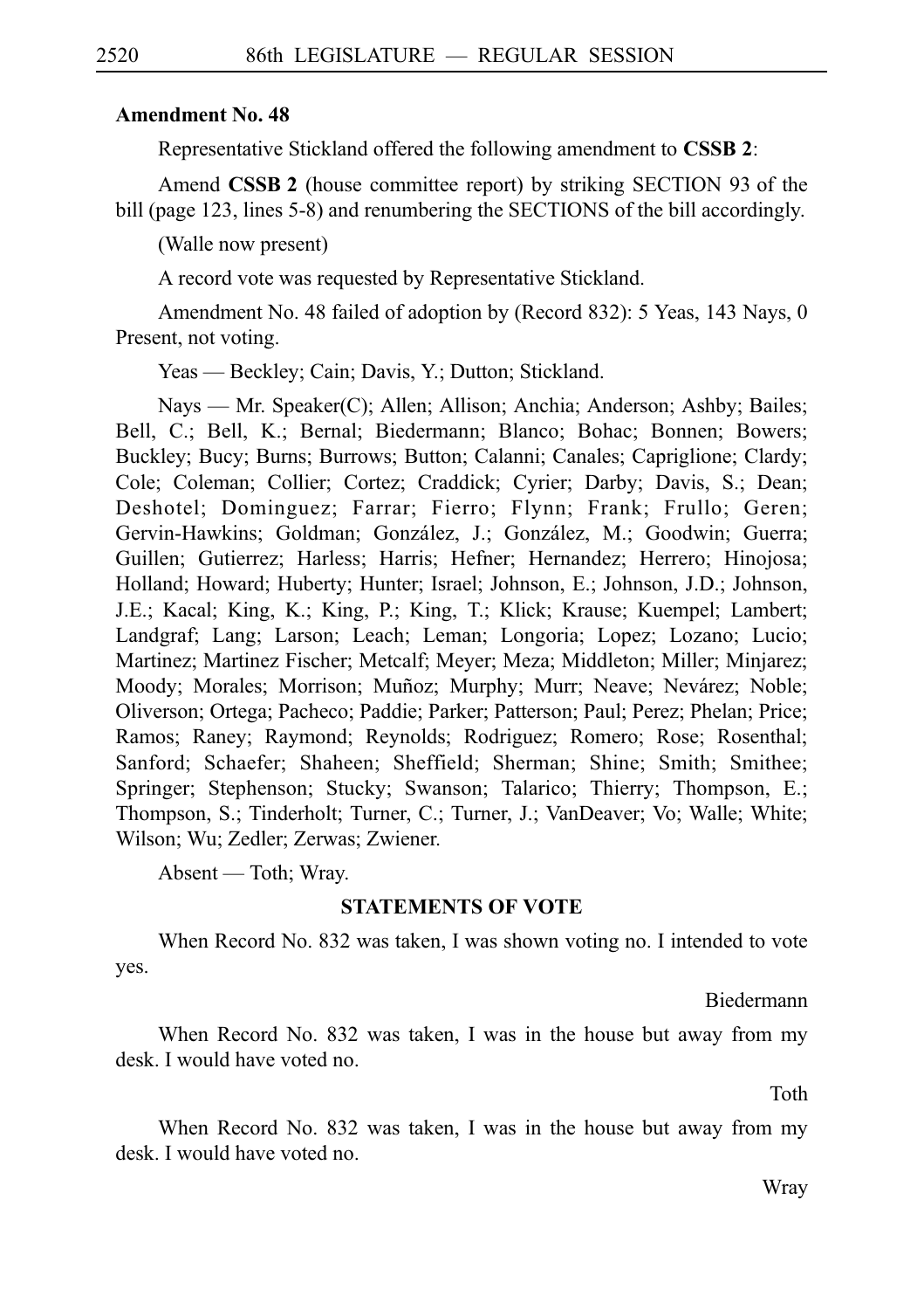**Amendment No. 48**

Representative Stickland offered the following amendment to **CSSB 2**:

Amend **CSSB 2** (house committee report) by striking SECTION 93 of the bill (page 123, lines 5-8) and renumbering the SECTIONS of the bill accordingly.

(Walle now present)

A record vote was requested by Representative Stickland.

Amendment No. 48 failed of adoption by (Record 832): 5 Yeas, 143 Nays, 0 Present, not voting.

Yeas — Beckley; Cain; Davis, Y.; Dutton; Stickland.

Nays — Mr. Speaker(C); Allen; Allison; Anchia; Anderson; Ashby; Bailes; Bell, C.; Bell, K.; Bernal; Biedermann; Blanco; Bohac; Bonnen; Bowers; Buckley; Bucy; Burns; Burrows; Button; Calanni; Canales; Capriglione; Clardy; Cole; Coleman; Collier; Cortez; Craddick; Cyrier; Darby; Davis, S.; Dean; Deshotel; Dominguez; Farrar; Fierro; Flynn; Frank; Frullo; Geren; Gervin-Hawkins; Goldman; González, J.; González, M.; Goodwin; Guerra; Guillen; Gutierrez; Harless; Harris; Hefner; Hernandez; Herrero; Hinojosa; Holland; Howard; Huberty; Hunter; Israel; Johnson, E.; Johnson, J.D.; Johnson, J.E.; Kacal; King, K.; King, P.; King, T.; Klick; Krause; Kuempel; Lambert; Landgraf; Lang; Larson; Leach; Leman; Longoria; Lopez; Lozano; Lucio; Martinez; Martinez Fischer; Metcalf; Meyer; Meza; Middleton; Miller; Minjarez; Moody; Morales; Morrison; Muñoz; Murphy; Murr; Neave; Nevárez; Noble; Oliverson; Ortega; Pacheco; Paddie; Parker; Patterson; Paul; Perez; Phelan; Price; Ramos; Raney; Raymond; Reynolds; Rodriguez; Romero; Rose; Rosenthal; Sanford; Schaefer; Shaheen; Sheffield; Sherman; Shine; Smith; Smithee; Springer; Stephenson; Stucky; Swanson; Talarico; Thierry; Thompson, E.; Thompson, S.; Tinderholt; Turner, C.; Turner, J.; VanDeaver; Vo; Walle; White; Wilson; Wu; Zedler; Zerwas; Zwiener.

Absent — Toth; Wray.

**STATEMENTS OF VOTE**

When Record No. 832 was taken, I was shown voting no. I intended to vote yes.

Biedermann

When Record No. 832 was taken, I was in the house but away from my desk. I would have voted no.

Toth

When Record No. 832 was taken, I was in the house but away from my desk. I would have voted no.

Wray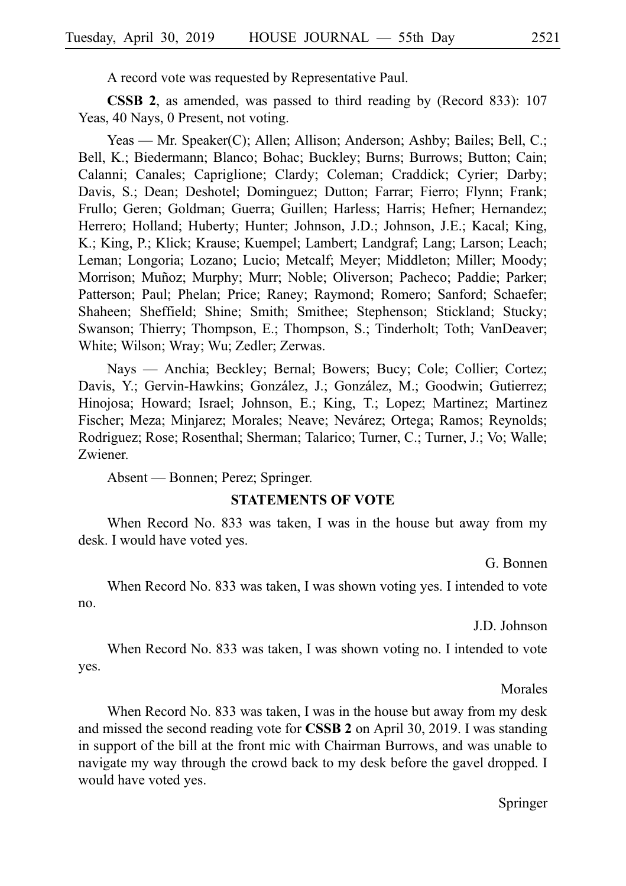A record vote was requested by Representative Paul.

**CSSB 2**, as amended, was passed to third reading by (Record 833): 107 Yeas, 40 Nays, 0 Present, not voting.

Yeas — Mr. Speaker(C); Allen; Allison; Anderson; Ashby; Bailes; Bell, C.; Bell, K.; Biedermann; Blanco; Bohac; Buckley; Burns; Burrows; Button; Cain; Calanni; Canales; Capriglione; Clardy; Coleman; Craddick; Cyrier; Darby; Davis, S.; Dean; Deshotel; Dominguez; Dutton; Farrar; Fierro; Flynn; Frank; Frullo; Geren; Goldman; Guerra; Guillen; Harless; Harris; Hefner; Hernandez; Herrero; Holland; Huberty; Hunter; Johnson, J.D.; Johnson, J.E.; Kacal; King, K.; King, P.; Klick; Krause; Kuempel; Lambert; Landgraf; Lang; Larson; Leach; Leman; Longoria; Lozano; Lucio; Metcalf; Meyer; Middleton; Miller; Moody; Morrison; Muñoz; Murphy; Murr; Noble; Oliverson; Pacheco; Paddie; Parker; Patterson; Paul; Phelan; Price; Raney; Raymond; Romero; Sanford; Schaefer; Shaheen; Sheffield; Shine; Smith; Smithee; Stephenson; Stickland; Stucky; Swanson; Thierry; Thompson, E.; Thompson, S.; Tinderholt; Toth; VanDeaver; White; Wilson; Wray; Wu; Zedler; Zerwas.

Nays — Anchia; Beckley; Bernal; Bowers; Bucy; Cole; Collier; Cortez; Davis, Y.; Gervin-Hawkins; González, J.; González, M.; Goodwin; Gutierrez; Hinojosa; Howard; Israel; Johnson, E.; King, T.; Lopez; Martinez; Martinez Fischer; Meza; Minjarez; Morales; Neave; Nevárez; Ortega; Ramos; Reynolds; Rodriguez; Rose; Rosenthal; Sherman; Talarico; Turner, C.; Turner, J.; Vo; Walle; Zwiener.

Absent — Bonnen; Perez; Springer.

### STATEMENTS OF VOTE

When Record No. 833 was taken, I was in the house but away from my desk. I would have voted yes.

G. Bonnen

When Record No. 833 was taken, I was shown voting yes. I intended to vote no.

J.D. Johnson

When Record No. 833 was taken, I was shown voting no. I intended to vote yes.

Morales

When Record No. 833 was taken, I was in the house but away from my desk and missed the second reading vote for **CSSB 2** on April 30, 2019. I was standing in support of the bill at the front mic with Chairman Burrows, and was unable to navigate my way through the crowd back to my desk before the gavel dropped. I would have voted yes.

Springer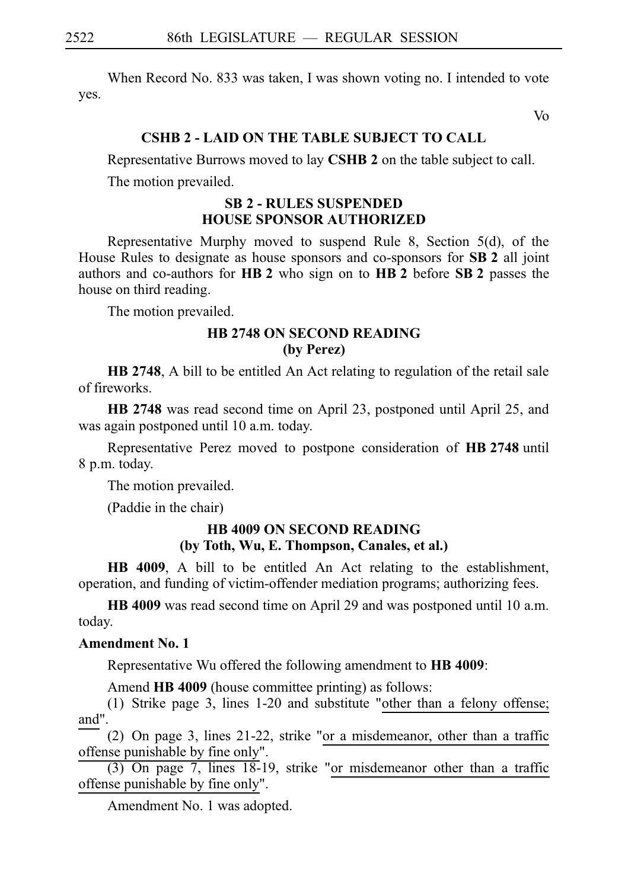When Record No. 833 was taken, I was shown voting no. I intended to vote yes.

Vo

### CSHB 2 - LAID ON THE TABLE SUBJECT TO CALL

Representative Burrows moved to lay **CSHB 2** on the table subject to call.

The motion prevailed.

### SB 2 - RULES SUSPENDED HOUSE SPONSOR AUTHORIZED

Representative Murphy moved to suspend Rule 8, Section 5(d), of the House Rules to designate as house sponsors and co-sponsors for **SB 2** all joint authors and co-authors for **HB 2** who sign on to **HB 2** before **SB 2** passes the house on third reading.

The motion prevailed.

### HB 2748 ON SECOND READING (by Perez)

**HB 2748**, A bill to be entitled An Act relating to regulation of the retail sale of fireworks.

**HB 2748** was read second time on April 23, postponed until April 25, and was again postponed until 10 a.m. today.

Representative Perez moved to postpone consideration of **HB 2748** until 8 p.m. today.

The motion prevailed.

(Paddie in the chair)

### HB 4009 ON SECOND READING (by Toth, Wu, E. Thompson, Canales, et al.)

**HB 4009**, A bill to be entitled An Act relating to the establishment, operation, and funding of victim-offender mediation programs; authorizing fees.

**HB 4009** was read second time on April 29 and was postponed until 10 a.m. today.

**Amendment No. 1**

Representative Wu offered the following amendment to **HB 4009**:

Amend **HB 4009** (house committee printing) as follows:

(1) Strike page 3, lines 1-20 and substitute "other than a felony offense; and".

(2) On page 3, lines 21-22, strike "or a misdemeanor, other than a traffic offense punishable by fine only".

(3) On page 7, lines 18-19, strike "or misdemeanor other than a traffic offense punishable by fine only".

Amendment No. 1 was adopted.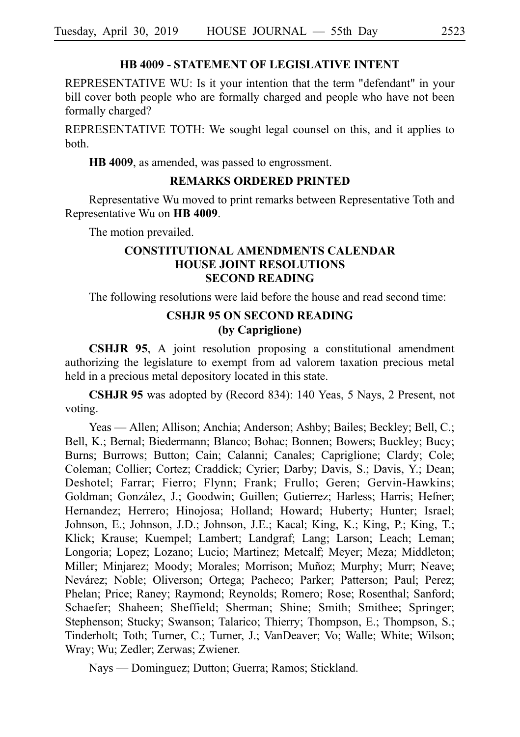### HB 4009 - STATEMENT OF LEGISLATIVE INTENT

REPRESENTATIVE WU: Is it your intention that the term "defendant" in your bill cover both people who are formally charged and people who have not been formally charged?

REPRESENTATIVE TOTH: We sought legal counsel on this, and it applies to both.

**HB 4009**, as amended, was passed to engrossment.

### REMARKS ORDERED PRINTED

Representative Wu moved to print remarks between Representative Toth and Representative Wu on **HB 4009**.

The motion prevailed.

### CONSTITUTIONAL AMENDMENTS CALENDAR
### HOUSE JOINT RESOLUTIONS
### SECOND READING

The following resolutions were laid before the house and read second time:

### CSHJR 95 ON SECOND READING
### (by Capriglione)

**CSHJR 95**, A joint resolution proposing a constitutional amendment authorizing the legislature to exempt from ad valorem taxation precious metal held in a precious metal depository located in this state.

**CSHJR 95** was adopted by (Record 834): 140 Yeas, 5 Nays, 2 Present, not voting.

Yeas — Allen; Allison; Anchia; Anderson; Ashby; Bailes; Beckley; Bell, C.; Bell, K.; Bernal; Biedermann; Blanco; Bohac; Bonnen; Bowers; Buckley; Bucy; Burns; Burrows; Button; Cain; Calanni; Canales; Capriglione; Clardy; Cole; Coleman; Collier; Cortez; Craddick; Cyrier; Darby; Davis, S.; Davis, Y.; Dean; Deshotel; Farrar; Fierro; Flynn; Frank; Frullo; Geren; Gervin-Hawkins; Goldman; González, J.; Goodwin; Guillen; Gutierrez; Harless; Harris; Hefner; Hernandez; Herrero; Hinojosa; Holland; Howard; Huberty; Hunter; Israel; Johnson, E.; Johnson, J.D.; Johnson, J.E.; Kacal; King, K.; King, P.; King, T.; Klick; Krause; Kuempel; Lambert; Landgraf; Lang; Larson; Leach; Leman; Longoria; Lopez; Lozano; Lucio; Martinez; Metcalf; Meyer; Meza; Middleton; Miller; Minjarez; Moody; Morales; Morrison; Muñoz; Murphy; Murr; Neave; Nevárez; Noble; Oliverson; Ortega; Pacheco; Parker; Patterson; Paul; Perez; Phelan; Price; Raney; Raymond; Reynolds; Romero; Rose; Rosenthal; Sanford; Schaefer; Shaheen; Sheffield; Sherman; Shine; Smith; Smithee; Springer; Stephenson; Stucky; Swanson; Talarico; Thierry; Thompson, E.; Thompson, S.; Tinderholt; Toth; Turner, C.; Turner, J.; VanDeaver; Vo; Walle; White; Wilson; Wray; Wu; Zedler; Zerwas; Zwiener.

Nays — Dominguez; Dutton; Guerra; Ramos; Stickland.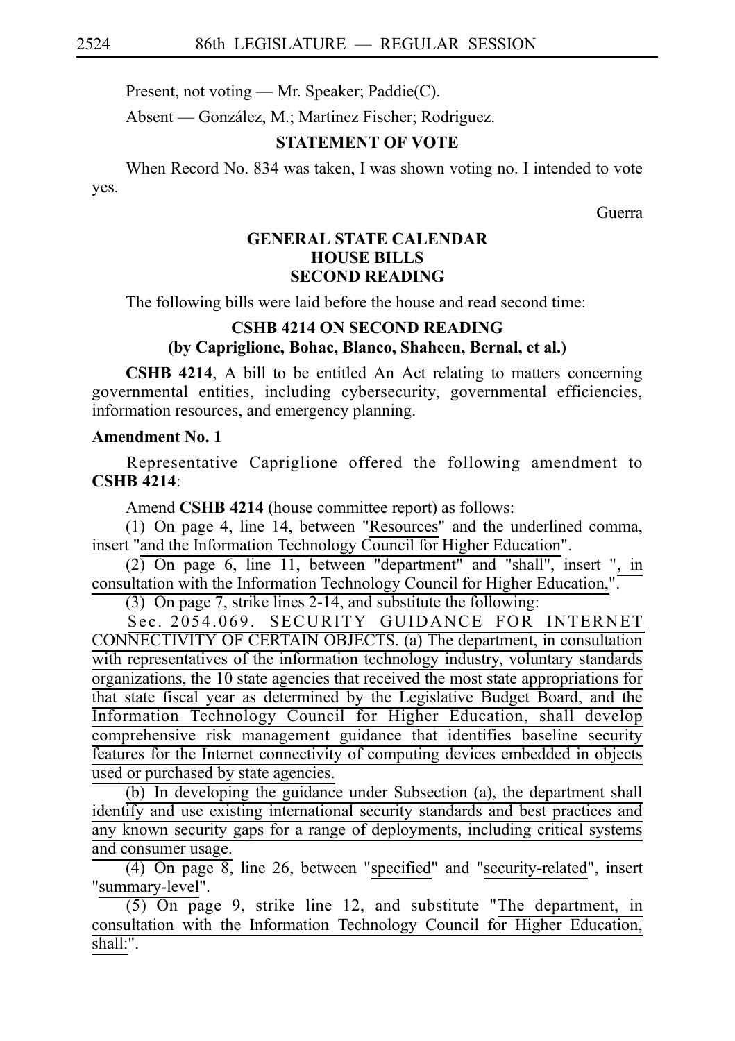Present, not voting — Mr. Speaker; Paddie(C).

Absent — González, M.; Martinez Fischer; Rodriguez.

**STATEMENT OF VOTE**

When Record No. 834 was taken, I was shown voting no. I intended to vote yes.

Guerra

**GENERAL STATE CALENDAR**
**HOUSE BILLS**
**SECOND READING**

The following bills were laid before the house and read second time:

**CSHB 4214 ON SECOND READING**
**(by Capriglione, Bohac, Blanco, Shaheen, Bernal, et al.)**

**CSHB 4214**, A bill to be entitled An Act relating to matters concerning governmental entities, including cybersecurity, governmental efficiencies, information resources, and emergency planning.

**Amendment No. 1**

Representative Capriglione offered the following amendment to **CSHB 4214**:

Amend **CSHB 4214** (house committee report) as follows:

(1) On page 4, line 14, between "Resources" and the underlined comma, insert "and the Information Technology Council for Higher Education".

(2) On page 6, line 11, between "department" and "shall", insert ", in consultation with the Information Technology Council for Higher Education,".

(3) On page 7, strike lines 2-14, and substitute the following:

Sec. 2054.069. SECURITY GUIDANCE FOR INTERNET CONNECTIVITY OF CERTAIN OBJECTS. (a) The department, in consultation with representatives of the information technology industry, voluntary standards organizations, the 10 state agencies that received the most state appropriations for that state fiscal year as determined by the Legislative Budget Board, and the Information Technology Council for Higher Education, shall develop comprehensive risk management guidance that identifies baseline security features for the Internet connectivity of computing devices embedded in objects used or purchased by state agencies.

(b) In developing the guidance under Subsection (a), the department shall identify and use existing international security standards and best practices and any known security gaps for a range of deployments, including critical systems and consumer usage.

(4) On page 8, line 26, between "specified" and "security-related", insert "summary-level".

(5) On page 9, strike line 12, and substitute "The department, in consultation with the Information Technology Council for Higher Education, shall:".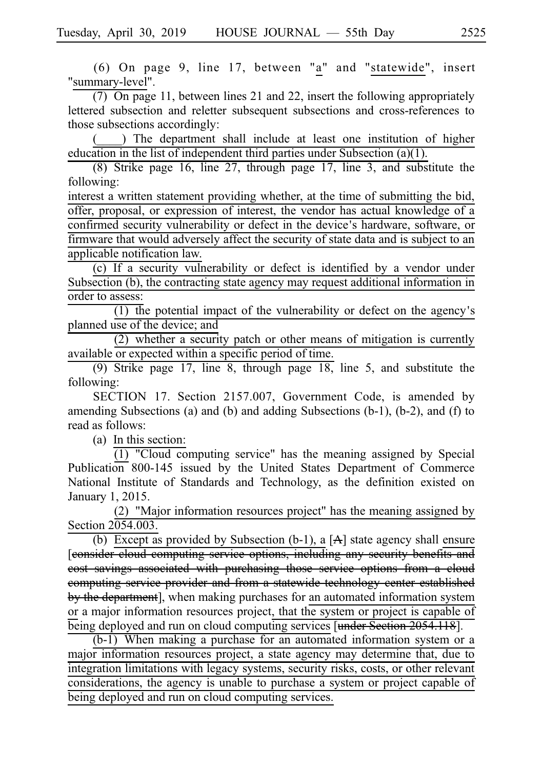(6) On page 9, line 17, between "a" and "statewide", insert "summary-level".

(7) On page 11, between lines 21 and 22, insert the following appropriately lettered subsection and reletter subsequent subsections and cross-references to those subsections accordingly:

(____) The department shall include at least one institution of higher education in the list of independent third parties under Subsection (a)(1).

(8) Strike page 16, line 27, through page 17, line 3, and substitute the following:

interest a written statement providing whether, at the time of submitting the bid, offer, proposal, or expression of interest, the vendor has actual knowledge of a confirmed security vulnerability or defect in the device's hardware, software, or firmware that would adversely affect the security of state data and is subject to an applicable notification law.

(c) If a security vulnerability or defect is identified by a vendor under Subsection (b), the contracting state agency may request additional information in order to assess:

(1) the potential impact of the vulnerability or defect on the agency's planned use of the device; and

(2) whether a security patch or other means of mitigation is currently available or expected within a specific period of time.

(9) Strike page 17, line 8, through page 18, line 5, and substitute the following:

SECTION 17. Section 2157.007, Government Code, is amended by amending Subsections (a) and (b) and adding Subsections (b-1), (b-2), and (f) to read as follows:

(a) In this section:

(1) "Cloud computing service" has the meaning assigned by Special Publication 800-145 issued by the United States Department of Commerce National Institute of Standards and Technology, as the definition existed on January 1, 2015.

(2) "Major information resources project" has the meaning assigned by Section 2054.003.

(b) Except as provided by Subsection (b-1), a [~~A~~] state agency shall ensure [~~consider cloud computing service options, including any security benefits and cost savings associated with purchasing those service options from a cloud computing service provider and from a statewide technology center established by the department~~], when making purchases for an automated information system or a major information resources project, that the system or project is capable of being deployed and run on cloud computing services [~~under Section 2054.118~~].

(b-1) When making a purchase for an automated information system or a major information resources project, a state agency may determine that, due to integration limitations with legacy systems, security risks, costs, or other relevant considerations, the agency is unable to purchase a system or project capable of being deployed and run on cloud computing services.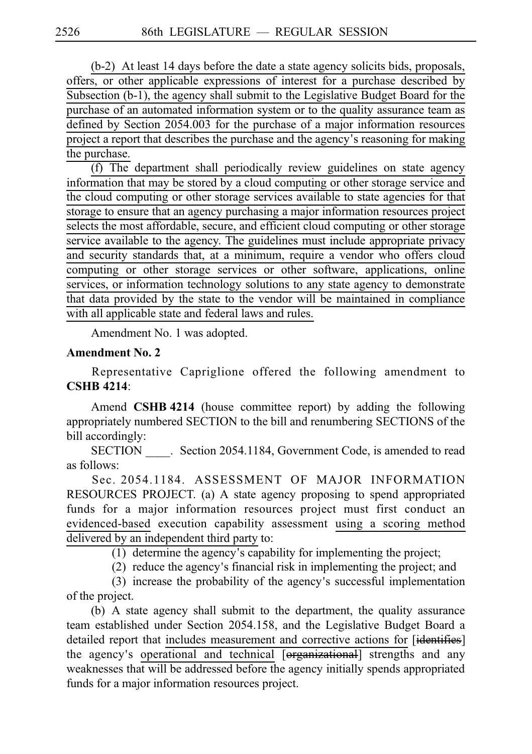(b-2) At least 14 days before the date a state agency solicits bids, proposals, offers, or other applicable expressions of interest for a purchase described by Subsection (b-1), the agency shall submit to the Legislative Budget Board for the purchase of an automated information system or to the quality assurance team as defined by Section 2054.003 for the purchase of a major information resources project a report that describes the purchase and the agency's reasoning for making the purchase.

(f) The department shall periodically review guidelines on state agency information that may be stored by a cloud computing or other storage service and the cloud computing or other storage services available to state agencies for that storage to ensure that an agency purchasing a major information resources project selects the most affordable, secure, and efficient cloud computing or other storage service available to the agency. The guidelines must include appropriate privacy and security standards that, at a minimum, require a vendor who offers cloud computing or other storage services or other software, applications, online services, or information technology solutions to any state agency to demonstrate that data provided by the state to the vendor will be maintained in compliance with all applicable state and federal laws and rules.

Amendment No. 1 was adopted.

**Amendment No. 2**

Representative Capriglione offered the following amendment to **CSHB 4214**:

Amend **CSHB 4214** (house committee report) by adding the following appropriately numbered SECTION to the bill and renumbering SECTIONS of the bill accordingly:

SECTION ____. Section 2054.1184, Government Code, is amended to read as follows:

Sec. 2054.1184. ASSESSMENT OF MAJOR INFORMATION RESOURCES PROJECT. (a) A state agency proposing to spend appropriated funds for a major information resources project must first conduct an evidenced-based execution capability assessment using a scoring method delivered by an independent third party to:

(1) determine the agency's capability for implementing the project;

(2) reduce the agency's financial risk in implementing the project; and

(3) increase the probability of the agency's successful implementation of the project.

(b) A state agency shall submit to the department, the quality assurance team established under Section 2054.158, and the Legislative Budget Board a detailed report that includes measurement and corrective actions for [~~identifies~~] the agency's operational and technical [~~organizational~~] strengths and any weaknesses that will be addressed before the agency initially spends appropriated funds for a major information resources project.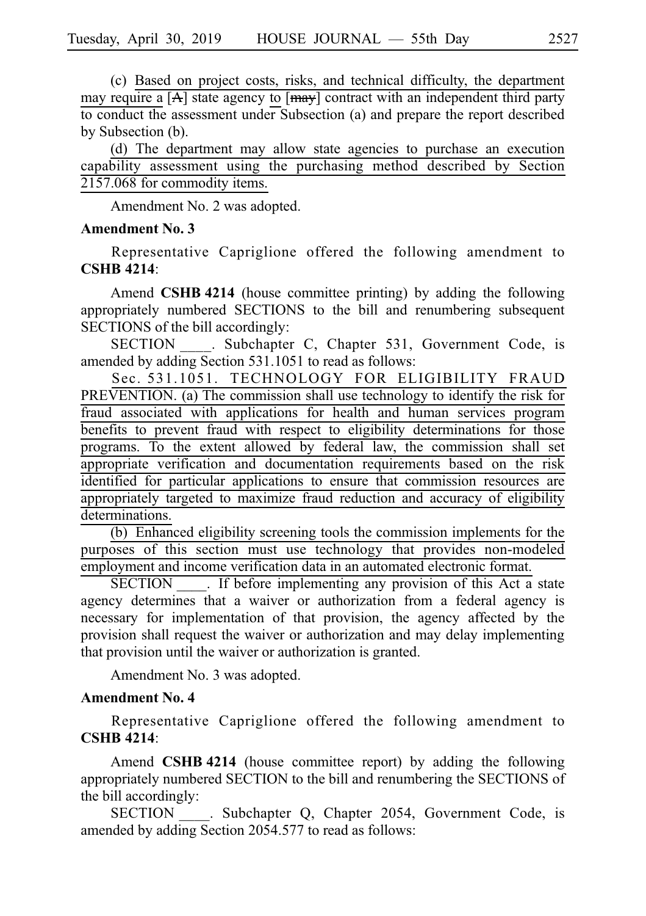(c) Based on project costs, risks, and technical difficulty, the department may require a [A] state agency to [may] contract with an independent third party to conduct the assessment under Subsection (a) and prepare the report described by Subsection (b).

(d) The department may allow state agencies to purchase an execution capability assessment using the purchasing method described by Section 2157.068 for commodity items.

Amendment No. 2 was adopted.

**Amendment No. 3**

Representative Capriglione offered the following amendment to **CSHB 4214**:

Amend **CSHB 4214** (house committee printing) by adding the following appropriately numbered SECTIONS to the bill and renumbering subsequent SECTIONS of the bill accordingly:

SECTION ____. Subchapter C, Chapter 531, Government Code, is amended by adding Section 531.1051 to read as follows:

Sec. 531.1051. TECHNOLOGY FOR ELIGIBILITY FRAUD PREVENTION. (a) The commission shall use technology to identify the risk for fraud associated with applications for health and human services program benefits to prevent fraud with respect to eligibility determinations for those programs. To the extent allowed by federal law, the commission shall set appropriate verification and documentation requirements based on the risk identified for particular applications to ensure that commission resources are appropriately targeted to maximize fraud reduction and accuracy of eligibility determinations.

(b) Enhanced eligibility screening tools the commission implements for the purposes of this section must use technology that provides non-modeled employment and income verification data in an automated electronic format.

SECTION ____. If before implementing any provision of this Act a state agency determines that a waiver or authorization from a federal agency is necessary for implementation of that provision, the agency affected by the provision shall request the waiver or authorization and may delay implementing that provision until the waiver or authorization is granted.

Amendment No. 3 was adopted.

**Amendment No. 4**

Representative Capriglione offered the following amendment to **CSHB 4214**:

Amend **CSHB 4214** (house committee report) by adding the following appropriately numbered SECTION to the bill and renumbering the SECTIONS of the bill accordingly:

SECTION ____. Subchapter Q, Chapter 2054, Government Code, is amended by adding Section 2054.577 to read as follows: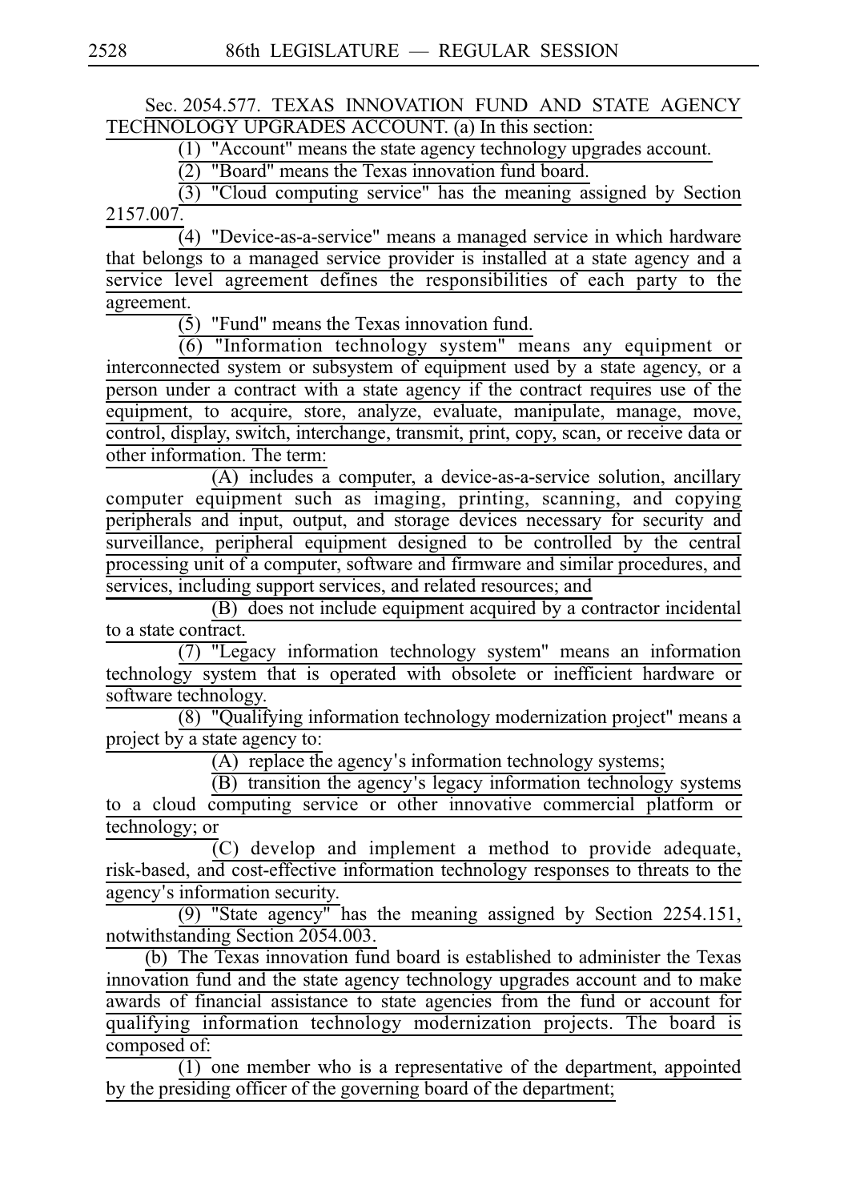Sec. 2054.577. TEXAS INNOVATION FUND AND STATE AGENCY TECHNOLOGY UPGRADES ACCOUNT. (a) In this section:

(1) "Account" means the state agency technology upgrades account.

(2) "Board" means the Texas innovation fund board.

(3) "Cloud computing service" has the meaning assigned by Section 2157.007.

(4) "Device-as-a-service" means a managed service in which hardware that belongs to a managed service provider is installed at a state agency and a service level agreement defines the responsibilities of each party to the agreement.

(5) "Fund" means the Texas innovation fund.

(6) "Information technology system" means any equipment or interconnected system or subsystem of equipment used by a state agency, or a person under a contract with a state agency if the contract requires use of the equipment, to acquire, store, analyze, evaluate, manipulate, manage, move, control, display, switch, interchange, transmit, print, copy, scan, or receive data or other information. The term:

(A) includes a computer, a device-as-a-service solution, ancillary computer equipment such as imaging, printing, scanning, and copying peripherals and input, output, and storage devices necessary for security and surveillance, peripheral equipment designed to be controlled by the central processing unit of a computer, software and firmware and similar procedures, and services, including support services, and related resources; and

(B) does not include equipment acquired by a contractor incidental to a state contract.

(7) "Legacy information technology system" means an information technology system that is operated with obsolete or inefficient hardware or software technology.

(8) "Qualifying information technology modernization project" means a project by a state agency to:

(A) replace the agency's information technology systems;

(B) transition the agency's legacy information technology systems to a cloud computing service or other innovative commercial platform or technology; or

(C) develop and implement a method to provide adequate, risk-based, and cost-effective information technology responses to threats to the agency's information security.

(9) "State agency" has the meaning assigned by Section 2254.151, notwithstanding Section 2054.003.

(b) The Texas innovation fund board is established to administer the Texas innovation fund and the state agency technology upgrades account and to make awards of financial assistance to state agencies from the fund or account for qualifying information technology modernization projects. The board is composed of:

(1) one member who is a representative of the department, appointed by the presiding officer of the governing board of the department;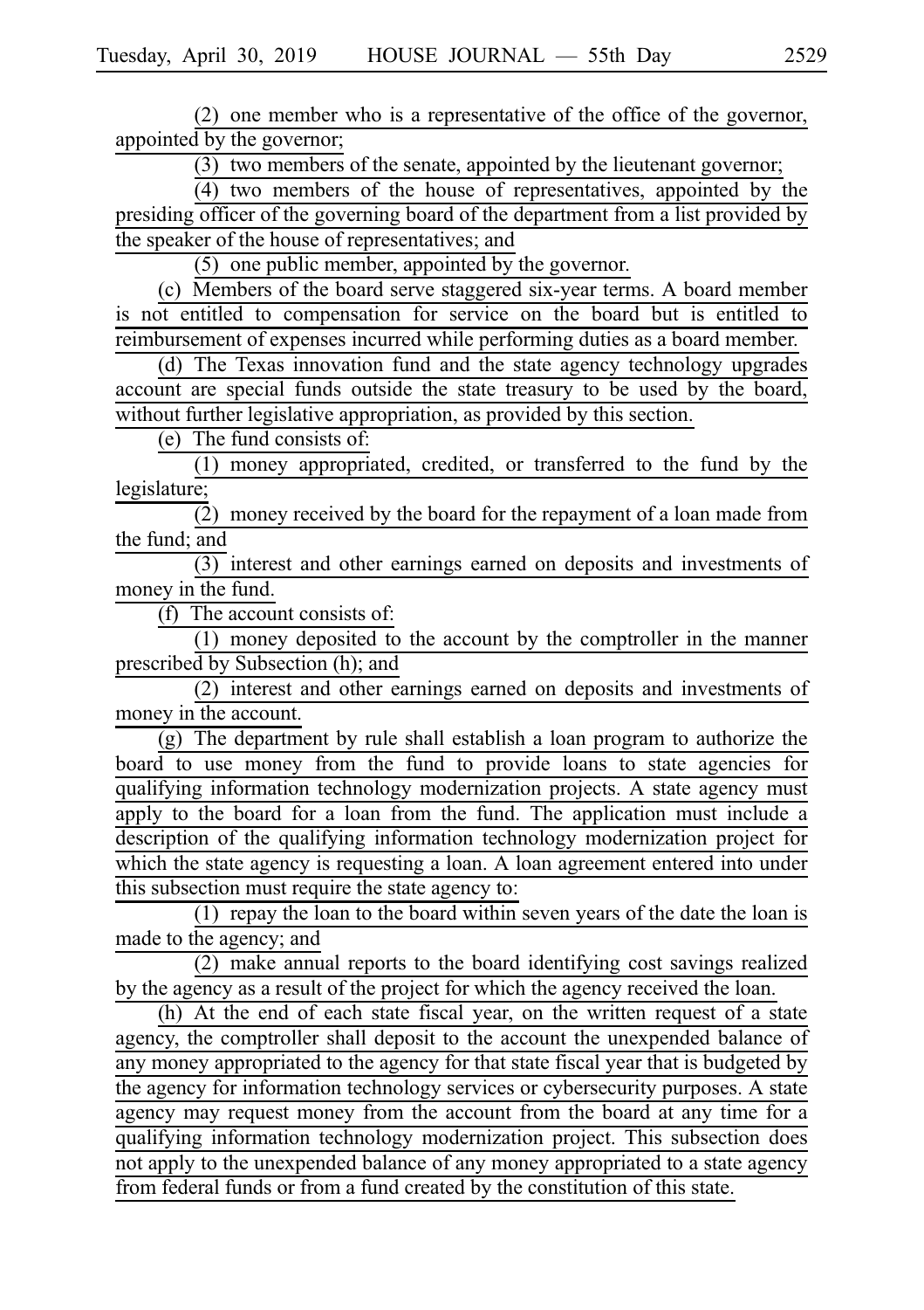(2) one member who is a representative of the office of the governor, appointed by the governor;

(3) two members of the senate, appointed by the lieutenant governor;

(4) two members of the house of representatives, appointed by the presiding officer of the governing board of the department from a list provided by the speaker of the house of representatives; and

(5) one public member, appointed by the governor.

(c) Members of the board serve staggered six-year terms. A board member is not entitled to compensation for service on the board but is entitled to reimbursement of expenses incurred while performing duties as a board member.

(d) The Texas innovation fund and the state agency technology upgrades account are special funds outside the state treasury to be used by the board, without further legislative appropriation, as provided by this section.

(e) The fund consists of:

(1) money appropriated, credited, or transferred to the fund by the legislature;

(2) money received by the board for the repayment of a loan made from the fund; and

(3) interest and other earnings earned on deposits and investments of money in the fund.

(f) The account consists of:

(1) money deposited to the account by the comptroller in the manner prescribed by Subsection (h); and

(2) interest and other earnings earned on deposits and investments of money in the account.

(g) The department by rule shall establish a loan program to authorize the board to use money from the fund to provide loans to state agencies for qualifying information technology modernization projects. A state agency must apply to the board for a loan from the fund. The application must include a description of the qualifying information technology modernization project for which the state agency is requesting a loan. A loan agreement entered into under this subsection must require the state agency to:

(1) repay the loan to the board within seven years of the date the loan is made to the agency; and

(2) make annual reports to the board identifying cost savings realized by the agency as a result of the project for which the agency received the loan.

(h) At the end of each state fiscal year, on the written request of a state agency, the comptroller shall deposit to the account the unexpended balance of any money appropriated to the agency for that state fiscal year that is budgeted by the agency for information technology services or cybersecurity purposes. A state agency may request money from the account from the board at any time for a qualifying information technology modernization project. This subsection does not apply to the unexpended balance of any money appropriated to a state agency from federal funds or from a fund created by the constitution of this state.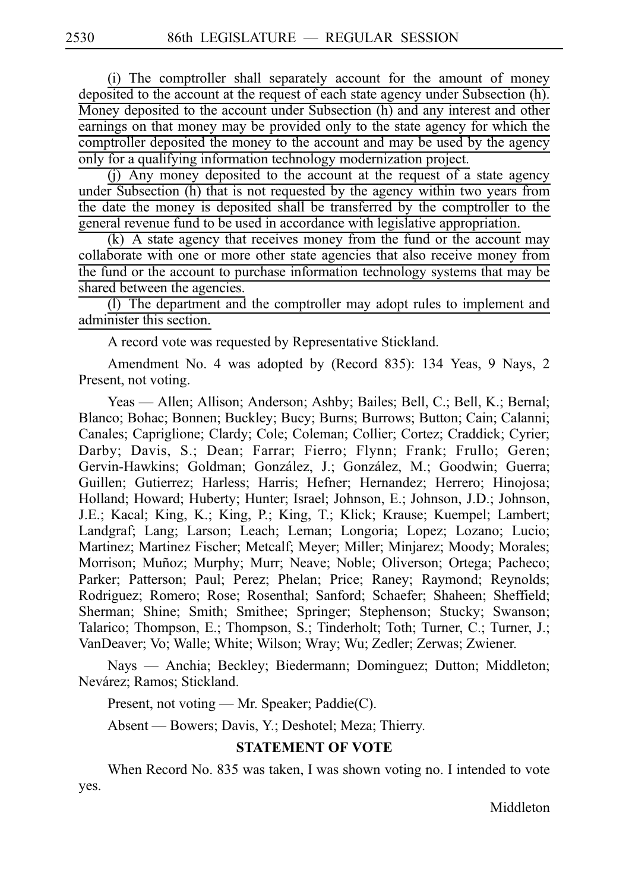(i) The comptroller shall separately account for the amount of money deposited to the account at the request of each state agency under Subsection (h). Money deposited to the account under Subsection (h) and any interest and other earnings on that money may be provided only to the state agency for which the comptroller deposited the money to the account and may be used by the agency only for a qualifying information technology modernization project.

(j) Any money deposited to the account at the request of a state agency under Subsection (h) that is not requested by the agency within two years from the date the money is deposited shall be transferred by the comptroller to the general revenue fund to be used in accordance with legislative appropriation.

(k) A state agency that receives money from the fund or the account may collaborate with one or more other state agencies that also receive money from the fund or the account to purchase information technology systems that may be shared between the agencies.

(l) The department and the comptroller may adopt rules to implement and administer this section.

A record vote was requested by Representative Stickland.

Amendment No. 4 was adopted by (Record 835): 134 Yeas, 9 Nays, 2 Present, not voting.

Yeas — Allen; Allison; Anderson; Ashby; Bailes; Bell, C.; Bell, K.; Bernal; Blanco; Bohac; Bonnen; Buckley; Bucy; Burns; Burrows; Button; Cain; Calanni; Canales; Capriglione; Clardy; Cole; Coleman; Collier; Cortez; Craddick; Cyrier; Darby; Davis, S.; Dean; Farrar; Fierro; Flynn; Frank; Frullo; Geren; Gervin-Hawkins; Goldman; González, J.; González, M.; Goodwin; Guerra; Guillen; Gutierrez; Harless; Harris; Hefner; Hernandez; Herrero; Hinojosa; Holland; Howard; Huberty; Hunter; Israel; Johnson, E.; Johnson, J.D.; Johnson, J.E.; Kacal; King, K.; King, P.; King, T.; Klick; Krause; Kuempel; Lambert; Landgraf; Lang; Larson; Leach; Leman; Longoria; Lopez; Lozano; Lucio; Martinez; Martinez Fischer; Metcalf; Meyer; Miller; Minjarez; Moody; Morales; Morrison; Muñoz; Murphy; Murr; Neave; Noble; Oliverson; Ortega; Pacheco; Parker; Patterson; Paul; Perez; Phelan; Price; Raney; Raymond; Reynolds; Rodriguez; Romero; Rose; Rosenthal; Sanford; Schaefer; Shaheen; Sheffield; Sherman; Shine; Smith; Smithee; Springer; Stephenson; Stucky; Swanson; Talarico; Thompson, E.; Thompson, S.; Tinderholt; Toth; Turner, C.; Turner, J.; VanDeaver; Vo; Walle; White; Wilson; Wray; Wu; Zedler; Zerwas; Zwiener.

Nays — Anchia; Beckley; Biedermann; Dominguez; Dutton; Middleton; Nevárez; Ramos; Stickland.

Present, not voting — Mr. Speaker; Paddie(C).

Absent — Bowers; Davis, Y.; Deshotel; Meza; Thierry.

## STATEMENT OF VOTE

When Record No. 835 was taken, I was shown voting no. I intended to vote yes.

Middleton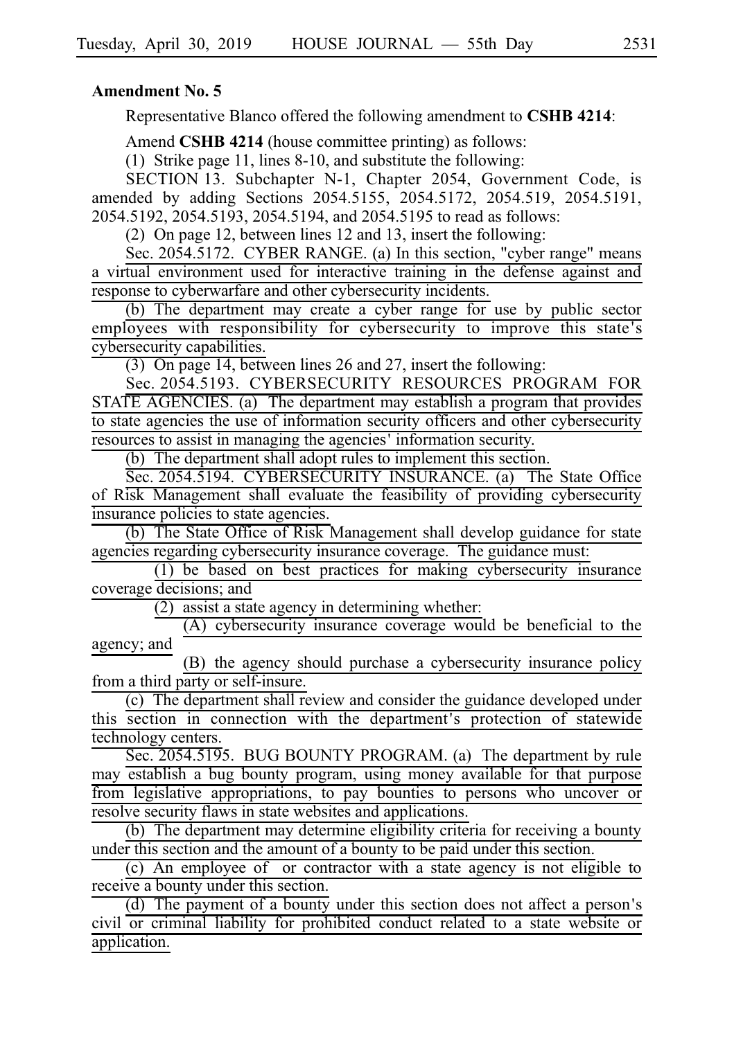**Amendment No. 5**

Representative Blanco offered the following amendment to **CSHB 4214**:

Amend **CSHB 4214** (house committee printing) as follows:

(1) Strike page 11, lines 8-10, and substitute the following:

SECTION 13. Subchapter N-1, Chapter 2054, Government Code, is amended by adding Sections 2054.5155, 2054.5172, 2054.519, 2054.5191, 2054.5192, 2054.5193, 2054.5194, and 2054.5195 to read as follows:

(2) On page 12, between lines 12 and 13, insert the following:

Sec. 2054.5172. CYBER RANGE. (a) In this section, "cyber range" means a virtual environment used for interactive training in the defense against and response to cyberwarfare and other cybersecurity incidents.

(b) The department may create a cyber range for use by public sector employees with responsibility for cybersecurity to improve this state's cybersecurity capabilities.

(3) On page 14, between lines 26 and 27, insert the following:

Sec. 2054.5193. CYBERSECURITY RESOURCES PROGRAM FOR STATE AGENCIES. (a) The department may establish a program that provides to state agencies the use of information security officers and other cybersecurity resources to assist in managing the agencies' information security.

(b) The department shall adopt rules to implement this section.

Sec. 2054.5194. CYBERSECURITY INSURANCE. (a) The State Office of Risk Management shall evaluate the feasibility of providing cybersecurity insurance policies to state agencies.

(b) The State Office of Risk Management shall develop guidance for state agencies regarding cybersecurity insurance coverage. The guidance must:

(1) be based on best practices for making cybersecurity insurance coverage decisions; and

(2) assist a state agency in determining whether:

(A) cybersecurity insurance coverage would be beneficial to the agency; and

(B) the agency should purchase a cybersecurity insurance policy from a third party or self-insure.

(c) The department shall review and consider the guidance developed under this section in connection with the department's protection of statewide technology centers.

Sec. 2054.5195. BUG BOUNTY PROGRAM. (a) The department by rule may establish a bug bounty program, using money available for that purpose from legislative appropriations, to pay bounties to persons who uncover or resolve security flaws in state websites and applications.

(b) The department may determine eligibility criteria for receiving a bounty under this section and the amount of a bounty to be paid under this section.

(c) An employee of or contractor with a state agency is not eligible to receive a bounty under this section.

(d) The payment of a bounty under this section does not affect a person's civil or criminal liability for prohibited conduct related to a state website or application.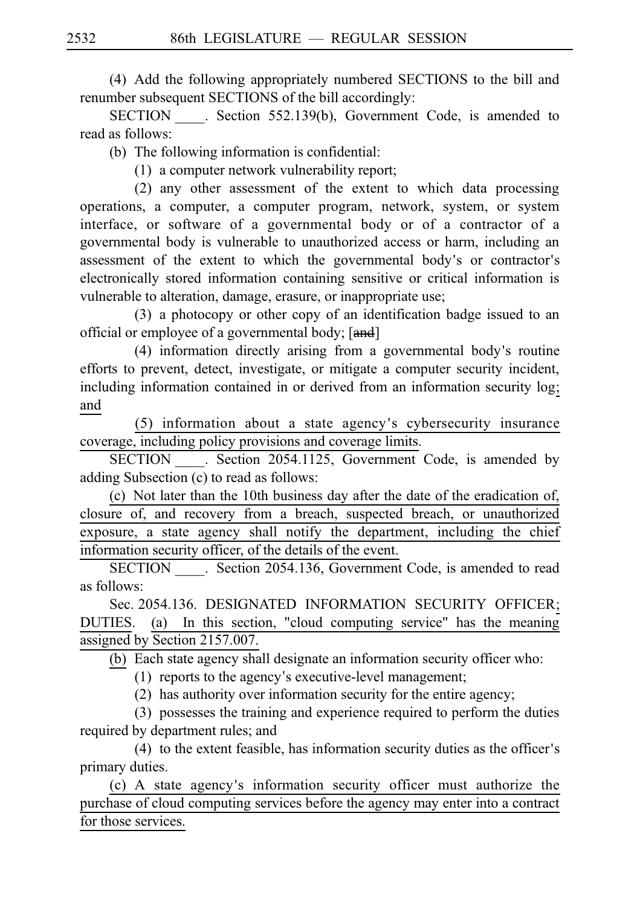(4) Add the following appropriately numbered SECTIONS to the bill and renumber subsequent SECTIONS of the bill accordingly:

SECTION ____. Section 552.139(b), Government Code, is amended to read as follows:

(b) The following information is confidential:

(1) a computer network vulnerability report;

(2) any other assessment of the extent to which data processing operations, a computer, a computer program, network, system, or system interface, or software of a governmental body or of a contractor of a governmental body is vulnerable to unauthorized access or harm, including an assessment of the extent to which the governmental body's or contractor's electronically stored information containing sensitive or critical information is vulnerable to alteration, damage, erasure, or inappropriate use;

(3) a photocopy or other copy of an identification badge issued to an official or employee of a governmental body; [~~and~~]

(4) information directly arising from a governmental body's routine efforts to prevent, detect, investigate, or mitigate a computer security incident, including information contained in or derived from an information security log; and

(5) information about a state agency's cybersecurity insurance coverage, including policy provisions and coverage limits.

SECTION ____. Section 2054.1125, Government Code, is amended by adding Subsection (c) to read as follows:

(c) Not later than the 10th business day after the date of the eradication of, closure of, and recovery from a breach, suspected breach, or unauthorized exposure, a state agency shall notify the department, including the chief information security officer, of the details of the event.

SECTION ____. Section 2054.136, Government Code, is amended to read as follows:

Sec. 2054.136. DESIGNATED INFORMATION SECURITY OFFICER; DUTIES. (a) In this section, "cloud computing service" has the meaning assigned by Section 2157.007.

(b) Each state agency shall designate an information security officer who:

(1) reports to the agency's executive-level management;

(2) has authority over information security for the entire agency;

(3) possesses the training and experience required to perform the duties required by department rules; and

(4) to the extent feasible, has information security duties as the officer's primary duties.

(c) A state agency's information security officer must authorize the purchase of cloud computing services before the agency may enter into a contract for those services.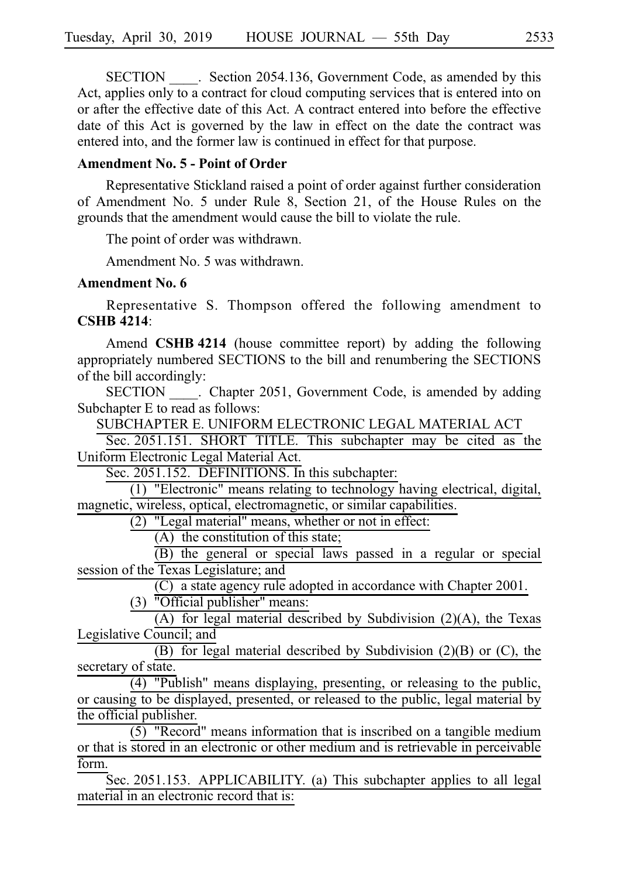SECTION ____. Section 2054.136, Government Code, as amended by this Act, applies only to a contract for cloud computing services that is entered into on or after the effective date of this Act. A contract entered into before the effective date of this Act is governed by the law in effect on the date the contract was entered into, and the former law is continued in effect for that purpose.

**Amendment No. 5 - Point of Order**

Representative Stickland raised a point of order against further consideration of Amendment No. 5 under Rule 8, Section 21, of the House Rules on the grounds that the amendment would cause the bill to violate the rule.

The point of order was withdrawn.

Amendment No. 5 was withdrawn.

**Amendment No. 6**

Representative S. Thompson offered the following amendment to **CSHB 4214**:

Amend **CSHB 4214** (house committee report) by adding the following appropriately numbered SECTIONS to the bill and renumbering the SECTIONS of the bill accordingly:

SECTION ____. Chapter 2051, Government Code, is amended by adding Subchapter E to read as follows:

SUBCHAPTER E. UNIFORM ELECTRONIC LEGAL MATERIAL ACT

Sec. 2051.151. SHORT TITLE. This subchapter may be cited as the Uniform Electronic Legal Material Act.

Sec. 2051.152. DEFINITIONS. In this subchapter:

(1) "Electronic" means relating to technology having electrical, digital, magnetic, wireless, optical, electromagnetic, or similar capabilities.

(2) "Legal material" means, whether or not in effect:

(A) the constitution of this state;

(B) the general or special laws passed in a regular or special session of the Texas Legislature; and

(C) a state agency rule adopted in accordance with Chapter 2001.

(3) "Official publisher" means:

(A) for legal material described by Subdivision (2)(A), the Texas Legislative Council; and

(B) for legal material described by Subdivision (2)(B) or (C), the secretary of state.

(4) "Publish" means displaying, presenting, or releasing to the public, or causing to be displayed, presented, or released to the public, legal material by the official publisher.

(5) "Record" means information that is inscribed on a tangible medium or that is stored in an electronic or other medium and is retrievable in perceivable form.

Sec. 2051.153. APPLICABILITY. (a) This subchapter applies to all legal material in an electronic record that is: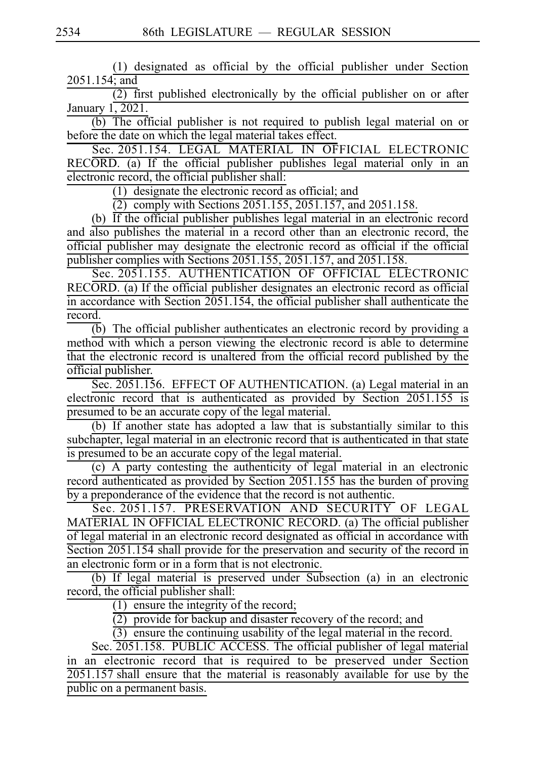(1) designated as official by the official publisher under Section 2051.154; and

(2) first published electronically by the official publisher on or after January 1, 2021.

(b) The official publisher is not required to publish legal material on or before the date on which the legal material takes effect.

Sec. 2051.154. LEGAL MATERIAL IN OFFICIAL ELECTRONIC RECORD. (a) If the official publisher publishes legal material only in an electronic record, the official publisher shall:

(1) designate the electronic record as official; and

(2) comply with Sections 2051.155, 2051.157, and 2051.158.

(b) If the official publisher publishes legal material in an electronic record and also publishes the material in a record other than an electronic record, the official publisher may designate the electronic record as official if the official publisher complies with Sections 2051.155, 2051.157, and 2051.158.

Sec. 2051.155. AUTHENTICATION OF OFFICIAL ELECTRONIC RECORD. (a) If the official publisher designates an electronic record as official in accordance with Section 2051.154, the official publisher shall authenticate the record.

(b) The official publisher authenticates an electronic record by providing a method with which a person viewing the electronic record is able to determine that the electronic record is unaltered from the official record published by the official publisher.

Sec. 2051.156. EFFECT OF AUTHENTICATION. (a) Legal material in an electronic record that is authenticated as provided by Section 2051.155 is presumed to be an accurate copy of the legal material.

(b) If another state has adopted a law that is substantially similar to this subchapter, legal material in an electronic record that is authenticated in that state is presumed to be an accurate copy of the legal material.

(c) A party contesting the authenticity of legal material in an electronic record authenticated as provided by Section 2051.155 has the burden of proving by a preponderance of the evidence that the record is not authentic.

Sec. 2051.157. PRESERVATION AND SECURITY OF LEGAL MATERIAL IN OFFICIAL ELECTRONIC RECORD. (a) The official publisher of legal material in an electronic record designated as official in accordance with Section 2051.154 shall provide for the preservation and security of the record in an electronic form or in a form that is not electronic.

(b) If legal material is preserved under Subsection (a) in an electronic record, the official publisher shall:

(1) ensure the integrity of the record;

(2) provide for backup and disaster recovery of the record; and

(3) ensure the continuing usability of the legal material in the record.

Sec. 2051.158. PUBLIC ACCESS. The official publisher of legal material in an electronic record that is required to be preserved under Section 2051.157 shall ensure that the material is reasonably available for use by the public on a permanent basis.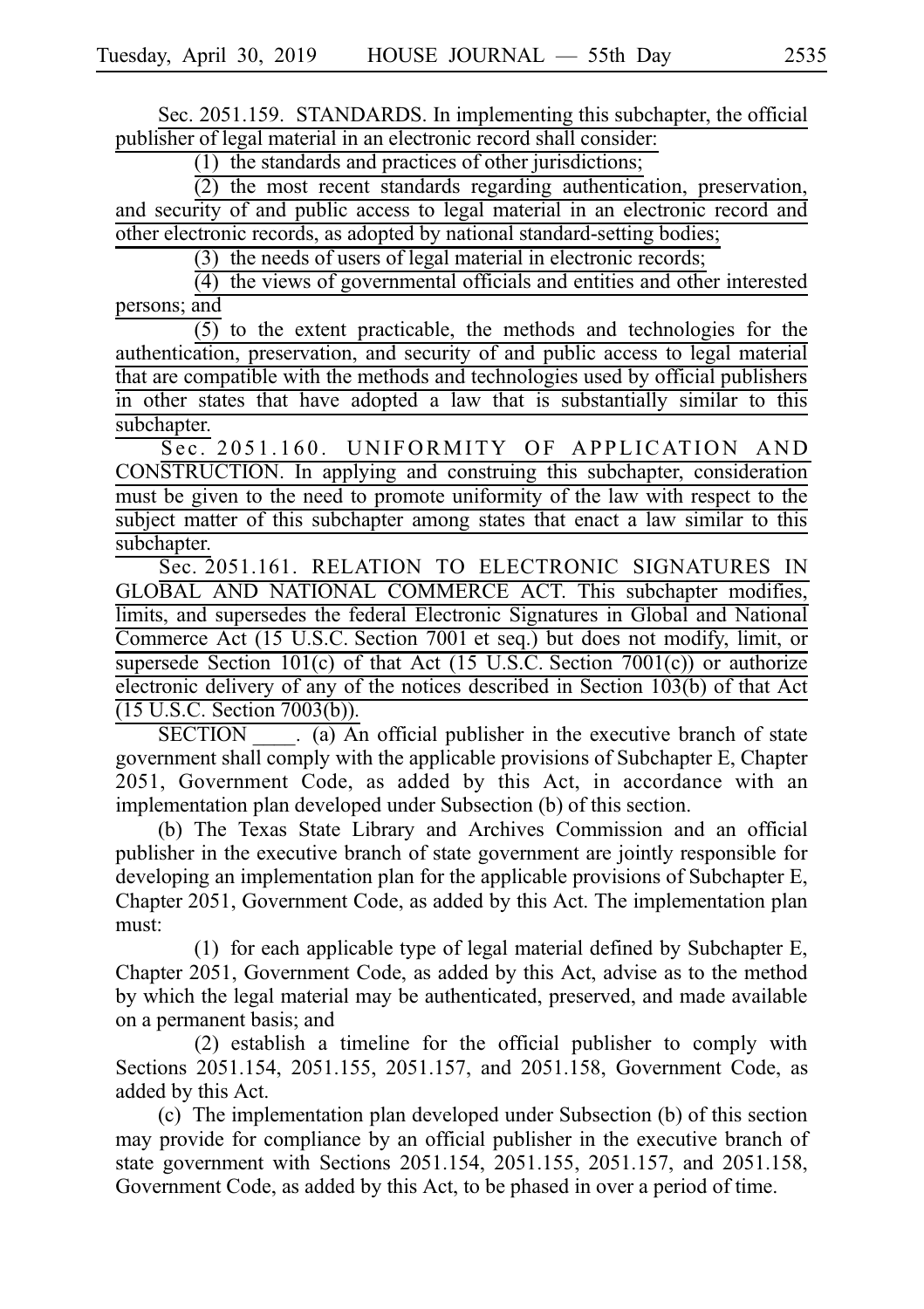Sec. 2051.159. STANDARDS. In implementing this subchapter, the official publisher of legal material in an electronic record shall consider:

(1) the standards and practices of other jurisdictions;

(2) the most recent standards regarding authentication, preservation, and security of and public access to legal material in an electronic record and other electronic records, as adopted by national standard-setting bodies;

(3) the needs of users of legal material in electronic records;

(4) the views of governmental officials and entities and other interested persons; and

(5) to the extent practicable, the methods and technologies for the authentication, preservation, and security of and public access to legal material that are compatible with the methods and technologies used by official publishers in other states that have adopted a law that is substantially similar to this subchapter.

Sec. 2051.160. UNIFORMITY OF APPLICATION AND CONSTRUCTION. In applying and construing this subchapter, consideration must be given to the need to promote uniformity of the law with respect to the subject matter of this subchapter among states that enact a law similar to this subchapter.

Sec. 2051.161. RELATION TO ELECTRONIC SIGNATURES IN GLOBAL AND NATIONAL COMMERCE ACT. This subchapter modifies, limits, and supersedes the federal Electronic Signatures in Global and National Commerce Act (15 U.S.C. Section 7001 et seq.) but does not modify, limit, or supersede Section 101(c) of that Act (15 U.S.C. Section 7001(c)) or authorize electronic delivery of any of the notices described in Section 103(b) of that Act (15 U.S.C. Section 7003(b)).

SECTION ____. (a) An official publisher in the executive branch of state government shall comply with the applicable provisions of Subchapter E, Chapter 2051, Government Code, as added by this Act, in accordance with an implementation plan developed under Subsection (b) of this section.

(b) The Texas State Library and Archives Commission and an official publisher in the executive branch of state government are jointly responsible for developing an implementation plan for the applicable provisions of Subchapter E, Chapter 2051, Government Code, as added by this Act. The implementation plan must:

(1) for each applicable type of legal material defined by Subchapter E, Chapter 2051, Government Code, as added by this Act, advise as to the method by which the legal material may be authenticated, preserved, and made available on a permanent basis; and

(2) establish a timeline for the official publisher to comply with Sections 2051.154, 2051.155, 2051.157, and 2051.158, Government Code, as added by this Act.

(c) The implementation plan developed under Subsection (b) of this section may provide for compliance by an official publisher in the executive branch of state government with Sections 2051.154, 2051.155, 2051.157, and 2051.158, Government Code, as added by this Act, to be phased in over a period of time.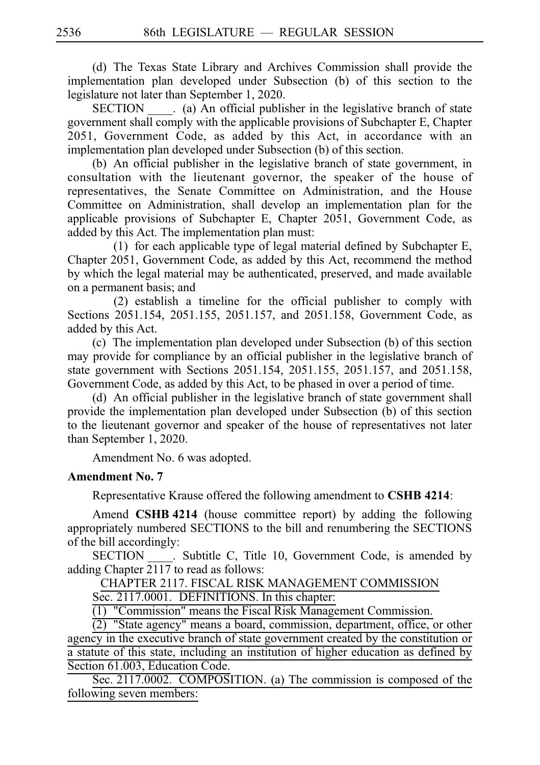(d) The Texas State Library and Archives Commission shall provide the implementation plan developed under Subsection (b) of this section to the legislature not later than September 1, 2020.

SECTION ____. (a) An official publisher in the legislative branch of state government shall comply with the applicable provisions of Subchapter E, Chapter 2051, Government Code, as added by this Act, in accordance with an implementation plan developed under Subsection (b) of this section.

(b) An official publisher in the legislative branch of state government, in consultation with the lieutenant governor, the speaker of the house of representatives, the Senate Committee on Administration, and the House Committee on Administration, shall develop an implementation plan for the applicable provisions of Subchapter E, Chapter 2051, Government Code, as added by this Act. The implementation plan must:

(1) for each applicable type of legal material defined by Subchapter E, Chapter 2051, Government Code, as added by this Act, recommend the method by which the legal material may be authenticated, preserved, and made available on a permanent basis; and

(2) establish a timeline for the official publisher to comply with Sections 2051.154, 2051.155, 2051.157, and 2051.158, Government Code, as added by this Act.

(c) The implementation plan developed under Subsection (b) of this section may provide for compliance by an official publisher in the legislative branch of state government with Sections 2051.154, 2051.155, 2051.157, and 2051.158, Government Code, as added by this Act, to be phased in over a period of time.

(d) An official publisher in the legislative branch of state government shall provide the implementation plan developed under Subsection (b) of this section to the lieutenant governor and speaker of the house of representatives not later than September 1, 2020.

Amendment No. 6 was adopted.

**Amendment No. 7**

Representative Krause offered the following amendment to **CSHB 4214**:

Amend **CSHB 4214** (house committee report) by adding the following appropriately numbered SECTIONS to the bill and renumbering the SECTIONS of the bill accordingly:

SECTION ____. Subtitle C, Title 10, Government Code, is amended by adding Chapter 2117 to read as follows:

CHAPTER 2117. FISCAL RISK MANAGEMENT COMMISSION

Sec. 2117.0001. DEFINITIONS. In this chapter:

(1) "Commission" means the Fiscal Risk Management Commission.

(2) "State agency" means a board, commission, department, office, or other agency in the executive branch of state government created by the constitution or a statute of this state, including an institution of higher education as defined by Section 61.003, Education Code.

Sec. 2117.0002. COMPOSITION. (a) The commission is composed of the following seven members: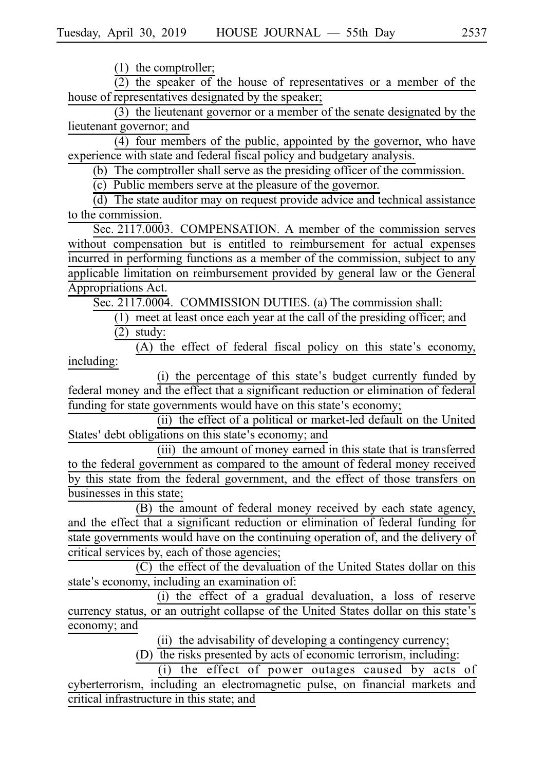(1) the comptroller;

(2) the speaker of the house of representatives or a member of the house of representatives designated by the speaker;

(3) the lieutenant governor or a member of the senate designated by the lieutenant governor; and

(4) four members of the public, appointed by the governor, who have experience with state and federal fiscal policy and budgetary analysis.

(b) The comptroller shall serve as the presiding officer of the commission.

(c) Public members serve at the pleasure of the governor.

(d) The state auditor may on request provide advice and technical assistance to the commission.

Sec. 2117.0003. COMPENSATION. A member of the commission serves without compensation but is entitled to reimbursement for actual expenses incurred in performing functions as a member of the commission, subject to any applicable limitation on reimbursement provided by general law or the General Appropriations Act.

Sec. 2117.0004. COMMISSION DUTIES. (a) The commission shall:

(1) meet at least once each year at the call of the presiding officer; and

(2) study:

(A) the effect of federal fiscal policy on this state's economy, including:

(i) the percentage of this state's budget currently funded by federal money and the effect that a significant reduction or elimination of federal funding for state governments would have on this state's economy;

(ii) the effect of a political or market-led default on the United States' debt obligations on this state's economy; and

(iii) the amount of money earned in this state that is transferred to the federal government as compared to the amount of federal money received by this state from the federal government, and the effect of those transfers on businesses in this state;

(B) the amount of federal money received by each state agency, and the effect that a significant reduction or elimination of federal funding for state governments would have on the continuing operation of, and the delivery of critical services by, each of those agencies;

(C) the effect of the devaluation of the United States dollar on this state's economy, including an examination of:

(i) the effect of a gradual devaluation, a loss of reserve currency status, or an outright collapse of the United States dollar on this state's economy; and

(ii) the advisability of developing a contingency currency;

(D) the risks presented by acts of economic terrorism, including:

(i) the effect of power outages caused by acts of cyberterrorism, including an electromagnetic pulse, on financial markets and critical infrastructure in this state; and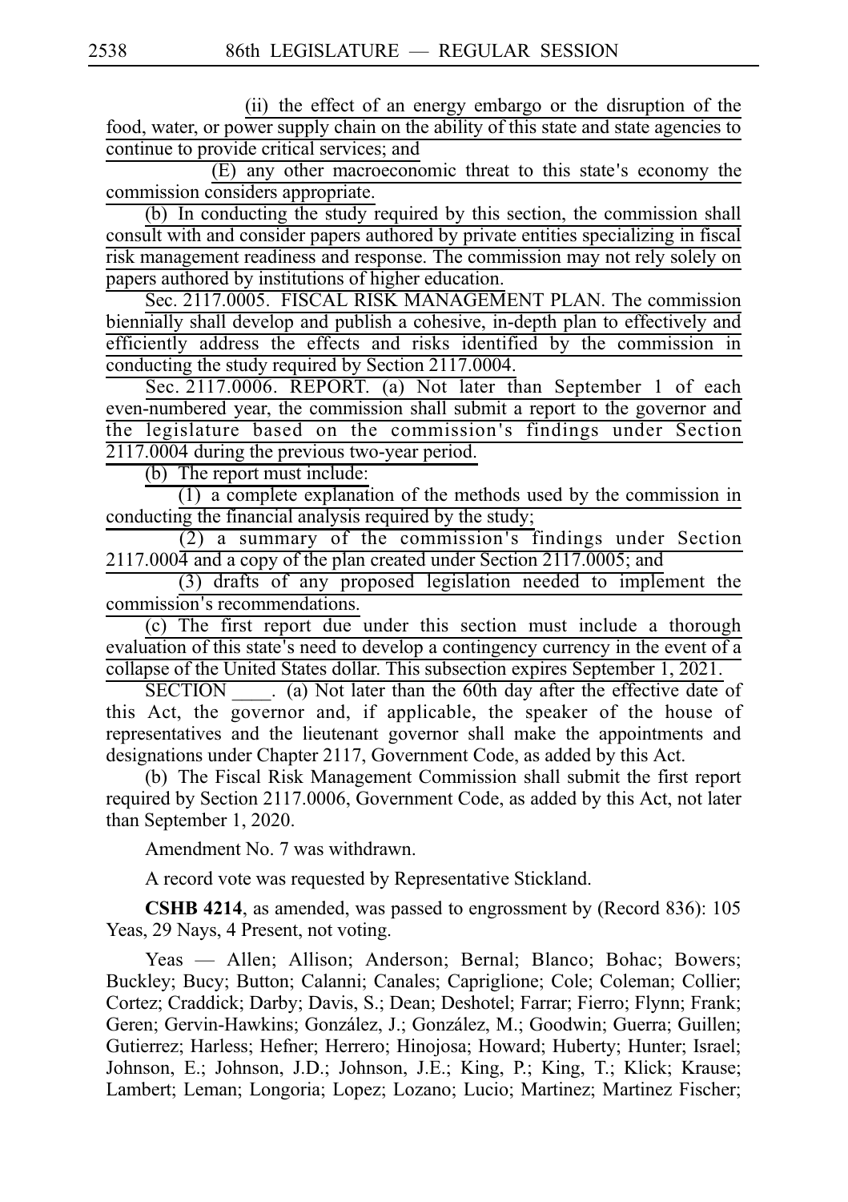(ii) the effect of an energy embargo or the disruption of the food, water, or power supply chain on the ability of this state and state agencies to continue to provide critical services; and

(E) any other macroeconomic threat to this state's economy the commission considers appropriate.

(b) In conducting the study required by this section, the commission shall consult with and consider papers authored by private entities specializing in fiscal risk management readiness and response. The commission may not rely solely on papers authored by institutions of higher education.

Sec. 2117.0005. FISCAL RISK MANAGEMENT PLAN. The commission biennially shall develop and publish a cohesive, in-depth plan to effectively and efficiently address the effects and risks identified by the commission in conducting the study required by Section 2117.0004.

Sec. 2117.0006. REPORT. (a) Not later than September 1 of each even-numbered year, the commission shall submit a report to the governor and the legislature based on the commission's findings under Section 2117.0004 during the previous two-year period.

(b) The report must include:

(1) a complete explanation of the methods used by the commission in conducting the financial analysis required by the study;

(2) a summary of the commission's findings under Section 2117.0004 and a copy of the plan created under Section 2117.0005; and

(3) drafts of any proposed legislation needed to implement the commission's recommendations.

(c) The first report due under this section must include a thorough evaluation of this state's need to develop a contingency currency in the event of a collapse of the United States dollar. This subsection expires September 1, 2021.

SECTION ____. (a) Not later than the 60th day after the effective date of this Act, the governor and, if applicable, the speaker of the house of representatives and the lieutenant governor shall make the appointments and designations under Chapter 2117, Government Code, as added by this Act.

(b) The Fiscal Risk Management Commission shall submit the first report required by Section 2117.0006, Government Code, as added by this Act, not later than September 1, 2020.

Amendment No. 7 was withdrawn.

A record vote was requested by Representative Stickland.

**CSHB 4214**, as amended, was passed to engrossment by (Record 836): 105 Yeas, 29 Nays, 4 Present, not voting.

Yeas — Allen; Allison; Anderson; Bernal; Blanco; Bohac; Bowers; Buckley; Bucy; Button; Calanni; Canales; Capriglione; Cole; Coleman; Collier; Cortez; Craddick; Darby; Davis, S.; Dean; Deshotel; Farrar; Fierro; Flynn; Frank; Geren; Gervin-Hawkins; González, J.; González, M.; Goodwin; Guerra; Guillen; Gutierrez; Harless; Hefner; Herrero; Hinojosa; Howard; Huberty; Hunter; Israel; Johnson, E.; Johnson, J.D.; Johnson, J.E.; King, P.; King, T.; Klick; Krause; Lambert; Leman; Longoria; Lopez; Lozano; Lucio; Martinez; Martinez Fischer;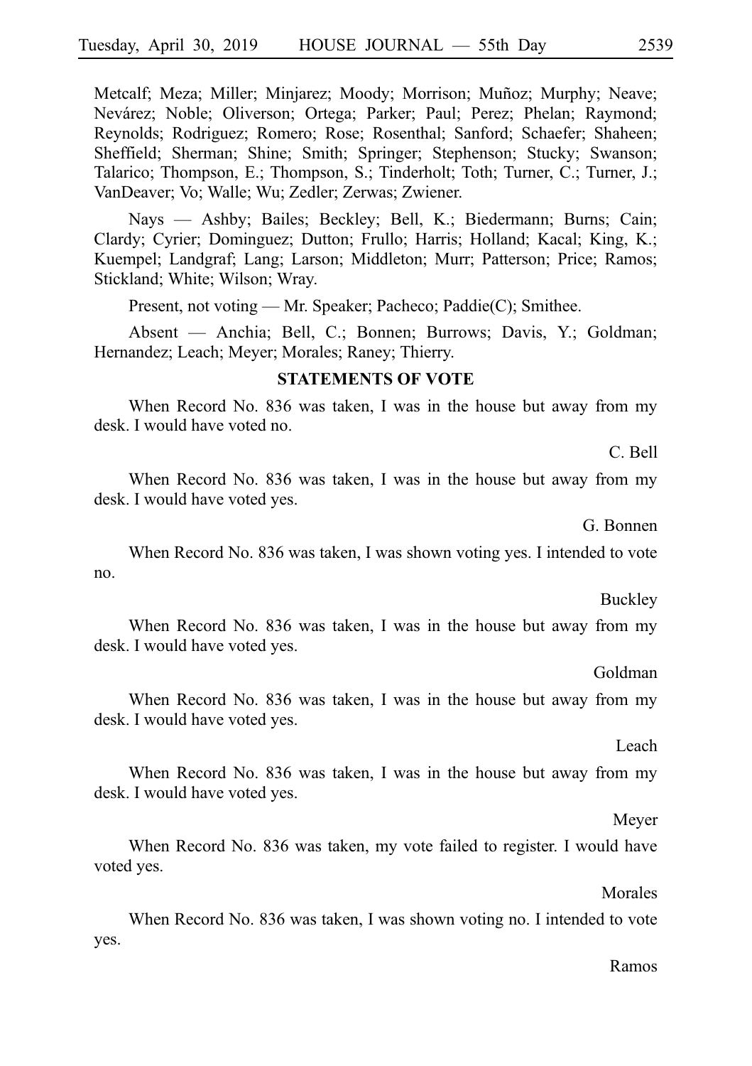Metcalf; Meza; Miller; Minjarez; Moody; Morrison; Muñoz; Murphy; Neave; Nevárez; Noble; Oliverson; Ortega; Parker; Paul; Perez; Phelan; Raymond; Reynolds; Rodriguez; Romero; Rose; Rosenthal; Sanford; Schaefer; Shaheen; Sheffield; Sherman; Shine; Smith; Springer; Stephenson; Stucky; Swanson; Talarico; Thompson, E.; Thompson, S.; Tinderholt; Toth; Turner, C.; Turner, J.; VanDeaver; Vo; Walle; Wu; Zedler; Zerwas; Zwiener.

Nays — Ashby; Bailes; Beckley; Bell, K.; Biedermann; Burns; Cain; Clardy; Cyrier; Dominguez; Dutton; Frullo; Harris; Holland; Kacal; King, K.; Kuempel; Landgraf; Lang; Larson; Middleton; Murr; Patterson; Price; Ramos; Stickland; White; Wilson; Wray.

Present, not voting — Mr. Speaker; Pacheco; Paddie(C); Smithee.

Absent — Anchia; Bell, C.; Bonnen; Burrows; Davis, Y.; Goldman; Hernandez; Leach; Meyer; Morales; Raney; Thierry.

**STATEMENTS OF VOTE**

When Record No. 836 was taken, I was in the house but away from my desk. I would have voted no.

C. Bell

When Record No. 836 was taken, I was in the house but away from my desk. I would have voted yes.

G. Bonnen

When Record No. 836 was taken, I was shown voting yes. I intended to vote no.

Buckley

When Record No. 836 was taken, I was in the house but away from my desk. I would have voted yes.

Goldman

When Record No. 836 was taken, I was in the house but away from my desk. I would have voted yes.

Leach

When Record No. 836 was taken, I was in the house but away from my desk. I would have voted yes.

Meyer

When Record No. 836 was taken, my vote failed to register. I would have voted yes.

Morales

When Record No. 836 was taken, I was shown voting no. I intended to vote yes.

Ramos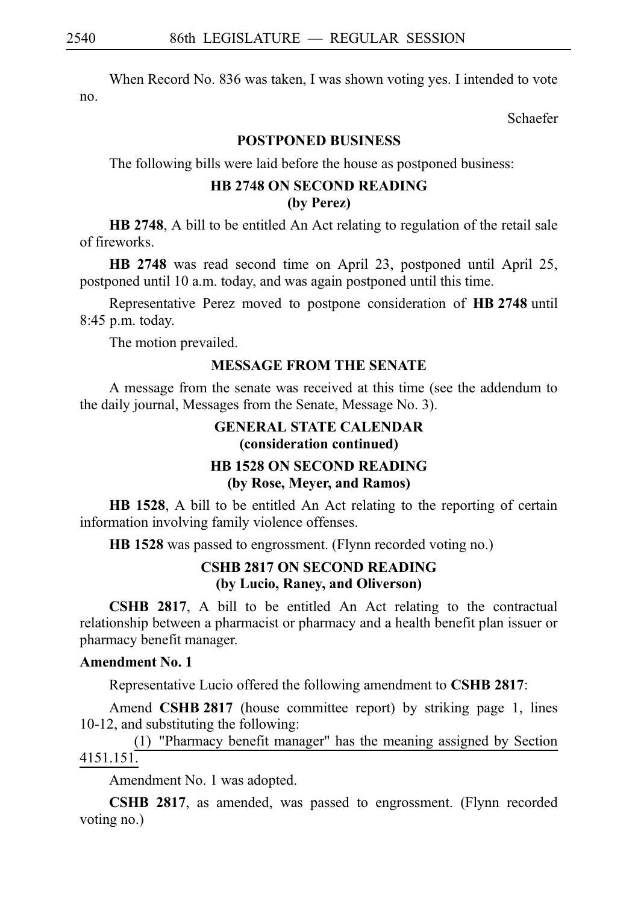When Record No. 836 was taken, I was shown voting yes. I intended to vote no.

Schaefer

## POSTPONED BUSINESS

The following bills were laid before the house as postponed business:

### HB 2748 ON SECOND READING
### (by Perez)

**HB 2748**, A bill to be entitled An Act relating to regulation of the retail sale of fireworks.

**HB 2748** was read second time on April 23, postponed until April 25, postponed until 10 a.m. today, and was again postponed until this time.

Representative Perez moved to postpone consideration of **HB 2748** until 8:45 p.m. today.

The motion prevailed.

## MESSAGE FROM THE SENATE

A message from the senate was received at this time (see the addendum to the daily journal, Messages from the Senate, Message No. 3).

## GENERAL STATE CALENDAR
## (consideration continued)

### HB 1528 ON SECOND READING
### (by Rose, Meyer, and Ramos)

**HB 1528**, A bill to be entitled An Act relating to the reporting of certain information involving family violence offenses.

**HB 1528** was passed to engrossment. (Flynn recorded voting no.)

### CSHB 2817 ON SECOND READING
### (by Lucio, Raney, and Oliverson)

**CSHB 2817**, A bill to be entitled An Act relating to the contractual relationship between a pharmacist or pharmacy and a health benefit plan issuer or pharmacy benefit manager.

**Amendment No. 1**

Representative Lucio offered the following amendment to **CSHB 2817**:

Amend **CSHB 2817** (house committee report) by striking page 1, lines 10-12, and substituting the following:

(1) "Pharmacy benefit manager" has the meaning assigned by Section 4151.151.

Amendment No. 1 was adopted.

**CSHB 2817**, as amended, was passed to engrossment. (Flynn recorded voting no.)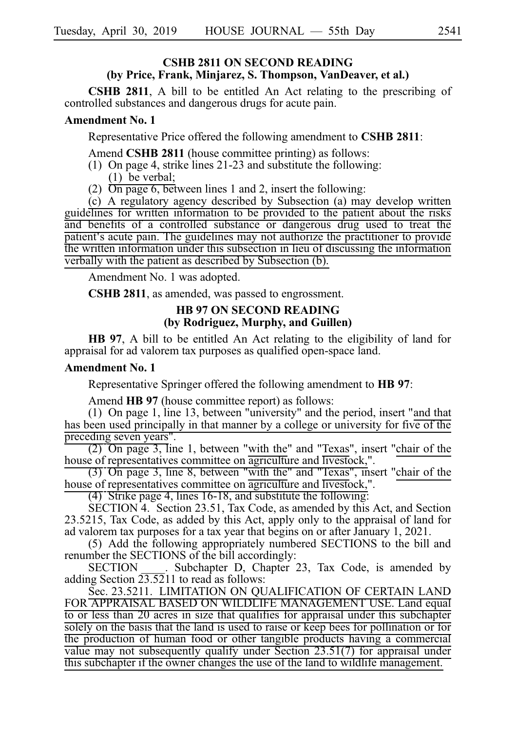## CSHB 2811 ON SECOND READING
### (by Price, Frank, Minjarez, S. Thompson, VanDeaver, et al.)

**CSHB 2811**, A bill to be entitled An Act relating to the prescribing of controlled substances and dangerous drugs for acute pain.

**Amendment No. 1**

Representative Price offered the following amendment to **CSHB 2811**:

Amend **CSHB 2811** (house committee printing) as follows:

(1) On page 4, strike lines 21-23 and substitute the following:

(1) be verbal;

(2) On page 6, between lines 1 and 2, insert the following:

(c) A regulatory agency described by Subsection (a) may develop written guidelines for written information to be provided to the patient about the risks and benefits of a controlled substance or dangerous drug used to treat the patient's acute pain. The guidelines may not authorize the practitioner to provide the written information under this subsection in lieu of discussing the information verbally with the patient as described by Subsection (b).

Amendment No. 1 was adopted.

**CSHB 2811**, as amended, was passed to engrossment.

## HB 97 ON SECOND READING
### (by Rodriguez, Murphy, and Guillen)

**HB 97**, A bill to be entitled An Act relating to the eligibility of land for appraisal for ad valorem tax purposes as qualified open-space land.

**Amendment No. 1**

Representative Springer offered the following amendment to **HB 97**:

Amend **HB 97** (house committee report) as follows:

(1) On page 1, line 13, between "university" and the period, insert "and that has been used principally in that manner by a college or university for five of the preceding seven years".

(2) On page 3, line 1, between "with the" and "Texas", insert "chair of the house of representatives committee on agriculture and livestock,".

(3) On page 3, line 8, between "with the" and "Texas", insert "chair of the house of representatives committee on agriculture and livestock,".

(4) Strike page 4, lines 16-18, and substitute the following:

SECTION 4. Section 23.51, Tax Code, as amended by this Act, and Section 23.5215, Tax Code, as added by this Act, apply only to the appraisal of land for ad valorem tax purposes for a tax year that begins on or after January 1, 2021.

(5) Add the following appropriately numbered SECTIONS to the bill and renumber the SECTIONS of the bill accordingly:

SECTION ____. Subchapter D, Chapter 23, Tax Code, is amended by adding Section 23.5211 to read as follows:

Sec. 23.5211. LIMITATION ON QUALIFICATION OF CERTAIN LAND FOR APPRAISAL BASED ON WILDLIFE MANAGEMENT USE. Land equal to or less than 20 acres in size that qualifies for appraisal under this subchapter solely on the basis that the land is used to raise or keep bees for pollination or for the production of human food or other tangible products having a commercial value may not subsequently qualify under Section 23.51(7) for appraisal under this subchapter if the owner changes the use of the land to wildlife management.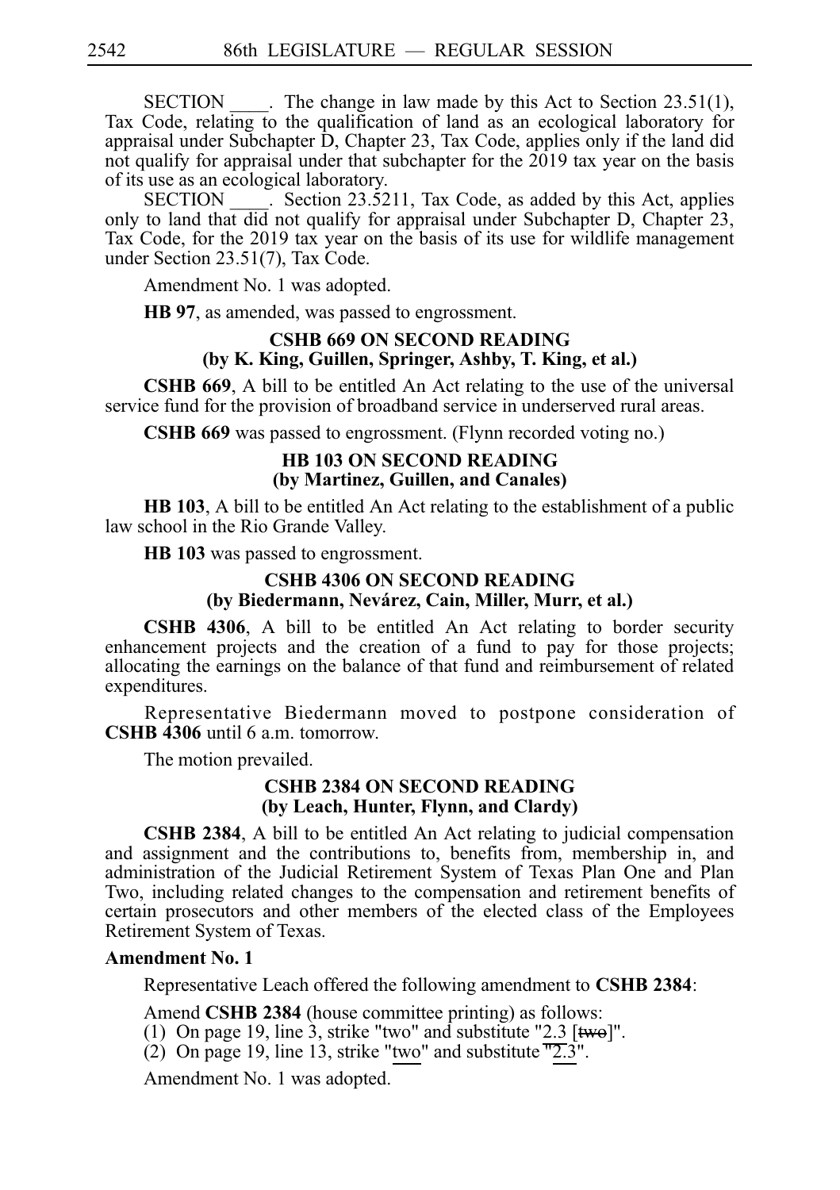SECTION ____. The change in law made by this Act to Section 23.51(1), Tax Code, relating to the qualification of land as an ecological laboratory for appraisal under Subchapter D, Chapter 23, Tax Code, applies only if the land did not qualify for appraisal under that subchapter for the 2019 tax year on the basis of its use as an ecological laboratory.

SECTION ____. Section 23.5211, Tax Code, as added by this Act, applies only to land that did not qualify for appraisal under Subchapter D, Chapter 23, Tax Code, for the 2019 tax year on the basis of its use for wildlife management under Section 23.51(7), Tax Code.

Amendment No. 1 was adopted.

**HB 97**, as amended, was passed to engrossment.

### CSHB 669 ON SECOND READING
### (by K. King, Guillen, Springer, Ashby, T. King, et al.)

**CSHB 669**, A bill to be entitled An Act relating to the use of the universal service fund for the provision of broadband service in underserved rural areas.

**CSHB 669** was passed to engrossment. (Flynn recorded voting no.)

### HB 103 ON SECOND READING
### (by Martinez, Guillen, and Canales)

**HB 103**, A bill to be entitled An Act relating to the establishment of a public law school in the Rio Grande Valley.

**HB 103** was passed to engrossment.

### CSHB 4306 ON SECOND READING
### (by Biedermann, Nevárez, Cain, Miller, Murr, et al.)

**CSHB 4306**, A bill to be entitled An Act relating to border security enhancement projects and the creation of a fund to pay for those projects; allocating the earnings on the balance of that fund and reimbursement of related expenditures.

Representative Biedermann moved to postpone consideration of **CSHB 4306** until 6 a.m. tomorrow.

The motion prevailed.

### CSHB 2384 ON SECOND READING
### (by Leach, Hunter, Flynn, and Clardy)

**CSHB 2384**, A bill to be entitled An Act relating to judicial compensation and assignment and the contributions to, benefits from, membership in, and administration of the Judicial Retirement System of Texas Plan One and Plan Two, including related changes to the compensation and retirement benefits of certain prosecutors and other members of the elected class of the Employees Retirement System of Texas.

**Amendment No. 1**

Representative Leach offered the following amendment to **CSHB 2384**:

Amend **CSHB 2384** (house committee printing) as follows:

(1) On page 19, line 3, strike "two" and substitute "2.3 [~~two~~]".

(2) On page 19, line 13, strike "two" and substitute "2.3".

Amendment No. 1 was adopted.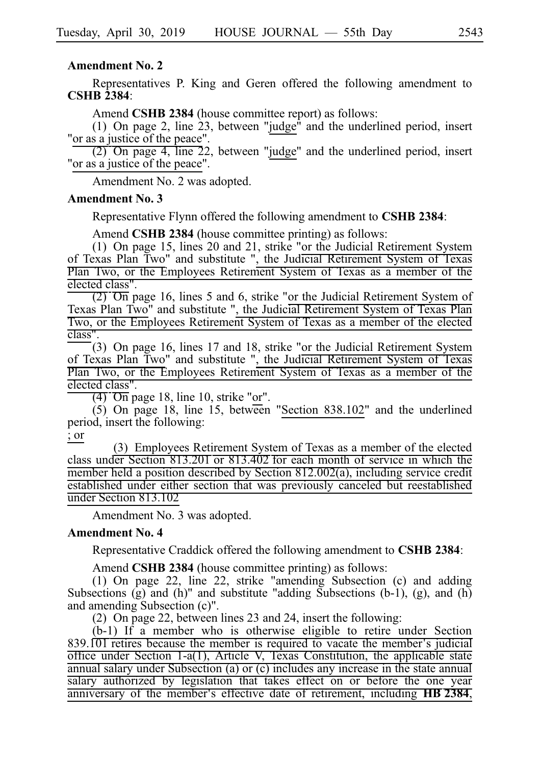**Amendment No. 2**

Representatives P. King and Geren offered the following amendment to **CSHB 2384**:

Amend **CSHB 2384** (house committee report) as follows:

(1) On page 2, line 23, between "judge" and the underlined period, insert "or as a justice of the peace".

(2) On page 4, line 22, between "judge" and the underlined period, insert "or as a justice of the peace".

Amendment No. 2 was adopted.

**Amendment No. 3**

Representative Flynn offered the following amendment to **CSHB 2384**:

Amend **CSHB 2384** (house committee printing) as follows:

(1) On page 15, lines 20 and 21, strike "or the Judicial Retirement System of Texas Plan Two" and substitute ", the Judicial Retirement System of Texas Plan Two, or the Employees Retirement System of Texas as a member of the elected class".

(2) On page 16, lines 5 and 6, strike "or the Judicial Retirement System of Texas Plan Two" and substitute ", the Judicial Retirement System of Texas Plan Two, or the Employees Retirement System of Texas as a member of the elected class".

(3) On page 16, lines 17 and 18, strike "or the Judicial Retirement System of Texas Plan Two" and substitute ", the Judicial Retirement System of Texas Plan Two, or the Employees Retirement System of Texas as a member of the elected class".

(4) On page 18, line 10, strike "or".

(5) On page 18, line 15, between "Section 838.102" and the underlined period, insert the following:

; or

(3) Employees Retirement System of Texas as a member of the elected class under Section 813.201 or 813.402 for each month of service in which the member held a position described by Section 812.002(a), including service credit established under either section that was previously canceled but reestablished under Section 813.102

Amendment No. 3 was adopted.

**Amendment No. 4**

Representative Craddick offered the following amendment to **CSHB 2384**:

Amend **CSHB 2384** (house committee printing) as follows:

(1) On page 22, line 22, strike "amending Subsection (c) and adding Subsections (g) and (h)" and substitute "adding Subsections (b-1), (g), and (h) and amending Subsection (c)".

(2) On page 22, between lines 23 and 24, insert the following:

(b-1) If a member who is otherwise eligible to retire under Section 839.101 retires because the member is required to vacate the member's judicial office under Section 1-a(1), Article V, Texas Constitution, the applicable state annual salary under Subsection (a) or (c) includes any increase in the state annual salary authorized by legislation that takes effect on or before the one year anniversary of the member's effective date of retirement, including **HB 2384**,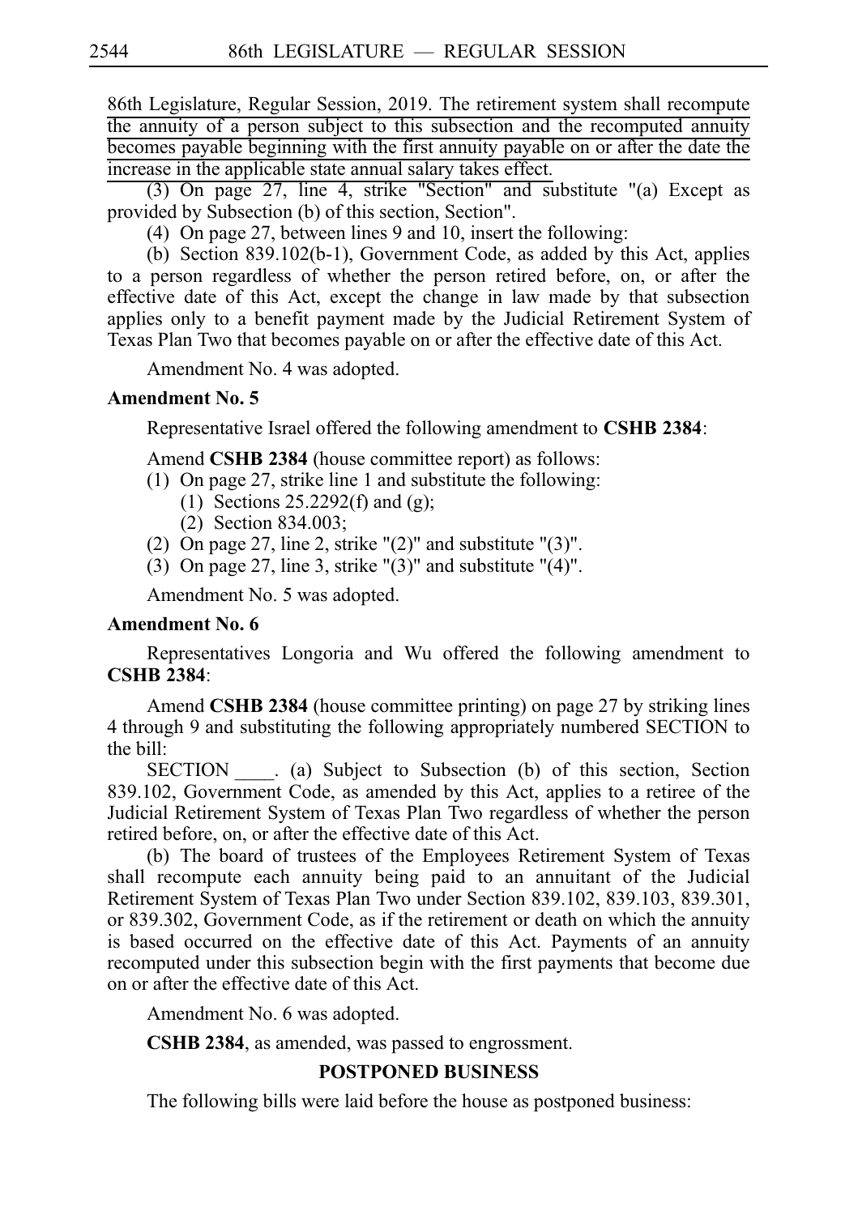86th Legislature, Regular Session, 2019. The retirement system shall recompute the annuity of a person subject to this subsection and the recomputed annuity becomes payable beginning with the first annuity payable on or after the date the increase in the applicable state annual salary takes effect.

(3) On page 27, line 4, strike "Section" and substitute "(a) Except as provided by Subsection (b) of this section, Section".

(4) On page 27, between lines 9 and 10, insert the following:

(b) Section 839.102(b-1), Government Code, as added by this Act, applies to a person regardless of whether the person retired before, on, or after the effective date of this Act, except the change in law made by that subsection applies only to a benefit payment made by the Judicial Retirement System of Texas Plan Two that becomes payable on or after the effective date of this Act.

Amendment No. 4 was adopted.

**Amendment No. 5**

Representative Israel offered the following amendment to **CSHB 2384**:

Amend **CSHB 2384** (house committee report) as follows:

(1) On page 27, strike line 1 and substitute the following:

(1) Sections 25.2292(f) and (g);

(2) Section 834.003;

(2) On page 27, line 2, strike "(2)" and substitute "(3)".

(3) On page 27, line 3, strike "(3)" and substitute "(4)".

Amendment No. 5 was adopted.

**Amendment No. 6**

Representatives Longoria and Wu offered the following amendment to **CSHB 2384**:

Amend **CSHB 2384** (house committee printing) on page 27 by striking lines 4 through 9 and substituting the following appropriately numbered SECTION to the bill:

SECTION \_\_\_\_. (a) Subject to Subsection (b) of this section, Section 839.102, Government Code, as amended by this Act, applies to a retiree of the Judicial Retirement System of Texas Plan Two regardless of whether the person retired before, on, or after the effective date of this Act.

(b) The board of trustees of the Employees Retirement System of Texas shall recompute each annuity being paid to an annuitant of the Judicial Retirement System of Texas Plan Two under Section 839.102, 839.103, 839.301, or 839.302, Government Code, as if the retirement or death on which the annuity is based occurred on the effective date of this Act. Payments of an annuity recomputed under this subsection begin with the first payments that become due on or after the effective date of this Act.

Amendment No. 6 was adopted.

**CSHB 2384**, as amended, was passed to engrossment.

## POSTPONED BUSINESS

The following bills were laid before the house as postponed business: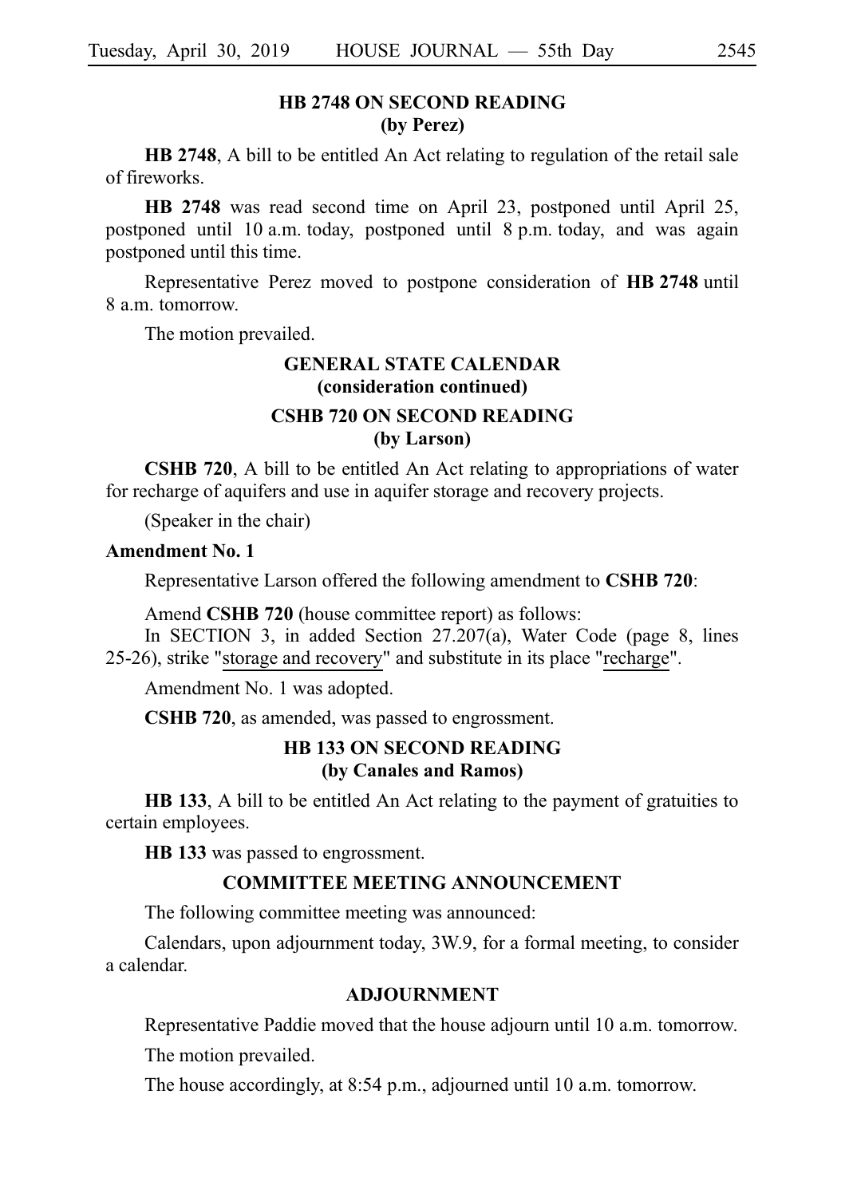## HB 2748 ON SECOND READING
## (by Perez)

**HB 2748**, A bill to be entitled An Act relating to regulation of the retail sale of fireworks.

**HB 2748** was read second time on April 23, postponed until April 25, postponed until 10 a.m. today, postponed until 8 p.m. today, and was again postponed until this time.

Representative Perez moved to postpone consideration of **HB 2748** until 8 a.m. tomorrow.

The motion prevailed.

## GENERAL STATE CALENDAR
## (consideration continued)

## CSHB 720 ON SECOND READING
## (by Larson)

**CSHB 720**, A bill to be entitled An Act relating to appropriations of water for recharge of aquifers and use in aquifer storage and recovery projects.

(Speaker in the chair)

**Amendment No. 1**

Representative Larson offered the following amendment to **CSHB 720**:

Amend **CSHB 720** (house committee report) as follows:

In SECTION 3, in added Section 27.207(a), Water Code (page 8, lines 25-26), strike "storage and recovery" and substitute in its place "recharge".

Amendment No. 1 was adopted.

**CSHB 720**, as amended, was passed to engrossment.

## HB 133 ON SECOND READING
## (by Canales and Ramos)

**HB 133**, A bill to be entitled An Act relating to the payment of gratuities to certain employees.

**HB 133** was passed to engrossment.

## COMMITTEE MEETING ANNOUNCEMENT

The following committee meeting was announced:

Calendars, upon adjournment today, 3W.9, for a formal meeting, to consider a calendar.

## ADJOURNMENT

Representative Paddie moved that the house adjourn until 10 a.m. tomorrow.

The motion prevailed.

The house accordingly, at 8:54 p.m., adjourned until 10 a.m. tomorrow.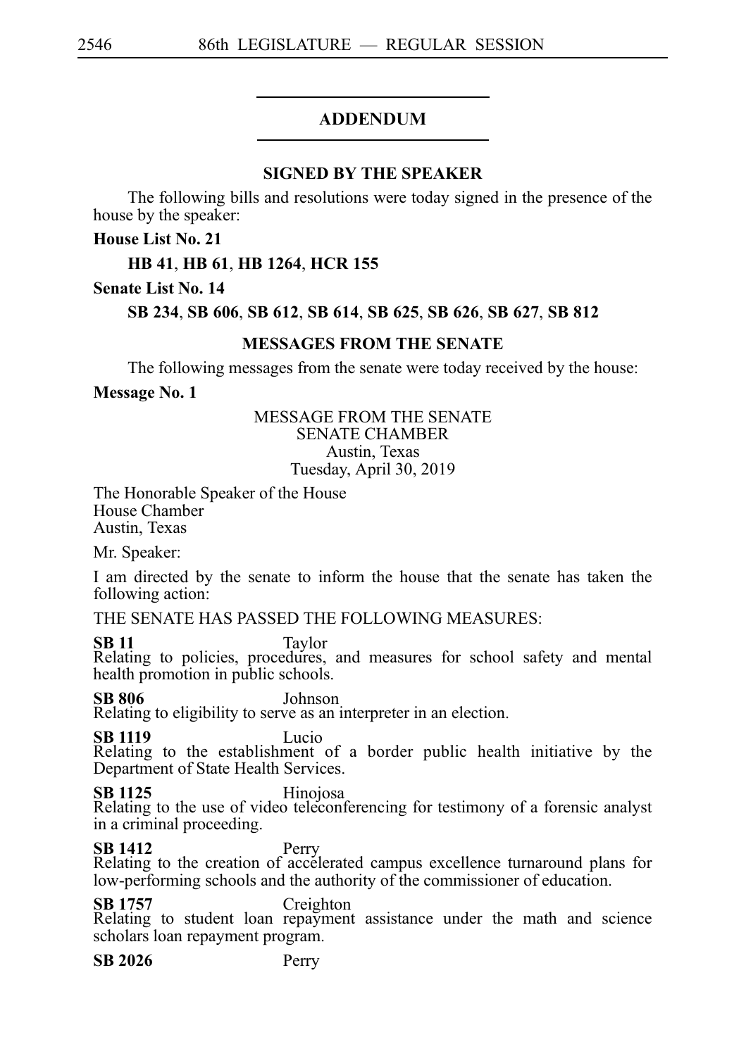## ADDENDUM

### SIGNED BY THE SPEAKER

The following bills and resolutions were today signed in the presence of the house by the speaker:

**House List No. 21**

**HB 41**, **HB 61**, **HB 1264**, **HCR 155**

**Senate List No. 14**

**SB 234**, **SB 606**, **SB 612**, **SB 614**, **SB 625**, **SB 626**, **SB 627**, **SB 812**

### MESSAGES FROM THE SENATE

The following messages from the senate were today received by the house:

**Message No. 1**

MESSAGE FROM THE SENATE
SENATE CHAMBER
Austin, Texas
Tuesday, April 30, 2019

The Honorable Speaker of the House
House Chamber
Austin, Texas

Mr. Speaker:

I am directed by the senate to inform the house that the senate has taken the following action:

THE SENATE HAS PASSED THE FOLLOWING MEASURES:

**SB 11** Taylor
Relating to policies, procedures, and measures for school safety and mental health promotion in public schools.

**SB 806** Johnson
Relating to eligibility to serve as an interpreter in an election.

**SB 1119** Lucio
Relating to the establishment of a border public health initiative by the Department of State Health Services.

**SB 1125** Hinojosa
Relating to the use of video teleconferencing for testimony of a forensic analyst in a criminal proceeding.

**SB 1412** Perry
Relating to the creation of accelerated campus excellence turnaround plans for low-performing schools and the authority of the commissioner of education.

**SB 1757** Creighton
Relating to student loan repayment assistance under the math and science scholars loan repayment program.

**SB 2026** Perry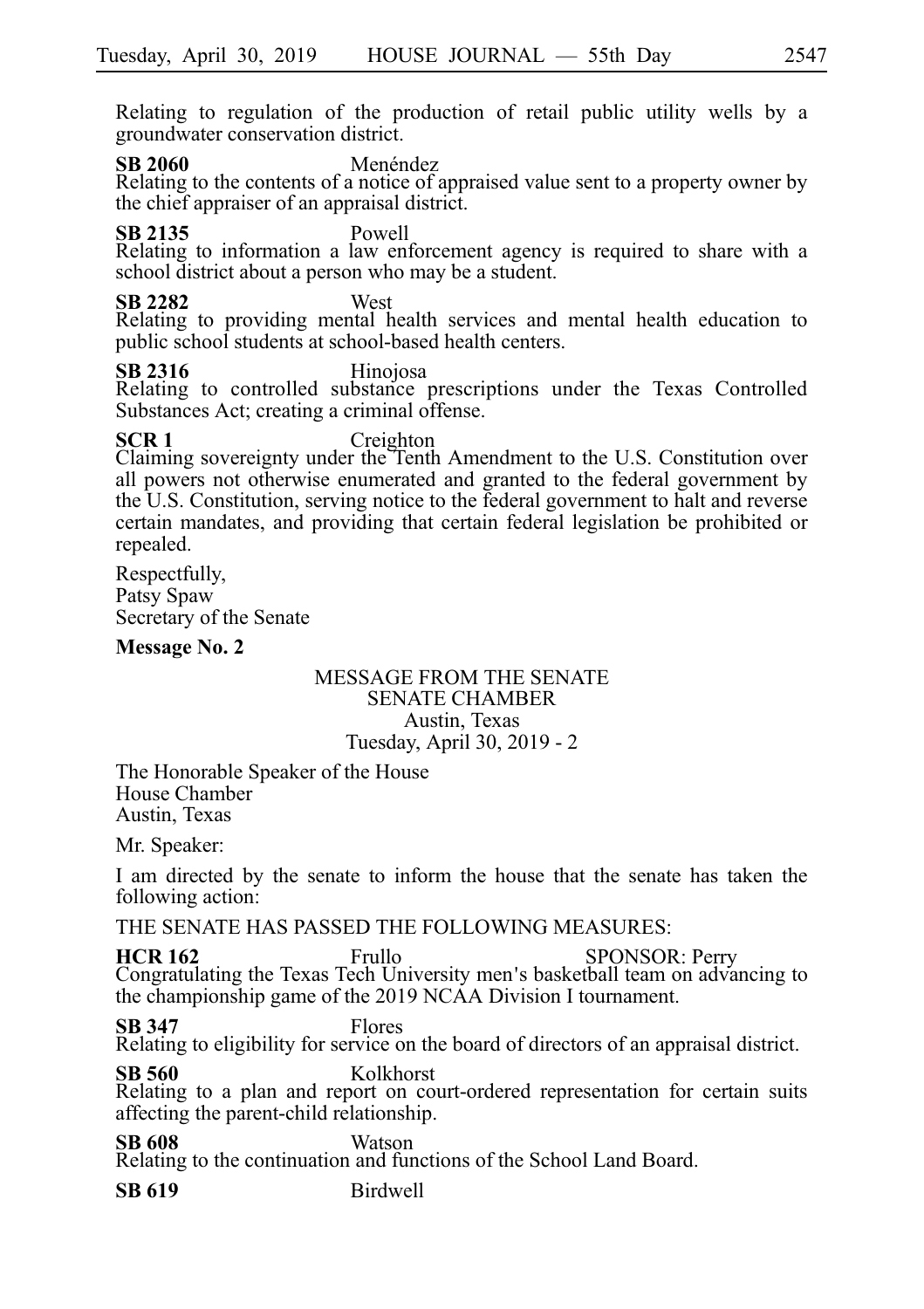Relating to regulation of the production of retail public utility wells by a groundwater conservation district.

**SB 2060** Menéndez
Relating to the contents of a notice of appraised value sent to a property owner by the chief appraiser of an appraisal district.

**SB 2135** Powell
Relating to information a law enforcement agency is required to share with a school district about a person who may be a student.

**SB 2282** West
Relating to providing mental health services and mental health education to public school students at school-based health centers.

**SB 2316** Hinojosa
Relating to controlled substance prescriptions under the Texas Controlled Substances Act; creating a criminal offense.

**SCR 1** Creighton
Claiming sovereignty under the Tenth Amendment to the U.S. Constitution over all powers not otherwise enumerated and granted to the federal government by the U.S. Constitution, serving notice to the federal government to halt and reverse certain mandates, and providing that certain federal legislation be prohibited or repealed.

Respectfully,
Patsy Spaw
Secretary of the Senate

**Message No. 2**

MESSAGE FROM THE SENATE
SENATE CHAMBER
Austin, Texas
Tuesday, April 30, 2019 - 2

The Honorable Speaker of the House
House Chamber
Austin, Texas

Mr. Speaker:

I am directed by the senate to inform the house that the senate has taken the following action:

THE SENATE HAS PASSED THE FOLLOWING MEASURES:

**HCR 162** Frullo SPONSOR: Perry
Congratulating the Texas Tech University men's basketball team on advancing to the championship game of the 2019 NCAA Division I tournament.

**SB 347** Flores
Relating to eligibility for service on the board of directors of an appraisal district.

**SB 560** Kolkhorst
Relating to a plan and report on court-ordered representation for certain suits affecting the parent-child relationship.

**SB 608** Watson
Relating to the continuation and functions of the School Land Board.

**SB 619** Birdwell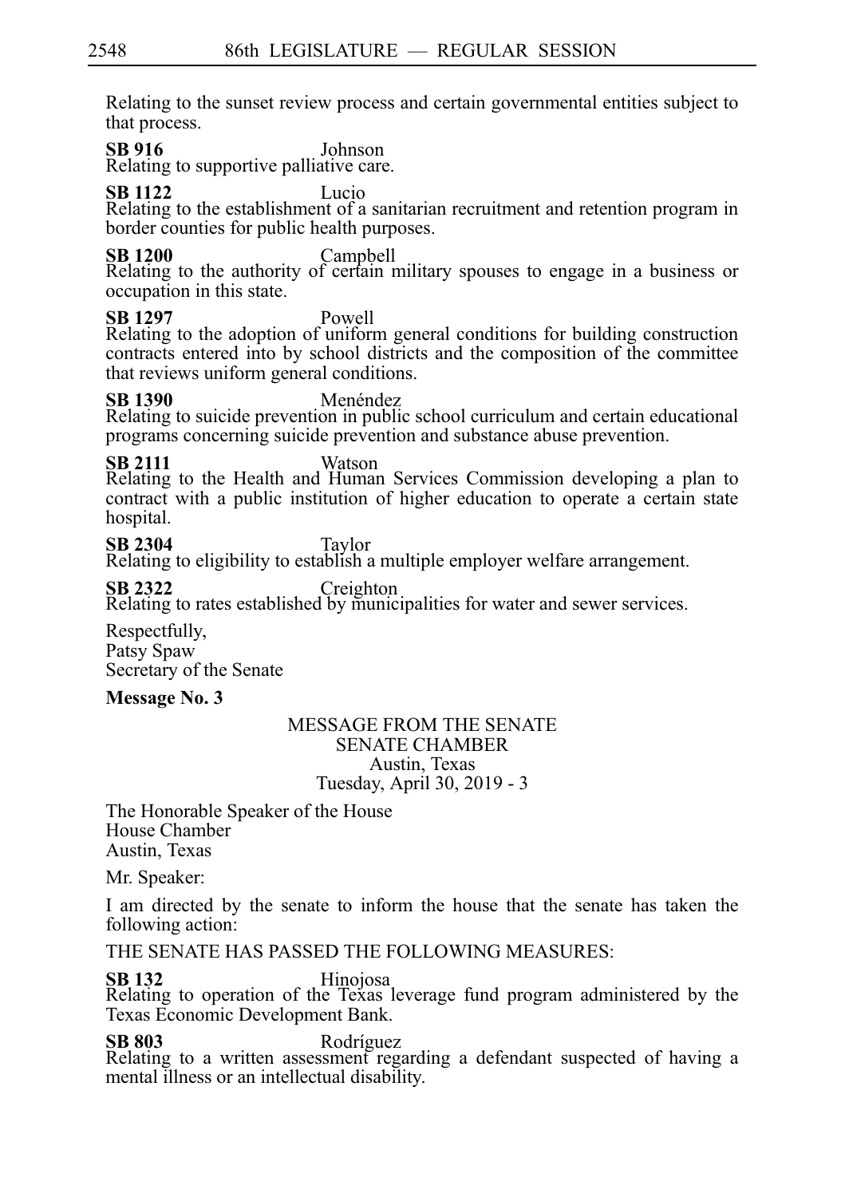Relating to the sunset review process and certain governmental entities subject to that process.

**SB 916** Johnson
Relating to supportive palliative care.

**SB 1122** Lucio
Relating to the establishment of a sanitarian recruitment and retention program in border counties for public health purposes.

**SB 1200** Campbell
Relating to the authority of certain military spouses to engage in a business or occupation in this state.

**SB 1297** Powell
Relating to the adoption of uniform general conditions for building construction contracts entered into by school districts and the composition of the committee that reviews uniform general conditions.

**SB 1390** Menéndez
Relating to suicide prevention in public school curriculum and certain educational programs concerning suicide prevention and substance abuse prevention.

**SB 2111** Watson
Relating to the Health and Human Services Commission developing a plan to contract with a public institution of higher education to operate a certain state hospital.

**SB 2304** Taylor
Relating to eligibility to establish a multiple employer welfare arrangement.

**SB 2322** Creighton
Relating to rates established by municipalities for water and sewer services.

Respectfully,
Patsy Spaw
Secretary of the Senate

**Message No. 3**

MESSAGE FROM THE SENATE
SENATE CHAMBER
Austin, Texas
Tuesday, April 30, 2019 - 3

The Honorable Speaker of the House
House Chamber
Austin, Texas

Mr. Speaker:

I am directed by the senate to inform the house that the senate has taken the following action:

THE SENATE HAS PASSED THE FOLLOWING MEASURES:

**SB 132** Hinojosa
Relating to operation of the Texas leverage fund program administered by the Texas Economic Development Bank.

**SB 803** Rodríguez
Relating to a written assessment regarding a defendant suspected of having a mental illness or an intellectual disability.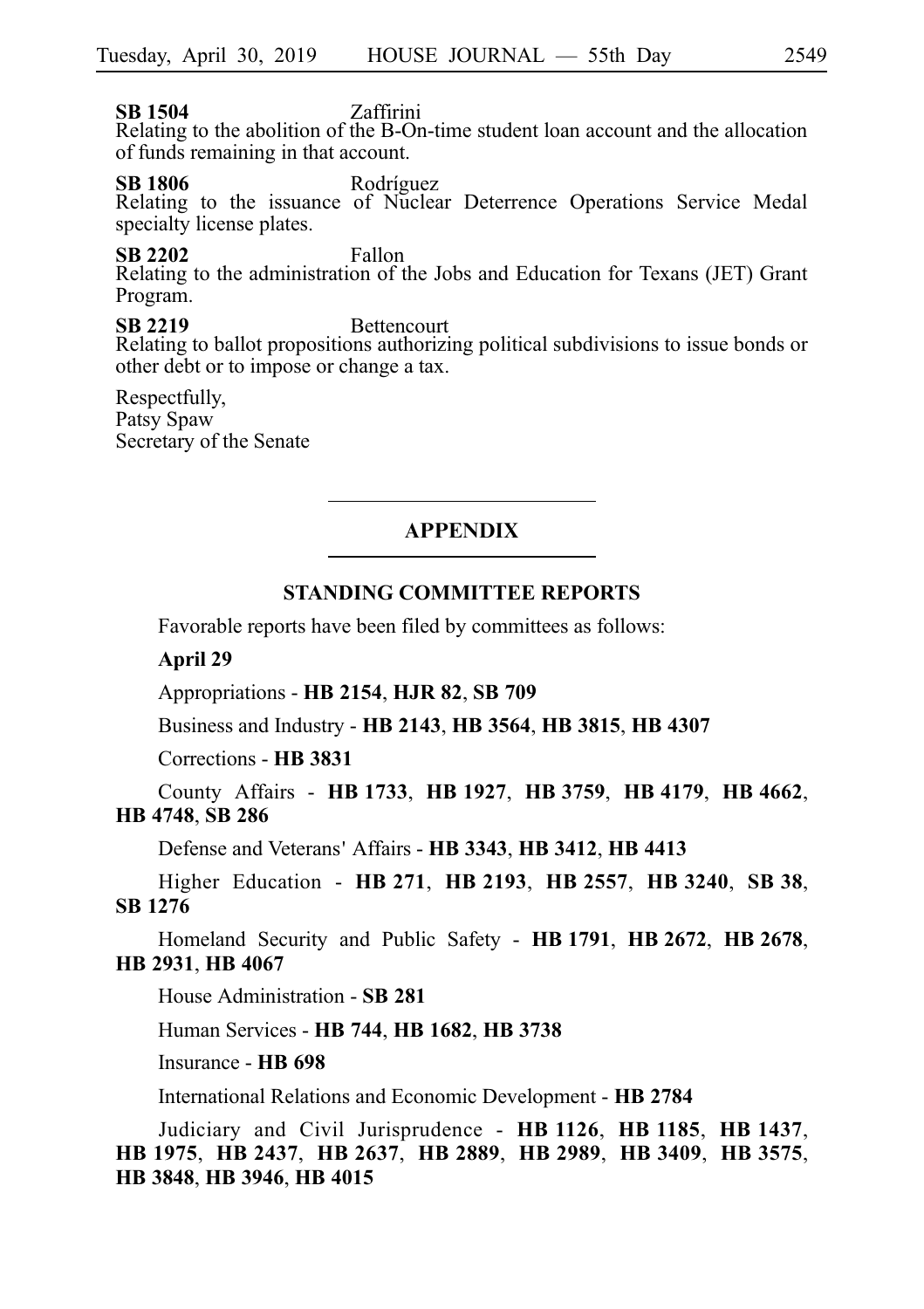**SB 1504** Zaffirini
Relating to the abolition of the B-On-time student loan account and the allocation of funds remaining in that account.

**SB 1806** Rodríguez
Relating to the issuance of Nuclear Deterrence Operations Service Medal specialty license plates.

**SB 2202** Fallon
Relating to the administration of the Jobs and Education for Texans (JET) Grant Program.

**SB 2219** Bettencourt
Relating to ballot propositions authorizing political subdivisions to issue bonds or other debt or to impose or change a tax.

Respectfully,
Patsy Spaw
Secretary of the Senate

---

## APPENDIX

---

### STANDING COMMITTEE REPORTS

Favorable reports have been filed by committees as follows:

**April 29**

Appropriations - **HB 2154**, **HJR 82**, **SB 709**

Business and Industry - **HB 2143**, **HB 3564**, **HB 3815**, **HB 4307**

Corrections - **HB 3831**

County Affairs - **HB 1733**, **HB 1927**, **HB 3759**, **HB 4179**, **HB 4662**, **HB 4748**, **SB 286**

Defense and Veterans' Affairs - **HB 3343**, **HB 3412**, **HB 4413**

Higher Education - **HB 271**, **HB 2193**, **HB 2557**, **HB 3240**, **SB 38**, **SB 1276**

Homeland Security and Public Safety - **HB 1791**, **HB 2672**, **HB 2678**, **HB 2931**, **HB 4067**

House Administration - **SB 281**

Human Services - **HB 744**, **HB 1682**, **HB 3738**

Insurance - **HB 698**

International Relations and Economic Development - **HB 2784**

Judiciary and Civil Jurisprudence - **HB 1126**, **HB 1185**, **HB 1437**, **HB 1975**, **HB 2437**, **HB 2637**, **HB 2889**, **HB 2989**, **HB 3409**, **HB 3575**, **HB 3848**, **HB 3946**, **HB 4015**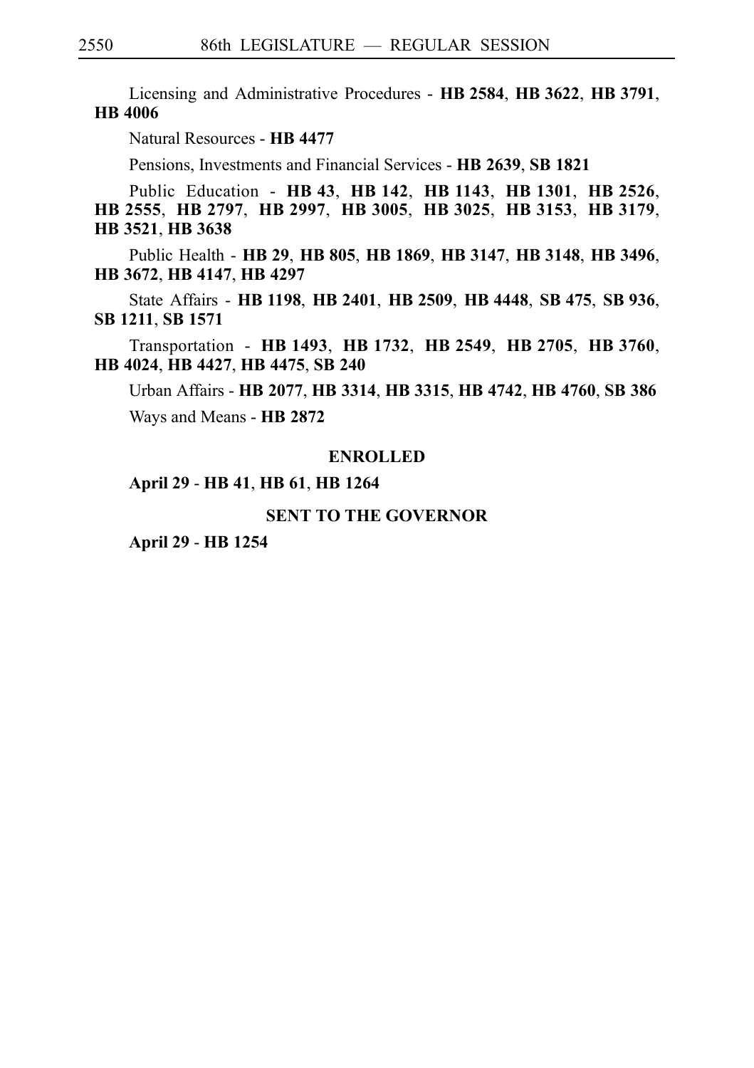Licensing and Administrative Procedures - **HB 2584**, **HB 3622**, **HB 3791**, **HB 4006**

Natural Resources - **HB 4477**

Pensions, Investments and Financial Services - **HB 2639**, **SB 1821**

Public Education - **HB 43**, **HB 142**, **HB 1143**, **HB 1301**, **HB 2526**, **HB 2555**, **HB 2797**, **HB 2997**, **HB 3005**, **HB 3025**, **HB 3153**, **HB 3179**, **HB 3521**, **HB 3638**

Public Health - **HB 29**, **HB 805**, **HB 1869**, **HB 3147**, **HB 3148**, **HB 3496**, **HB 3672**, **HB 4147**, **HB 4297**

State Affairs - **HB 1198**, **HB 2401**, **HB 2509**, **HB 4448**, **SB 475**, **SB 936**, **SB 1211**, **SB 1571**

Transportation - **HB 1493**, **HB 1732**, **HB 2549**, **HB 2705**, **HB 3760**, **HB 4024**, **HB 4427**, **HB 4475**, **SB 240**

Urban Affairs - **HB 2077**, **HB 3314**, **HB 3315**, **HB 4742**, **HB 4760**, **SB 386**

Ways and Means - **HB 2872**

## ENROLLED

**April 29** - **HB 41**, **HB 61**, **HB 1264**

## SENT TO THE GOVERNOR

**April 29** - **HB 1254**